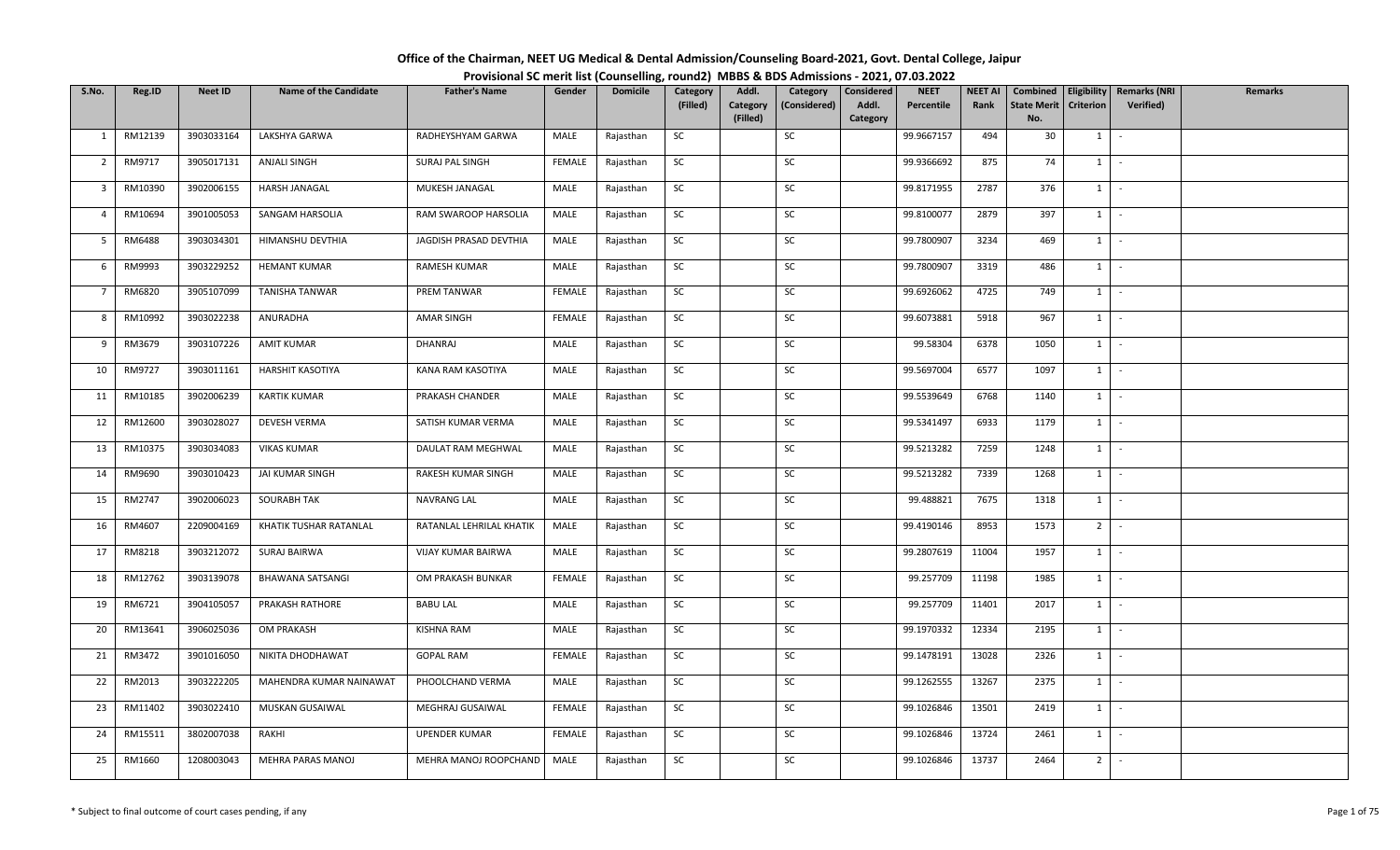# Office of the Chairman, NEET UG Medical & Dental Admission/Counseling Board-2021, Govt. Dental College, Jaipur

## Provisional SC merit list (Counselling, round2) MBBS & BDS Admissions - 2021, 07.03.2022

| S.No. | Reg.ID | Neet ID | Name of the Candidate | Father's Name | Gender | Domicile | Category (Filled) | Addl. Category (Filled) | Category (Considered) | Considered Addl. Category | NEET Percentile | NEET AI Rank | Combined State Merit No. | Eligibility Criterion | Remarks (NRI Verified) | Remarks |
|---|---|---|---|---|---|---|---|---|---|---|---|---|---|---|---|---|
| 1 | RM12139 | 3903033164 | LAKSHYA GARWA | RADHEYSHYAM GARWA | MALE | Rajasthan | SC | | SC | | 99.9667157 | 494 | 30 | 1 | - | |
| 2 | RM9717 | 3905017131 | ANJALI SINGH | SURAJ PAL SINGH | FEMALE | Rajasthan | SC | | SC | | 99.9366692 | 875 | 74 | 1 | - | |
| 3 | RM10390 | 3902006155 | HARSH JANAGAL | MUKESH JANAGAL | MALE | Rajasthan | SC | | SC | | 99.8171955 | 2787 | 376 | 1 | - | |
| 4 | RM10694 | 3901005053 | SANGAM HARSOLIA | RAM SWAROOP HARSOLIA | MALE | Rajasthan | SC | | SC | | 99.8100077 | 2879 | 397 | 1 | - | |
| 5 | RM6488 | 3903034301 | HIMANSHU DEVTHIA | JAGDISH PRASAD DEVTHIA | MALE | Rajasthan | SC | | SC | | 99.7800907 | 3234 | 469 | 1 | - | |
| 6 | RM9993 | 3903229252 | HEMANT KUMAR | RAMESH KUMAR | MALE | Rajasthan | SC | | SC | | 99.7800907 | 3319 | 486 | 1 | - | |
| 7 | RM6820 | 3905107099 | TANISHA TANWAR | PREM TANWAR | FEMALE | Rajasthan | SC | | SC | | 99.6926062 | 4725 | 749 | 1 | - | |
| 8 | RM10992 | 3903022238 | ANURADHA | AMAR SINGH | FEMALE | Rajasthan | SC | | SC | | 99.6073881 | 5918 | 967 | 1 | - | |
| 9 | RM3679 | 3903107226 | AMIT KUMAR | DHANRAJ | MALE | Rajasthan | SC | | SC | | 99.58304 | 6378 | 1050 | 1 | - | |
| 10 | RM9727 | 3903011161 | HARSHIT KASOTIYA | KANA RAM KASOTIYA | MALE | Rajasthan | SC | | SC | | 99.5697004 | 6577 | 1097 | 1 | - | |
| 11 | RM10185 | 3902006239 | KARTIK KUMAR | PRAKASH CHANDER | MALE | Rajasthan | SC | | SC | | 99.5539649 | 6768 | 1140 | 1 | - | |
| 12 | RM12600 | 3903028027 | DEVESH VERMA | SATISH KUMAR VERMA | MALE | Rajasthan | SC | | SC | | 99.5341497 | 6933 | 1179 | 1 | - | |
| 13 | RM10375 | 3903034083 | VIKAS KUMAR | DAULAT RAM MEGHWAL | MALE | Rajasthan | SC | | SC | | 99.5213282 | 7259 | 1248 | 1 | - | |
| 14 | RM9690 | 3903010423 | JAI KUMAR SINGH | RAKESH KUMAR SINGH | MALE | Rajasthan | SC | | SC | | 99.5213282 | 7339 | 1268 | 1 | - | |
| 15 | RM2747 | 3902006023 | SOURABH TAK | NAVRANG LAL | MALE | Rajasthan | SC | | SC | | 99.488821 | 7675 | 1318 | 1 | - | |
| 16 | RM4607 | 2209004169 | KHATIK TUSHAR RATANLAL | RATANLAL LEHRILAL KHATIK | MALE | Rajasthan | SC | | SC | | 99.4190146 | 8953 | 1573 | 2 | - | |
| 17 | RM8218 | 3903212072 | SURAJ BAIRWA | VIJAY KUMAR BAIRWA | MALE | Rajasthan | SC | | SC | | 99.2807619 | 11004 | 1957 | 1 | - | |
| 18 | RM12762 | 3903139078 | BHAWANA SATSANGI | OM PRAKASH BUNKAR | FEMALE | Rajasthan | SC | | SC | | 99.257709 | 11198 | 1985 | 1 | - | |
| 19 | RM6721 | 3904105057 | PRAKASH RATHORE | BABU LAL | MALE | Rajasthan | SC | | SC | | 99.257709 | 11401 | 2017 | 1 | - | |
| 20 | RM13641 | 3906025036 | OM PRAKASH | KISHNA RAM | MALE | Rajasthan | SC | | SC | | 99.1970332 | 12334 | 2195 | 1 | - | |
| 21 | RM3472 | 3901016050 | NIKITA DHODHAWAT | GOPAL RAM | FEMALE | Rajasthan | SC | | SC | | 99.1478191 | 13028 | 2326 | 1 | - | |
| 22 | RM2013 | 3903222205 | MAHENDRA KUMAR NAINAWAT | PHOOLCHAND VERMA | MALE | Rajasthan | SC | | SC | | 99.1262555 | 13267 | 2375 | 1 | - | |
| 23 | RM11402 | 3903022410 | MUSKAN GUSAIWAL | MEGHRAJ GUSAIWAL | FEMALE | Rajasthan | SC | | SC | | 99.1026846 | 13501 | 2419 | 1 | - | |
| 24 | RM15511 | 3802007038 | RAKHI | UPENDER KUMAR | FEMALE | Rajasthan | SC | | SC | | 99.1026846 | 13724 | 2461 | 1 | - | |
| 25 | RM1660 | 1208003043 | MEHRA PARAS MANOJ | MEHRA MANOJ ROOPCHAND | MALE | Rajasthan | SC | | SC | | 99.1026846 | 13737 | 2464 | 2 | - | |

\* Subject to final outcome of court cases pending, if any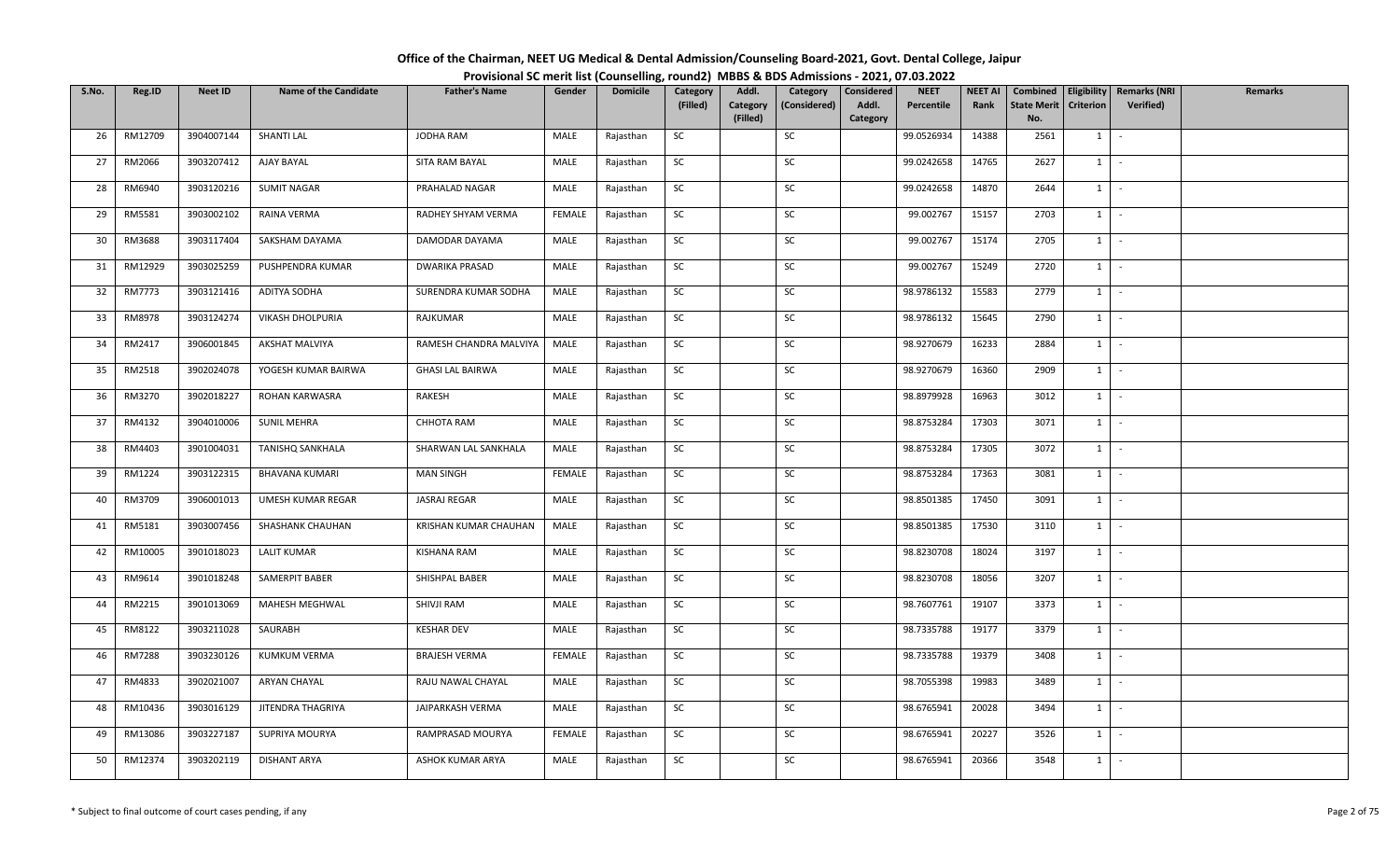**Office of the Chairman, NEET UG Medical & Dental Admission/Counseling Board-2021, Govt. Dental College, Jaipur**

**Provisional SC merit list (Counselling, round2) MBBS & BDS Admissions - 2021, 07.03.2022**

| S.No. | Reg.ID | Neet ID | Name of the Candidate | Father's Name | Gender | Domicile | Category (Filled) | Addl. Category (Filled) | Category (Considered) | Considered Addl. Category | NEET Percentile | NEET AI Rank | Combined State Merit No. | Eligibility Criterion | Remarks (NRI Verified) | Remarks |
|---|---|---|---|---|---|---|---|---|---|---|---|---|---|---|---|---|
| 26 | RM12709 | 3904007144 | SHANTI LAL | JODHA RAM | MALE | Rajasthan | SC | | SC | | 99.0526934 | 14388 | 2561 | 1 | - | |
| 27 | RM2066 | 3903207412 | AJAY BAYAL | SITA RAM BAYAL | MALE | Rajasthan | SC | | SC | | 99.0242658 | 14765 | 2627 | 1 | - | |
| 28 | RM6940 | 3903120216 | SUMIT NAGAR | PRAHALAD NAGAR | MALE | Rajasthan | SC | | SC | | 99.0242658 | 14870 | 2644 | 1 | - | |
| 29 | RM5581 | 3903002102 | RAINA VERMA | RADHEY SHYAM VERMA | FEMALE | Rajasthan | SC | | SC | | 99.002767 | 15157 | 2703 | 1 | - | |
| 30 | RM3688 | 3903117404 | SAKSHAM DAYAMA | DAMODAR DAYAMA | MALE | Rajasthan | SC | | SC | | 99.002767 | 15174 | 2705 | 1 | - | |
| 31 | RM12929 | 3903025259 | PUSHPENDRA KUMAR | DWARIKA PRASAD | MALE | Rajasthan | SC | | SC | | 99.002767 | 15249 | 2720 | 1 | - | |
| 32 | RM7773 | 3903121416 | ADITYA SODHA | SURENDRA KUMAR SODHA | MALE | Rajasthan | SC | | SC | | 98.9786132 | 15583 | 2779 | 1 | - | |
| 33 | RM8978 | 3903124274 | VIKASH DHOLPURIA | RAJKUMAR | MALE | Rajasthan | SC | | SC | | 98.9786132 | 15645 | 2790 | 1 | - | |
| 34 | RM2417 | 3906001845 | AKSHAT MALVIYA | RAMESH CHANDRA MALVIYA | MALE | Rajasthan | SC | | SC | | 98.9270679 | 16233 | 2884 | 1 | - | |
| 35 | RM2518 | 3902024078 | YOGESH KUMAR BAIRWA | GHASI LAL BAIRWA | MALE | Rajasthan | SC | | SC | | 98.9270679 | 16360 | 2909 | 1 | - | |
| 36 | RM3270 | 3902018227 | ROHAN KARWASRA | RAKESH | MALE | Rajasthan | SC | | SC | | 98.8979928 | 16963 | 3012 | 1 | - | |
| 37 | RM4132 | 3904010006 | SUNIL MEHRA | CHHOTA RAM | MALE | Rajasthan | SC | | SC | | 98.8753284 | 17303 | 3071 | 1 | - | |
| 38 | RM4403 | 3901004031 | TANISHQ SANKHALA | SHARWAN LAL SANKHALA | MALE | Rajasthan | SC | | SC | | 98.8753284 | 17305 | 3072 | 1 | - | |
| 39 | RM1224 | 3903122315 | BHAVANA KUMARI | MAN SINGH | FEMALE | Rajasthan | SC | | SC | | 98.8753284 | 17363 | 3081 | 1 | - | |
| 40 | RM3709 | 3906001013 | UMESH KUMAR REGAR | JASRAJ REGAR | MALE | Rajasthan | SC | | SC | | 98.8501385 | 17450 | 3091 | 1 | - | |
| 41 | RM5181 | 3903007456 | SHASHANK CHAUHAN | KRISHAN KUMAR CHAUHAN | MALE | Rajasthan | SC | | SC | | 98.8501385 | 17530 | 3110 | 1 | - | |
| 42 | RM10005 | 3901018023 | LALIT KUMAR | KISHANA RAM | MALE | Rajasthan | SC | | SC | | 98.8230708 | 18024 | 3197 | 1 | - | |
| 43 | RM9614 | 3901018248 | SAMERPIT BABER | SHISHPAL BABER | MALE | Rajasthan | SC | | SC | | 98.8230708 | 18056 | 3207 | 1 | - | |
| 44 | RM2215 | 3901013069 | MAHESH MEGHWAL | SHIVJI RAM | MALE | Rajasthan | SC | | SC | | 98.7607761 | 19107 | 3373 | 1 | - | |
| 45 | RM8122 | 3903211028 | SAURABH | KESHAR DEV | MALE | Rajasthan | SC | | SC | | 98.7335788 | 19177 | 3379 | 1 | - | |
| 46 | RM7288 | 3903230126 | KUMKUM VERMA | BRAJESH VERMA | FEMALE | Rajasthan | SC | | SC | | 98.7335788 | 19379 | 3408 | 1 | - | |
| 47 | RM4833 | 3902021007 | ARYAN CHAYAL | RAJU NAWAL CHAYAL | MALE | Rajasthan | SC | | SC | | 98.7055398 | 19983 | 3489 | 1 | - | |
| 48 | RM10436 | 3903016129 | JITENDRA THAGRIYA | JAIPARKASH VERMA | MALE | Rajasthan | SC | | SC | | 98.6765941 | 20028 | 3494 | 1 | - | |
| 49 | RM13086 | 3903227187 | SUPRIYA MOURYA | RAMPRASAD MOURYA | FEMALE | Rajasthan | SC | | SC | | 98.6765941 | 20227 | 3526 | 1 | - | |
| 50 | RM12374 | 3903202119 | DISHANT ARYA | ASHOK KUMAR ARYA | MALE | Rajasthan | SC | | SC | | 98.6765941 | 20366 | 3548 | 1 | - | |

\* Subject to final outcome of court cases pending, if any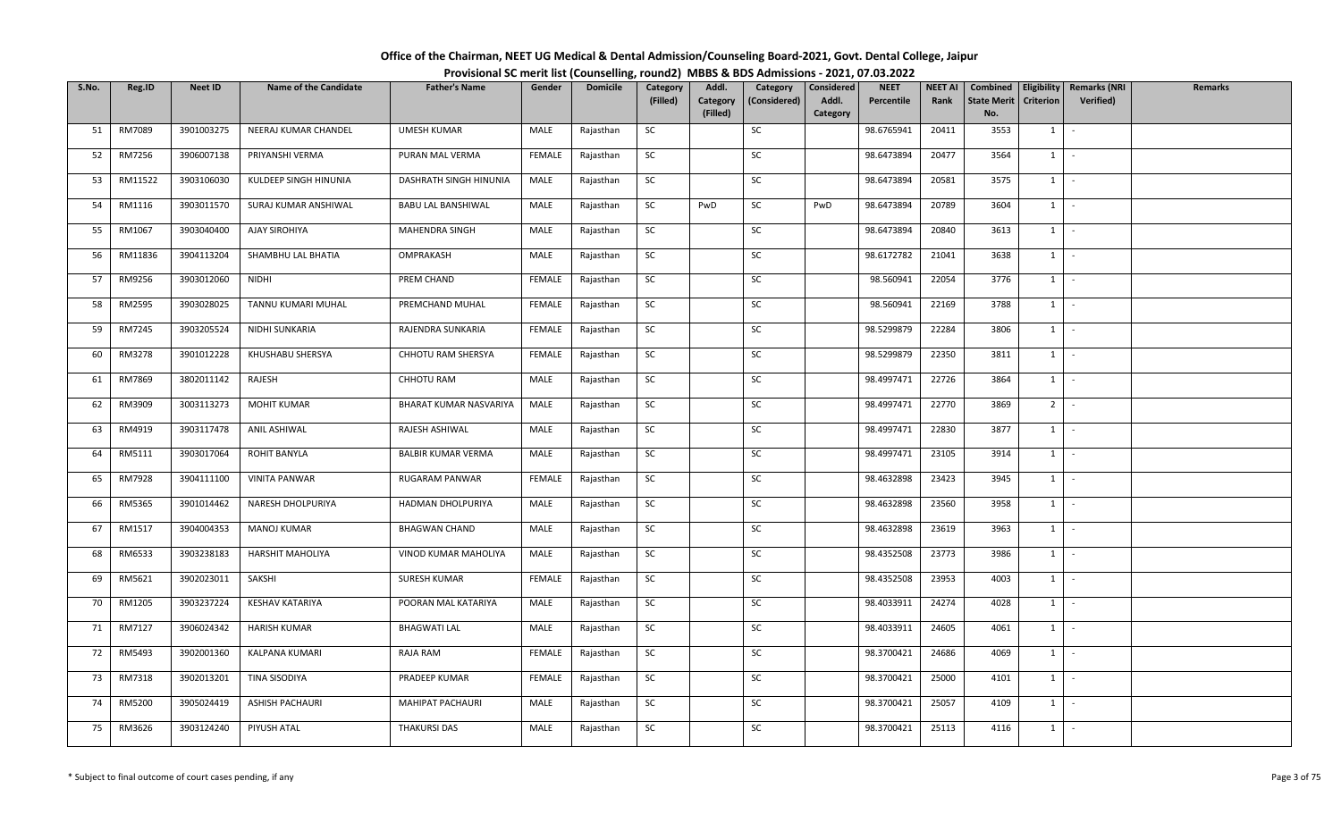# Office of the Chairman, NEET UG Medical & Dental Admission/Counseling Board-2021, Govt. Dental College, Jaipur

## Provisional SC merit list (Counselling, round2) MBBS & BDS Admissions - 2021, 07.03.2022

| S.No. | Reg.ID | Neet ID | Name of the Candidate | Father's Name | Gender | Domicile | Category (Filled) | Addl. Category (Filled) | Category (Considered) | Considered Addl. Category | NEET Percentile | NEET AI Rank | Combined State Merit No. | Eligibility Criterion | Remarks (NRI Verified) | Remarks |
|---|---|---|---|---|---|---|---|---|---|---|---|---|---|---|---|---|
| 51 | RM7089 | 3901003275 | NEERAJ KUMAR CHANDEL | UMESH KUMAR | MALE | Rajasthan | SC | | SC | | 98.6765941 | 20411 | 3553 | 1 | - | |
| 52 | RM7256 | 3906007138 | PRIYANSHI VERMA | PURAN MAL VERMA | FEMALE | Rajasthan | SC | | SC | | 98.6473894 | 20477 | 3564 | 1 | - | |
| 53 | RM11522 | 3903106030 | KULDEEP SINGH HINUNIA | DASHRATH SINGH HINUNIA | MALE | Rajasthan | SC | | SC | | 98.6473894 | 20581 | 3575 | 1 | - | |
| 54 | RM1116 | 3903011570 | SURAJ KUMAR ANSHIWAL | BABU LAL BANSHIWAL | MALE | Rajasthan | SC | PwD | SC | PwD | 98.6473894 | 20789 | 3604 | 1 | - | |
| 55 | RM1067 | 3903040400 | AJAY SIROHIYA | MAHENDRA SINGH | MALE | Rajasthan | SC | | SC | | 98.6473894 | 20840 | 3613 | 1 | - | |
| 56 | RM11836 | 3904113204 | SHAMBHU LAL BHATIA | OMPRAKASH | MALE | Rajasthan | SC | | SC | | 98.6172782 | 21041 | 3638 | 1 | - | |
| 57 | RM9256 | 3903012060 | NIDHI | PREM CHAND | FEMALE | Rajasthan | SC | | SC | | 98.560941 | 22054 | 3776 | 1 | - | |
| 58 | RM2595 | 3903028025 | TANNU KUMARI MUHAL | PREMCHAND MUHAL | FEMALE | Rajasthan | SC | | SC | | 98.560941 | 22169 | 3788 | 1 | - | |
| 59 | RM7245 | 3903205524 | NIDHI SUNKARIA | RAJENDRA SUNKARIA | FEMALE | Rajasthan | SC | | SC | | 98.5299879 | 22284 | 3806 | 1 | - | |
| 60 | RM3278 | 3901012228 | KHUSHABU SHERSYA | CHHOTU RAM SHERSYA | FEMALE | Rajasthan | SC | | SC | | 98.5299879 | 22350 | 3811 | 1 | - | |
| 61 | RM7869 | 3802011142 | RAJESH | CHHOTU RAM | MALE | Rajasthan | SC | | SC | | 98.4997471 | 22726 | 3864 | 1 | - | |
| 62 | RM3909 | 3003113273 | MOHIT KUMAR | BHARAT KUMAR NASVARIYA | MALE | Rajasthan | SC | | SC | | 98.4997471 | 22770 | 3869 | 2 | - | |
| 63 | RM4919 | 3903117478 | ANIL ASHIWAL | RAJESH ASHIWAL | MALE | Rajasthan | SC | | SC | | 98.4997471 | 22830 | 3877 | 1 | - | |
| 64 | RM5111 | 3903017064 | ROHIT BANYLA | BALBIR KUMAR VERMA | MALE | Rajasthan | SC | | SC | | 98.4997471 | 23105 | 3914 | 1 | - | |
| 65 | RM7928 | 3904111100 | VINITA PANWAR | RUGARAM PANWAR | FEMALE | Rajasthan | SC | | SC | | 98.4632898 | 23423 | 3945 | 1 | - | |
| 66 | RM5365 | 3901014462 | NARESH DHOLPURIYA | HADMAN DHOLPURIYA | MALE | Rajasthan | SC | | SC | | 98.4632898 | 23560 | 3958 | 1 | - | |
| 67 | RM1517 | 3904004353 | MANOJ KUMAR | BHAGWAN CHAND | MALE | Rajasthan | SC | | SC | | 98.4632898 | 23619 | 3963 | 1 | - | |
| 68 | RM6533 | 3903238183 | HARSHIT MAHOLIYA | VINOD KUMAR MAHOLIYA | MALE | Rajasthan | SC | | SC | | 98.4352508 | 23773 | 3986 | 1 | - | |
| 69 | RM5621 | 3902023011 | SAKSHI | SURESH KUMAR | FEMALE | Rajasthan | SC | | SC | | 98.4352508 | 23953 | 4003 | 1 | - | |
| 70 | RM1205 | 3903237224 | KESHAV KATARIYA | POORAN MAL KATARIYA | MALE | Rajasthan | SC | | SC | | 98.4033911 | 24274 | 4028 | 1 | - | |
| 71 | RM7127 | 3906024342 | HARISH KUMAR | BHAGWATI LAL | MALE | Rajasthan | SC | | SC | | 98.4033911 | 24605 | 4061 | 1 | - | |
| 72 | RM5493 | 3902001360 | KALPANA KUMARI | RAJA RAM | FEMALE | Rajasthan | SC | | SC | | 98.3700421 | 24686 | 4069 | 1 | - | |
| 73 | RM7318 | 3902013201 | TINA SISODIYA | PRADEEP KUMAR | FEMALE | Rajasthan | SC | | SC | | 98.3700421 | 25000 | 4101 | 1 | - | |
| 74 | RM5200 | 3905024419 | ASHISH PACHAURI | MAHIPAT PACHAURI | MALE | Rajasthan | SC | | SC | | 98.3700421 | 25057 | 4109 | 1 | - | |
| 75 | RM3626 | 3903124240 | PIYUSH ATAL | THAKURSI DAS | MALE | Rajasthan | SC | | SC | | 98.3700421 | 25113 | 4116 | 1 | - | |

\* Subject to final outcome of court cases pending, if any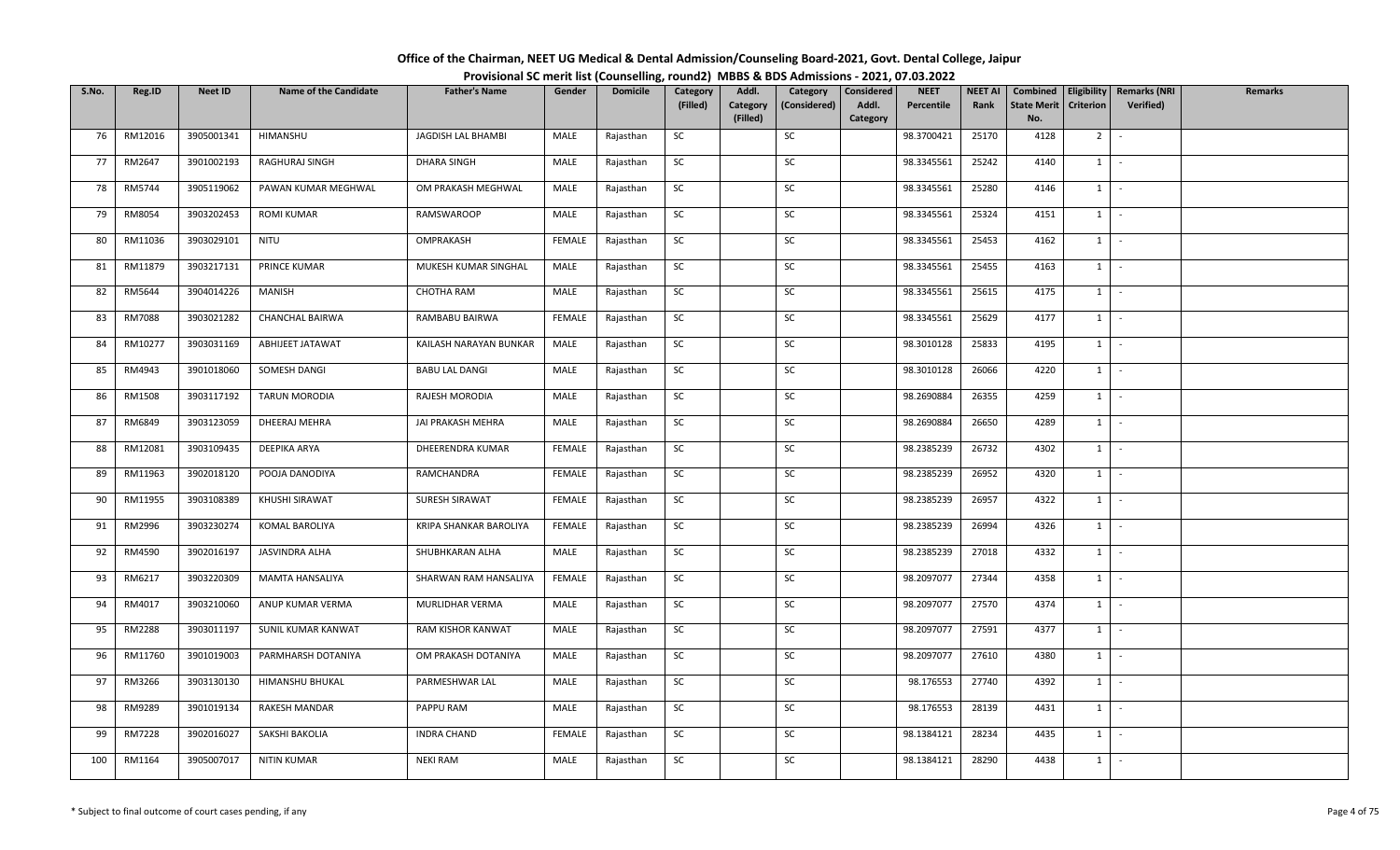**Office of the Chairman, NEET UG Medical & Dental Admission/Counseling Board-2021, Govt. Dental College, Jaipur**

**Provisional SC merit list (Counselling, round2) MBBS & BDS Admissions - 2021, 07.03.2022**

| S.No. | Reg.ID | Neet ID | Name of the Candidate | Father's Name | Gender | Domicile | Category (Filled) | Addl. Category (Filled) | Category (Considered) | Considered Addl. Category | NEET Percentile | NEET AI Rank | Combined State Merit No. | Eligibility Criterion | Remarks (NRI Verified) | Remarks |
|---|---|---|---|---|---|---|---|---|---|---|---|---|---|---|---|---|
| 76 | RM12016 | 3905001341 | HIMANSHU | JAGDISH LAL BHAMBI | MALE | Rajasthan | SC | | SC | | 98.3700421 | 25170 | 4128 | 2 | - | |
| 77 | RM2647 | 3901002193 | RAGHURAJ SINGH | DHARA SINGH | MALE | Rajasthan | SC | | SC | | 98.3345561 | 25242 | 4140 | 1 | - | |
| 78 | RM5744 | 3905119062 | PAWAN KUMAR MEGHWAL | OM PRAKASH MEGHWAL | MALE | Rajasthan | SC | | SC | | 98.3345561 | 25280 | 4146 | 1 | - | |
| 79 | RM8054 | 3903202453 | ROMI KUMAR | RAMSWAROOP | MALE | Rajasthan | SC | | SC | | 98.3345561 | 25324 | 4151 | 1 | - | |
| 80 | RM11036 | 3903029101 | NITU | OMPRAKASH | FEMALE | Rajasthan | SC | | SC | | 98.3345561 | 25453 | 4162 | 1 | - | |
| 81 | RM11879 | 3903217131 | PRINCE KUMAR | MUKESH KUMAR SINGHAL | MALE | Rajasthan | SC | | SC | | 98.3345561 | 25455 | 4163 | 1 | - | |
| 82 | RM5644 | 3904014226 | MANISH | CHOTHA RAM | MALE | Rajasthan | SC | | SC | | 98.3345561 | 25615 | 4175 | 1 | - | |
| 83 | RM7088 | 3903021282 | CHANCHAL BAIRWA | RAMBABU BAIRWA | FEMALE | Rajasthan | SC | | SC | | 98.3345561 | 25629 | 4177 | 1 | - | |
| 84 | RM10277 | 3903031169 | ABHIJEET JATAWAT | KAILASH NARAYAN BUNKAR | MALE | Rajasthan | SC | | SC | | 98.3010128 | 25833 | 4195 | 1 | - | |
| 85 | RM4943 | 3901018060 | SOMESH DANGI | BABU LAL DANGI | MALE | Rajasthan | SC | | SC | | 98.3010128 | 26066 | 4220 | 1 | - | |
| 86 | RM1508 | 3903117192 | TARUN MORODIA | RAJESH MORODIA | MALE | Rajasthan | SC | | SC | | 98.2690884 | 26355 | 4259 | 1 | - | |
| 87 | RM6849 | 3903123059 | DHEERAJ MEHRA | JAI PRAKASH MEHRA | MALE | Rajasthan | SC | | SC | | 98.2690884 | 26650 | 4289 | 1 | - | |
| 88 | RM12081 | 3903109435 | DEEPIKA ARYA | DHEERENDRA KUMAR | FEMALE | Rajasthan | SC | | SC | | 98.2385239 | 26732 | 4302 | 1 | - | |
| 89 | RM11963 | 3902018120 | POOJA DANODIYA | RAMCHANDRA | FEMALE | Rajasthan | SC | | SC | | 98.2385239 | 26952 | 4320 | 1 | - | |
| 90 | RM11955 | 3903108389 | KHUSHI SIRAWAT | SURESH SIRAWAT | FEMALE | Rajasthan | SC | | SC | | 98.2385239 | 26957 | 4322 | 1 | - | |
| 91 | RM2996 | 3903230274 | KOMAL BAROLIYA | KRIPA SHANKAR BAROLIYA | FEMALE | Rajasthan | SC | | SC | | 98.2385239 | 26994 | 4326 | 1 | - | |
| 92 | RM4590 | 3902016197 | JASVINDRA ALHA | SHUBHKARAN ALHA | MALE | Rajasthan | SC | | SC | | 98.2385239 | 27018 | 4332 | 1 | - | |
| 93 | RM6217 | 3903220309 | MAMTA HANSALIYA | SHARWAN RAM HANSALIYA | FEMALE | Rajasthan | SC | | SC | | 98.2097077 | 27344 | 4358 | 1 | - | |
| 94 | RM4017 | 3903210060 | ANUP KUMAR VERMA | MURLIDHAR VERMA | MALE | Rajasthan | SC | | SC | | 98.2097077 | 27570 | 4374 | 1 | - | |
| 95 | RM2288 | 3903011197 | SUNIL KUMAR KANWAT | RAM KISHOR KANWAT | MALE | Rajasthan | SC | | SC | | 98.2097077 | 27591 | 4377 | 1 | - | |
| 96 | RM11760 | 3901019003 | PARMHARSH DOTANIYA | OM PRAKASH DOTANIYA | MALE | Rajasthan | SC | | SC | | 98.2097077 | 27610 | 4380 | 1 | - | |
| 97 | RM3266 | 3903130130 | HIMANSHU BHUKAL | PARMESHWAR LAL | MALE | Rajasthan | SC | | SC | | 98.176553 | 27740 | 4392 | 1 | - | |
| 98 | RM9289 | 3901019134 | RAKESH MANDAR | PAPPU RAM | MALE | Rajasthan | SC | | SC | | 98.176553 | 28139 | 4431 | 1 | - | |
| 99 | RM7228 | 3902016027 | SAKSHI BAKOLIA | INDRA CHAND | FEMALE | Rajasthan | SC | | SC | | 98.1384121 | 28234 | 4435 | 1 | - | |
| 100 | RM1164 | 3905007017 | NITIN KUMAR | NEKI RAM | MALE | Rajasthan | SC | | SC | | 98.1384121 | 28290 | 4438 | 1 | - | |

\* Subject to final outcome of court cases pending, if any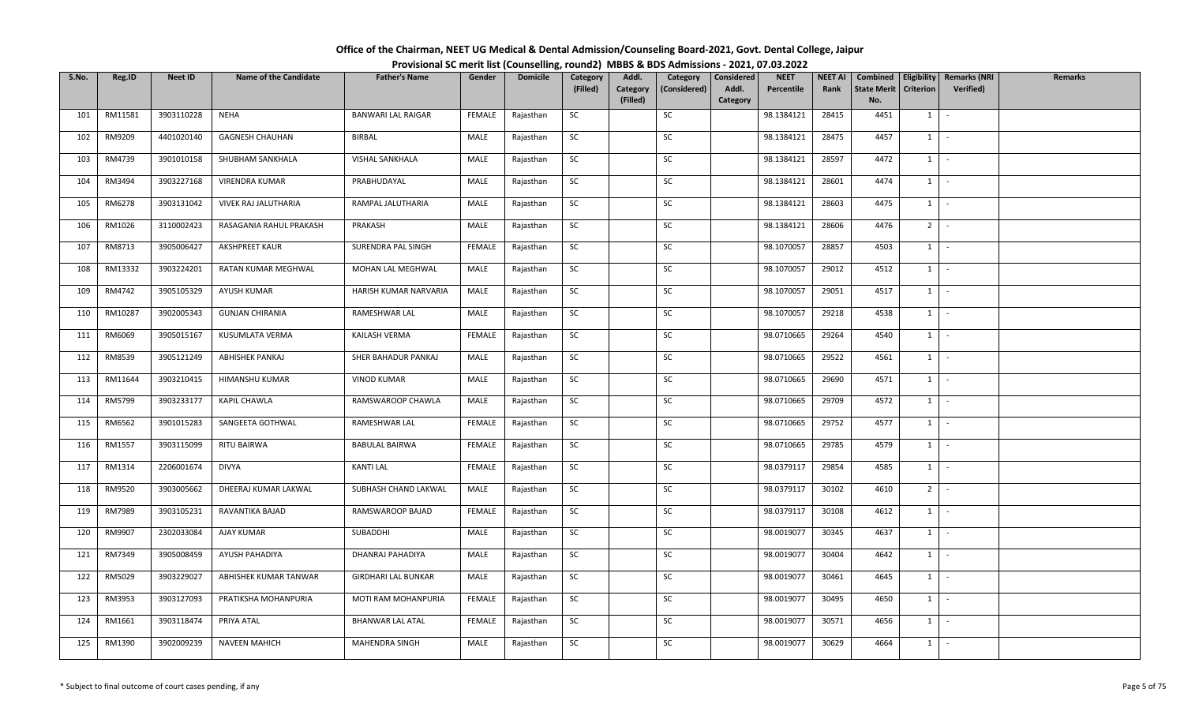**Office of the Chairman, NEET UG Medical & Dental Admission/Counseling Board-2021, Govt. Dental College, Jaipur**

**Provisional SC merit list (Counselling, round2) MBBS & BDS Admissions - 2021, 07.03.2022**

| S.No. | Reg.ID | Neet ID | Name of the Candidate | Father's Name | Gender | Domicile | Category (Filled) | Addl. Category (Filled) | Category (Considered) | Considered Addl. Category | NEET Percentile | NEET AI Rank | Combined State Merit No. | Eligibility Criterion | Remarks (NRI Verified) | Remarks |
|---|---|---|---|---|---|---|---|---|---|---|---|---|---|---|---|---|
| 101 | RM11581 | 3903110228 | NEHA | BANWARI LAL RAIGAR | FEMALE | Rajasthan | SC | | SC | | 98.1384121 | 28415 | 4451 | 1 | - | |
| 102 | RM9209 | 4401020140 | GAGNESH CHAUHAN | BIRBAL | MALE | Rajasthan | SC | | SC | | 98.1384121 | 28475 | 4457 | 1 | - | |
| 103 | RM4739 | 3901010158 | SHUBHAM SANKHALA | VISHAL SANKHALA | MALE | Rajasthan | SC | | SC | | 98.1384121 | 28597 | 4472 | 1 | - | |
| 104 | RM3494 | 3903227168 | VIRENDRA KUMAR | PRABHUDAYAL | MALE | Rajasthan | SC | | SC | | 98.1384121 | 28601 | 4474 | 1 | - | |
| 105 | RM6278 | 3903131042 | VIVEK RAJ JALUTHARIA | RAMPAL JALUTHARIA | MALE | Rajasthan | SC | | SC | | 98.1384121 | 28603 | 4475 | 1 | - | |
| 106 | RM1026 | 3110002423 | RASAGANIA RAHUL PRAKASH | PRAKASH | MALE | Rajasthan | SC | | SC | | 98.1384121 | 28606 | 4476 | 2 | - | |
| 107 | RM8713 | 3905006427 | AKSHPREET KAUR | SURENDRA PAL SINGH | FEMALE | Rajasthan | SC | | SC | | 98.1070057 | 28857 | 4503 | 1 | - | |
| 108 | RM13332 | 3903224201 | RATAN KUMAR MEGHWAL | MOHAN LAL MEGHWAL | MALE | Rajasthan | SC | | SC | | 98.1070057 | 29012 | 4512 | 1 | - | |
| 109 | RM4742 | 3905105329 | AYUSH KUMAR | HARISH KUMAR NARVARIA | MALE | Rajasthan | SC | | SC | | 98.1070057 | 29051 | 4517 | 1 | - | |
| 110 | RM10287 | 3902005343 | GUNJAN CHIRANIA | RAMESHWAR LAL | MALE | Rajasthan | SC | | SC | | 98.1070057 | 29218 | 4538 | 1 | - | |
| 111 | RM6069 | 3905015167 | KUSUMLATA VERMA | KAILASH VERMA | FEMALE | Rajasthan | SC | | SC | | 98.0710665 | 29264 | 4540 | 1 | - | |
| 112 | RM8539 | 3905121249 | ABHISHEK PANKAJ | SHER BAHADUR PANKAJ | MALE | Rajasthan | SC | | SC | | 98.0710665 | 29522 | 4561 | 1 | - | |
| 113 | RM11644 | 3903210415 | HIMANSHU KUMAR | VINOD KUMAR | MALE | Rajasthan | SC | | SC | | 98.0710665 | 29690 | 4571 | 1 | - | |
| 114 | RM5799 | 3903233177 | KAPIL CHAWLA | RAMSWAROOP CHAWLA | MALE | Rajasthan | SC | | SC | | 98.0710665 | 29709 | 4572 | 1 | - | |
| 115 | RM6562 | 3901015283 | SANGEETA GOTHWAL | RAMESHWAR LAL | FEMALE | Rajasthan | SC | | SC | | 98.0710665 | 29752 | 4577 | 1 | - | |
| 116 | RM1557 | 3903115099 | RITU BAIRWA | BABULAL BAIRWA | FEMALE | Rajasthan | SC | | SC | | 98.0710665 | 29785 | 4579 | 1 | - | |
| 117 | RM1314 | 2206001674 | DIVYA | KANTI LAL | FEMALE | Rajasthan | SC | | SC | | 98.0379117 | 29854 | 4585 | 1 | - | |
| 118 | RM9520 | 3903005662 | DHEERAJ KUMAR LAKWAL | SUBHASH CHAND LAKWAL | MALE | Rajasthan | SC | | SC | | 98.0379117 | 30102 | 4610 | 2 | - | |
| 119 | RM7989 | 3903105231 | RAVANTIKA BAJAD | RAMSWAROOP BAJAD | FEMALE | Rajasthan | SC | | SC | | 98.0379117 | 30108 | 4612 | 1 | - | |
| 120 | RM9907 | 2302033084 | AJAY KUMAR | SUBADDHI | MALE | Rajasthan | SC | | SC | | 98.0019077 | 30345 | 4637 | 1 | - | |
| 121 | RM7349 | 3905008459 | AYUSH PAHADIYA | DHANRAJ PAHADIYA | MALE | Rajasthan | SC | | SC | | 98.0019077 | 30404 | 4642 | 1 | - | |
| 122 | RM5029 | 3903229027 | ABHISHEK KUMAR TANWAR | GIRDHARI LAL BUNKAR | MALE | Rajasthan | SC | | SC | | 98.0019077 | 30461 | 4645 | 1 | - | |
| 123 | RM3953 | 3903127093 | PRATIKSHA MOHANPURIA | MOTI RAM MOHANPURIA | FEMALE | Rajasthan | SC | | SC | | 98.0019077 | 30495 | 4650 | 1 | - | |
| 124 | RM1661 | 3903118474 | PRIYA ATAL | BHANWAR LAL ATAL | FEMALE | Rajasthan | SC | | SC | | 98.0019077 | 30571 | 4656 | 1 | - | |
| 125 | RM1390 | 3902009239 | NAVEEN MAHICH | MAHENDRA SINGH | MALE | Rajasthan | SC | | SC | | 98.0019077 | 30629 | 4664 | 1 | - | |

\* Subject to final outcome of court cases pending, if any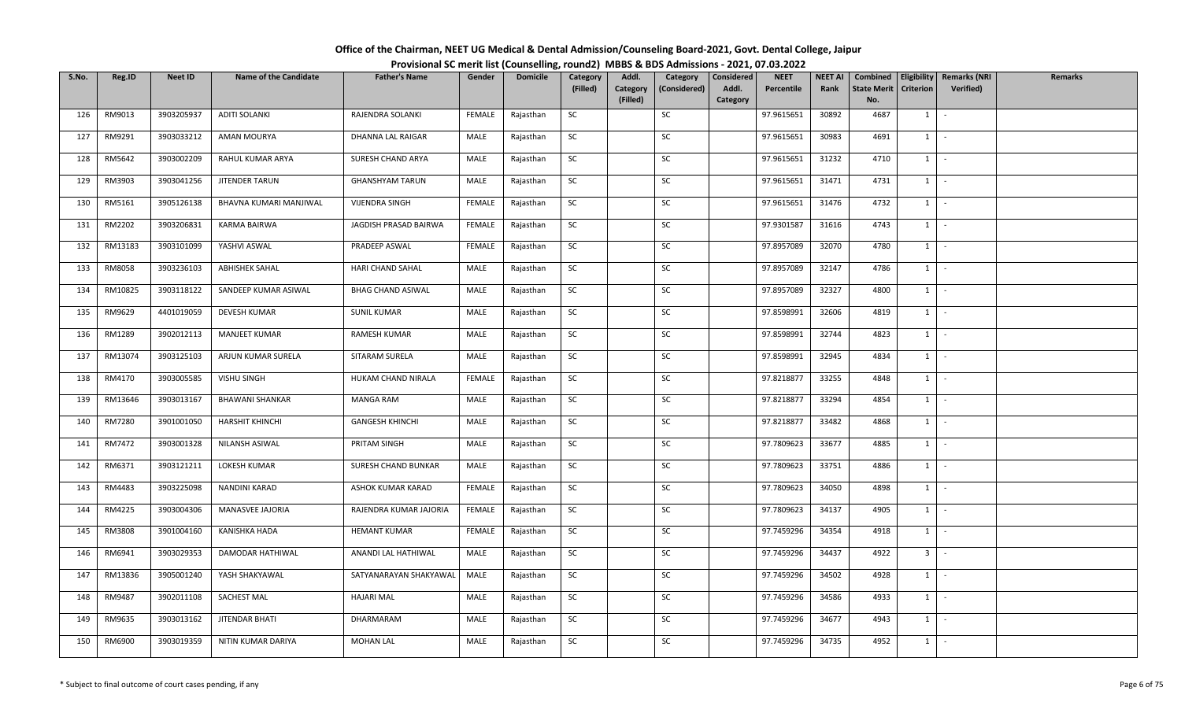# Office of the Chairman, NEET UG Medical & Dental Admission/Counseling Board-2021, Govt. Dental College, Jaipur

## Provisional SC merit list (Counselling, round2) MBBS & BDS Admissions - 2021, 07.03.2022

| S.No. | Reg.ID | Neet ID | Name of the Candidate | Father's Name | Gender | Domicile | Category (Filled) | Addl. Category (Filled) | Category (Considered) | Considered Addl. Category | NEET Percentile | NEET AI Rank | Combined State Merit No. | Eligibility Criterion | Remarks (NRI Verified) | Remarks |
|---|---|---|---|---|---|---|---|---|---|---|---|---|---|---|---|---|
| 126 | RM9013 | 3903205937 | ADITI SOLANKI | RAJENDRA SOLANKI | FEMALE | Rajasthan | SC | | SC | | 97.9615651 | 30892 | 4687 | 1 | - | |
| 127 | RM9291 | 3903033212 | AMAN MOURYA | DHANNA LAL RAIGAR | MALE | Rajasthan | SC | | SC | | 97.9615651 | 30983 | 4691 | 1 | - | |
| 128 | RM5642 | 3903002209 | RAHUL KUMAR ARYA | SURESH CHAND ARYA | MALE | Rajasthan | SC | | SC | | 97.9615651 | 31232 | 4710 | 1 | - | |
| 129 | RM3903 | 3903041256 | JITENDER TARUN | GHANSHYAM TARUN | MALE | Rajasthan | SC | | SC | | 97.9615651 | 31471 | 4731 | 1 | - | |
| 130 | RM5161 | 3905126138 | BHAVNA KUMARI MANJIWAL | VIJENDRA SINGH | FEMALE | Rajasthan | SC | | SC | | 97.9615651 | 31476 | 4732 | 1 | - | |
| 131 | RM2202 | 3903206831 | KARMA BAIRWA | JAGDISH PRASAD BAIRWA | FEMALE | Rajasthan | SC | | SC | | 97.9301587 | 31616 | 4743 | 1 | - | |
| 132 | RM13183 | 3903101099 | YASHVI ASWAL | PRADEEP ASWAL | FEMALE | Rajasthan | SC | | SC | | 97.8957089 | 32070 | 4780 | 1 | - | |
| 133 | RM8058 | 3903236103 | ABHISHEK SAHAL | HARI CHAND SAHAL | MALE | Rajasthan | SC | | SC | | 97.8957089 | 32147 | 4786 | 1 | - | |
| 134 | RM10825 | 3903118122 | SANDEEP KUMAR ASIWAL | BHAG CHAND ASIWAL | MALE | Rajasthan | SC | | SC | | 97.8957089 | 32327 | 4800 | 1 | - | |
| 135 | RM9629 | 4401019059 | DEVESH KUMAR | SUNIL KUMAR | MALE | Rajasthan | SC | | SC | | 97.8598991 | 32606 | 4819 | 1 | - | |
| 136 | RM1289 | 3902012113 | MANJEET KUMAR | RAMESH KUMAR | MALE | Rajasthan | SC | | SC | | 97.8598991 | 32744 | 4823 | 1 | - | |
| 137 | RM13074 | 3903125103 | ARJUN KUMAR SURELA | SITARAM SURELA | MALE | Rajasthan | SC | | SC | | 97.8598991 | 32945 | 4834 | 1 | - | |
| 138 | RM4170 | 3903005585 | VISHU SINGH | HUKAM CHAND NIRALA | FEMALE | Rajasthan | SC | | SC | | 97.8218877 | 33255 | 4848 | 1 | - | |
| 139 | RM13646 | 3903013167 | BHAWANI SHANKAR | MANGA RAM | MALE | Rajasthan | SC | | SC | | 97.8218877 | 33294 | 4854 | 1 | - | |
| 140 | RM7280 | 3901001050 | HARSHIT KHINCHI | GANGESH KHINCHI | MALE | Rajasthan | SC | | SC | | 97.8218877 | 33482 | 4868 | 1 | - | |
| 141 | RM7472 | 3903001328 | NILANSH ASIWAL | PRITAM SINGH | MALE | Rajasthan | SC | | SC | | 97.7809623 | 33677 | 4885 | 1 | - | |
| 142 | RM6371 | 3903121211 | LOKESH KUMAR | SURESH CHAND BUNKAR | MALE | Rajasthan | SC | | SC | | 97.7809623 | 33751 | 4886 | 1 | - | |
| 143 | RM4483 | 3903225098 | NANDINI KARAD | ASHOK KUMAR KARAD | FEMALE | Rajasthan | SC | | SC | | 97.7809623 | 34050 | 4898 | 1 | - | |
| 144 | RM4225 | 3903004306 | MANASVEE JAJORIA | RAJENDRA KUMAR JAJORIA | FEMALE | Rajasthan | SC | | SC | | 97.7809623 | 34137 | 4905 | 1 | - | |
| 145 | RM3808 | 3901004160 | KANISHKA HADA | HEMANT KUMAR | FEMALE | Rajasthan | SC | | SC | | 97.7459296 | 34354 | 4918 | 1 | - | |
| 146 | RM6941 | 3903029353 | DAMODAR HATHIWAL | ANANDI LAL HATHIWAL | MALE | Rajasthan | SC | | SC | | 97.7459296 | 34437 | 4922 | 3 | - | |
| 147 | RM13836 | 3905001240 | YASH SHAKYAWAL | SATYANARAYAN SHAKYAWAL | MALE | Rajasthan | SC | | SC | | 97.7459296 | 34502 | 4928 | 1 | - | |
| 148 | RM9487 | 3902011108 | SACHEST MAL | HAJARI MAL | MALE | Rajasthan | SC | | SC | | 97.7459296 | 34586 | 4933 | 1 | - | |
| 149 | RM9635 | 3903013162 | JITENDAR BHATI | DHARMARAM | MALE | Rajasthan | SC | | SC | | 97.7459296 | 34677 | 4943 | 1 | - | |
| 150 | RM6900 | 3903019359 | NITIN KUMAR DARIYA | MOHAN LAL | MALE | Rajasthan | SC | | SC | | 97.7459296 | 34735 | 4952 | 1 | - | |

\* Subject to final outcome of court cases pending, if any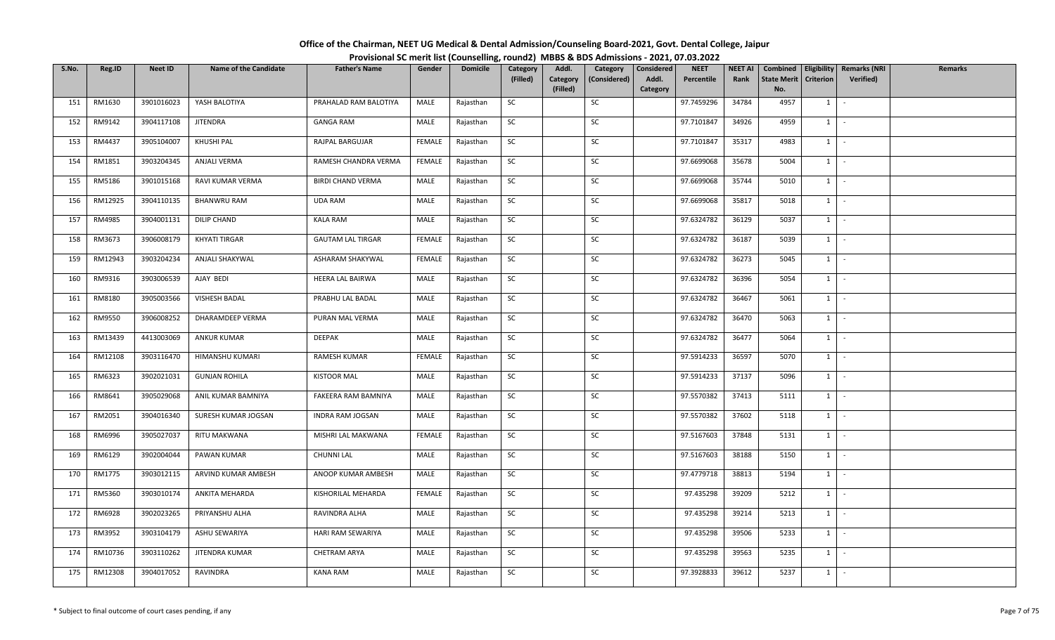# Office of the Chairman, NEET UG Medical & Dental Admission/Counseling Board-2021, Govt. Dental College, Jaipur

## Provisional SC merit list (Counselling, round2) MBBS & BDS Admissions - 2021, 07.03.2022

| S.No. | Reg.ID | Neet ID | Name of the Candidate | Father's Name | Gender | Domicile | Category (Filled) | Addl. Category (Filled) | Category (Considered) | Considered Addl. Category | NEET Percentile | NEET AI Rank | Combined State Merit No. | Eligibility Criterion | Remarks (NRI Verified) | Remarks |
|---|---|---|---|---|---|---|---|---|---|---|---|---|---|---|---|---|
| 151 | RM1630 | 3901016023 | YASH BALOTIYA | PRAHALAD RAM BALOTIYA | MALE | Rajasthan | SC | | SC | | 97.7459296 | 34784 | 4957 | 1 | - | |
| 152 | RM9142 | 3904117108 | JITENDRA | GANGA RAM | MALE | Rajasthan | SC | | SC | | 97.7101847 | 34926 | 4959 | 1 | - | |
| 153 | RM4437 | 3905104007 | KHUSHI PAL | RAJPAL BARGUJAR | FEMALE | Rajasthan | SC | | SC | | 97.7101847 | 35317 | 4983 | 1 | - | |
| 154 | RM1851 | 3903204345 | ANJALI VERMA | RAMESH CHANDRA VERMA | FEMALE | Rajasthan | SC | | SC | | 97.6699068 | 35678 | 5004 | 1 | - | |
| 155 | RM5186 | 3901015168 | RAVI KUMAR VERMA | BIRDI CHAND VERMA | MALE | Rajasthan | SC | | SC | | 97.6699068 | 35744 | 5010 | 1 | - | |
| 156 | RM12925 | 3904110135 | BHANWRU RAM | UDA RAM | MALE | Rajasthan | SC | | SC | | 97.6699068 | 35817 | 5018 | 1 | - | |
| 157 | RM4985 | 3904001131 | DILIP CHAND | KALA RAM | MALE | Rajasthan | SC | | SC | | 97.6324782 | 36129 | 5037 | 1 | - | |
| 158 | RM3673 | 3906008179 | KHYATI TIRGAR | GAUTAM LAL TIRGAR | FEMALE | Rajasthan | SC | | SC | | 97.6324782 | 36187 | 5039 | 1 | - | |
| 159 | RM12943 | 3903204234 | ANJALI SHAKYWAL | ASHARAM SHAKYWAL | FEMALE | Rajasthan | SC | | SC | | 97.6324782 | 36273 | 5045 | 1 | - | |
| 160 | RM9316 | 3903006539 | AJAY BEDI | HEERA LAL BAIRWA | MALE | Rajasthan | SC | | SC | | 97.6324782 | 36396 | 5054 | 1 | - | |
| 161 | RM8180 | 3905003566 | VISHESH BADAL | PRABHU LAL BADAL | MALE | Rajasthan | SC | | SC | | 97.6324782 | 36467 | 5061 | 1 | - | |
| 162 | RM9550 | 3906008252 | DHARAMDEEP VERMA | PURAN MAL VERMA | MALE | Rajasthan | SC | | SC | | 97.6324782 | 36470 | 5063 | 1 | - | |
| 163 | RM13439 | 4413003069 | ANKUR KUMAR | DEEPAK | MALE | Rajasthan | SC | | SC | | 97.6324782 | 36477 | 5064 | 1 | - | |
| 164 | RM12108 | 3903116470 | HIMANSHU KUMARI | RAMESH KUMAR | FEMALE | Rajasthan | SC | | SC | | 97.5914233 | 36597 | 5070 | 1 | - | |
| 165 | RM6323 | 3902021031 | GUNJAN ROHILA | KISTOOR MAL | MALE | Rajasthan | SC | | SC | | 97.5914233 | 37137 | 5096 | 1 | - | |
| 166 | RM8641 | 3905029068 | ANIL KUMAR BAMNIYA | FAKEERA RAM BAMNIYA | MALE | Rajasthan | SC | | SC | | 97.5570382 | 37413 | 5111 | 1 | - | |
| 167 | RM2051 | 3904016340 | SURESH KUMAR JOGSAN | INDRA RAM JOGSAN | MALE | Rajasthan | SC | | SC | | 97.5570382 | 37602 | 5118 | 1 | - | |
| 168 | RM6996 | 3905027037 | RITU MAKWANA | MISHRI LAL MAKWANA | FEMALE | Rajasthan | SC | | SC | | 97.5167603 | 37848 | 5131 | 1 | - | |
| 169 | RM6129 | 3902004044 | PAWAN KUMAR | CHUNNI LAL | MALE | Rajasthan | SC | | SC | | 97.5167603 | 38188 | 5150 | 1 | - | |
| 170 | RM1775 | 3903012115 | ARVIND KUMAR AMBESH | ANOOP KUMAR AMBESH | MALE | Rajasthan | SC | | SC | | 97.4779718 | 38813 | 5194 | 1 | - | |
| 171 | RM5360 | 3903010174 | ANKITA MEHARDA | KISHORILAL MEHARDA | FEMALE | Rajasthan | SC | | SC | | 97.435298 | 39209 | 5212 | 1 | - | |
| 172 | RM6928 | 3902023265 | PRIYANSHU ALHA | RAVINDRA ALHA | MALE | Rajasthan | SC | | SC | | 97.435298 | 39214 | 5213 | 1 | - | |
| 173 | RM3952 | 3903104179 | ASHU SEWARIYA | HARI RAM SEWARIYA | MALE | Rajasthan | SC | | SC | | 97.435298 | 39506 | 5233 | 1 | - | |
| 174 | RM10736 | 3903110262 | JITENDRA KUMAR | CHETRAM ARYA | MALE | Rajasthan | SC | | SC | | 97.435298 | 39563 | 5235 | 1 | - | |
| 175 | RM12308 | 3904017052 | RAVINDRA | KANA RAM | MALE | Rajasthan | SC | | SC | | 97.3928833 | 39612 | 5237 | 1 | - | |

\* Subject to final outcome of court cases pending, if any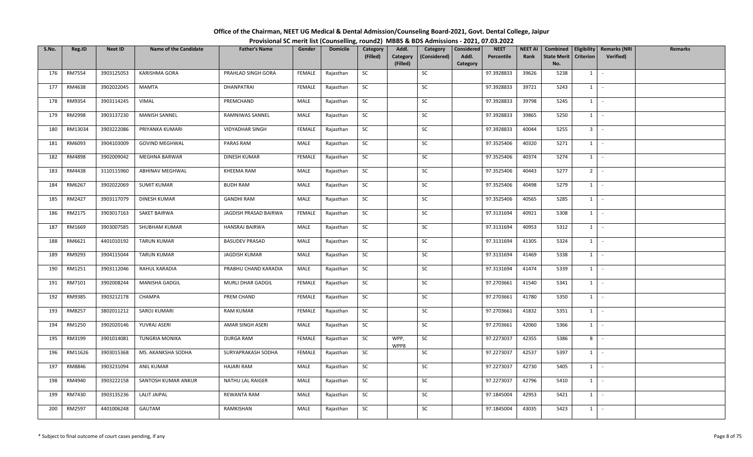# Office of the Chairman, NEET UG Medical & Dental Admission/Counseling Board-2021, Govt. Dental College, Jaipur

## Provisional SC merit list (Counselling, round2) MBBS & BDS Admissions - 2021, 07.03.2022

| S.No. | Reg.ID | Neet ID | Name of the Candidate | Father's Name | Gender | Domicile | Category (Filled) | Addl. Category (Filled) | Category (Considered) | Considered Addl. Category | NEET Percentile | NEET AI Rank | Combined State Merit No. | Eligibility Criterion | Remarks (NRI Verified) | Remarks |
|---|---|---|---|---|---|---|---|---|---|---|---|---|---|---|---|---|
| 176 | RM7554 | 3903125053 | KARISHMA GORA | PRAHLAD SINGH GORA | FEMALE | Rajasthan | SC | | SC | | 97.3928833 | 39626 | 5238 | 1 | - | |
| 177 | RM4638 | 3902022045 | MAMTA | DHANPATRAI | FEMALE | Rajasthan | SC | | SC | | 97.3928833 | 39721 | 5243 | 1 | - | |
| 178 | RM9354 | 3903114245 | VIMAL | PREMCHAND | MALE | Rajasthan | SC | | SC | | 97.3928833 | 39798 | 5245 | 1 | - | |
| 179 | RM2998 | 3903137230 | MANISH SANNEL | RAMNIWAS SANNEL | MALE | Rajasthan | SC | | SC | | 97.3928833 | 39865 | 5250 | 1 | - | |
| 180 | RM13034 | 3903222086 | PRIYANKA KUMARI | VIDYADHAR SINGH | FEMALE | Rajasthan | SC | | SC | | 97.3928833 | 40044 | 5255 | 3 | - | |
| 181 | RM6093 | 3904103009 | GOVIND MEGHWAL | PARAS RAM | MALE | Rajasthan | SC | | SC | | 97.3525406 | 40320 | 5271 | 1 | - | |
| 182 | RM4898 | 3902009042 | MEGHNA BARWAR | DINESH KUMAR | FEMALE | Rajasthan | SC | | SC | | 97.3525406 | 40374 | 5274 | 1 | - | |
| 183 | RM4438 | 3110115960 | ABHINAV MEGHWAL | KHEEMA RAM | MALE | Rajasthan | SC | | SC | | 97.3525406 | 40443 | 5277 | 2 | - | |
| 184 | RM6267 | 3902022069 | SUMIT KUMAR | BUDH RAM | MALE | Rajasthan | SC | | SC | | 97.3525406 | 40498 | 5279 | 1 | - | |
| 185 | RM2427 | 3903117079 | DINESH KUMAR | GANDHI RAM | MALE | Rajasthan | SC | | SC | | 97.3525406 | 40565 | 5285 | 1 | - | |
| 186 | RM2175 | 3903017163 | SAKET BAIRWA | JAGDISH PRASAD BAIRWA | FEMALE | Rajasthan | SC | | SC | | 97.3131694 | 40921 | 5308 | 1 | - | |
| 187 | RM1669 | 3903007585 | SHUBHAM KUMAR | HANSRAJ BAIRWA | MALE | Rajasthan | SC | | SC | | 97.3131694 | 40953 | 5312 | 1 | - | |
| 188 | RM6621 | 4401010192 | TARUN KUMAR | BASUDEV PRASAD | MALE | Rajasthan | SC | | SC | | 97.3131694 | 41305 | 5324 | 1 | - | |
| 189 | RM9293 | 3904115044 | TARUN KUMAR | JAGDISH KUMAR | MALE | Rajasthan | SC | | SC | | 97.3131694 | 41469 | 5338 | 1 | - | |
| 190 | RM1251 | 3903112046 | RAHUL KARADIA | PRABHU CHAND KARADIA | MALE | Rajasthan | SC | | SC | | 97.3131694 | 41474 | 5339 | 1 | - | |
| 191 | RM7101 | 3902008244 | MANISHA GADGIL | MURLI DHAR GADGIL | FEMALE | Rajasthan | SC | | SC | | 97.2703661 | 41540 | 5341 | 1 | - | |
| 192 | RM9385 | 3903212178 | CHAMPA | PREM CHAND | FEMALE | Rajasthan | SC | | SC | | 97.2703661 | 41780 | 5350 | 1 | - | |
| 193 | RM8257 | 3802011212 | SAROJ KUMARI | RAM KUMAR | FEMALE | Rajasthan | SC | | SC | | 97.2703661 | 41832 | 5351 | 1 | - | |
| 194 | RM1250 | 3902020146 | YUVRAJ ASERI | AMAR SINGH ASERI | MALE | Rajasthan | SC | | SC | | 97.2703661 | 42060 | 5366 | 1 | - | |
| 195 | RM3199 | 3901014081 | TUNGRIA MONIKA | DURGA RAM | FEMALE | Rajasthan | SC | WPP, WPP8 | SC | | 97.2273037 | 42355 | 5386 | 8 | - | |
| 196 | RM11626 | 3903015368 | MS. AKANKSHA SODHA | SURYAPRAKASH SODHA | FEMALE | Rajasthan | SC | | SC | | 97.2273037 | 42537 | 5397 | 1 | - | |
| 197 | RM8846 | 3903231094 | ANIL KUMAR | HAJARI RAM | MALE | Rajasthan | SC | | SC | | 97.2273037 | 42730 | 5405 | 1 | - | |
| 198 | RM4940 | 3903222158 | SANTOSH KUMAR ANKUR | NATHU LAL RAIGER | MALE | Rajasthan | SC | | SC | | 97.2273037 | 42796 | 5410 | 1 | - | |
| 199 | RM7430 | 3903135236 | LALIT JAIPAL | REWANTA RAM | MALE | Rajasthan | SC | | SC | | 97.1845004 | 42953 | 5421 | 1 | - | |
| 200 | RM2597 | 4401006248 | GAUTAM | RAMKISHAN | MALE | Rajasthan | SC | | SC | | 97.1845004 | 43035 | 5423 | 1 | - | |

\* Subject to final outcome of court cases pending, if any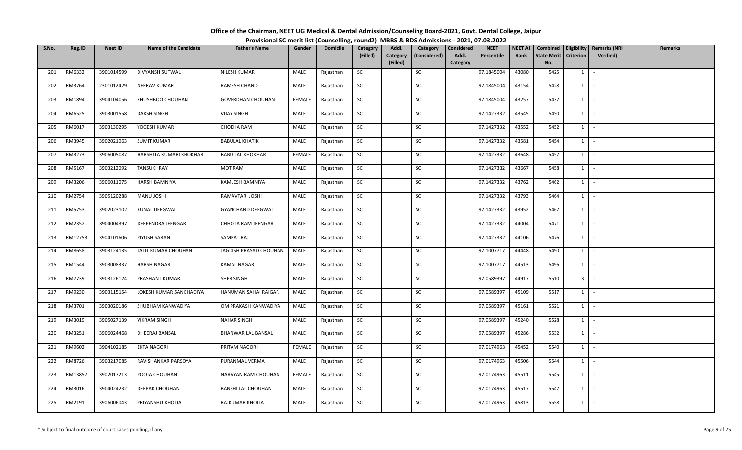# Office of the Chairman, NEET UG Medical & Dental Admission/Counseling Board-2021, Govt. Dental College, Jaipur

## Provisional SC merit list (Counselling, round2) MBBS & BDS Admissions - 2021, 07.03.2022

| S.No. | Reg.ID | Neet ID | Name of the Candidate | Father's Name | Gender | Domicile | Category (Filled) | Addl. Category (Filled) | Category (Considered) | Considered Addl. Category | NEET Percentile | NEET AI Rank | Combined State Merit No. | Eligibility Criterion | Remarks (NRI Verified) | Remarks |
|---|---|---|---|---|---|---|---|---|---|---|---|---|---|---|---|---|
| 201 | RM6332 | 3901014599 | DIVYANSH SUTWAL | NILESH KUMAR | MALE | Rajasthan | SC | | SC | | 97.1845004 | 43080 | 5425 | 1 | - | |
| 202 | RM3764 | 2301012429 | NEERAV KUMAR | RAMESH CHAND | MALE | Rajasthan | SC | | SC | | 97.1845004 | 43154 | 5428 | 1 | - | |
| 203 | RM1894 | 3904104056 | KHUSHBOO CHOUHAN | GOVERDHAN CHOUHAN | FEMALE | Rajasthan | SC | | SC | | 97.1845004 | 43257 | 5437 | 1 | - | |
| 204 | RM6525 | 3903001558 | DAKSH SINGH | VIJAY SINGH | MALE | Rajasthan | SC | | SC | | 97.1427332 | 43545 | 5450 | 1 | - | |
| 205 | RM6017 | 3903130295 | YOGESH KUMAR | CHOKHA RAM | MALE | Rajasthan | SC | | SC | | 97.1427332 | 43552 | 5452 | 1 | - | |
| 206 | RM3945 | 3902021063 | SUMIT KUMAR | BABULAL KHATIK | MALE | Rajasthan | SC | | SC | | 97.1427332 | 43581 | 5454 | 1 | - | |
| 207 | RM3273 | 3906005087 | HARSHITA KUMARI KHOKHAR | BABU LAL KHOKHAR | FEMALE | Rajasthan | SC | | SC | | 97.1427332 | 43648 | 5457 | 1 | - | |
| 208 | RM5167 | 3903212092 | TANSUKHRAY | MOTIRAM | MALE | Rajasthan | SC | | SC | | 97.1427332 | 43667 | 5458 | 1 | - | |
| 209 | RM3206 | 3906011075 | HARSH BAMNIYA | KAMLESH BAMNIYA | MALE | Rajasthan | SC | | SC | | 97.1427332 | 43762 | 5462 | 1 | - | |
| 210 | RM2754 | 3905120288 | MANU JOSHI | RAMAVTAR JOSHI | MALE | Rajasthan | SC | | SC | | 97.1427332 | 43793 | 5464 | 1 | - | |
| 211 | RM5753 | 3902023102 | KUNAL DEEGWAL | GYANCHAND DEEGWAL | MALE | Rajasthan | SC | | SC | | 97.1427332 | 43952 | 5467 | 1 | - | |
| 212 | RM2352 | 3904004397 | DEEPENDRA JEENGAR | CHHOTA RAM JEENGAR | MALE | Rajasthan | SC | | SC | | 97.1427332 | 44004 | 5471 | 1 | - | |
| 213 | RM12753 | 3904101606 | PIYUSH SARAN | SAMPAT RAJ | MALE | Rajasthan | SC | | SC | | 97.1427332 | 44106 | 5476 | 1 | - | |
| 214 | RM8658 | 3903124135 | LALIT KUMAR CHOUHAN | JAGDISH PRASAD CHOUHAN | MALE | Rajasthan | SC | | SC | | 97.1007717 | 44448 | 5490 | 1 | - | |
| 215 | RM1544 | 3903008337 | HARSH NAGAR | KAMAL NAGAR | MALE | Rajasthan | SC | | SC | | 97.1007717 | 44513 | 5496 | 1 | - | |
| 216 | RM7739 | 3903126124 | PRASHANT KUMAR | SHER SINGH | MALE | Rajasthan | SC | | SC | | 97.0589397 | 44917 | 5510 | 3 | - | |
| 217 | RM9230 | 3903115154 | LOKESH KUMAR SANGHADIYA | HANUMAN SAHAI RAIGAR | MALE | Rajasthan | SC | | SC | | 97.0589397 | 45109 | 5517 | 1 | - | |
| 218 | RM3701 | 3903020186 | SHUBHAM KANWADIYA | OM PRAKASH KANWADIYA | MALE | Rajasthan | SC | | SC | | 97.0589397 | 45161 | 5521 | 1 | - | |
| 219 | RM3019 | 3905027139 | VIKRAM SINGH | NAHAR SINGH | MALE | Rajasthan | SC | | SC | | 97.0589397 | 45240 | 5528 | 1 | - | |
| 220 | RM3251 | 3906024468 | DHEERAJ BANSAL | BHANWAR LAL BANSAL | MALE | Rajasthan | SC | | SC | | 97.0589397 | 45286 | 5532 | 1 | - | |
| 221 | RM9602 | 3904102185 | EKTA NAGORI | PRITAM NAGORI | FEMALE | Rajasthan | SC | | SC | | 97.0174963 | 45452 | 5540 | 1 | - | |
| 222 | RM8726 | 3903217085 | RAVISHANKAR PARSOYA | PURANMAL VERMA | MALE | Rajasthan | SC | | SC | | 97.0174963 | 45506 | 5544 | 1 | - | |
| 223 | RM13857 | 3902017213 | POOJA CHOUHAN | NARAYAN RAM CHOUHAN | FEMALE | Rajasthan | SC | | SC | | 97.0174963 | 45511 | 5545 | 1 | - | |
| 224 | RM3016 | 3904024232 | DEEPAK CHOUHAN | BANSHI LAL CHOUHAN | MALE | Rajasthan | SC | | SC | | 97.0174963 | 45517 | 5547 | 1 | - | |
| 225 | RM2191 | 3906006043 | PRIYANSHU KHOLIA | RAJKUMAR KHOLIA | MALE | Rajasthan | SC | | SC | | 97.0174963 | 45813 | 5558 | 1 | - | |

\* Subject to final outcome of court cases pending, if any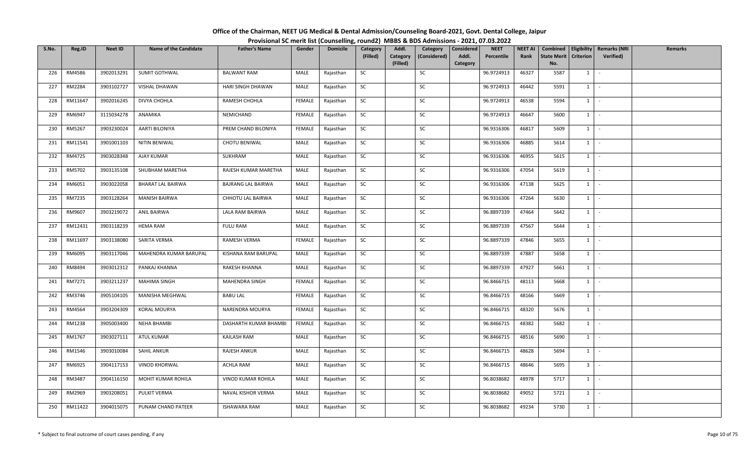# Office of the Chairman, NEET UG Medical & Dental Admission/Counseling Board-2021, Govt. Dental College, Jaipur

## Provisional SC merit list (Counselling, round2) MBBS & BDS Admissions - 2021, 07.03.2022

| S.No. | Reg.ID | Neet ID | Name of the Candidate | Father's Name | Gender | Domicile | Category (Filled) | Addl. Category (Filled) | Category (Considered) | Considered Addl. Category | NEET Percentile | NEET AI Rank | Combined State Merit No. | Eligibility Criterion | Remarks (NRI Verified) | Remarks |
|---|---|---|---|---|---|---|---|---|---|---|---|---|---|---|---|---|
| 226 | RM4586 | 3902013291 | SUMIT GOTHWAL | BALWANT RAM | MALE | Rajasthan | SC | | SC | | 96.9724913 | 46327 | 5587 | 1 | - | |
| 227 | RM2284 | 3903102727 | VISHAL DHAWAN | HARI SINGH DHAWAN | MALE | Rajasthan | SC | | SC | | 96.9724913 | 46442 | 5591 | 1 | - | |
| 228 | RM11647 | 3902016245 | DIVYA CHOHLA | RAMESH CHOHLA | FEMALE | Rajasthan | SC | | SC | | 96.9724913 | 46538 | 5594 | 1 | - | |
| 229 | RM6947 | 3115034278 | ANAMIKA | NEMICHAND | FEMALE | Rajasthan | SC | | SC | | 96.9724913 | 46647 | 5600 | 1 | - | |
| 230 | RM5267 | 3903230024 | AARTI BILONIYA | PREM CHAND BILONIYA | FEMALE | Rajasthan | SC | | SC | | 96.9316306 | 46817 | 5609 | 1 | - | |
| 231 | RM11541 | 3901001103 | NITIN BENIWAL | CHOTU BENIWAL | MALE | Rajasthan | SC | | SC | | 96.9316306 | 46885 | 5614 | 1 | - | |
| 232 | RM4725 | 3903028348 | AJAY KUMAR | SUKHRAM | MALE | Rajasthan | SC | | SC | | 96.9316306 | 46955 | 5615 | 1 | - | |
| 233 | RM5702 | 3903135108 | SHUBHAM MARETHA | RAJESH KUMAR MARETHA | MALE | Rajasthan | SC | | SC | | 96.9316306 | 47054 | 5619 | 1 | - | |
| 234 | RM6051 | 3903022058 | BHARAT LAL BAIRWA | BAJRANG LAL BAIRWA | MALE | Rajasthan | SC | | SC | | 96.9316306 | 47138 | 5625 | 1 | - | |
| 235 | RM7235 | 3903128264 | MANISH BAIRWA | CHHOTU LAL BAIRWA | MALE | Rajasthan | SC | | SC | | 96.9316306 | 47264 | 5630 | 1 | - | |
| 236 | RM9607 | 3903219072 | ANIL BAIRWA | LALA RAM BAIRWA | MALE | Rajasthan | SC | | SC | | 96.8897339 | 47464 | 5642 | 1 | - | |
| 237 | RM12431 | 3903118239 | HEMA RAM | FULU RAM | MALE | Rajasthan | SC | | SC | | 96.8897339 | 47567 | 5644 | 1 | - | |
| 238 | RM11697 | 3903138080 | SARITA VERMA | RAMESH VERMA | FEMALE | Rajasthan | SC | | SC | | 96.8897339 | 47846 | 5655 | 1 | - | |
| 239 | RM6095 | 3903117046 | MAHENDRA KUMAR BARUPAL | KISHANA RAM BARUPAL | MALE | Rajasthan | SC | | SC | | 96.8897339 | 47887 | 5658 | 1 | - | |
| 240 | RM8494 | 3903012312 | PANKAJ KHANNA | RAKESH KHANNA | MALE | Rajasthan | SC | | SC | | 96.8897339 | 47927 | 5661 | 1 | - | |
| 241 | RM7271 | 3903211237 | MAHIMA SINGH | MAHENDRA SINGH | FEMALE | Rajasthan | SC | | SC | | 96.8466715 | 48113 | 5668 | 1 | - | |
| 242 | RM3746 | 3905104105 | MANISHA MEGHWAL | BABU LAL | FEMALE | Rajasthan | SC | | SC | | 96.8466715 | 48166 | 5669 | 1 | - | |
| 243 | RM4564 | 3903204309 | KORAL MOURYA | NARENDRA MOURYA | FEMALE | Rajasthan | SC | | SC | | 96.8466715 | 48320 | 5676 | 1 | - | |
| 244 | RM1238 | 3905003400 | NEHA BHAMBI | DASHARTH KUMAR BHAMBI | FEMALE | Rajasthan | SC | | SC | | 96.8466715 | 48382 | 5682 | 1 | - | |
| 245 | RM1767 | 3903027111 | ATUL KUMAR | KAILASH RAM | MALE | Rajasthan | SC | | SC | | 96.8466715 | 48516 | 5690 | 1 | - | |
| 246 | RM1546 | 3903010084 | SAHIL ANKUR | RAJESH ANKUR | MALE | Rajasthan | SC | | SC | | 96.8466715 | 48628 | 5694 | 1 | - | |
| 247 | RM6925 | 3904117153 | VINOD KHORWAL | ACHLA RAM | MALE | Rajasthan | SC | | SC | | 96.8466715 | 48646 | 5695 | 3 | - | |
| 248 | RM3487 | 3904116150 | MOHIT KUMAR ROHILA | VINOD KUMAR ROHILA | MALE | Rajasthan | SC | | SC | | 96.8038682 | 48978 | 5717 | 1 | - | |
| 249 | RM2969 | 3903208051 | PULKIT VERMA | NAVAL KISHOR VERMA | MALE | Rajasthan | SC | | SC | | 96.8038682 | 49052 | 5721 | 1 | - | |
| 250 | RM11422 | 3904015075 | PUNAM CHAND PATEER | ISHAWARA RAM | MALE | Rajasthan | SC | | SC | | 96.8038682 | 49234 | 5730 | 1 | - | |

\* Subject to final outcome of court cases pending, if any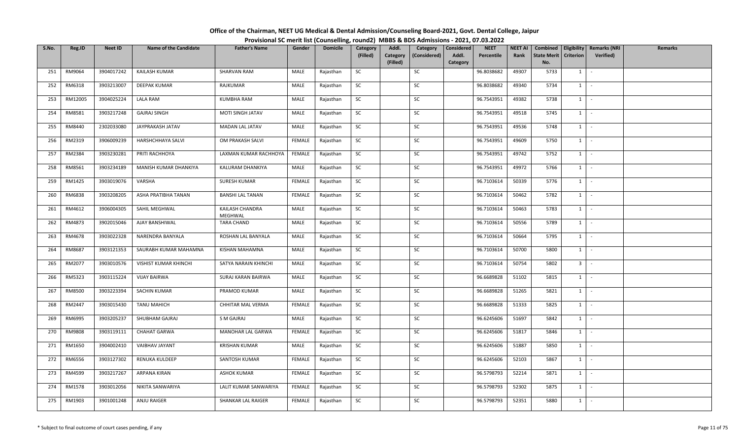# Office of the Chairman, NEET UG Medical & Dental Admission/Counseling Board-2021, Govt. Dental College, Jaipur

## Provisional SC merit list (Counselling, round2) MBBS & BDS Admissions - 2021, 07.03.2022

| S.No. | Reg.ID | Neet ID | Name of the Candidate | Father's Name | Gender | Domicile | Category (Filled) | Addl. Category (Filled) | Category (Considered) | Considered Addl. Category | NEET Percentile | NEET AI Rank | Combined State Merit No. | Eligibility Criterion | Remarks (NRI Verified) | Remarks |
|---|---|---|---|---|---|---|---|---|---|---|---|---|---|---|---|---|
| 251 | RM9064 | 3904017242 | KAILASH KUMAR | SHARVAN RAM | MALE | Rajasthan | SC | | SC | | 96.8038682 | 49307 | 5733 | 1 | - | |
| 252 | RM6318 | 3903213007 | DEEPAK KUMAR | RAJKUMAR | MALE | Rajasthan | SC | | SC | | 96.8038682 | 49340 | 5734 | 1 | - | |
| 253 | RM12005 | 3904025224 | LALA RAM | KUMBHA RAM | MALE | Rajasthan | SC | | SC | | 96.7543951 | 49382 | 5738 | 1 | - | |
| 254 | RM8581 | 3903217248 | GAJRAJ SINGH | MOTI SINGH JATAV | MALE | Rajasthan | SC | | SC | | 96.7543951 | 49518 | 5745 | 1 | - | |
| 255 | RM8440 | 2302033080 | JAYPRAKASH JATAV | MADAN LAL JATAV | MALE | Rajasthan | SC | | SC | | 96.7543951 | 49536 | 5748 | 1 | - | |
| 256 | RM2319 | 3906009239 | HARSHCHHAYA SALVI | OM PRAKASH SALVI | FEMALE | Rajasthan | SC | | SC | | 96.7543951 | 49609 | 5750 | 1 | - | |
| 257 | RM2384 | 3903230281 | PRITI RACHHOYA | LAXMAN KUMAR RACHHOYA | FEMALE | Rajasthan | SC | | SC | | 96.7543951 | 49742 | 5752 | 1 | - | |
| 258 | RM8561 | 3903234189 | MANISH KUMAR DHANKIYA | KALURAM DHANKIYA | MALE | Rajasthan | SC | | SC | | 96.7543951 | 49972 | 5766 | 1 | - | |
| 259 | RM1425 | 3903019076 | VARSHA | SURESH KUMAR | FEMALE | Rajasthan | SC | | SC | | 96.7103614 | 50339 | 5776 | 1 | - | |
| 260 | RM6838 | 3903208205 | ASHA PRATIBHA TANAN | BANSHI LAL TANAN | FEMALE | Rajasthan | SC | | SC | | 96.7103614 | 50462 | 5782 | 1 | - | |
| 261 | RM4612 | 3906004305 | SAHIL MEGHWAL | KAILASH CHANDRA MEGHWAL | MALE | Rajasthan | SC | | SC | | 96.7103614 | 50463 | 5783 | 1 | - | |
| 262 | RM4873 | 3902015046 | AJAY BANSHIWAL | TARA CHAND | MALE | Rajasthan | SC | | SC | | 96.7103614 | 50556 | 5789 | 1 | - | |
| 263 | RM4678 | 3903022328 | NARENDRA BANYALA | ROSHAN LAL BANYALA | MALE | Rajasthan | SC | | SC | | 96.7103614 | 50664 | 5795 | 1 | - | |
| 264 | RM8687 | 3903121353 | SAURABH KUMAR MAHAMNA | KISHAN MAHAMNA | MALE | Rajasthan | SC | | SC | | 96.7103614 | 50700 | 5800 | 1 | - | |
| 265 | RM2077 | 3903010576 | VISHIST KUMAR KHINCHI | SATYA NARAIN KHINCHI | MALE | Rajasthan | SC | | SC | | 96.7103614 | 50754 | 5802 | 3 | - | |
| 266 | RM5323 | 3903115224 | VIJAY BAIRWA | SURAJ KARAN BAIRWA | MALE | Rajasthan | SC | | SC | | 96.6689828 | 51102 | 5815 | 1 | - | |
| 267 | RM8500 | 3903223394 | SACHIN KUMAR | PRAMOD KUMAR | MALE | Rajasthan | SC | | SC | | 96.6689828 | 51265 | 5821 | 1 | - | |
| 268 | RM2447 | 3903015430 | TANU MAHICH | CHHITAR MAL VERMA | FEMALE | Rajasthan | SC | | SC | | 96.6689828 | 51333 | 5825 | 1 | - | |
| 269 | RM6995 | 3903205237 | SHUBHAM GAJRAJ | S M GAJRAJ | MALE | Rajasthan | SC | | SC | | 96.6245606 | 51697 | 5842 | 1 | - | |
| 270 | RM9808 | 3903119111 | CHAHAT GARWA | MANOHAR LAL GARWA | FEMALE | Rajasthan | SC | | SC | | 96.6245606 | 51817 | 5846 | 1 | - | |
| 271 | RM1650 | 3904002410 | VAIBHAV JAYANT | KRISHAN KUMAR | MALE | Rajasthan | SC | | SC | | 96.6245606 | 51887 | 5850 | 1 | - | |
| 272 | RM6556 | 3903127302 | RENUKA KULDEEP | SANTOSH KUMAR | FEMALE | Rajasthan | SC | | SC | | 96.6245606 | 52103 | 5867 | 1 | - | |
| 273 | RM4599 | 3903217267 | ARPANA KIRAN | ASHOK KUMAR | FEMALE | Rajasthan | SC | | SC | | 96.5798793 | 52214 | 5871 | 1 | - | |
| 274 | RM1578 | 3903012056 | NIKITA SANWARIYA | LALIT KUMAR SANWARIYA | FEMALE | Rajasthan | SC | | SC | | 96.5798793 | 52302 | 5875 | 1 | - | |
| 275 | RM1903 | 3901001248 | ANJU RAIGER | SHANKAR LAL RAIGER | FEMALE | Rajasthan | SC | | SC | | 96.5798793 | 52351 | 5880 | 1 | - | |

\* Subject to final outcome of court cases pending, if any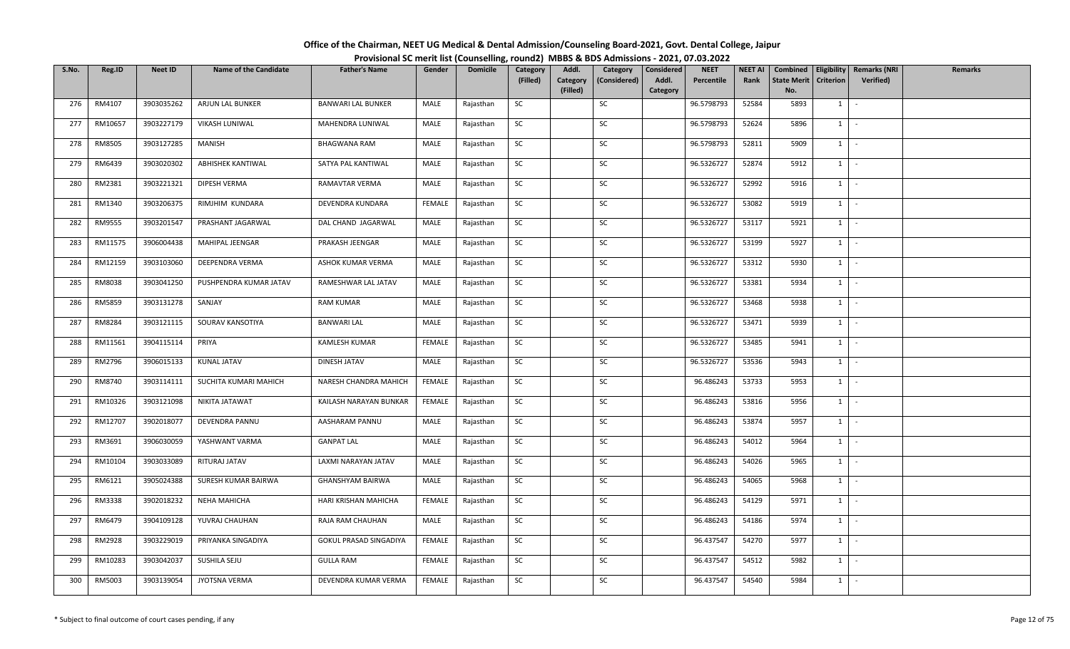# Office of the Chairman, NEET UG Medical & Dental Admission/Counseling Board-2021, Govt. Dental College, Jaipur

## Provisional SC merit list (Counselling, round2) MBBS & BDS Admissions - 2021, 07.03.2022

| S.No. | Reg.ID | Neet ID | Name of the Candidate | Father's Name | Gender | Domicile | Category (Filled) | Addl. Category (Filled) | Category (Considered) | Considered Addl. Category | NEET Percentile | NEET AI Rank | Combined State Merit No. | Eligibility Criterion | Remarks (NRI Verified) | Remarks |
|---|---|---|---|---|---|---|---|---|---|---|---|---|---|---|---|---|
| 276 | RM4107 | 3903035262 | ARJUN LAL BUNKER | BANWARI LAL BUNKER | MALE | Rajasthan | SC | | SC | | 96.5798793 | 52584 | 5893 | 1 | - | |
| 277 | RM10657 | 3903227179 | VIKASH LUNIWAL | MAHENDRA LUNIWAL | MALE | Rajasthan | SC | | SC | | 96.5798793 | 52624 | 5896 | 1 | - | |
| 278 | RM8505 | 3903127285 | MANISH | BHAGWANA RAM | MALE | Rajasthan | SC | | SC | | 96.5798793 | 52811 | 5909 | 1 | - | |
| 279 | RM6439 | 3903020302 | ABHISHEK KANTIWAL | SATYA PAL KANTIWAL | MALE | Rajasthan | SC | | SC | | 96.5326727 | 52874 | 5912 | 1 | - | |
| 280 | RM2381 | 3903221321 | DIPESH VERMA | RAMAVTAR VERMA | MALE | Rajasthan | SC | | SC | | 96.5326727 | 52992 | 5916 | 1 | - | |
| 281 | RM1340 | 3903206375 | RIMJHIM KUNDARA | DEVENDRA KUNDARA | FEMALE | Rajasthan | SC | | SC | | 96.5326727 | 53082 | 5919 | 1 | - | |
| 282 | RM9555 | 3903201547 | PRASHANT JAGARWAL | DAL CHAND JAGARWAL | MALE | Rajasthan | SC | | SC | | 96.5326727 | 53117 | 5921 | 1 | - | |
| 283 | RM11575 | 3906004438 | MAHIPAL JEENGAR | PRAKASH JEENGAR | MALE | Rajasthan | SC | | SC | | 96.5326727 | 53199 | 5927 | 1 | - | |
| 284 | RM12159 | 3903103060 | DEEPENDRA VERMA | ASHOK KUMAR VERMA | MALE | Rajasthan | SC | | SC | | 96.5326727 | 53312 | 5930 | 1 | - | |
| 285 | RM8038 | 3903041250 | PUSHPENDRA KUMAR JATAV | RAMESHWAR LAL JATAV | MALE | Rajasthan | SC | | SC | | 96.5326727 | 53381 | 5934 | 1 | - | |
| 286 | RM5859 | 3903131278 | SANJAY | RAM KUMAR | MALE | Rajasthan | SC | | SC | | 96.5326727 | 53468 | 5938 | 1 | - | |
| 287 | RM8284 | 3903121115 | SOURAV KANSOTIYA | BANWARI LAL | MALE | Rajasthan | SC | | SC | | 96.5326727 | 53471 | 5939 | 1 | - | |
| 288 | RM11561 | 3904115114 | PRIYA | KAMLESH KUMAR | FEMALE | Rajasthan | SC | | SC | | 96.5326727 | 53485 | 5941 | 1 | - | |
| 289 | RM2796 | 3906015133 | KUNAL JATAV | DINESH JATAV | MALE | Rajasthan | SC | | SC | | 96.5326727 | 53536 | 5943 | 1 | - | |
| 290 | RM8740 | 3903114111 | SUCHITA KUMARI MAHICH | NARESH CHANDRA MAHICH | FEMALE | Rajasthan | SC | | SC | | 96.486243 | 53733 | 5953 | 1 | - | |
| 291 | RM10326 | 3903121098 | NIKITA JATAWAT | KAILASH NARAYAN BUNKAR | FEMALE | Rajasthan | SC | | SC | | 96.486243 | 53816 | 5956 | 1 | - | |
| 292 | RM12707 | 3902018077 | DEVENDRA PANNU | AASHARAM PANNU | MALE | Rajasthan | SC | | SC | | 96.486243 | 53874 | 5957 | 1 | - | |
| 293 | RM3691 | 3906030059 | YASHWANT VARMA | GANPAT LAL | MALE | Rajasthan | SC | | SC | | 96.486243 | 54012 | 5964 | 1 | - | |
| 294 | RM10104 | 3903033089 | RITURAJ JATAV | LAXMI NARAYAN JATAV | MALE | Rajasthan | SC | | SC | | 96.486243 | 54026 | 5965 | 1 | - | |
| 295 | RM6121 | 3905024388 | SURESH KUMAR BAIRWA | GHANSHYAM BAIRWA | MALE | Rajasthan | SC | | SC | | 96.486243 | 54065 | 5968 | 1 | - | |
| 296 | RM3338 | 3902018232 | NEHA MAHICHA | HARI KRISHAN MAHICHA | FEMALE | Rajasthan | SC | | SC | | 96.486243 | 54129 | 5971 | 1 | - | |
| 297 | RM6479 | 3904109128 | YUVRAJ CHAUHAN | RAJA RAM CHAUHAN | MALE | Rajasthan | SC | | SC | | 96.486243 | 54186 | 5974 | 1 | - | |
| 298 | RM2928 | 3903229019 | PRIYANKA SINGADIYA | GOKUL PRASAD SINGADIYA | FEMALE | Rajasthan | SC | | SC | | 96.437547 | 54270 | 5977 | 1 | - | |
| 299 | RM10283 | 3903042037 | SUSHILA SEJU | GULLA RAM | FEMALE | Rajasthan | SC | | SC | | 96.437547 | 54512 | 5982 | 1 | - | |
| 300 | RM5003 | 3903139054 | JYOTSNA VERMA | DEVENDRA KUMAR VERMA | FEMALE | Rajasthan | SC | | SC | | 96.437547 | 54540 | 5984 | 1 | - | |

\* Subject to final outcome of court cases pending, if any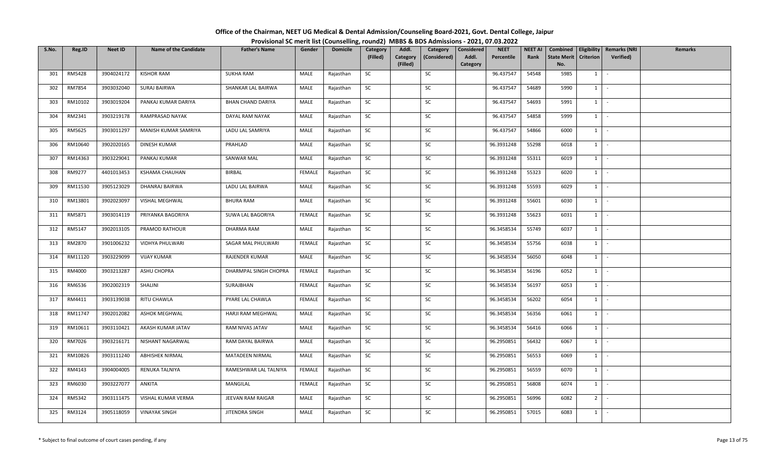# Office of the Chairman, NEET UG Medical & Dental Admission/Counseling Board-2021, Govt. Dental College, Jaipur

## Provisional SC merit list (Counselling, round2) MBBS & BDS Admissions - 2021, 07.03.2022

| S.No. | Reg.ID | Neet ID | Name of the Candidate | Father's Name | Gender | Domicile | Category (Filled) | Addl. Category (Filled) | Category (Considered) | Considered Addl. Category | NEET Percentile | NEET AI Rank | Combined State Merit No. | Eligibility Criterion | Remarks (NRI Verified) | Remarks |
|---|---|---|---|---|---|---|---|---|---|---|---|---|---|---|---|---|
| 301 | RM5428 | 3904024172 | KISHOR RAM | SUKHA RAM | MALE | Rajasthan | SC | | SC | | 96.437547 | 54548 | 5985 | 1 | - | |
| 302 | RM7854 | 3903032040 | SURAJ BAIRWA | SHANKAR LAL BAIRWA | MALE | Rajasthan | SC | | SC | | 96.437547 | 54689 | 5990 | 1 | - | |
| 303 | RM10102 | 3903019204 | PANKAJ KUMAR DARIYA | BHAN CHAND DARIYA | MALE | Rajasthan | SC | | SC | | 96.437547 | 54693 | 5991 | 1 | - | |
| 304 | RM2341 | 3903219178 | RAMPRASAD NAYAK | DAYAL RAM NAYAK | MALE | Rajasthan | SC | | SC | | 96.437547 | 54858 | 5999 | 1 | - | |
| 305 | RM5625 | 3903011297 | MANISH KUMAR SAMRIYA | LADU LAL SAMRIYA | MALE | Rajasthan | SC | | SC | | 96.437547 | 54866 | 6000 | 1 | - | |
| 306 | RM10640 | 3902020165 | DINESH KUMAR | PRAHLAD | MALE | Rajasthan | SC | | SC | | 96.3931248 | 55298 | 6018 | 1 | - | |
| 307 | RM14363 | 3903229041 | PANKAJ KUMAR | SANWAR MAL | MALE | Rajasthan | SC | | SC | | 96.3931248 | 55311 | 6019 | 1 | - | |
| 308 | RM9277 | 4401013453 | KSHAMA CHAUHAN | BIRBAL | FEMALE | Rajasthan | SC | | SC | | 96.3931248 | 55323 | 6020 | 1 | - | |
| 309 | RM11530 | 3905123029 | DHANRAJ BAIRWA | LADU LAL BAIRWA | MALE | Rajasthan | SC | | SC | | 96.3931248 | 55593 | 6029 | 1 | - | |
| 310 | RM13801 | 3902023097 | VISHAL MEGHWAL | BHURA RAM | MALE | Rajasthan | SC | | SC | | 96.3931248 | 55601 | 6030 | 1 | - | |
| 311 | RM5871 | 3903014119 | PRIYANKA BAGORIYA | SUWA LAL BAGORIYA | FEMALE | Rajasthan | SC | | SC | | 96.3931248 | 55623 | 6031 | 1 | - | |
| 312 | RM5147 | 3902013105 | PRAMOD RATHOUR | DHARMA RAM | MALE | Rajasthan | SC | | SC | | 96.3458534 | 55749 | 6037 | 1 | - | |
| 313 | RM2870 | 3901006232 | VIDHYA PHULWARI | SAGAR MAL PHULWARI | FEMALE | Rajasthan | SC | | SC | | 96.3458534 | 55756 | 6038 | 1 | - | |
| 314 | RM11120 | 3903229099 | VIJAY KUMAR | RAJENDER KUMAR | MALE | Rajasthan | SC | | SC | | 96.3458534 | 56050 | 6048 | 1 | - | |
| 315 | RM4000 | 3903213287 | ASHU CHOPRA | DHARMPAL SINGH CHOPRA | FEMALE | Rajasthan | SC | | SC | | 96.3458534 | 56196 | 6052 | 1 | - | |
| 316 | RM6536 | 3902002319 | SHALINI | SURAJBHAN | FEMALE | Rajasthan | SC | | SC | | 96.3458534 | 56197 | 6053 | 1 | - | |
| 317 | RM4411 | 3903139038 | RITU CHAWLA | PYARE LAL CHAWLA | FEMALE | Rajasthan | SC | | SC | | 96.3458534 | 56202 | 6054 | 1 | - | |
| 318 | RM11747 | 3902012082 | ASHOK MEGHWAL | HARJI RAM MEGHWAL | MALE | Rajasthan | SC | | SC | | 96.3458534 | 56356 | 6061 | 1 | - | |
| 319 | RM10611 | 3903110421 | AKASH KUMAR JATAV | RAM NIVAS JATAV | MALE | Rajasthan | SC | | SC | | 96.3458534 | 56416 | 6066 | 1 | - | |
| 320 | RM7026 | 3903216171 | NISHANT NAGARWAL | RAM DAYAL BAIRWA | MALE | Rajasthan | SC | | SC | | 96.2950851 | 56432 | 6067 | 1 | - | |
| 321 | RM10826 | 3903111240 | ABHISHEK NIRMAL | MATADEEN NIRMAL | MALE | Rajasthan | SC | | SC | | 96.2950851 | 56553 | 6069 | 1 | - | |
| 322 | RM4143 | 3904004005 | RENUKA TALNIYA | RAMESHWAR LAL TALNIYA | FEMALE | Rajasthan | SC | | SC | | 96.2950851 | 56559 | 6070 | 1 | - | |
| 323 | RM6030 | 3903227077 | ANKITA | MANGILAL | FEMALE | Rajasthan | SC | | SC | | 96.2950851 | 56808 | 6074 | 1 | - | |
| 324 | RM5342 | 3903111475 | VISHAL KUMAR VERMA | JEEVAN RAM RAIGAR | MALE | Rajasthan | SC | | SC | | 96.2950851 | 56996 | 6082 | 2 | - | |
| 325 | RM3124 | 3905118059 | VINAYAK SINGH | JITENDRA SINGH | MALE | Rajasthan | SC | | SC | | 96.2950851 | 57015 | 6083 | 1 | - | |

\* Subject to final outcome of court cases pending, if any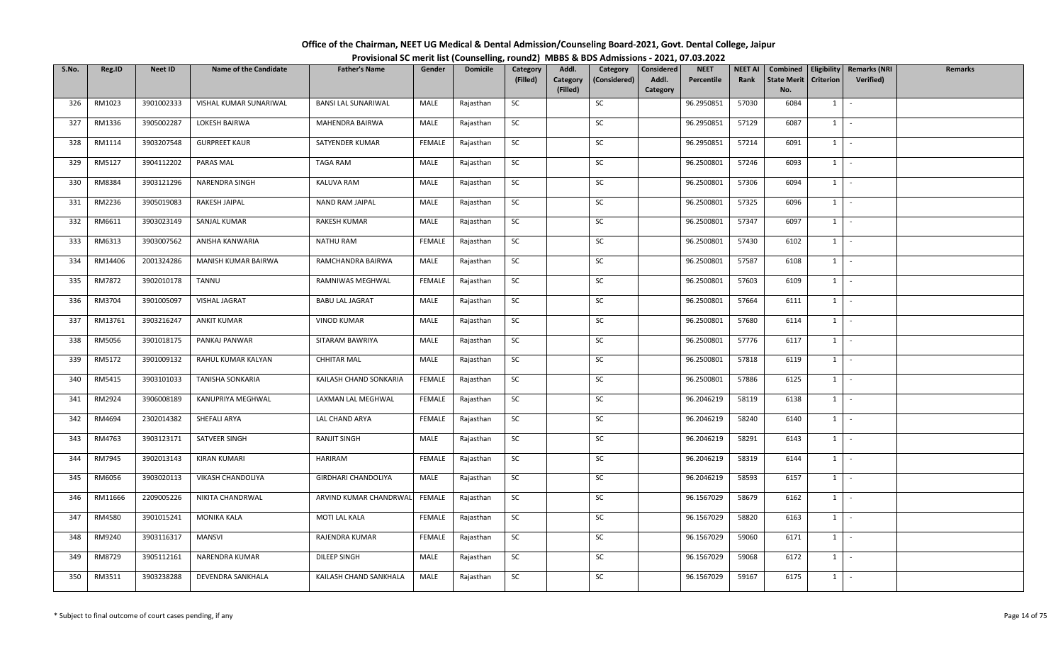**Office of the Chairman, NEET UG Medical & Dental Admission/Counseling Board-2021, Govt. Dental College, Jaipur**

**Provisional SC merit list (Counselling, round2) MBBS & BDS Admissions - 2021, 07.03.2022**

| S.No. | Reg.ID | Neet ID | Name of the Candidate | Father's Name | Gender | Domicile | Category (Filled) | Addl. Category (Filled) | Category (Considered) | Considered Addl. Category | NEET Percentile | NEET AI Rank | Combined State Merit No. | Eligibility Criterion | Remarks (NRI Verified) | Remarks |
|---|---|---|---|---|---|---|---|---|---|---|---|---|---|---|---|---|
| 326 | RM1023 | 3901002333 | VISHAL KUMAR SUNARIWAL | BANSI LAL SUNARIWAL | MALE | Rajasthan | SC | | SC | | 96.2950851 | 57030 | 6084 | 1 | - | |
| 327 | RM1336 | 3905002287 | LOKESH BAIRWA | MAHENDRA BAIRWA | MALE | Rajasthan | SC | | SC | | 96.2950851 | 57129 | 6087 | 1 | - | |
| 328 | RM1114 | 3903207548 | GURPREET KAUR | SATYENDER KUMAR | FEMALE | Rajasthan | SC | | SC | | 96.2950851 | 57214 | 6091 | 1 | - | |
| 329 | RM5127 | 3904112202 | PARAS MAL | TAGA RAM | MALE | Rajasthan | SC | | SC | | 96.2500801 | 57246 | 6093 | 1 | - | |
| 330 | RM8384 | 3903121296 | NARENDRA SINGH | KALUVA RAM | MALE | Rajasthan | SC | | SC | | 96.2500801 | 57306 | 6094 | 1 | - | |
| 331 | RM2236 | 3905019083 | RAKESH JAIPAL | NAND RAM JAIPAL | MALE | Rajasthan | SC | | SC | | 96.2500801 | 57325 | 6096 | 1 | - | |
| 332 | RM6611 | 3903023149 | SANJAL KUMAR | RAKESH KUMAR | MALE | Rajasthan | SC | | SC | | 96.2500801 | 57347 | 6097 | 1 | - | |
| 333 | RM6313 | 3903007562 | ANISHA KANWARIA | NATHU RAM | FEMALE | Rajasthan | SC | | SC | | 96.2500801 | 57430 | 6102 | 1 | - | |
| 334 | RM14406 | 2001324286 | MANISH KUMAR BAIRWA | RAMCHANDRA BAIRWA | MALE | Rajasthan | SC | | SC | | 96.2500801 | 57587 | 6108 | 1 | - | |
| 335 | RM7872 | 3902010178 | TANNU | RAMNIWAS MEGHWAL | FEMALE | Rajasthan | SC | | SC | | 96.2500801 | 57603 | 6109 | 1 | - | |
| 336 | RM3704 | 3901005097 | VISHAL JAGRAT | BABU LAL JAGRAT | MALE | Rajasthan | SC | | SC | | 96.2500801 | 57664 | 6111 | 1 | - | |
| 337 | RM13761 | 3903216247 | ANKIT KUMAR | VINOD KUMAR | MALE | Rajasthan | SC | | SC | | 96.2500801 | 57680 | 6114 | 1 | - | |
| 338 | RM5056 | 3901018175 | PANKAJ PANWAR | SITARAM BAWRIYA | MALE | Rajasthan | SC | | SC | | 96.2500801 | 57776 | 6117 | 1 | - | |
| 339 | RM5172 | 3901009132 | RAHUL KUMAR KALYAN | CHHITAR MAL | MALE | Rajasthan | SC | | SC | | 96.2500801 | 57818 | 6119 | 1 | - | |
| 340 | RM5415 | 3903101033 | TANISHA SONKARIA | KAILASH CHAND SONKARIA | FEMALE | Rajasthan | SC | | SC | | 96.2500801 | 57886 | 6125 | 1 | - | |
| 341 | RM2924 | 3906008189 | KANUPRIYA MEGHWAL | LAXMAN LAL MEGHWAL | FEMALE | Rajasthan | SC | | SC | | 96.2046219 | 58119 | 6138 | 1 | - | |
| 342 | RM4694 | 2302014382 | SHEFALI ARYA | LAL CHAND ARYA | FEMALE | Rajasthan | SC | | SC | | 96.2046219 | 58240 | 6140 | 1 | - | |
| 343 | RM4763 | 3903123171 | SATVEER SINGH | RANJIT SINGH | MALE | Rajasthan | SC | | SC | | 96.2046219 | 58291 | 6143 | 1 | - | |
| 344 | RM7945 | 3902013143 | KIRAN KUMARI | HARIRAM | FEMALE | Rajasthan | SC | | SC | | 96.2046219 | 58319 | 6144 | 1 | - | |
| 345 | RM6056 | 3903020113 | VIKASH CHANDOLIYA | GIRDHARI CHANDOLIYA | MALE | Rajasthan | SC | | SC | | 96.2046219 | 58593 | 6157 | 1 | - | |
| 346 | RM11666 | 2209005226 | NIKITA CHANDRWAL | ARVIND KUMAR CHANDRWAL | FEMALE | Rajasthan | SC | | SC | | 96.1567029 | 58679 | 6162 | 1 | - | |
| 347 | RM4580 | 3901015241 | MONIKA KALA | MOTI LAL KALA | FEMALE | Rajasthan | SC | | SC | | 96.1567029 | 58820 | 6163 | 1 | - | |
| 348 | RM9240 | 3903116317 | MANSVI | RAJENDRA KUMAR | FEMALE | Rajasthan | SC | | SC | | 96.1567029 | 59060 | 6171 | 1 | - | |
| 349 | RM8729 | 3905112161 | NARENDRA KUMAR | DILEEP SINGH | MALE | Rajasthan | SC | | SC | | 96.1567029 | 59068 | 6172 | 1 | - | |
| 350 | RM3511 | 3903238288 | DEVENDRA SANKHALA | KAILASH CHAND SANKHALA | MALE | Rajasthan | SC | | SC | | 96.1567029 | 59167 | 6175 | 1 | - | |

\* Subject to final outcome of court cases pending, if any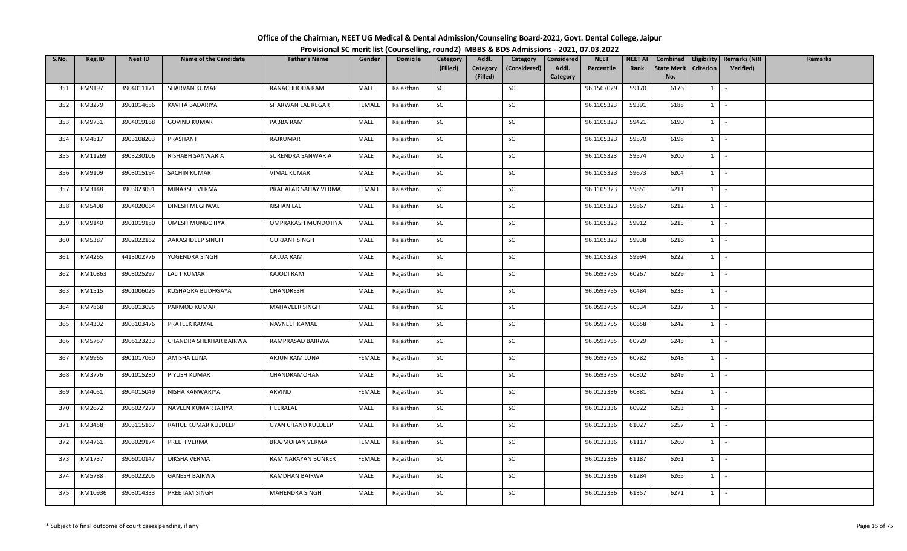# Office of the Chairman, NEET UG Medical & Dental Admission/Counseling Board-2021, Govt. Dental College, Jaipur

## Provisional SC merit list (Counselling, round2) MBBS & BDS Admissions - 2021, 07.03.2022

| S.No. | Reg.ID | Neet ID | Name of the Candidate | Father's Name | Gender | Domicile | Category (Filled) | Addl. Category (Filled) | Category (Considered) | Considered Addl. Category | NEET Percentile | NEET AI Rank | Combined State Merit No. | Eligibility Criterion | Remarks (NRI Verified) | Remarks |
|---|---|---|---|---|---|---|---|---|---|---|---|---|---|---|---|---|
| 351 | RM9197 | 3904011171 | SHARVAN KUMAR | RANACHHODA RAM | MALE | Rajasthan | SC | | SC | | 96.1567029 | 59170 | 6176 | 1 | - | |
| 352 | RM3279 | 3901014656 | KAVITA BADARIYA | SHARWAN LAL REGAR | FEMALE | Rajasthan | SC | | SC | | 96.1105323 | 59391 | 6188 | 1 | - | |
| 353 | RM9731 | 3904019168 | GOVIND KUMAR | PABBA RAM | MALE | Rajasthan | SC | | SC | | 96.1105323 | 59421 | 6190 | 1 | - | |
| 354 | RM4817 | 3903108203 | PRASHANT | RAJKUMAR | MALE | Rajasthan | SC | | SC | | 96.1105323 | 59570 | 6198 | 1 | - | |
| 355 | RM11269 | 3903230106 | RISHABH SANWARIA | SURENDRA SANWARIA | MALE | Rajasthan | SC | | SC | | 96.1105323 | 59574 | 6200 | 1 | - | |
| 356 | RM9109 | 3903015194 | SACHIN KUMAR | VIMAL KUMAR | MALE | Rajasthan | SC | | SC | | 96.1105323 | 59673 | 6204 | 1 | - | |
| 357 | RM3148 | 3903023091 | MINAKSHI VERMA | PRAHALAD SAHAY VERMA | FEMALE | Rajasthan | SC | | SC | | 96.1105323 | 59851 | 6211 | 1 | - | |
| 358 | RM5408 | 3904020064 | DINESH MEGHWAL | KISHAN LAL | MALE | Rajasthan | SC | | SC | | 96.1105323 | 59867 | 6212 | 1 | - | |
| 359 | RM9140 | 3901019180 | UMESH MUNDOTIYA | OMPRAKASH MUNDOTIYA | MALE | Rajasthan | SC | | SC | | 96.1105323 | 59912 | 6215 | 1 | - | |
| 360 | RM5387 | 3902022162 | AAKASHDEEP SINGH | GURJANT SINGH | MALE | Rajasthan | SC | | SC | | 96.1105323 | 59938 | 6216 | 1 | - | |
| 361 | RM4265 | 4413002776 | YOGENDRA SINGH | KALUA RAM | MALE | Rajasthan | SC | | SC | | 96.1105323 | 59994 | 6222 | 1 | - | |
| 362 | RM10863 | 3903025297 | LALIT KUMAR | KAJODI RAM | MALE | Rajasthan | SC | | SC | | 96.0593755 | 60267 | 6229 | 1 | - | |
| 363 | RM1515 | 3901006025 | KUSHAGRA BUDHGAYA | CHANDRESH | MALE | Rajasthan | SC | | SC | | 96.0593755 | 60484 | 6235 | 1 | - | |
| 364 | RM7868 | 3903013095 | PARMOD KUMAR | MAHAVEER SINGH | MALE | Rajasthan | SC | | SC | | 96.0593755 | 60534 | 6237 | 1 | - | |
| 365 | RM4302 | 3903103476 | PRATEEK KAMAL | NAVNEET KAMAL | MALE | Rajasthan | SC | | SC | | 96.0593755 | 60658 | 6242 | 1 | - | |
| 366 | RM5757 | 3905123233 | CHANDRA SHEKHAR BAIRWA | RAMPRASAD BAIRWA | MALE | Rajasthan | SC | | SC | | 96.0593755 | 60729 | 6245 | 1 | - | |
| 367 | RM9965 | 3901017060 | AMISHA LUNA | ARJUN RAM LUNA | FEMALE | Rajasthan | SC | | SC | | 96.0593755 | 60782 | 6248 | 1 | - | |
| 368 | RM3776 | 3901015280 | PIYUSH KUMAR | CHANDRAMOHAN | MALE | Rajasthan | SC | | SC | | 96.0593755 | 60802 | 6249 | 1 | - | |
| 369 | RM4051 | 3904015049 | NISHA KANWARIYA | ARVIND | FEMALE | Rajasthan | SC | | SC | | 96.0122336 | 60881 | 6252 | 1 | - | |
| 370 | RM2672 | 3905027279 | NAVEEN KUMAR JATIYA | HEERALAL | MALE | Rajasthan | SC | | SC | | 96.0122336 | 60922 | 6253 | 1 | - | |
| 371 | RM3458 | 3903115167 | RAHUL KUMAR KULDEEP | GYAN CHAND KULDEEP | MALE | Rajasthan | SC | | SC | | 96.0122336 | 61027 | 6257 | 1 | - | |
| 372 | RM4761 | 3903029174 | PREETI VERMA | BRAJMOHAN VERMA | FEMALE | Rajasthan | SC | | SC | | 96.0122336 | 61117 | 6260 | 1 | - | |
| 373 | RM1737 | 3906010147 | DIKSHA VERMA | RAM NARAYAN BUNKER | FEMALE | Rajasthan | SC | | SC | | 96.0122336 | 61187 | 6261 | 1 | - | |
| 374 | RM5788 | 3905022205 | GANESH BAIRWA | RAMDHAN BAIRWA | MALE | Rajasthan | SC | | SC | | 96.0122336 | 61284 | 6265 | 1 | - | |
| 375 | RM10936 | 3903014333 | PREETAM SINGH | MAHENDRA SINGH | MALE | Rajasthan | SC | | SC | | 96.0122336 | 61357 | 6271 | 1 | - | |

\* Subject to final outcome of court cases pending, if any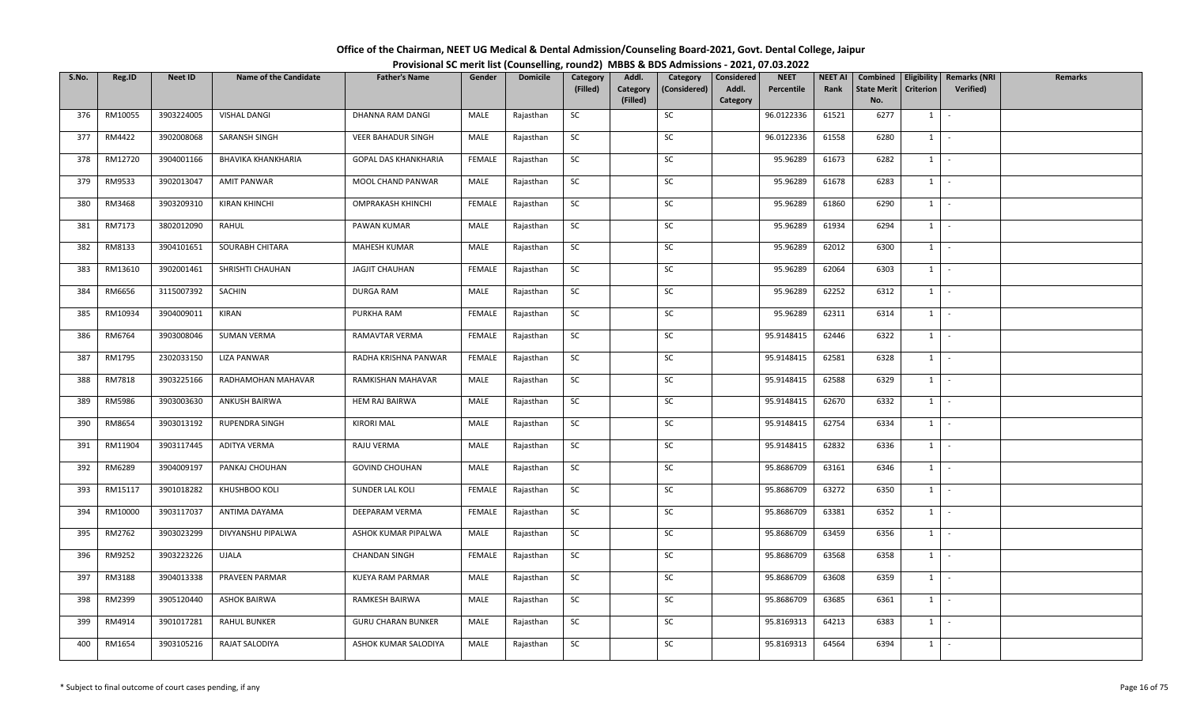**Office of the Chairman, NEET UG Medical & Dental Admission/Counseling Board-2021, Govt. Dental College, Jaipur**

**Provisional SC merit list (Counselling, round2) MBBS & BDS Admissions - 2021, 07.03.2022**

| S.No. | Reg.ID | Neet ID | Name of the Candidate | Father's Name | Gender | Domicile | Category (Filled) | Addl. Category (Filled) | Category (Considered) | Considered Addl. Category | NEET Percentile | NEET AI Rank | Combined State Merit No. | Eligibility Criterion | Remarks (NRI Verified) | Remarks |
|---|---|---|---|---|---|---|---|---|---|---|---|---|---|---|---|---|
| 376 | RM10055 | 3903224005 | VISHAL DANGI | DHANNA RAM DANGI | MALE | Rajasthan | SC | | SC | | 96.0122336 | 61521 | 6277 | 1 | - | |
| 377 | RM4422 | 3902008068 | SARANSH SINGH | VEER BAHADUR SINGH | MALE | Rajasthan | SC | | SC | | 96.0122336 | 61558 | 6280 | 1 | - | |
| 378 | RM12720 | 3904001166 | BHAVIKA KHANKHARIA | GOPAL DAS KHANKHARIA | FEMALE | Rajasthan | SC | | SC | | 95.96289 | 61673 | 6282 | 1 | - | |
| 379 | RM9533 | 3902013047 | AMIT PANWAR | MOOL CHAND PANWAR | MALE | Rajasthan | SC | | SC | | 95.96289 | 61678 | 6283 | 1 | - | |
| 380 | RM3468 | 3903209310 | KIRAN KHINCHI | OMPRAKASH KHINCHI | FEMALE | Rajasthan | SC | | SC | | 95.96289 | 61860 | 6290 | 1 | - | |
| 381 | RM7173 | 3802012090 | RAHUL | PAWAN KUMAR | MALE | Rajasthan | SC | | SC | | 95.96289 | 61934 | 6294 | 1 | - | |
| 382 | RM8133 | 3904101651 | SOURABH CHITARA | MAHESH KUMAR | MALE | Rajasthan | SC | | SC | | 95.96289 | 62012 | 6300 | 1 | - | |
| 383 | RM13610 | 3902001461 | SHRISHTI CHAUHAN | JAGJIT CHAUHAN | FEMALE | Rajasthan | SC | | SC | | 95.96289 | 62064 | 6303 | 1 | - | |
| 384 | RM6656 | 3115007392 | SACHIN | DURGA RAM | MALE | Rajasthan | SC | | SC | | 95.96289 | 62252 | 6312 | 1 | - | |
| 385 | RM10934 | 3904009011 | KIRAN | PURKHA RAM | FEMALE | Rajasthan | SC | | SC | | 95.96289 | 62311 | 6314 | 1 | - | |
| 386 | RM6764 | 3903008046 | SUMAN VERMA | RAMAVTAR VERMA | FEMALE | Rajasthan | SC | | SC | | 95.9148415 | 62446 | 6322 | 1 | - | |
| 387 | RM1795 | 2302033150 | LIZA PANWAR | RADHA KRISHNA PANWAR | FEMALE | Rajasthan | SC | | SC | | 95.9148415 | 62581 | 6328 | 1 | - | |
| 388 | RM7818 | 3903225166 | RADHAMOHAN MAHAVAR | RAMKISHAN MAHAVAR | MALE | Rajasthan | SC | | SC | | 95.9148415 | 62588 | 6329 | 1 | - | |
| 389 | RM5986 | 3903003630 | ANKUSH BAIRWA | HEM RAJ BAIRWA | MALE | Rajasthan | SC | | SC | | 95.9148415 | 62670 | 6332 | 1 | - | |
| 390 | RM8654 | 3903013192 | RUPENDRA SINGH | KIRORI MAL | MALE | Rajasthan | SC | | SC | | 95.9148415 | 62754 | 6334 | 1 | - | |
| 391 | RM11904 | 3903117445 | ADITYA VERMA | RAJU VERMA | MALE | Rajasthan | SC | | SC | | 95.9148415 | 62832 | 6336 | 1 | - | |
| 392 | RM6289 | 3904009197 | PANKAJ CHOUHAN | GOVIND CHOUHAN | MALE | Rajasthan | SC | | SC | | 95.8686709 | 63161 | 6346 | 1 | - | |
| 393 | RM15117 | 3901018282 | KHUSHBOO KOLI | SUNDER LAL KOLI | FEMALE | Rajasthan | SC | | SC | | 95.8686709 | 63272 | 6350 | 1 | - | |
| 394 | RM10000 | 3903117037 | ANTIMA DAYAMA | DEEPARAM VERMA | FEMALE | Rajasthan | SC | | SC | | 95.8686709 | 63381 | 6352 | 1 | - | |
| 395 | RM2762 | 3903023299 | DIVYANSHU PIPALWA | ASHOK KUMAR PIPALWA | MALE | Rajasthan | SC | | SC | | 95.8686709 | 63459 | 6356 | 1 | - | |
| 396 | RM9252 | 3903223226 | UJALA | CHANDAN SINGH | FEMALE | Rajasthan | SC | | SC | | 95.8686709 | 63568 | 6358 | 1 | - | |
| 397 | RM3188 | 3904013338 | PRAVEEN PARMAR | KUEYA RAM PARMAR | MALE | Rajasthan | SC | | SC | | 95.8686709 | 63608 | 6359 | 1 | - | |
| 398 | RM2399 | 3905120440 | ASHOK BAIRWA | RAMKESH BAIRWA | MALE | Rajasthan | SC | | SC | | 95.8686709 | 63685 | 6361 | 1 | - | |
| 399 | RM4914 | 3901017281 | RAHUL BUNKER | GURU CHARAN BUNKER | MALE | Rajasthan | SC | | SC | | 95.8169313 | 64213 | 6383 | 1 | - | |
| 400 | RM1654 | 3903105216 | RAJAT SALODIYA | ASHOK KUMAR SALODIYA | MALE | Rajasthan | SC | | SC | | 95.8169313 | 64564 | 6394 | 1 | - | |

\* Subject to final outcome of court cases pending, if any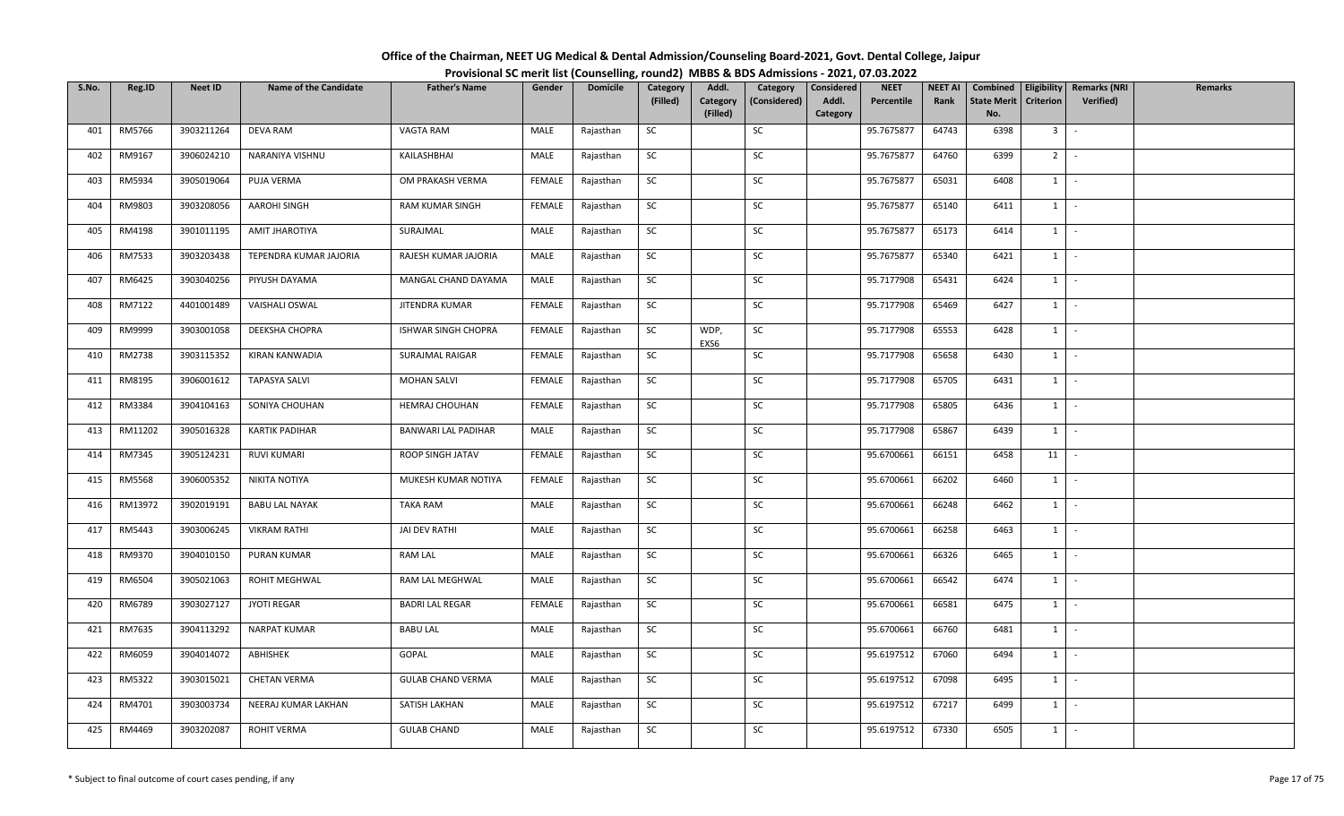# Office of the Chairman, NEET UG Medical & Dental Admission/Counseling Board-2021, Govt. Dental College, Jaipur

## Provisional SC merit list (Counselling, round2) MBBS & BDS Admissions - 2021, 07.03.2022

| S.No. | Reg.ID | Neet ID | Name of the Candidate | Father's Name | Gender | Domicile | Category (Filled) | Addl. Category (Filled) | Category (Considered) | Considered Addl. Category | NEET Percentile | NEET AI Rank | Combined State Merit No. | Eligibility Criterion | Remarks (NRI Verified) | Remarks |
|---|---|---|---|---|---|---|---|---|---|---|---|---|---|---|---|---|
| 401 | RM5766 | 3903211264 | DEVA RAM | VAGTA RAM | MALE | Rajasthan | SC | | SC | | 95.7675877 | 64743 | 6398 | 3 | - | |
| 402 | RM9167 | 3906024210 | NARANIYA VISHNU | KAILASHBHAI | MALE | Rajasthan | SC | | SC | | 95.7675877 | 64760 | 6399 | 2 | - | |
| 403 | RM5934 | 3905019064 | PUJA VERMA | OM PRAKASH VERMA | FEMALE | Rajasthan | SC | | SC | | 95.7675877 | 65031 | 6408 | 1 | - | |
| 404 | RM9803 | 3903208056 | AAROHI SINGH | RAM KUMAR SINGH | FEMALE | Rajasthan | SC | | SC | | 95.7675877 | 65140 | 6411 | 1 | - | |
| 405 | RM4198 | 3901011195 | AMIT JHAROTIYA | SURAJMAL | MALE | Rajasthan | SC | | SC | | 95.7675877 | 65173 | 6414 | 1 | - | |
| 406 | RM7533 | 3903203438 | TEPENDRA KUMAR JAJORIA | RAJESH KUMAR JAJORIA | MALE | Rajasthan | SC | | SC | | 95.7675877 | 65340 | 6421 | 1 | - | |
| 407 | RM6425 | 3903040256 | PIYUSH DAYAMA | MANGAL CHAND DAYAMA | MALE | Rajasthan | SC | | SC | | 95.7177908 | 65431 | 6424 | 1 | - | |
| 408 | RM7122 | 4401001489 | VAISHALI OSWAL | JITENDRA KUMAR | FEMALE | Rajasthan | SC | | SC | | 95.7177908 | 65469 | 6427 | 1 | - | |
| 409 | RM9999 | 3903001058 | DEEKSHA CHOPRA | ISHWAR SINGH CHOPRA | FEMALE | Rajasthan | SC | WDP, EXS6 | SC | | 95.7177908 | 65553 | 6428 | 1 | - | |
| 410 | RM2738 | 3903115352 | KIRAN KANWADIA | SURAJMAL RAIGAR | FEMALE | Rajasthan | SC | | SC | | 95.7177908 | 65658 | 6430 | 1 | - | |
| 411 | RM8195 | 3906001612 | TAPASYA SALVI | MOHAN SALVI | FEMALE | Rajasthan | SC | | SC | | 95.7177908 | 65705 | 6431 | 1 | - | |
| 412 | RM3384 | 3904104163 | SONIYA CHOUHAN | HEMRAJ CHOUHAN | FEMALE | Rajasthan | SC | | SC | | 95.7177908 | 65805 | 6436 | 1 | - | |
| 413 | RM11202 | 3905016328 | KARTIK PADIHAR | BANWARI LAL PADIHAR | MALE | Rajasthan | SC | | SC | | 95.7177908 | 65867 | 6439 | 1 | - | |
| 414 | RM7345 | 3905124231 | RUVI KUMARI | ROOP SINGH JATAV | FEMALE | Rajasthan | SC | | SC | | 95.6700661 | 66151 | 6458 | 11 | - | |
| 415 | RM5568 | 3906005352 | NIKITA NOTIYA | MUKESH KUMAR NOTIYA | FEMALE | Rajasthan | SC | | SC | | 95.6700661 | 66202 | 6460 | 1 | - | |
| 416 | RM13972 | 3902019191 | BABU LAL NAYAK | TAKA RAM | MALE | Rajasthan | SC | | SC | | 95.6700661 | 66248 | 6462 | 1 | - | |
| 417 | RM5443 | 3903006245 | VIKRAM RATHI | JAI DEV RATHI | MALE | Rajasthan | SC | | SC | | 95.6700661 | 66258 | 6463 | 1 | - | |
| 418 | RM9370 | 3904010150 | PURAN KUMAR | RAM LAL | MALE | Rajasthan | SC | | SC | | 95.6700661 | 66326 | 6465 | 1 | - | |
| 419 | RM6504 | 3905021063 | ROHIT MEGHWAL | RAM LAL MEGHWAL | MALE | Rajasthan | SC | | SC | | 95.6700661 | 66542 | 6474 | 1 | - | |
| 420 | RM6789 | 3903027127 | JYOTI REGAR | BADRI LAL REGAR | FEMALE | Rajasthan | SC | | SC | | 95.6700661 | 66581 | 6475 | 1 | - | |
| 421 | RM7635 | 3904113292 | NARPAT KUMAR | BABU LAL | MALE | Rajasthan | SC | | SC | | 95.6700661 | 66760 | 6481 | 1 | - | |
| 422 | RM6059 | 3904014072 | ABHISHEK | GOPAL | MALE | Rajasthan | SC | | SC | | 95.6197512 | 67060 | 6494 | 1 | - | |
| 423 | RM5322 | 3903015021 | CHETAN VERMA | GULAB CHAND VERMA | MALE | Rajasthan | SC | | SC | | 95.6197512 | 67098 | 6495 | 1 | - | |
| 424 | RM4701 | 3903003734 | NEERAJ KUMAR LAKHAN | SATISH LAKHAN | MALE | Rajasthan | SC | | SC | | 95.6197512 | 67217 | 6499 | 1 | - | |
| 425 | RM4469 | 3903202087 | ROHIT VERMA | GULAB CHAND | MALE | Rajasthan | SC | | SC | | 95.6197512 | 67330 | 6505 | 1 | - | |

\* Subject to final outcome of court cases pending, if any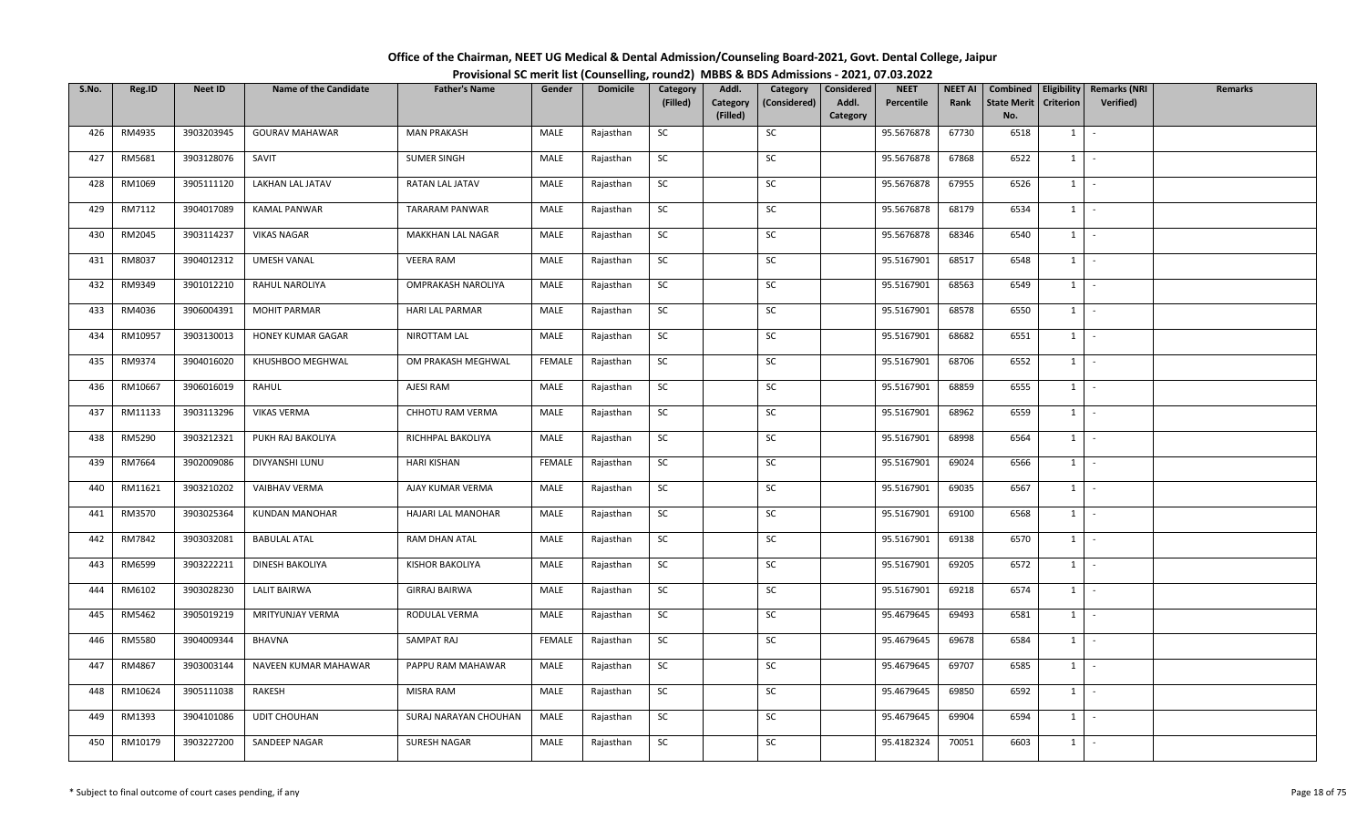# Office of the Chairman, NEET UG Medical & Dental Admission/Counseling Board-2021, Govt. Dental College, Jaipur

## Provisional SC merit list (Counselling, round2) MBBS & BDS Admissions - 2021, 07.03.2022

| S.No. | Reg.ID | Neet ID | Name of the Candidate | Father's Name | Gender | Domicile | Category (Filled) | Addl. Category (Filled) | Category (Considered) | Considered Addl. Category | NEET Percentile | NEET AI Rank | Combined State Merit No. | Eligibility Criterion | Remarks (NRI Verified) | Remarks |
|---|---|---|---|---|---|---|---|---|---|---|---|---|---|---|---|---|
| 426 | RM4935 | 3903203945 | GOURAV MAHAWAR | MAN PRAKASH | MALE | Rajasthan | SC | | SC | | 95.5676878 | 67730 | 6518 | 1 | - | |
| 427 | RM5681 | 3903128076 | SAVIT | SUMER SINGH | MALE | Rajasthan | SC | | SC | | 95.5676878 | 67868 | 6522 | 1 | - | |
| 428 | RM1069 | 3905111120 | LAKHAN LAL JATAV | RATAN LAL JATAV | MALE | Rajasthan | SC | | SC | | 95.5676878 | 67955 | 6526 | 1 | - | |
| 429 | RM7112 | 3904017089 | KAMAL PANWAR | TARARAM PANWAR | MALE | Rajasthan | SC | | SC | | 95.5676878 | 68179 | 6534 | 1 | - | |
| 430 | RM2045 | 3903114237 | VIKAS NAGAR | MAKKHAN LAL NAGAR | MALE | Rajasthan | SC | | SC | | 95.5676878 | 68346 | 6540 | 1 | - | |
| 431 | RM8037 | 3904012312 | UMESH VANAL | VEERA RAM | MALE | Rajasthan | SC | | SC | | 95.5167901 | 68517 | 6548 | 1 | - | |
| 432 | RM9349 | 3901012210 | RAHUL NAROLIYA | OMPRAKASH NAROLIYA | MALE | Rajasthan | SC | | SC | | 95.5167901 | 68563 | 6549 | 1 | - | |
| 433 | RM4036 | 3906004391 | MOHIT PARMAR | HARI LAL PARMAR | MALE | Rajasthan | SC | | SC | | 95.5167901 | 68578 | 6550 | 1 | - | |
| 434 | RM10957 | 3903130013 | HONEY KUMAR GAGAR | NIROTTAM LAL | MALE | Rajasthan | SC | | SC | | 95.5167901 | 68682 | 6551 | 1 | - | |
| 435 | RM9374 | 3904016020 | KHUSHBOO MEGHWAL | OM PRAKASH MEGHWAL | FEMALE | Rajasthan | SC | | SC | | 95.5167901 | 68706 | 6552 | 1 | - | |
| 436 | RM10667 | 3906016019 | RAHUL | AJESI RAM | MALE | Rajasthan | SC | | SC | | 95.5167901 | 68859 | 6555 | 1 | - | |
| 437 | RM11133 | 3903113296 | VIKAS VERMA | CHHOTU RAM VERMA | MALE | Rajasthan | SC | | SC | | 95.5167901 | 68962 | 6559 | 1 | - | |
| 438 | RM5290 | 3903212321 | PUKH RAJ BAKOLIYA | RICHHPAL BAKOLIYA | MALE | Rajasthan | SC | | SC | | 95.5167901 | 68998 | 6564 | 1 | - | |
| 439 | RM7664 | 3902009086 | DIVYANSHI LUNU | HARI KISHAN | FEMALE | Rajasthan | SC | | SC | | 95.5167901 | 69024 | 6566 | 1 | - | |
| 440 | RM11621 | 3903210202 | VAIBHAV VERMA | AJAY KUMAR VERMA | MALE | Rajasthan | SC | | SC | | 95.5167901 | 69035 | 6567 | 1 | - | |
| 441 | RM3570 | 3903025364 | KUNDAN MANOHAR | HAJARI LAL MANOHAR | MALE | Rajasthan | SC | | SC | | 95.5167901 | 69100 | 6568 | 1 | - | |
| 442 | RM7842 | 3903032081 | BABULAL ATAL | RAM DHAN ATAL | MALE | Rajasthan | SC | | SC | | 95.5167901 | 69138 | 6570 | 1 | - | |
| 443 | RM6599 | 3903222211 | DINESH BAKOLIYA | KISHOR BAKOLIYA | MALE | Rajasthan | SC | | SC | | 95.5167901 | 69205 | 6572 | 1 | - | |
| 444 | RM6102 | 3903028230 | LALIT BAIRWA | GIRRAJ BAIRWA | MALE | Rajasthan | SC | | SC | | 95.5167901 | 69218 | 6574 | 1 | - | |
| 445 | RM5462 | 3905019219 | MRITYUNJAY VERMA | RODULAL VERMA | MALE | Rajasthan | SC | | SC | | 95.4679645 | 69493 | 6581 | 1 | - | |
| 446 | RM5580 | 3904009344 | BHAVNA | SAMPAT RAJ | FEMALE | Rajasthan | SC | | SC | | 95.4679645 | 69678 | 6584 | 1 | - | |
| 447 | RM4867 | 3903003144 | NAVEEN KUMAR MAHAWAR | PAPPU RAM MAHAWAR | MALE | Rajasthan | SC | | SC | | 95.4679645 | 69707 | 6585 | 1 | - | |
| 448 | RM10624 | 3905111038 | RAKESH | MISRA RAM | MALE | Rajasthan | SC | | SC | | 95.4679645 | 69850 | 6592 | 1 | - | |
| 449 | RM1393 | 3904101086 | UDIT CHOUHAN | SURAJ NARAYAN CHOUHAN | MALE | Rajasthan | SC | | SC | | 95.4679645 | 69904 | 6594 | 1 | - | |
| 450 | RM10179 | 3903227200 | SANDEEP NAGAR | SURESH NAGAR | MALE | Rajasthan | SC | | SC | | 95.4182324 | 70051 | 6603 | 1 | - | |

\* Subject to final outcome of court cases pending, if any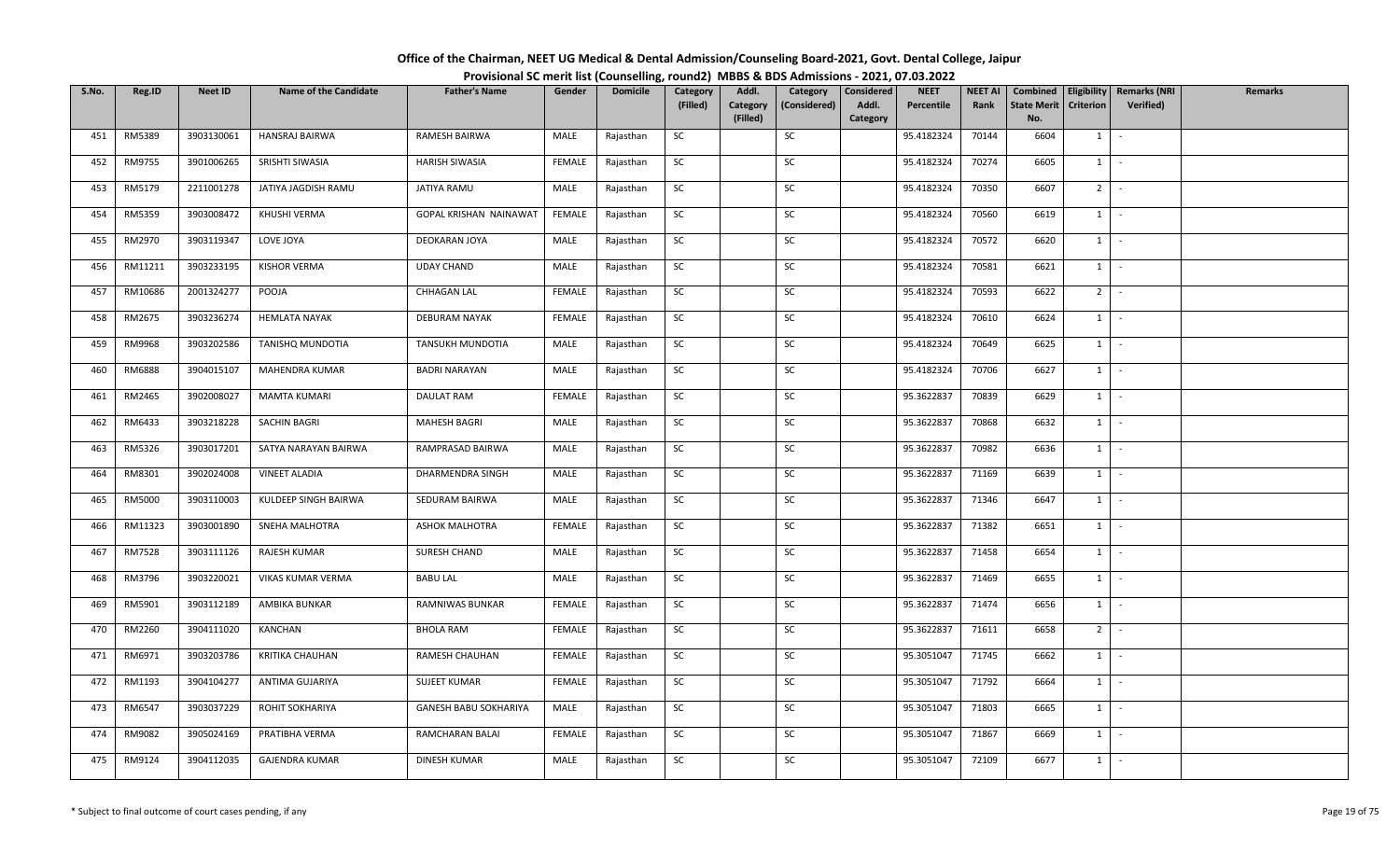# Office of the Chairman, NEET UG Medical & Dental Admission/Counseling Board-2021, Govt. Dental College, Jaipur

## Provisional SC merit list (Counselling, round2) MBBS & BDS Admissions - 2021, 07.03.2022

| S.No. | Reg.ID | Neet ID | Name of the Candidate | Father's Name | Gender | Domicile | Category (Filled) | Addl. Category (Filled) | Category (Considered) | Considered Addl. Category | NEET Percentile | NEET AI Rank | Combined State Merit No. | Eligibility Criterion | Remarks (NRI Verified) | Remarks |
|---|---|---|---|---|---|---|---|---|---|---|---|---|---|---|---|---|
| 451 | RM5389 | 3903130061 | HANSRAJ BAIRWA | RAMESH BAIRWA | MALE | Rajasthan | SC | | SC | | 95.4182324 | 70144 | 6604 | 1 | - | |
| 452 | RM9755 | 3901006265 | SRISHTI SIWASIA | HARISH SIWASIA | FEMALE | Rajasthan | SC | | SC | | 95.4182324 | 70274 | 6605 | 1 | - | |
| 453 | RM5179 | 2211001278 | JATIYA JAGDISH RAMU | JATIYA RAMU | MALE | Rajasthan | SC | | SC | | 95.4182324 | 70350 | 6607 | 2 | - | |
| 454 | RM5359 | 3903008472 | KHUSHI VERMA | GOPAL KRISHAN NAINAWAT | FEMALE | Rajasthan | SC | | SC | | 95.4182324 | 70560 | 6619 | 1 | - | |
| 455 | RM2970 | 3903119347 | LOVE JOYA | DEOKARAN JOYA | MALE | Rajasthan | SC | | SC | | 95.4182324 | 70572 | 6620 | 1 | - | |
| 456 | RM11211 | 3903233195 | KISHOR VERMA | UDAY CHAND | MALE | Rajasthan | SC | | SC | | 95.4182324 | 70581 | 6621 | 1 | - | |
| 457 | RM10686 | 2001324277 | POOJA | CHHAGAN LAL | FEMALE | Rajasthan | SC | | SC | | 95.4182324 | 70593 | 6622 | 2 | - | |
| 458 | RM2675 | 3903236274 | HEMLATA NAYAK | DEBURAM NAYAK | FEMALE | Rajasthan | SC | | SC | | 95.4182324 | 70610 | 6624 | 1 | - | |
| 459 | RM9968 | 3903202586 | TANISHQ MUNDOTIA | TANSUKH MUNDOTIA | MALE | Rajasthan | SC | | SC | | 95.4182324 | 70649 | 6625 | 1 | - | |
| 460 | RM6888 | 3904015107 | MAHENDRA KUMAR | BADRI NARAYAN | MALE | Rajasthan | SC | | SC | | 95.4182324 | 70706 | 6627 | 1 | - | |
| 461 | RM2465 | 3902008027 | MAMTA KUMARI | DAULAT RAM | FEMALE | Rajasthan | SC | | SC | | 95.3622837 | 70839 | 6629 | 1 | - | |
| 462 | RM6433 | 3903218228 | SACHIN BAGRI | MAHESH BAGRI | MALE | Rajasthan | SC | | SC | | 95.3622837 | 70868 | 6632 | 1 | - | |
| 463 | RM5326 | 3903017201 | SATYA NARAYAN BAIRWA | RAMPRASAD BAIRWA | MALE | Rajasthan | SC | | SC | | 95.3622837 | 70982 | 6636 | 1 | - | |
| 464 | RM8301 | 3902024008 | VINEET ALADIA | DHARMENDRA SINGH | MALE | Rajasthan | SC | | SC | | 95.3622837 | 71169 | 6639 | 1 | - | |
| 465 | RM5000 | 3903110003 | KULDEEP SINGH BAIRWA | SEDURAM BAIRWA | MALE | Rajasthan | SC | | SC | | 95.3622837 | 71346 | 6647 | 1 | - | |
| 466 | RM11323 | 3903001890 | SNEHA MALHOTRA | ASHOK MALHOTRA | FEMALE | Rajasthan | SC | | SC | | 95.3622837 | 71382 | 6651 | 1 | - | |
| 467 | RM7528 | 3903111126 | RAJESH KUMAR | SURESH CHAND | MALE | Rajasthan | SC | | SC | | 95.3622837 | 71458 | 6654 | 1 | - | |
| 468 | RM3796 | 3903220021 | VIKAS KUMAR VERMA | BABU LAL | MALE | Rajasthan | SC | | SC | | 95.3622837 | 71469 | 6655 | 1 | - | |
| 469 | RM5901 | 3903112189 | AMBIKA BUNKAR | RAMNIWAS BUNKAR | FEMALE | Rajasthan | SC | | SC | | 95.3622837 | 71474 | 6656 | 1 | - | |
| 470 | RM2260 | 3904111020 | KANCHAN | BHOLA RAM | FEMALE | Rajasthan | SC | | SC | | 95.3622837 | 71611 | 6658 | 2 | - | |
| 471 | RM6971 | 3903203786 | KRITIKA CHAUHAN | RAMESH CHAUHAN | FEMALE | Rajasthan | SC | | SC | | 95.3051047 | 71745 | 6662 | 1 | - | |
| 472 | RM1193 | 3904104277 | ANTIMA GUJARIYA | SUJEET KUMAR | FEMALE | Rajasthan | SC | | SC | | 95.3051047 | 71792 | 6664 | 1 | - | |
| 473 | RM6547 | 3903037229 | ROHIT SOKHARIYA | GANESH BABU SOKHARIYA | MALE | Rajasthan | SC | | SC | | 95.3051047 | 71803 | 6665 | 1 | - | |
| 474 | RM9082 | 3905024169 | PRATIBHA VERMA | RAMCHARAN BALAI | FEMALE | Rajasthan | SC | | SC | | 95.3051047 | 71867 | 6669 | 1 | - | |
| 475 | RM9124 | 3904112035 | GAJENDRA KUMAR | DINESH KUMAR | MALE | Rajasthan | SC | | SC | | 95.3051047 | 72109 | 6677 | 1 | - | |

\* Subject to final outcome of court cases pending, if any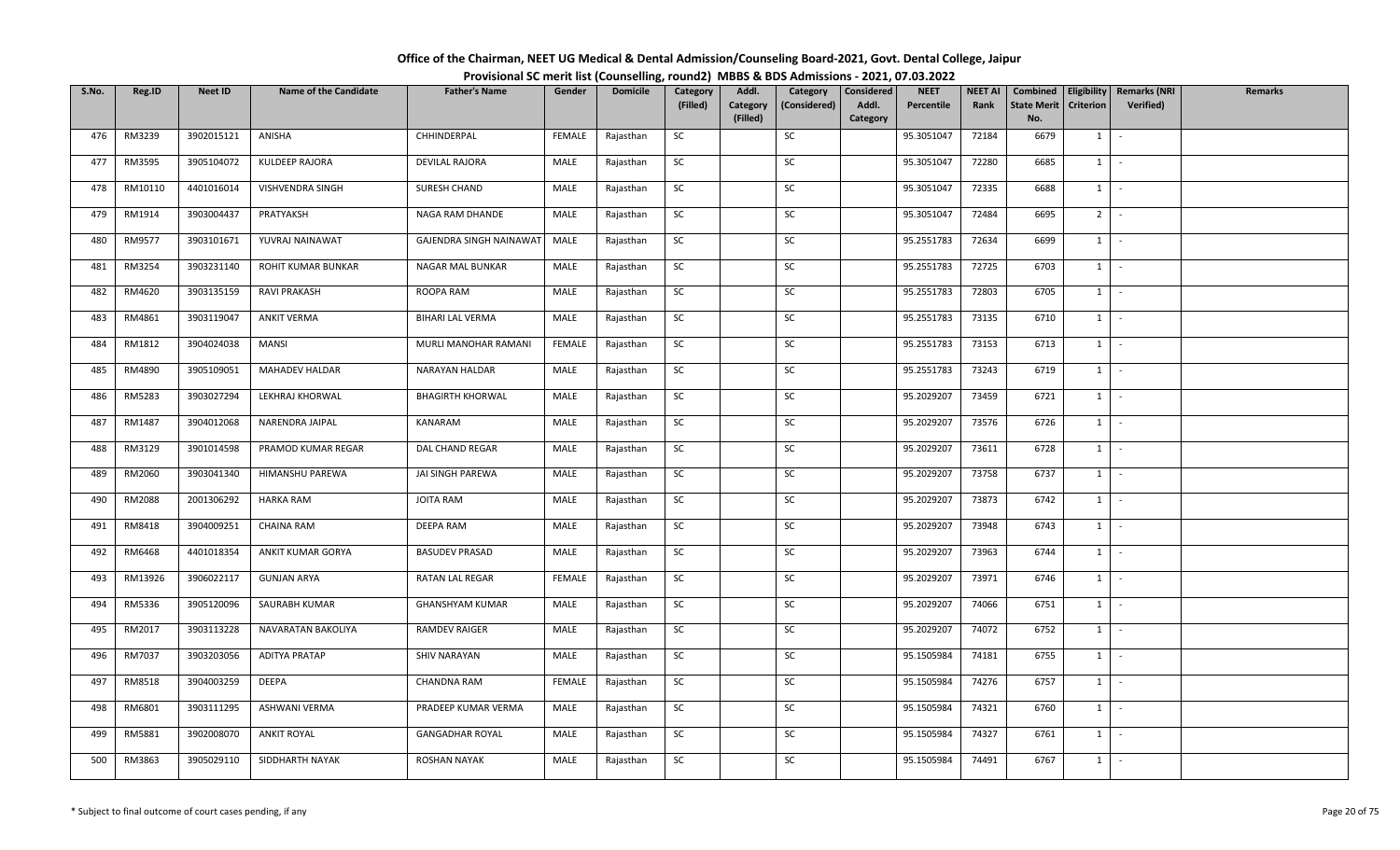# Office of the Chairman, NEET UG Medical & Dental Admission/Counseling Board-2021, Govt. Dental College, Jaipur

## Provisional SC merit list (Counselling, round2) MBBS & BDS Admissions - 2021, 07.03.2022

| S.No. | Reg.ID | Neet ID | Name of the Candidate | Father's Name | Gender | Domicile | Category (Filled) | Addl. Category (Filled) | Category (Considered) | Considered Addl. Category | NEET Percentile | NEET AI Rank | Combined State Merit No. | Eligibility Criterion | Remarks (NRI Verified) | Remarks |
|---|---|---|---|---|---|---|---|---|---|---|---|---|---|---|---|---|
| 476 | RM3239 | 3902015121 | ANISHA | CHHINDERPAL | FEMALE | Rajasthan | SC | | SC | | 95.3051047 | 72184 | 6679 | 1 | - | |
| 477 | RM3595 | 3905104072 | KULDEEP RAJORA | DEVILAL RAJORA | MALE | Rajasthan | SC | | SC | | 95.3051047 | 72280 | 6685 | 1 | - | |
| 478 | RM10110 | 4401016014 | VISHVENDRA SINGH | SURESH CHAND | MALE | Rajasthan | SC | | SC | | 95.3051047 | 72335 | 6688 | 1 | - | |
| 479 | RM1914 | 3903004437 | PRATYAKSH | NAGA RAM DHANDE | MALE | Rajasthan | SC | | SC | | 95.3051047 | 72484 | 6695 | 2 | - | |
| 480 | RM9577 | 3903101671 | YUVRAJ NAINAWAT | GAJENDRA SINGH NAINAWAT | MALE | Rajasthan | SC | | SC | | 95.2551783 | 72634 | 6699 | 1 | - | |
| 481 | RM3254 | 3903231140 | ROHIT KUMAR BUNKAR | NAGAR MAL BUNKAR | MALE | Rajasthan | SC | | SC | | 95.2551783 | 72725 | 6703 | 1 | - | |
| 482 | RM4620 | 3903135159 | RAVI PRAKASH | ROOPA RAM | MALE | Rajasthan | SC | | SC | | 95.2551783 | 72803 | 6705 | 1 | - | |
| 483 | RM4861 | 3903119047 | ANKIT VERMA | BIHARI LAL VERMA | MALE | Rajasthan | SC | | SC | | 95.2551783 | 73135 | 6710 | 1 | - | |
| 484 | RM1812 | 3904024038 | MANSI | MURLI MANOHAR RAMANI | FEMALE | Rajasthan | SC | | SC | | 95.2551783 | 73153 | 6713 | 1 | - | |
| 485 | RM4890 | 3905109051 | MAHADEV HALDAR | NARAYAN HALDAR | MALE | Rajasthan | SC | | SC | | 95.2551783 | 73243 | 6719 | 1 | - | |
| 486 | RM5283 | 3903027294 | LEKHRAJ KHORWAL | BHAGIRTH KHORWAL | MALE | Rajasthan | SC | | SC | | 95.2029207 | 73459 | 6721 | 1 | - | |
| 487 | RM1487 | 3904012068 | NARENDRA JAIPAL | KANARAM | MALE | Rajasthan | SC | | SC | | 95.2029207 | 73576 | 6726 | 1 | - | |
| 488 | RM3129 | 3901014598 | PRAMOD KUMAR REGAR | DAL CHAND REGAR | MALE | Rajasthan | SC | | SC | | 95.2029207 | 73611 | 6728 | 1 | - | |
| 489 | RM2060 | 3903041340 | HIMANSHU PAREWA | JAI SINGH PAREWA | MALE | Rajasthan | SC | | SC | | 95.2029207 | 73758 | 6737 | 1 | - | |
| 490 | RM2088 | 2001306292 | HARKA RAM | JOITA RAM | MALE | Rajasthan | SC | | SC | | 95.2029207 | 73873 | 6742 | 1 | - | |
| 491 | RM8418 | 3904009251 | CHAINA RAM | DEEPA RAM | MALE | Rajasthan | SC | | SC | | 95.2029207 | 73948 | 6743 | 1 | - | |
| 492 | RM6468 | 4401018354 | ANKIT KUMAR GORYA | BASUDEV PRASAD | MALE | Rajasthan | SC | | SC | | 95.2029207 | 73963 | 6744 | 1 | - | |
| 493 | RM13926 | 3906022117 | GUNJAN ARYA | RATAN LAL REGAR | FEMALE | Rajasthan | SC | | SC | | 95.2029207 | 73971 | 6746 | 1 | - | |
| 494 | RM5336 | 3905120096 | SAURABH KUMAR | GHANSHYAM KUMAR | MALE | Rajasthan | SC | | SC | | 95.2029207 | 74066 | 6751 | 1 | - | |
| 495 | RM2017 | 3903113228 | NAVARATAN BAKOLIYA | RAMDEV RAIGER | MALE | Rajasthan | SC | | SC | | 95.2029207 | 74072 | 6752 | 1 | - | |
| 496 | RM7037 | 3903203056 | ADITYA PRATAP | SHIV NARAYAN | MALE | Rajasthan | SC | | SC | | 95.1505984 | 74181 | 6755 | 1 | - | |
| 497 | RM8518 | 3904003259 | DEEPA | CHANDNA RAM | FEMALE | Rajasthan | SC | | SC | | 95.1505984 | 74276 | 6757 | 1 | - | |
| 498 | RM6801 | 3903111295 | ASHWANI VERMA | PRADEEP KUMAR VERMA | MALE | Rajasthan | SC | | SC | | 95.1505984 | 74321 | 6760 | 1 | - | |
| 499 | RM5881 | 3902008070 | ANKIT ROYAL | GANGADHAR ROYAL | MALE | Rajasthan | SC | | SC | | 95.1505984 | 74327 | 6761 | 1 | - | |
| 500 | RM3863 | 3905029110 | SIDDHARTH NAYAK | ROSHAN NAYAK | MALE | Rajasthan | SC | | SC | | 95.1505984 | 74491 | 6767 | 1 | - | |

\* Subject to final outcome of court cases pending, if any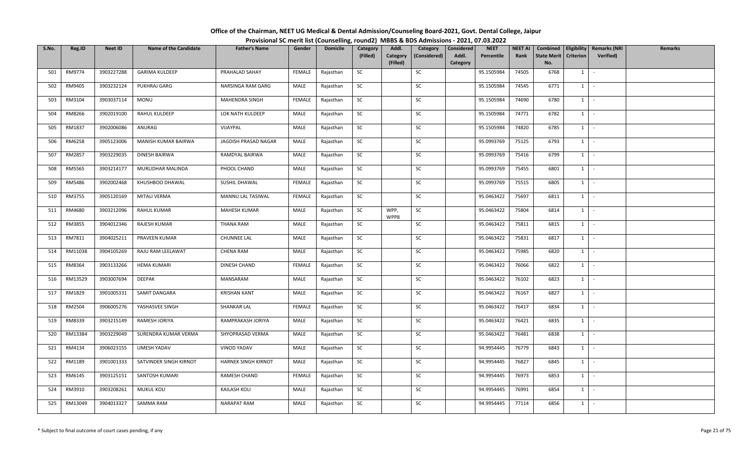# Office of the Chairman, NEET UG Medical & Dental Admission/Counseling Board-2021, Govt. Dental College, Jaipur

## Provisional SC merit list (Counselling, round2) MBBS & BDS Admissions - 2021, 07.03.2022

| S.No. | Reg.ID | Neet ID | Name of the Candidate | Father's Name | Gender | Domicile | Category (Filled) | Addl. Category (Filled) | Category (Considered) | Considered Addl. Category | NEET Percentile | NEET AI Rank | Combined State Merit No. | Eligibility Criterion | Remarks (NRI Verified) | Remarks |
|---|---|---|---|---|---|---|---|---|---|---|---|---|---|---|---|---|
| 501 | RM9774 | 3903227288 | GARIMA KULDEEP | PRAHALAD SAHAY | FEMALE | Rajasthan | SC | | SC | | 95.1505984 | 74505 | 6768 | 1 | - | |
| 502 | RM9405 | 3903232124 | PUKHRAJ GARG | NARSINGA RAM GARG | MALE | Rajasthan | SC | | SC | | 95.1505984 | 74545 | 6771 | 1 | - | |
| 503 | RM3104 | 3903037114 | MONU | MAHENDRA SINGH | FEMALE | Rajasthan | SC | | SC | | 95.1505984 | 74690 | 6780 | 1 | - | |
| 504 | RM8266 | 3902019100 | RAHUL KULDEEP | LOK NATH KULDEEP | MALE | Rajasthan | SC | | SC | | 95.1505984 | 74771 | 6782 | 1 | - | |
| 505 | RM1837 | 3902006086 | ANURAG | VIJAYPAL | MALE | Rajasthan | SC | | SC | | 95.1505984 | 74820 | 6785 | 1 | - | |
| 506 | RM6258 | 3905123006 | MANISH KUMAR BAIRWA | JAGDISH PRASAD NAGAR | MALE | Rajasthan | SC | | SC | | 95.0993769 | 75125 | 6793 | 1 | - | |
| 507 | RM2857 | 3903229035 | DINESH BAIRWA | RAMDYAL BAIRWA | MALE | Rajasthan | SC | | SC | | 95.0993769 | 75416 | 6799 | 1 | - | |
| 508 | RM5565 | 3903214177 | MURLIDHAR MALINDA | PHOOL CHAND | MALE | Rajasthan | SC | | SC | | 95.0993769 | 75455 | 6801 | 1 | - | |
| 509 | RM5486 | 3902002468 | KHUSHBOO DHAWAL | SUSHIL DHAWAL | FEMALE | Rajasthan | SC | | SC | | 95.0993769 | 75515 | 6805 | 1 | - | |
| 510 | RM3755 | 3905120169 | MITALI VERMA | MANNU LAL TASIWAL | FEMALE | Rajasthan | SC | | SC | | 95.0463422 | 75697 | 6811 | 1 | - | |
| 511 | RM4680 | 3903212096 | RAHUL KUMAR | MAHESH KUMAR | MALE | Rajasthan | SC | WPP, WPP8 | SC | | 95.0463422 | 75804 | 6814 | 1 | - | |
| 512 | RM3855 | 3904012346 | RAJESH KUMAR | THANA RAM | MALE | Rajasthan | SC | | SC | | 95.0463422 | 75811 | 6815 | 1 | - | |
| 513 | RM7811 | 3904025211 | PRAVEEN KUMAR | CHUNNEE LAL | MALE | Rajasthan | SC | | SC | | 95.0463422 | 75831 | 6817 | 1 | - | |
| 514 | RM11038 | 3904105269 | RAJU RAM LEELAWAT | CHENA RAM | MALE | Rajasthan | SC | | SC | | 95.0463422 | 75985 | 6820 | 1 | - | |
| 515 | RM8364 | 3903133266 | HEMA KUMARI | DINESH CHAND | FEMALE | Rajasthan | SC | | SC | | 95.0463422 | 76066 | 6822 | 1 | - | |
| 516 | RM13529 | 3903007694 | DEEPAK | MANSARAM | MALE | Rajasthan | SC | | SC | | 95.0463422 | 76102 | 6823 | 1 | - | |
| 517 | RM1829 | 3901005331 | SAMIT DANGARA | KRISHAN KANT | MALE | Rajasthan | SC | | SC | | 95.0463422 | 76167 | 6827 | 1 | - | |
| 518 | RM2504 | 3906005276 | YASHASVEE SINGH | SHANKAR LAL | FEMALE | Rajasthan | SC | | SC | | 95.0463422 | 76417 | 6834 | 1 | - | |
| 519 | RM8339 | 3903215149 | RAMESH JORIYA | RAMPRAKASH JORIYA | MALE | Rajasthan | SC | | SC | | 95.0463422 | 76421 | 6835 | 1 | - | |
| 520 | RM13384 | 3903229049 | SURENDRA KUMAR VERMA | SHYOPRASAD VERMA | MALE | Rajasthan | SC | | SC | | 95.0463422 | 76481 | 6838 | 1 | - | |
| 521 | RM4134 | 3906023155 | UMESH YADAV | VINOD YADAV | MALE | Rajasthan | SC | | SC | | 94.9954445 | 76779 | 6843 | 1 | - | |
| 522 | RM1189 | 3901001333 | SATVINDER SINGH KIRNOT | HARNEK SINGH KIRNOT | MALE | Rajasthan | SC | | SC | | 94.9954445 | 76827 | 6845 | 1 | - | |
| 523 | RM6145 | 3903125151 | SANTOSH KUMARI | RAMESH CHAND | FEMALE | Rajasthan | SC | | SC | | 94.9954445 | 76973 | 6853 | 1 | - | |
| 524 | RM3910 | 3903208261 | MUKUL KOLI | KAILASH KOLI | MALE | Rajasthan | SC | | SC | | 94.9954445 | 76991 | 6854 | 1 | - | |
| 525 | RM13049 | 3904013327 | SAMMA RAM | NARAPAT RAM | MALE | Rajasthan | SC | | SC | | 94.9954445 | 77114 | 6856 | 1 | - | |

\* Subject to final outcome of court cases pending, if any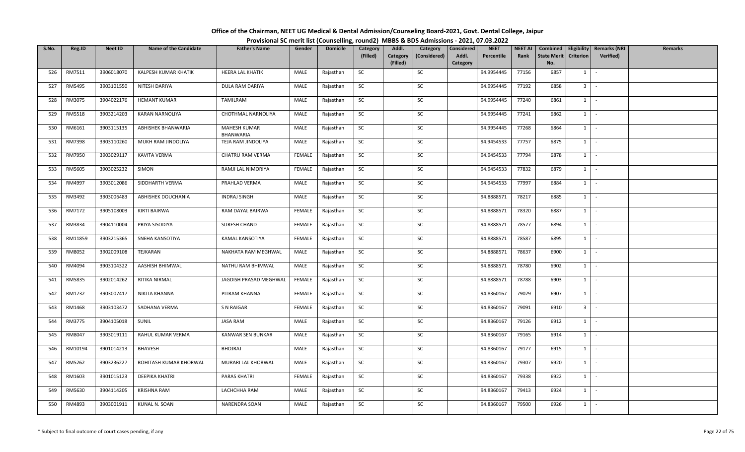# Office of the Chairman, NEET UG Medical & Dental Admission/Counseling Board-2021, Govt. Dental College, Jaipur

## Provisional SC merit list (Counselling, round2) MBBS & BDS Admissions - 2021, 07.03.2022

| S.No. | Reg.ID | Neet ID | Name of the Candidate | Father's Name | Gender | Domicile | Category (Filled) | Addl. Category (Filled) | Category (Considered) | Considered Addl. Category | NEET Percentile | NEET AI Rank | Combined State Merit No. | Eligibility Criterion | Remarks (NRI Verified) | Remarks |
|---|---|---|---|---|---|---|---|---|---|---|---|---|---|---|---|---|
| 526 | RM7511 | 3906018070 | KALPESH KUMAR KHATIK | HEERA LAL KHATIK | MALE | Rajasthan | SC | | SC | | 94.9954445 | 77156 | 6857 | 1 | - | |
| 527 | RM5495 | 3903101550 | NITESH DARIYA | DULA RAM DARIYA | MALE | Rajasthan | SC | | SC | | 94.9954445 | 77192 | 6858 | 3 | - | |
| 528 | RM3075 | 3904022176 | HEMANT KUMAR | TAMILRAM | MALE | Rajasthan | SC | | SC | | 94.9954445 | 77240 | 6861 | 1 | - | |
| 529 | RM5518 | 3903214203 | KARAN NARNOLIYA | CHOTHMAL NARNOLIYA | MALE | Rajasthan | SC | | SC | | 94.9954445 | 77241 | 6862 | 1 | - | |
| 530 | RM6161 | 3903115135 | ABHISHEK BHANWARIA | MAHESH KUMAR BHANWARIA | MALE | Rajasthan | SC | | SC | | 94.9954445 | 77268 | 6864 | 1 | - | |
| 531 | RM7398 | 3903110260 | MUKH RAM JINDOLIYA | TEJA RAM JINDOLIYA | MALE | Rajasthan | SC | | SC | | 94.9454533 | 77757 | 6875 | 1 | - | |
| 532 | RM7950 | 3903029117 | KAVITA VERMA | CHATRU RAM VERMA | FEMALE | Rajasthan | SC | | SC | | 94.9454533 | 77794 | 6878 | 1 | - | |
| 533 | RM5605 | 3903025232 | SIMON | RAMJI LAL NIMORIYA | FEMALE | Rajasthan | SC | | SC | | 94.9454533 | 77832 | 6879 | 1 | - | |
| 534 | RM4997 | 3903012086 | SIDDHARTH VERMA | PRAHLAD VERMA | MALE | Rajasthan | SC | | SC | | 94.9454533 | 77997 | 6884 | 1 | - | |
| 535 | RM3492 | 3903006483 | ABHISHEK DOUCHANIA | INDRAJ SINGH | MALE | Rajasthan | SC | | SC | | 94.8888571 | 78217 | 6885 | 1 | - | |
| 536 | RM7172 | 3905108003 | KIRTI BAIRWA | RAM DAYAL BAIRWA | FEMALE | Rajasthan | SC | | SC | | 94.8888571 | 78320 | 6887 | 1 | - | |
| 537 | RM3834 | 3904110004 | PRIYA SISODIYA | SURESH CHAND | FEMALE | Rajasthan | SC | | SC | | 94.8888571 | 78577 | 6894 | 1 | - | |
| 538 | RM11859 | 3903215365 | SNEHA KANSOTIYA | KAMAL KANSOTIYA | FEMALE | Rajasthan | SC | | SC | | 94.8888571 | 78587 | 6895 | 1 | - | |
| 539 | RM8052 | 3902009108 | TEJKARAN | NAKHATA RAM MEGHWAL | MALE | Rajasthan | SC | | SC | | 94.8888571 | 78637 | 6900 | 1 | - | |
| 540 | RM4094 | 3903104322 | AASHISH BHIMWAL | NATHU RAM BHIMWAL | MALE | Rajasthan | SC | | SC | | 94.8888571 | 78780 | 6902 | 1 | - | |
| 541 | RM5835 | 3902014262 | RITIKA NIRMAL | JAGDISH PRASAD MEGHWAL | FEMALE | Rajasthan | SC | | SC | | 94.8888571 | 78788 | 6903 | 1 | - | |
| 542 | RM1732 | 3903007417 | NIKITA KHANNA | PITRAM KHANNA | FEMALE | Rajasthan | SC | | SC | | 94.8360167 | 79029 | 6907 | 1 | - | |
| 543 | RM1468 | 3903103472 | SADHANA VERMA | S N RAIGAR | FEMALE | Rajasthan | SC | | SC | | 94.8360167 | 79091 | 6910 | 3 | - | |
| 544 | RM3775 | 3904105018 | SUNIL | JASA RAM | MALE | Rajasthan | SC | | SC | | 94.8360167 | 79126 | 6912 | 1 | - | |
| 545 | RM8047 | 3903019111 | RAHUL KUMAR VERMA | KANWAR SEN BUNKAR | MALE | Rajasthan | SC | | SC | | 94.8360167 | 79165 | 6914 | 1 | - | |
| 546 | RM10194 | 3901014213 | BHAVESH | BHOJRAJ | MALE | Rajasthan | SC | | SC | | 94.8360167 | 79177 | 6915 | 1 | - | |
| 547 | RM5262 | 3903236227 | ROHITASH KUMAR KHORWAL | MURARI LAL KHORWAL | MALE | Rajasthan | SC | | SC | | 94.8360167 | 79307 | 6920 | 1 | - | |
| 548 | RM1603 | 3901015123 | DEEPIKA KHATRI | PARAS KHATRI | FEMALE | Rajasthan | SC | | SC | | 94.8360167 | 79338 | 6922 | 1 | - | |
| 549 | RM5630 | 3904114205 | KRISHNA RAM | LACHCHHA RAM | MALE | Rajasthan | SC | | SC | | 94.8360167 | 79413 | 6924 | 1 | - | |
| 550 | RM4893 | 3903001911 | KUNAL N. SOAN | NARENDRA SOAN | MALE | Rajasthan | SC | | SC | | 94.8360167 | 79500 | 6926 | 1 | - | |

\* Subject to final outcome of court cases pending, if any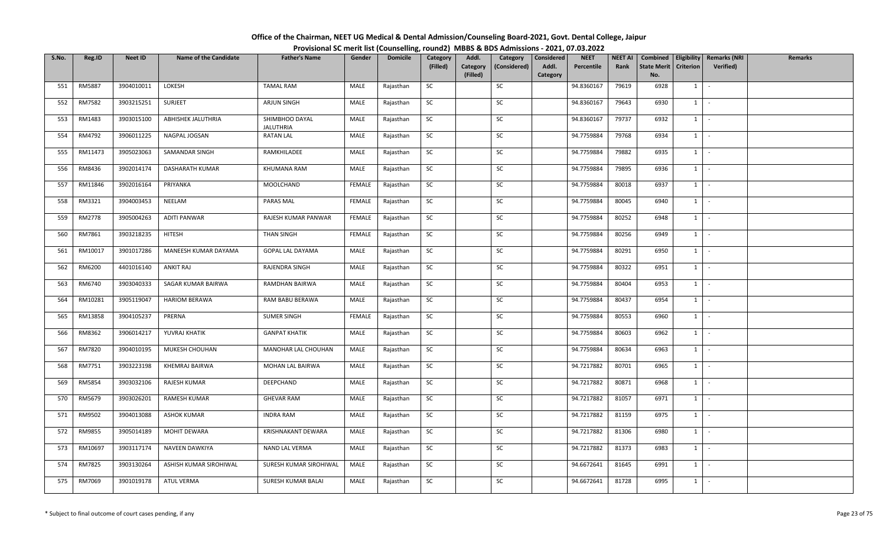# Office of the Chairman, NEET UG Medical & Dental Admission/Counseling Board-2021, Govt. Dental College, Jaipur

## Provisional SC merit list (Counselling, round2) MBBS & BDS Admissions - 2021, 07.03.2022

| S.No. | Reg.ID | Neet ID | Name of the Candidate | Father's Name | Gender | Domicile | Category (Filled) | Addl. Category (Filled) | Category (Considered) | Considered Addl. Category | NEET Percentile | NEET AI Rank | Combined State Merit No. | Eligibility Criterion | Remarks (NRI Verified) | Remarks |
|---|---|---|---|---|---|---|---|---|---|---|---|---|---|---|---|---|
| 551 | RM5887 | 3904010011 | LOKESH | TAMAL RAM | MALE | Rajasthan | SC | | SC | | 94.8360167 | 79619 | 6928 | 1 | - | |
| 552 | RM7582 | 3903215251 | SURJEET | ARJUN SINGH | MALE | Rajasthan | SC | | SC | | 94.8360167 | 79643 | 6930 | 1 | - | |
| 553 | RM1483 | 3903015100 | ABHISHEK JALUTHRIA | SHIMBHOO DAYAL JALUTHRIA | MALE | Rajasthan | SC | | SC | | 94.8360167 | 79737 | 6932 | 1 | - | |
| 554 | RM4792 | 3906011225 | NAGPAL JOGSAN | RATAN LAL | MALE | Rajasthan | SC | | SC | | 94.7759884 | 79768 | 6934 | 1 | - | |
| 555 | RM11473 | 3905023063 | SAMANDAR SINGH | RAMKHILADEE | MALE | Rajasthan | SC | | SC | | 94.7759884 | 79882 | 6935 | 1 | - | |
| 556 | RM8436 | 3902014174 | DASHARATH KUMAR | KHUMANA RAM | MALE | Rajasthan | SC | | SC | | 94.7759884 | 79895 | 6936 | 1 | - | |
| 557 | RM11846 | 3902016164 | PRIYANKA | MOOLCHAND | FEMALE | Rajasthan | SC | | SC | | 94.7759884 | 80018 | 6937 | 1 | - | |
| 558 | RM3321 | 3904003453 | NEELAM | PARAS MAL | FEMALE | Rajasthan | SC | | SC | | 94.7759884 | 80045 | 6940 | 1 | - | |
| 559 | RM2778 | 3905004263 | ADITI PANWAR | RAJESH KUMAR PANWAR | FEMALE | Rajasthan | SC | | SC | | 94.7759884 | 80252 | 6948 | 1 | - | |
| 560 | RM7861 | 3903218235 | HITESH | THAN SINGH | FEMALE | Rajasthan | SC | | SC | | 94.7759884 | 80256 | 6949 | 1 | - | |
| 561 | RM10017 | 3901017286 | MANEESH KUMAR DAYAMA | GOPAL LAL DAYAMA | MALE | Rajasthan | SC | | SC | | 94.7759884 | 80291 | 6950 | 1 | - | |
| 562 | RM6200 | 4401016140 | ANKIT RAJ | RAJENDRA SINGH | MALE | Rajasthan | SC | | SC | | 94.7759884 | 80322 | 6951 | 1 | - | |
| 563 | RM6740 | 3903040333 | SAGAR KUMAR BAIRWA | RAMDHAN BAIRWA | MALE | Rajasthan | SC | | SC | | 94.7759884 | 80404 | 6953 | 1 | - | |
| 564 | RM10281 | 3905119047 | HARIOM BERAWA | RAM BABU BERAWA | MALE | Rajasthan | SC | | SC | | 94.7759884 | 80437 | 6954 | 1 | - | |
| 565 | RM13858 | 3904105237 | PRERNA | SUMER SINGH | FEMALE | Rajasthan | SC | | SC | | 94.7759884 | 80553 | 6960 | 1 | - | |
| 566 | RM8362 | 3906014217 | YUVRAJ KHATIK | GANPAT KHATIK | MALE | Rajasthan | SC | | SC | | 94.7759884 | 80603 | 6962 | 1 | - | |
| 567 | RM7820 | 3904010195 | MUKESH CHOUHAN | MANOHAR LAL CHOUHAN | MALE | Rajasthan | SC | | SC | | 94.7759884 | 80634 | 6963 | 1 | - | |
| 568 | RM7751 | 3903223198 | KHEMRAJ BAIRWA | MOHAN LAL BAIRWA | MALE | Rajasthan | SC | | SC | | 94.7217882 | 80701 | 6965 | 1 | - | |
| 569 | RM5854 | 3903032106 | RAJESH KUMAR | DEEPCHAND | MALE | Rajasthan | SC | | SC | | 94.7217882 | 80871 | 6968 | 1 | - | |
| 570 | RM5679 | 3903026201 | RAMESH KUMAR | GHEVAR RAM | MALE | Rajasthan | SC | | SC | | 94.7217882 | 81057 | 6971 | 1 | - | |
| 571 | RM9502 | 3904013088 | ASHOK KUMAR | INDRA RAM | MALE | Rajasthan | SC | | SC | | 94.7217882 | 81159 | 6975 | 1 | - | |
| 572 | RM9855 | 3905014189 | MOHIT DEWARA | KRISHNAKANT DEWARA | MALE | Rajasthan | SC | | SC | | 94.7217882 | 81306 | 6980 | 1 | - | |
| 573 | RM10697 | 3903117174 | NAVEEN DAWKIYA | NAND LAL VERMA | MALE | Rajasthan | SC | | SC | | 94.7217882 | 81373 | 6983 | 1 | - | |
| 574 | RM7825 | 3903130264 | ASHISH KUMAR SIROHIWAL | SURESH KUMAR SIROHIWAL | MALE | Rajasthan | SC | | SC | | 94.6672641 | 81645 | 6991 | 1 | - | |
| 575 | RM7069 | 3901019178 | ATUL VERMA | SURESH KUMAR BALAI | MALE | Rajasthan | SC | | SC | | 94.6672641 | 81728 | 6995 | 1 | - | |

\* Subject to final outcome of court cases pending, if any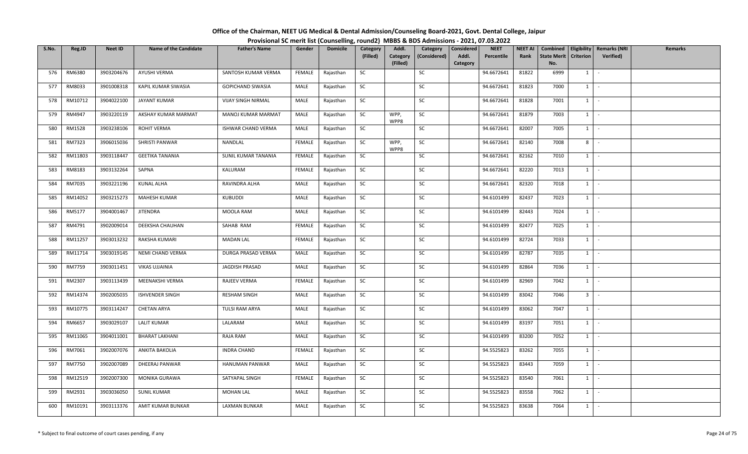# Office of the Chairman, NEET UG Medical & Dental Admission/Counseling Board-2021, Govt. Dental College, Jaipur

## Provisional SC merit list (Counselling, round2) MBBS & BDS Admissions - 2021, 07.03.2022

| S.No. | Reg.ID | Neet ID | Name of the Candidate | Father's Name | Gender | Domicile | Category (Filled) | Addl. Category (Filled) | Category (Considered) | Considered Addl. Category | NEET Percentile | NEET AI Rank | Combined State Merit No. | Eligibility Criterion | Remarks (NRI Verified) | Remarks |
|---|---|---|---|---|---|---|---|---|---|---|---|---|---|---|---|---|
| 576 | RM6380 | 3903204676 | AYUSHI VERMA | SANTOSH KUMAR VERMA | FEMALE | Rajasthan | SC | | SC | | 94.6672641 | 81822 | 6999 | 1 | - | |
| 577 | RM8033 | 3901008318 | KAPIL KUMAR SIWASIA | GOPICHAND SIWASIA | MALE | Rajasthan | SC | | SC | | 94.6672641 | 81823 | 7000 | 1 | - | |
| 578 | RM10712 | 3904022100 | JAYANT KUMAR | VIJAY SINGH NIRMAL | MALE | Rajasthan | SC | | SC | | 94.6672641 | 81828 | 7001 | 1 | - | |
| 579 | RM4947 | 3903220119 | AKSHAY KUMAR MARMAT | MANOJ KUMAR MARMAT | MALE | Rajasthan | SC | WPP, WPP8 | SC | | 94.6672641 | 81879 | 7003 | 1 | - | |
| 580 | RM1528 | 3903238106 | ROHIT VERMA | ISHWAR CHAND VERMA | MALE | Rajasthan | SC | | SC | | 94.6672641 | 82007 | 7005 | 1 | - | |
| 581 | RM7323 | 3906015036 | SHRISTI PANWAR | NANDLAL | FEMALE | Rajasthan | SC | WPP, WPP8 | SC | | 94.6672641 | 82140 | 7008 | 8 | - | |
| 582 | RM11803 | 3903118447 | GEETIKA TANANIA | SUNIL KUMAR TANANIA | FEMALE | Rajasthan | SC | | SC | | 94.6672641 | 82162 | 7010 | 1 | - | |
| 583 | RM8183 | 3903132264 | SAPNA | KALURAM | FEMALE | Rajasthan | SC | | SC | | 94.6672641 | 82220 | 7013 | 1 | - | |
| 584 | RM7035 | 3903221196 | KUNAL ALHA | RAVINDRA ALHA | MALE | Rajasthan | SC | | SC | | 94.6672641 | 82320 | 7018 | 1 | - | |
| 585 | RM14052 | 3903215273 | MAHESH KUMAR | KUBUDDI | MALE | Rajasthan | SC | | SC | | 94.6101499 | 82437 | 7023 | 1 | - | |
| 586 | RM5177 | 3904001467 | JITENDRA | MOOLA RAM | MALE | Rajasthan | SC | | SC | | 94.6101499 | 82443 | 7024 | 1 | - | |
| 587 | RM4791 | 3902009014 | DEEKSHA CHAUHAN | SAHAB RAM | FEMALE | Rajasthan | SC | | SC | | 94.6101499 | 82477 | 7025 | 1 | - | |
| 588 | RM11257 | 3903013232 | RAKSHA KUMARI | MADAN LAL | FEMALE | Rajasthan | SC | | SC | | 94.6101499 | 82724 | 7033 | 1 | - | |
| 589 | RM11714 | 3903019145 | NEMI CHAND VERMA | DURGA PRASAD VERMA | MALE | Rajasthan | SC | | SC | | 94.6101499 | 82787 | 7035 | 1 | - | |
| 590 | RM7759 | 3903011451 | VIKAS UJJAINIA | JAGDISH PRASAD | MALE | Rajasthan | SC | | SC | | 94.6101499 | 82864 | 7036 | 1 | - | |
| 591 | RM2307 | 3903113439 | MEENAKSHI VERMA | RAJEEV VERMA | FEMALE | Rajasthan | SC | | SC | | 94.6101499 | 82969 | 7042 | 1 | - | |
| 592 | RM14374 | 3902005035 | ISHVENDER SINGH | RESHAM SINGH | MALE | Rajasthan | SC | | SC | | 94.6101499 | 83042 | 7046 | 3 | - | |
| 593 | RM10775 | 3903114247 | CHETAN ARYA | TULSI RAM ARYA | MALE | Rajasthan | SC | | SC | | 94.6101499 | 83062 | 7047 | 1 | - | |
| 594 | RM6657 | 3903029107 | LALIT KUMAR | LALARAM | MALE | Rajasthan | SC | | SC | | 94.6101499 | 83197 | 7051 | 1 | - | |
| 595 | RM11065 | 3904011001 | BHARAT LAKHANI | RAJA RAM | MALE | Rajasthan | SC | | SC | | 94.6101499 | 83200 | 7052 | 1 | - | |
| 596 | RM7061 | 3902007076 | ANKITA BAKOLIA | INDRA CHAND | FEMALE | Rajasthan | SC | | SC | | 94.5525823 | 83262 | 7055 | 1 | - | |
| 597 | RM7750 | 3902007089 | DHEERAJ PANWAR | HANUMAN PANWAR | MALE | Rajasthan | SC | | SC | | 94.5525823 | 83443 | 7059 | 1 | - | |
| 598 | RM12519 | 3902007300 | MONIKA GURAWA | SATYAPAL SINGH | FEMALE | Rajasthan | SC | | SC | | 94.5525823 | 83540 | 7061 | 1 | - | |
| 599 | RM2931 | 3903036050 | SUNIL KUMAR | MOHAN LAL | MALE | Rajasthan | SC | | SC | | 94.5525823 | 83558 | 7062 | 1 | - | |
| 600 | RM10191 | 3903113376 | AMIT KUMAR BUNKAR | LAXMAN BUNKAR | MALE | Rajasthan | SC | | SC | | 94.5525823 | 83638 | 7064 | 1 | - | |

\* Subject to final outcome of court cases pending, if any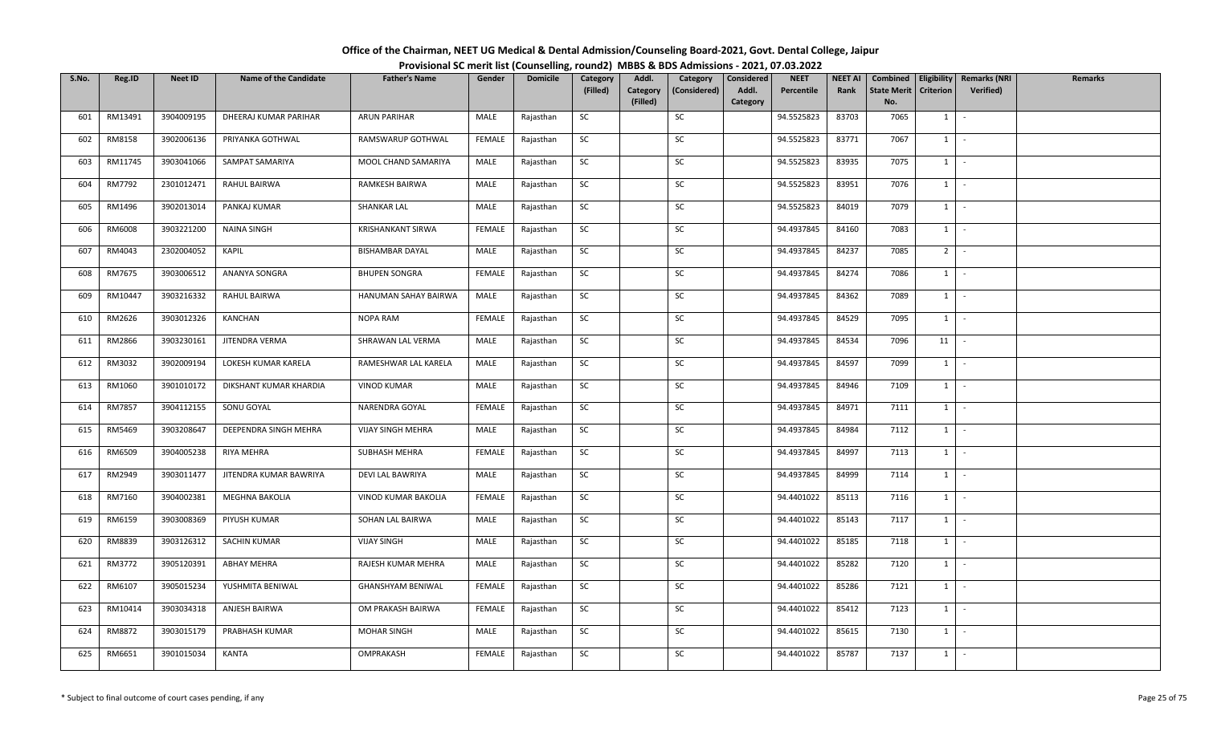# Office of the Chairman, NEET UG Medical & Dental Admission/Counseling Board-2021, Govt. Dental College, Jaipur

## Provisional SC merit list (Counselling, round2) MBBS & BDS Admissions - 2021, 07.03.2022

| S.No. | Reg.ID | Neet ID | Name of the Candidate | Father's Name | Gender | Domicile | Category (Filled) | Addl. Category (Filled) | Category (Considered) | Considered Addl. Category | NEET Percentile | NEET AI Rank | Combined State Merit No. | Eligibility Criterion | Remarks (NRI Verified) | Remarks |
|---|---|---|---|---|---|---|---|---|---|---|---|---|---|---|---|---|
| 601 | RM13491 | 3904009195 | DHEERAJ KUMAR PARIHAR | ARUN PARIHAR | MALE | Rajasthan | SC | | SC | | 94.5525823 | 83703 | 7065 | 1 | - | |
| 602 | RM8158 | 3902006136 | PRIYANKA GOTHWAL | RAMSWARUP GOTHWAL | FEMALE | Rajasthan | SC | | SC | | 94.5525823 | 83771 | 7067 | 1 | - | |
| 603 | RM11745 | 3903041066 | SAMPAT SAMARIYA | MOOL CHAND SAMARIYA | MALE | Rajasthan | SC | | SC | | 94.5525823 | 83935 | 7075 | 1 | - | |
| 604 | RM7792 | 2301012471 | RAHUL BAIRWA | RAMKESH BAIRWA | MALE | Rajasthan | SC | | SC | | 94.5525823 | 83951 | 7076 | 1 | - | |
| 605 | RM1496 | 3902013014 | PANKAJ KUMAR | SHANKAR LAL | MALE | Rajasthan | SC | | SC | | 94.5525823 | 84019 | 7079 | 1 | - | |
| 606 | RM6008 | 3903221200 | NAINA SINGH | KRISHANKANT SIRWA | FEMALE | Rajasthan | SC | | SC | | 94.4937845 | 84160 | 7083 | 1 | - | |
| 607 | RM4043 | 2302004052 | KAPIL | BISHAMBAR DAYAL | MALE | Rajasthan | SC | | SC | | 94.4937845 | 84237 | 7085 | 2 | - | |
| 608 | RM7675 | 3903006512 | ANANYA SONGRA | BHUPEN SONGRA | FEMALE | Rajasthan | SC | | SC | | 94.4937845 | 84274 | 7086 | 1 | - | |
| 609 | RM10447 | 3903216332 | RAHUL BAIRWA | HANUMAN SAHAY BAIRWA | MALE | Rajasthan | SC | | SC | | 94.4937845 | 84362 | 7089 | 1 | - | |
| 610 | RM2626 | 3903012326 | KANCHAN | NOPA RAM | FEMALE | Rajasthan | SC | | SC | | 94.4937845 | 84529 | 7095 | 1 | - | |
| 611 | RM2866 | 3903230161 | JITENDRA VERMA | SHRAWAN LAL VERMA | MALE | Rajasthan | SC | | SC | | 94.4937845 | 84534 | 7096 | 11 | - | |
| 612 | RM3032 | 3902009194 | LOKESH KUMAR KARELA | RAMESHWAR LAL KARELA | MALE | Rajasthan | SC | | SC | | 94.4937845 | 84597 | 7099 | 1 | - | |
| 613 | RM1060 | 3901010172 | DIKSHANT KUMAR KHARDIA | VINOD KUMAR | MALE | Rajasthan | SC | | SC | | 94.4937845 | 84946 | 7109 | 1 | - | |
| 614 | RM7857 | 3904112155 | SONU GOYAL | NARENDRA GOYAL | FEMALE | Rajasthan | SC | | SC | | 94.4937845 | 84971 | 7111 | 1 | - | |
| 615 | RM5469 | 3903208647 | DEEPENDRA SINGH MEHRA | VIJAY SINGH MEHRA | MALE | Rajasthan | SC | | SC | | 94.4937845 | 84984 | 7112 | 1 | - | |
| 616 | RM6509 | 3904005238 | RIYA MEHRA | SUBHASH MEHRA | FEMALE | Rajasthan | SC | | SC | | 94.4937845 | 84997 | 7113 | 1 | - | |
| 617 | RM2949 | 3903011477 | JITENDRA KUMAR BAWRIYA | DEVI LAL BAWRIYA | MALE | Rajasthan | SC | | SC | | 94.4937845 | 84999 | 7114 | 1 | - | |
| 618 | RM7160 | 3904002381 | MEGHNA BAKOLIA | VINOD KUMAR BAKOLIA | FEMALE | Rajasthan | SC | | SC | | 94.4401022 | 85113 | 7116 | 1 | - | |
| 619 | RM6159 | 3903008369 | PIYUSH KUMAR | SOHAN LAL BAIRWA | MALE | Rajasthan | SC | | SC | | 94.4401022 | 85143 | 7117 | 1 | - | |
| 620 | RM8839 | 3903126312 | SACHIN KUMAR | VIJAY SINGH | MALE | Rajasthan | SC | | SC | | 94.4401022 | 85185 | 7118 | 1 | - | |
| 621 | RM3772 | 3905120391 | ABHAY MEHRA | RAJESH KUMAR MEHRA | MALE | Rajasthan | SC | | SC | | 94.4401022 | 85282 | 7120 | 1 | - | |
| 622 | RM6107 | 3905015234 | YUSHMITA BENIWAL | GHANSHYAM BENIWAL | FEMALE | Rajasthan | SC | | SC | | 94.4401022 | 85286 | 7121 | 1 | - | |
| 623 | RM10414 | 3903034318 | ANJESH BAIRWA | OM PRAKASH BAIRWA | FEMALE | Rajasthan | SC | | SC | | 94.4401022 | 85412 | 7123 | 1 | - | |
| 624 | RM8872 | 3903015179 | PRABHASH KUMAR | MOHAR SINGH | MALE | Rajasthan | SC | | SC | | 94.4401022 | 85615 | 7130 | 1 | - | |
| 625 | RM6651 | 3901015034 | KANTA | OMPRAKASH | FEMALE | Rajasthan | SC | | SC | | 94.4401022 | 85787 | 7137 | 1 | - | |

\* Subject to final outcome of court cases pending, if any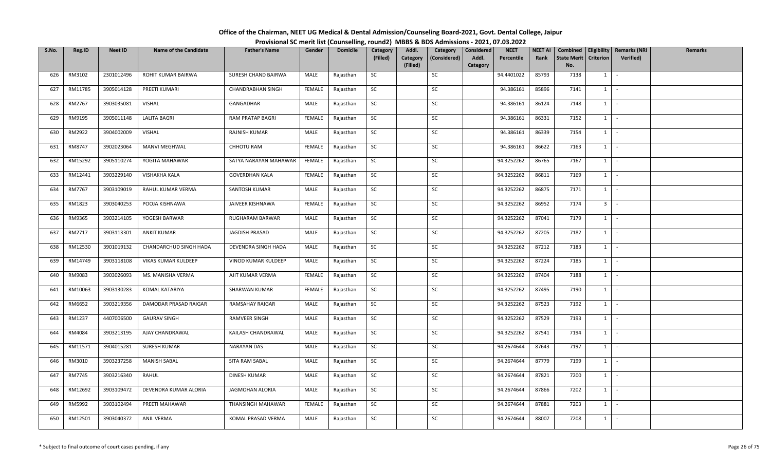# Office of the Chairman, NEET UG Medical & Dental Admission/Counseling Board-2021, Govt. Dental College, Jaipur

## Provisional SC merit list (Counselling, round2) MBBS & BDS Admissions - 2021, 07.03.2022

| S.No. | Reg.ID | Neet ID | Name of the Candidate | Father's Name | Gender | Domicile | Category (Filled) | Addl. Category (Filled) | Category (Considered) | Considered Addl. Category | NEET Percentile | NEET AI Rank | Combined State Merit No. | Eligibility Criterion | Remarks (NRI Verified) | Remarks |
|---|---|---|---|---|---|---|---|---|---|---|---|---|---|---|---|---|
| 626 | RM3102 | 2301012496 | ROHIT KUMAR BAIRWA | SURESH CHAND BAIRWA | MALE | Rajasthan | SC | | SC | | 94.4401022 | 85793 | 7138 | 1 | - | |
| 627 | RM11785 | 3905014128 | PREETI KUMARI | CHANDRABHAN SINGH | FEMALE | Rajasthan | SC | | SC | | 94.386161 | 85896 | 7141 | 1 | - | |
| 628 | RM2767 | 3903035081 | VISHAL | GANGADHAR | MALE | Rajasthan | SC | | SC | | 94.386161 | 86124 | 7148 | 1 | - | |
| 629 | RM9195 | 3905011148 | LALITA BAGRI | RAM PRATAP BAGRI | FEMALE | Rajasthan | SC | | SC | | 94.386161 | 86331 | 7152 | 1 | - | |
| 630 | RM2922 | 3904002009 | VISHAL | RAJNISH KUMAR | MALE | Rajasthan | SC | | SC | | 94.386161 | 86339 | 7154 | 1 | - | |
| 631 | RM8747 | 3902023064 | MANVI MEGHWAL | CHHOTU RAM | FEMALE | Rajasthan | SC | | SC | | 94.386161 | 86622 | 7163 | 1 | - | |
| 632 | RM15292 | 3905110274 | YOGITA MAHAWAR | SATYA NARAYAN MAHAWAR | FEMALE | Rajasthan | SC | | SC | | 94.3252262 | 86765 | 7167 | 1 | - | |
| 633 | RM12441 | 3903229140 | VISHAKHA KALA | GOVERDHAN KALA | FEMALE | Rajasthan | SC | | SC | | 94.3252262 | 86811 | 7169 | 1 | - | |
| 634 | RM7767 | 3903109019 | RAHUL KUMAR VERMA | SANTOSH KUMAR | MALE | Rajasthan | SC | | SC | | 94.3252262 | 86875 | 7171 | 1 | - | |
| 635 | RM1823 | 3903040253 | POOJA KISHNAWA | JAIVEER KISHNAWA | FEMALE | Rajasthan | SC | | SC | | 94.3252262 | 86952 | 7174 | 3 | - | |
| 636 | RM9365 | 3903214105 | YOGESH BARWAR | RUGHARAM BARWAR | MALE | Rajasthan | SC | | SC | | 94.3252262 | 87041 | 7179 | 1 | - | |
| 637 | RM2717 | 3903113301 | ANKIT KUMAR | JAGDISH PRASAD | MALE | Rajasthan | SC | | SC | | 94.3252262 | 87205 | 7182 | 1 | - | |
| 638 | RM12530 | 3901019132 | CHANDARCHUD SINGH HADA | DEVENDRA SINGH HADA | MALE | Rajasthan | SC | | SC | | 94.3252262 | 87212 | 7183 | 1 | - | |
| 639 | RM14749 | 3903118108 | VIKAS KUMAR KULDEEP | VINOD KUMAR KULDEEP | MALE | Rajasthan | SC | | SC | | 94.3252262 | 87224 | 7185 | 1 | - | |
| 640 | RM9083 | 3903026093 | MS. MANISHA VERMA | AJIT KUMAR VERMA | FEMALE | Rajasthan | SC | | SC | | 94.3252262 | 87404 | 7188 | 1 | - | |
| 641 | RM10063 | 3903130283 | KOMAL KATARIYA | SHARWAN KUMAR | FEMALE | Rajasthan | SC | | SC | | 94.3252262 | 87495 | 7190 | 1 | - | |
| 642 | RM6652 | 3903219356 | DAMODAR PRASAD RAIGAR | RAMSAHAY RAIGAR | MALE | Rajasthan | SC | | SC | | 94.3252262 | 87523 | 7192 | 1 | - | |
| 643 | RM1237 | 4407006500 | GAURAV SINGH | RAMVEER SINGH | MALE | Rajasthan | SC | | SC | | 94.3252262 | 87529 | 7193 | 1 | - | |
| 644 | RM4084 | 3903213195 | AJAY CHANDRAWAL | KAILASH CHANDRAWAL | MALE | Rajasthan | SC | | SC | | 94.3252262 | 87541 | 7194 | 1 | - | |
| 645 | RM11571 | 3904015281 | SURESH KUMAR | NARAYAN DAS | MALE | Rajasthan | SC | | SC | | 94.2674644 | 87643 | 7197 | 1 | - | |
| 646 | RM3010 | 3903237258 | MANISH SABAL | SITA RAM SABAL | MALE | Rajasthan | SC | | SC | | 94.2674644 | 87779 | 7199 | 1 | - | |
| 647 | RM7745 | 3903216340 | RAHUL | DINESH KUMAR | MALE | Rajasthan | SC | | SC | | 94.2674644 | 87821 | 7200 | 1 | - | |
| 648 | RM12692 | 3903109472 | DEVENDRA KUMAR ALORIA | JAGMOHAN ALORIA | MALE | Rajasthan | SC | | SC | | 94.2674644 | 87866 | 7202 | 1 | - | |
| 649 | RM5992 | 3903102494 | PREETI MAHAWAR | THANSINGH MAHAWAR | FEMALE | Rajasthan | SC | | SC | | 94.2674644 | 87881 | 7203 | 1 | - | |
| 650 | RM12501 | 3903040372 | ANIL VERMA | KOMAL PRASAD VERMA | MALE | Rajasthan | SC | | SC | | 94.2674644 | 88007 | 7208 | 1 | - | |

\* Subject to final outcome of court cases pending, if any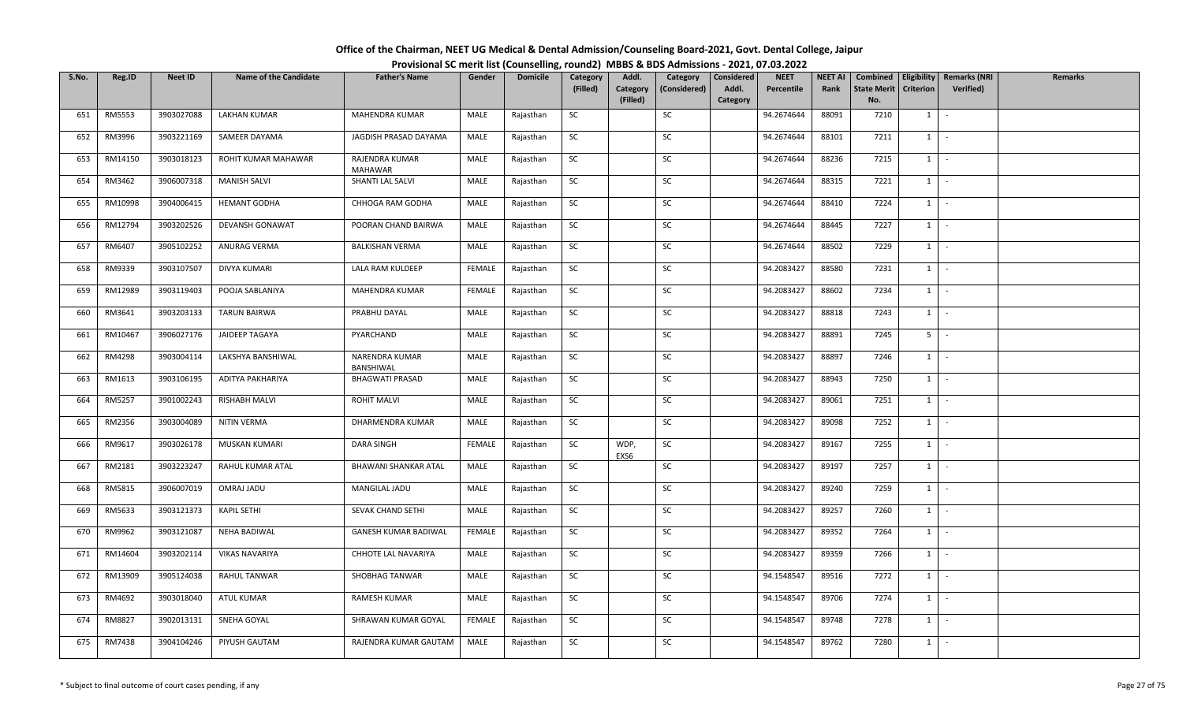# Office of the Chairman, NEET UG Medical & Dental Admission/Counseling Board-2021, Govt. Dental College, Jaipur

## Provisional SC merit list (Counselling, round2) MBBS & BDS Admissions - 2021, 07.03.2022

| S.No. | Reg.ID | Neet ID | Name of the Candidate | Father's Name | Gender | Domicile | Category (Filled) | Addl. Category (Filled) | Category (Considered) | Considered Addl. Category | NEET Percentile | NEET AI Rank | Combined State Merit No. | Eligibility Criterion | Remarks (NRI Verified) | Remarks |
|---|---|---|---|---|---|---|---|---|---|---|---|---|---|---|---|---|
| 651 | RM5553 | 3903027088 | LAKHAN KUMAR | MAHENDRA KUMAR | MALE | Rajasthan | SC | | SC | | 94.2674644 | 88091 | 7210 | 1 | - | |
| 652 | RM3996 | 3903221169 | SAMEER DAYAMA | JAGDISH PRASAD DAYAMA | MALE | Rajasthan | SC | | SC | | 94.2674644 | 88101 | 7211 | 1 | - | |
| 653 | RM14150 | 3903018123 | ROHIT KUMAR MAHAWAR | RAJENDRA KUMAR MAHAWAR | MALE | Rajasthan | SC | | SC | | 94.2674644 | 88236 | 7215 | 1 | - | |
| 654 | RM3462 | 3906007318 | MANISH SALVI | SHANTI LAL SALVI | MALE | Rajasthan | SC | | SC | | 94.2674644 | 88315 | 7221 | 1 | - | |
| 655 | RM10998 | 3904006415 | HEMANT GODHA | CHHOGA RAM GODHA | MALE | Rajasthan | SC | | SC | | 94.2674644 | 88410 | 7224 | 1 | - | |
| 656 | RM12794 | 3903202526 | DEVANSH GONAWAT | POORAN CHAND BAIRWA | MALE | Rajasthan | SC | | SC | | 94.2674644 | 88445 | 7227 | 1 | - | |
| 657 | RM6407 | 3905102252 | ANURAG VERMA | BALKISHAN VERMA | MALE | Rajasthan | SC | | SC | | 94.2674644 | 88502 | 7229 | 1 | - | |
| 658 | RM9339 | 3903107507 | DIVYA KUMARI | LALA RAM KULDEEP | FEMALE | Rajasthan | SC | | SC | | 94.2083427 | 88580 | 7231 | 1 | - | |
| 659 | RM12989 | 3903119403 | POOJA SABLANIYA | MAHENDRA KUMAR | FEMALE | Rajasthan | SC | | SC | | 94.2083427 | 88602 | 7234 | 1 | - | |
| 660 | RM3641 | 3903203133 | TARUN BAIRWA | PRABHU DAYAL | MALE | Rajasthan | SC | | SC | | 94.2083427 | 88818 | 7243 | 1 | - | |
| 661 | RM10467 | 3906027176 | JAIDEEP TAGAYA | PYARCHAND | MALE | Rajasthan | SC | | SC | | 94.2083427 | 88891 | 7245 | 5 | - | |
| 662 | RM4298 | 3903004114 | LAKSHYA BANSHIWAL | NARENDRA KUMAR BANSHIWAL | MALE | Rajasthan | SC | | SC | | 94.2083427 | 88897 | 7246 | 1 | - | |
| 663 | RM1613 | 3903106195 | ADITYA PAKHARIYA | BHAGWATI PRASAD | MALE | Rajasthan | SC | | SC | | 94.2083427 | 88943 | 7250 | 1 | - | |
| 664 | RM5257 | 3901002243 | RISHABH MALVI | ROHIT MALVI | MALE | Rajasthan | SC | | SC | | 94.2083427 | 89061 | 7251 | 1 | - | |
| 665 | RM2356 | 3903004089 | NITIN VERMA | DHARMENDRA KUMAR | MALE | Rajasthan | SC | | SC | | 94.2083427 | 89098 | 7252 | 1 | - | |
| 666 | RM9617 | 3903026178 | MUSKAN KUMARI | DARA SINGH | FEMALE | Rajasthan | SC | WDP, EXS6 | SC | | 94.2083427 | 89167 | 7255 | 1 | - | |
| 667 | RM2181 | 3903223247 | RAHUL KUMAR ATAL | BHAWANI SHANKAR ATAL | MALE | Rajasthan | SC | | SC | | 94.2083427 | 89197 | 7257 | 1 | - | |
| 668 | RM5815 | 3906007019 | OMRAJ JADU | MANGILAL JADU | MALE | Rajasthan | SC | | SC | | 94.2083427 | 89240 | 7259 | 1 | - | |
| 669 | RM5633 | 3903121373 | KAPIL SETHI | SEVAK CHAND SETHI | MALE | Rajasthan | SC | | SC | | 94.2083427 | 89257 | 7260 | 1 | - | |
| 670 | RM9962 | 3903121087 | NEHA BADIWAL | GANESH KUMAR BADIWAL | FEMALE | Rajasthan | SC | | SC | | 94.2083427 | 89352 | 7264 | 1 | - | |
| 671 | RM14604 | 3903202114 | VIKAS NAVARIYA | CHHOTE LAL NAVARIYA | MALE | Rajasthan | SC | | SC | | 94.2083427 | 89359 | 7266 | 1 | - | |
| 672 | RM13909 | 3905124038 | RAHUL TANWAR | SHOBHAG TANWAR | MALE | Rajasthan | SC | | SC | | 94.1548547 | 89516 | 7272 | 1 | - | |
| 673 | RM4692 | 3903018040 | ATUL KUMAR | RAMESH KUMAR | MALE | Rajasthan | SC | | SC | | 94.1548547 | 89706 | 7274 | 1 | - | |
| 674 | RM8827 | 3902013131 | SNEHA GOYAL | SHRAWAN KUMAR GOYAL | FEMALE | Rajasthan | SC | | SC | | 94.1548547 | 89748 | 7278 | 1 | - | |
| 675 | RM7438 | 3904104246 | PIYUSH GAUTAM | RAJENDRA KUMAR GAUTAM | MALE | Rajasthan | SC | | SC | | 94.1548547 | 89762 | 7280 | 1 | - | |

\* Subject to final outcome of court cases pending, if any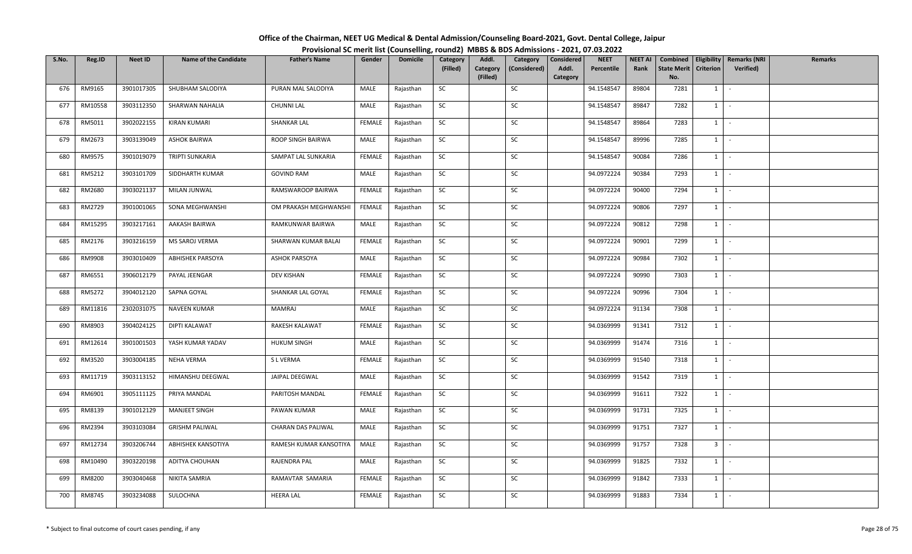# Office of the Chairman, NEET UG Medical & Dental Admission/Counseling Board-2021, Govt. Dental College, Jaipur

## Provisional SC merit list (Counselling, round2) MBBS & BDS Admissions - 2021, 07.03.2022

| S.No. | Reg.ID | Neet ID | Name of the Candidate | Father's Name | Gender | Domicile | Category (Filled) | Addl. Category (Filled) | Category (Considered) | Considered Addl. Category | NEET Percentile | NEET AI Rank | Combined State Merit No. | Eligibility Criterion | Remarks (NRI Verified) | Remarks |
|---|---|---|---|---|---|---|---|---|---|---|---|---|---|---|---|---|
| 676 | RM9165 | 3901017305 | SHUBHAM SALODIYA | PURAN MAL SALODIYA | MALE | Rajasthan | SC | | SC | | 94.1548547 | 89804 | 7281 | 1 | - | |
| 677 | RM10558 | 3903112350 | SHARWAN NAHALIA | CHUNNI LAL | MALE | Rajasthan | SC | | SC | | 94.1548547 | 89847 | 7282 | 1 | - | |
| 678 | RM5011 | 3902022155 | KIRAN KUMARI | SHANKAR LAL | FEMALE | Rajasthan | SC | | SC | | 94.1548547 | 89864 | 7283 | 1 | - | |
| 679 | RM2673 | 3903139049 | ASHOK BAIRWA | ROOP SINGH BAIRWA | MALE | Rajasthan | SC | | SC | | 94.1548547 | 89996 | 7285 | 1 | - | |
| 680 | RM9575 | 3901019079 | TRIPTI SUNKARIA | SAMPAT LAL SUNKARIA | FEMALE | Rajasthan | SC | | SC | | 94.1548547 | 90084 | 7286 | 1 | - | |
| 681 | RM5212 | 3903101709 | SIDDHARTH KUMAR | GOVIND RAM | MALE | Rajasthan | SC | | SC | | 94.0972224 | 90384 | 7293 | 1 | - | |
| 682 | RM2680 | 3903021137 | MILAN JUNWAL | RAMSWAROOP BAIRWA | FEMALE | Rajasthan | SC | | SC | | 94.0972224 | 90400 | 7294 | 1 | - | |
| 683 | RM2729 | 3901001065 | SONA MEGHWANSHI | OM PRAKASH MEGHWANSHI | FEMALE | Rajasthan | SC | | SC | | 94.0972224 | 90806 | 7297 | 1 | - | |
| 684 | RM15295 | 3903217161 | AAKASH BAIRWA | RAMKUNWAR BAIRWA | MALE | Rajasthan | SC | | SC | | 94.0972224 | 90812 | 7298 | 1 | - | |
| 685 | RM2176 | 3903216159 | MS SAROJ VERMA | SHARWAN KUMAR BALAI | FEMALE | Rajasthan | SC | | SC | | 94.0972224 | 90901 | 7299 | 1 | - | |
| 686 | RM9908 | 3903010409 | ABHISHEK PARSOYA | ASHOK PARSOYA | MALE | Rajasthan | SC | | SC | | 94.0972224 | 90984 | 7302 | 1 | - | |
| 687 | RM6551 | 3906012179 | PAYAL JEENGAR | DEV KISHAN | FEMALE | Rajasthan | SC | | SC | | 94.0972224 | 90990 | 7303 | 1 | - | |
| 688 | RM5272 | 3904012120 | SAPNA GOYAL | SHANKAR LAL GOYAL | FEMALE | Rajasthan | SC | | SC | | 94.0972224 | 90996 | 7304 | 1 | - | |
| 689 | RM11816 | 2302031075 | NAVEEN KUMAR | MAMRAJ | MALE | Rajasthan | SC | | SC | | 94.0972224 | 91134 | 7308 | 1 | - | |
| 690 | RM8903 | 3904024125 | DIPTI KALAWAT | RAKESH KALAWAT | FEMALE | Rajasthan | SC | | SC | | 94.0369999 | 91341 | 7312 | 1 | - | |
| 691 | RM12614 | 3901001503 | YASH KUMAR YADAV | HUKUM SINGH | MALE | Rajasthan | SC | | SC | | 94.0369999 | 91474 | 7316 | 1 | - | |
| 692 | RM3520 | 3903004185 | NEHA VERMA | S L VERMA | FEMALE | Rajasthan | SC | | SC | | 94.0369999 | 91540 | 7318 | 1 | - | |
| 693 | RM11719 | 3903113152 | HIMANSHU DEEGWAL | JAIPAL DEEGWAL | MALE | Rajasthan | SC | | SC | | 94.0369999 | 91542 | 7319 | 1 | - | |
| 694 | RM6901 | 3905111125 | PRIYA MANDAL | PARITOSH MANDAL | FEMALE | Rajasthan | SC | | SC | | 94.0369999 | 91611 | 7322 | 1 | - | |
| 695 | RM8139 | 3901012129 | MANJEET SINGH | PAWAN KUMAR | MALE | Rajasthan | SC | | SC | | 94.0369999 | 91731 | 7325 | 1 | - | |
| 696 | RM2394 | 3903103084 | GRISHM PALIWAL | CHARAN DAS PALIWAL | MALE | Rajasthan | SC | | SC | | 94.0369999 | 91751 | 7327 | 1 | - | |
| 697 | RM12734 | 3903206744 | ABHISHEK KANSOTIYA | RAMESH KUMAR KANSOTIYA | MALE | Rajasthan | SC | | SC | | 94.0369999 | 91757 | 7328 | 3 | - | |
| 698 | RM10490 | 3903220198 | ADITYA CHOUHAN | RAJENDRA PAL | MALE | Rajasthan | SC | | SC | | 94.0369999 | 91825 | 7332 | 1 | - | |
| 699 | RM8200 | 3903040468 | NIKITA SAMRIA | RAMAVTAR SAMARIA | FEMALE | Rajasthan | SC | | SC | | 94.0369999 | 91842 | 7333 | 1 | - | |
| 700 | RM8745 | 3903234088 | SULOCHNA | HEERA LAL | FEMALE | Rajasthan | SC | | SC | | 94.0369999 | 91883 | 7334 | 1 | - | |

\* Subject to final outcome of court cases pending, if any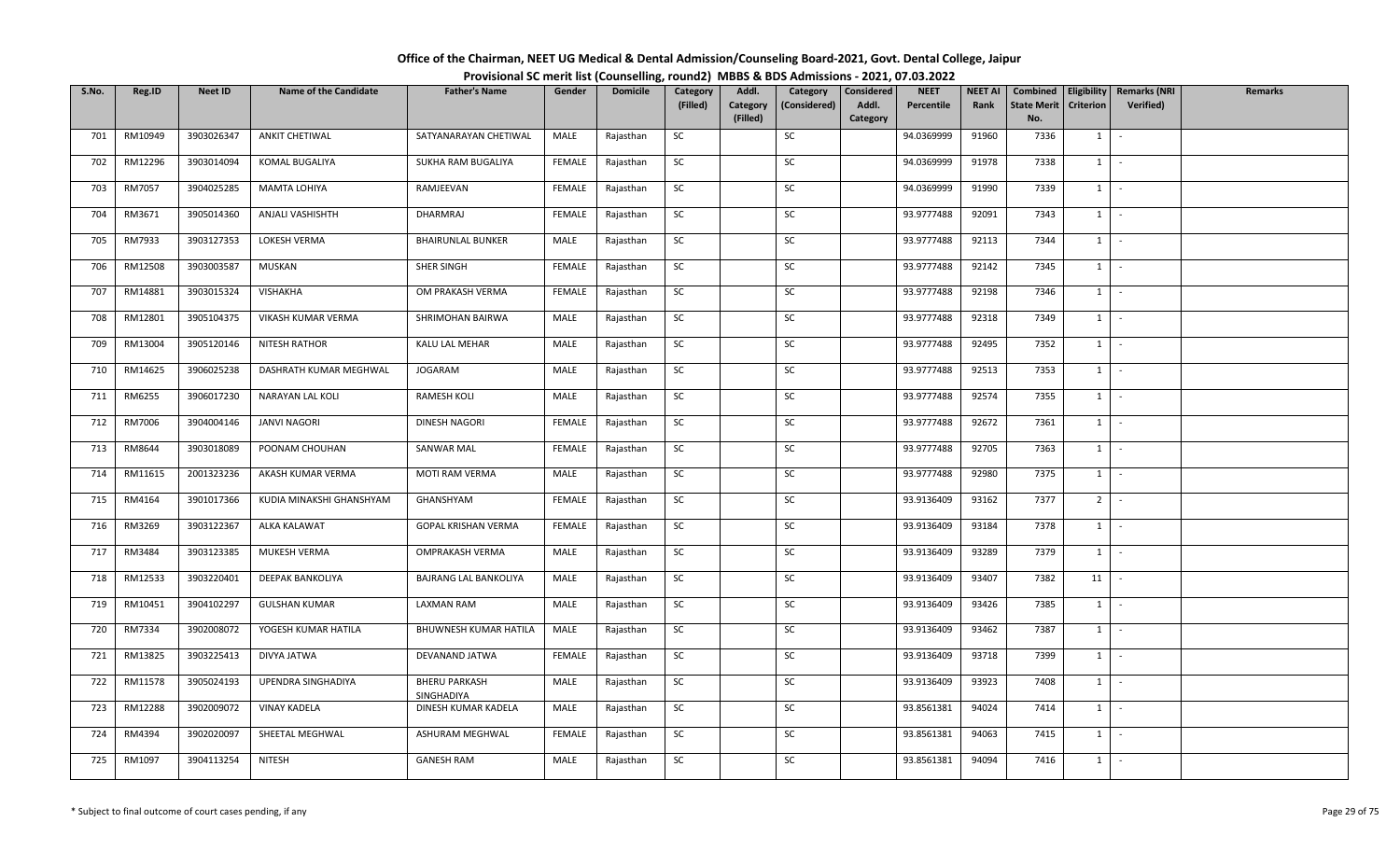# Office of the Chairman, NEET UG Medical & Dental Admission/Counseling Board-2021, Govt. Dental College, Jaipur

## Provisional SC merit list (Counselling, round2) MBBS & BDS Admissions - 2021, 07.03.2022

| S.No. | Reg.ID | Neet ID | Name of the Candidate | Father's Name | Gender | Domicile | Category (Filled) | Addl. Category (Filled) | Category (Considered) | Considered Addl. Category | NEET Percentile | NEET AI Rank | Combined State Merit No. | Eligibility Criterion | Remarks (NRI Verified) | Remarks |
|---|---|---|---|---|---|---|---|---|---|---|---|---|---|---|---|---|
| 701 | RM10949 | 3903026347 | ANKIT CHETIWAL | SATYANARAYAN CHETIWAL | MALE | Rajasthan | SC | | SC | | 94.0369999 | 91960 | 7336 | 1 | - | |
| 702 | RM12296 | 3903014094 | KOMAL BUGALIYA | SUKHA RAM BUGALIYA | FEMALE | Rajasthan | SC | | SC | | 94.0369999 | 91978 | 7338 | 1 | - | |
| 703 | RM7057 | 3904025285 | MAMTA LOHIYA | RAMJEEVAN | FEMALE | Rajasthan | SC | | SC | | 94.0369999 | 91990 | 7339 | 1 | - | |
| 704 | RM3671 | 3905014360 | ANJALI VASHISHTH | DHARMRAJ | FEMALE | Rajasthan | SC | | SC | | 93.9777488 | 92091 | 7343 | 1 | - | |
| 705 | RM7933 | 3903127353 | LOKESH VERMA | BHAIRUNLAL BUNKER | MALE | Rajasthan | SC | | SC | | 93.9777488 | 92113 | 7344 | 1 | - | |
| 706 | RM12508 | 3903003587 | MUSKAN | SHER SINGH | FEMALE | Rajasthan | SC | | SC | | 93.9777488 | 92142 | 7345 | 1 | - | |
| 707 | RM14881 | 3903015324 | VISHAKHA | OM PRAKASH VERMA | FEMALE | Rajasthan | SC | | SC | | 93.9777488 | 92198 | 7346 | 1 | - | |
| 708 | RM12801 | 3905104375 | VIKASH KUMAR VERMA | SHRIMOHAN BAIRWA | MALE | Rajasthan | SC | | SC | | 93.9777488 | 92318 | 7349 | 1 | - | |
| 709 | RM13004 | 3905120146 | NITESH RATHOR | KALU LAL MEHAR | MALE | Rajasthan | SC | | SC | | 93.9777488 | 92495 | 7352 | 1 | - | |
| 710 | RM14625 | 3906025238 | DASHRATH KUMAR MEGHWAL | JOGARAM | MALE | Rajasthan | SC | | SC | | 93.9777488 | 92513 | 7353 | 1 | - | |
| 711 | RM6255 | 3906017230 | NARAYAN LAL KOLI | RAMESH KOLI | MALE | Rajasthan | SC | | SC | | 93.9777488 | 92574 | 7355 | 1 | - | |
| 712 | RM7006 | 3904004146 | JANVI NAGORI | DINESH NAGORI | FEMALE | Rajasthan | SC | | SC | | 93.9777488 | 92672 | 7361 | 1 | - | |
| 713 | RM8644 | 3903018089 | POONAM CHOUHAN | SANWAR MAL | FEMALE | Rajasthan | SC | | SC | | 93.9777488 | 92705 | 7363 | 1 | - | |
| 714 | RM11615 | 2001323236 | AKASH KUMAR VERMA | MOTI RAM VERMA | MALE | Rajasthan | SC | | SC | | 93.9777488 | 92980 | 7375 | 1 | - | |
| 715 | RM4164 | 3901017366 | KUDIA MINAKSHI GHANSHYAM | GHANSHYAM | FEMALE | Rajasthan | SC | | SC | | 93.9136409 | 93162 | 7377 | 2 | - | |
| 716 | RM3269 | 3903122367 | ALKA KALAWAT | GOPAL KRISHAN VERMA | FEMALE | Rajasthan | SC | | SC | | 93.9136409 | 93184 | 7378 | 1 | - | |
| 717 | RM3484 | 3903123385 | MUKESH VERMA | OMPRAKASH VERMA | MALE | Rajasthan | SC | | SC | | 93.9136409 | 93289 | 7379 | 1 | - | |
| 718 | RM12533 | 3903220401 | DEEPAK BANKOLIYA | BAJRANG LAL BANKOLIYA | MALE | Rajasthan | SC | | SC | | 93.9136409 | 93407 | 7382 | 11 | - | |
| 719 | RM10451 | 3904102297 | GULSHAN KUMAR | LAXMAN RAM | MALE | Rajasthan | SC | | SC | | 93.9136409 | 93426 | 7385 | 1 | - | |
| 720 | RM7334 | 3902008072 | YOGESH KUMAR HATILA | BHUWNESH KUMAR HATILA | MALE | Rajasthan | SC | | SC | | 93.9136409 | 93462 | 7387 | 1 | - | |
| 721 | RM13825 | 3903225413 | DIVYA JATWA | DEVANAND JATWA | FEMALE | Rajasthan | SC | | SC | | 93.9136409 | 93718 | 7399 | 1 | - | |
| 722 | RM11578 | 3905024193 | UPENDRA SINGHADIYA | BHERU PARKASH SINGHADIYA | MALE | Rajasthan | SC | | SC | | 93.9136409 | 93923 | 7408 | 1 | - | |
| 723 | RM12288 | 3902009072 | VINAY KADELA | DINESH KUMAR KADELA | MALE | Rajasthan | SC | | SC | | 93.8561381 | 94024 | 7414 | 1 | - | |
| 724 | RM4394 | 3902020097 | SHEETAL MEGHWAL | ASHURAM MEGHWAL | FEMALE | Rajasthan | SC | | SC | | 93.8561381 | 94063 | 7415 | 1 | - | |
| 725 | RM1097 | 3904113254 | NITESH | GANESH RAM | MALE | Rajasthan | SC | | SC | | 93.8561381 | 94094 | 7416 | 1 | - | |

\* Subject to final outcome of court cases pending, if any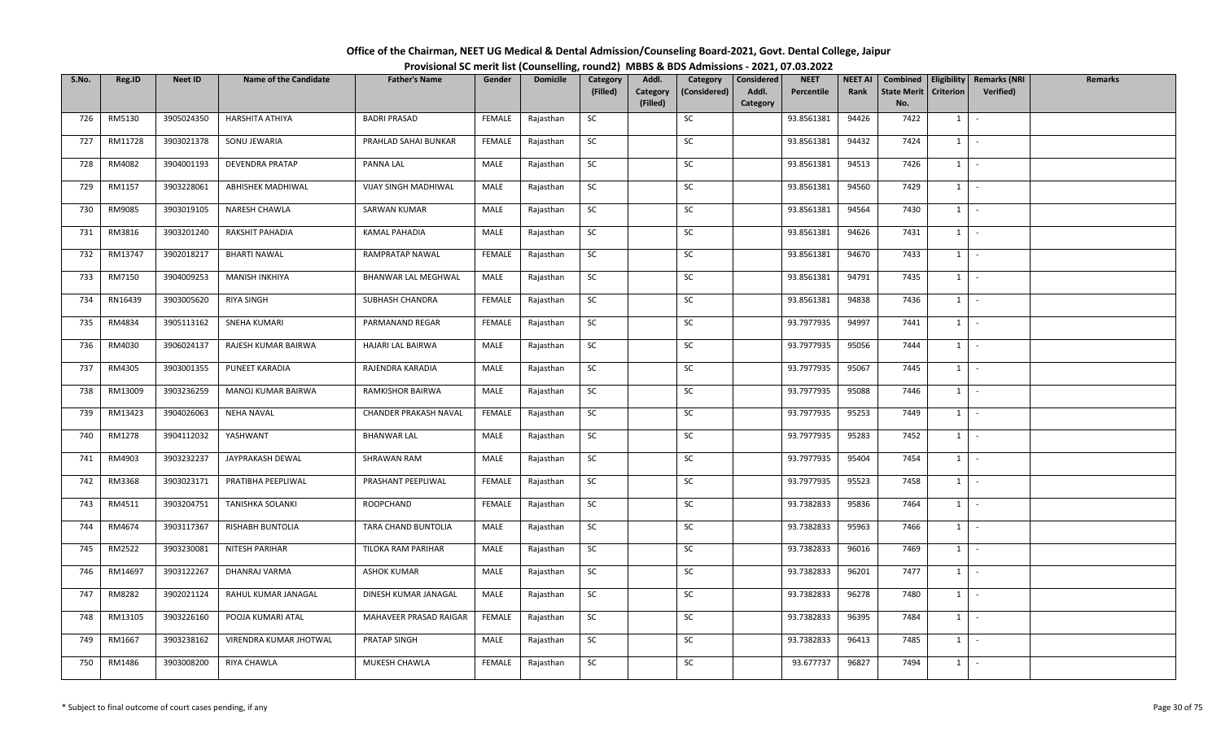# Office of the Chairman, NEET UG Medical & Dental Admission/Counseling Board-2021, Govt. Dental College, Jaipur

## Provisional SC merit list (Counselling, round2) MBBS & BDS Admissions - 2021, 07.03.2022

| S.No. | Reg.ID | Neet ID | Name of the Candidate | Father's Name | Gender | Domicile | Category (Filled) | Addl. Category (Filled) | Category (Considered) | Considered Addl. Category | NEET Percentile | NEET AI Rank | Combined State Merit No. | Eligibility Criterion | Remarks (NRI Verified) | Remarks |
|---|---|---|---|---|---|---|---|---|---|---|---|---|---|---|---|---|
| 726 | RM5130 | 3905024350 | HARSHITA ATHIYA | BADRI PRASAD | FEMALE | Rajasthan | SC | | SC | | 93.8561381 | 94426 | 7422 | 1 | - | |
| 727 | RM11728 | 3903021378 | SONU JEWARIA | PRAHLAD SAHAI BUNKAR | FEMALE | Rajasthan | SC | | SC | | 93.8561381 | 94432 | 7424 | 1 | - | |
| 728 | RM4082 | 3904001193 | DEVENDRA PRATAP | PANNA LAL | MALE | Rajasthan | SC | | SC | | 93.8561381 | 94513 | 7426 | 1 | - | |
| 729 | RM1157 | 3903228061 | ABHISHEK MADHIWAL | VIJAY SINGH MADHIWAL | MALE | Rajasthan | SC | | SC | | 93.8561381 | 94560 | 7429 | 1 | - | |
| 730 | RM9085 | 3903019105 | NARESH CHAWLA | SARWAN KUMAR | MALE | Rajasthan | SC | | SC | | 93.8561381 | 94564 | 7430 | 1 | - | |
| 731 | RM3816 | 3903201240 | RAKSHIT PAHADIA | KAMAL PAHADIA | MALE | Rajasthan | SC | | SC | | 93.8561381 | 94626 | 7431 | 1 | - | |
| 732 | RM13747 | 3902018217 | BHARTI NAWAL | RAMPRATAP NAWAL | FEMALE | Rajasthan | SC | | SC | | 93.8561381 | 94670 | 7433 | 1 | - | |
| 733 | RM7150 | 3904009253 | MANISH INKHIYA | BHANWAR LAL MEGHWAL | MALE | Rajasthan | SC | | SC | | 93.8561381 | 94791 | 7435 | 1 | - | |
| 734 | RN16439 | 3903005620 | RIYA SINGH | SUBHASH CHANDRA | FEMALE | Rajasthan | SC | | SC | | 93.8561381 | 94838 | 7436 | 1 | - | |
| 735 | RM4834 | 3905113162 | SNEHA KUMARI | PARMANAND REGAR | FEMALE | Rajasthan | SC | | SC | | 93.7977935 | 94997 | 7441 | 1 | - | |
| 736 | RM4030 | 3906024137 | RAJESH KUMAR BAIRWA | HAJARI LAL BAIRWA | MALE | Rajasthan | SC | | SC | | 93.7977935 | 95056 | 7444 | 1 | - | |
| 737 | RM4305 | 3903001355 | PUNEET KARADIA | RAJENDRA KARADIA | MALE | Rajasthan | SC | | SC | | 93.7977935 | 95067 | 7445 | 1 | - | |
| 738 | RM13009 | 3903236259 | MANOJ KUMAR BAIRWA | RAMKISHOR BAIRWA | MALE | Rajasthan | SC | | SC | | 93.7977935 | 95088 | 7446 | 1 | - | |
| 739 | RM13423 | 3904026063 | NEHA NAVAL | CHANDER PRAKASH NAVAL | FEMALE | Rajasthan | SC | | SC | | 93.7977935 | 95253 | 7449 | 1 | - | |
| 740 | RM1278 | 3904112032 | YASHWANT | BHANWAR LAL | MALE | Rajasthan | SC | | SC | | 93.7977935 | 95283 | 7452 | 1 | - | |
| 741 | RM4903 | 3903232237 | JAYPRAKASH DEWAL | SHRAWAN RAM | MALE | Rajasthan | SC | | SC | | 93.7977935 | 95404 | 7454 | 1 | - | |
| 742 | RM3368 | 3903023171 | PRATIBHA PEEPLIWAL | PRASHANT PEEPLIWAL | FEMALE | Rajasthan | SC | | SC | | 93.7977935 | 95523 | 7458 | 1 | - | |
| 743 | RM4511 | 3903204751 | TANISHKA SOLANKI | ROOPCHAND | FEMALE | Rajasthan | SC | | SC | | 93.7382833 | 95836 | 7464 | 1 | - | |
| 744 | RM4674 | 3903117367 | RISHABH BUNTOLIA | TARA CHAND BUNTOLIA | MALE | Rajasthan | SC | | SC | | 93.7382833 | 95963 | 7466 | 1 | - | |
| 745 | RM2522 | 3903230081 | NITESH PARIHAR | TILOKA RAM PARIHAR | MALE | Rajasthan | SC | | SC | | 93.7382833 | 96016 | 7469 | 1 | - | |
| 746 | RM14697 | 3903122267 | DHANRAJ VARMA | ASHOK KUMAR | MALE | Rajasthan | SC | | SC | | 93.7382833 | 96201 | 7477 | 1 | - | |
| 747 | RM8282 | 3902021124 | RAHUL KUMAR JANAGAL | DINESH KUMAR JANAGAL | MALE | Rajasthan | SC | | SC | | 93.7382833 | 96278 | 7480 | 1 | - | |
| 748 | RM13105 | 3903226160 | POOJA KUMARI ATAL | MAHAVEER PRASAD RAIGAR | FEMALE | Rajasthan | SC | | SC | | 93.7382833 | 96395 | 7484 | 1 | - | |
| 749 | RM1667 | 3903238162 | VIRENDRA KUMAR JHOTWAL | PRATAP SINGH | MALE | Rajasthan | SC | | SC | | 93.7382833 | 96413 | 7485 | 1 | - | |
| 750 | RM1486 | 3903008200 | RIYA CHAWLA | MUKESH CHAWLA | FEMALE | Rajasthan | SC | | SC | | 93.677737 | 96827 | 7494 | 1 | - | |

\* Subject to final outcome of court cases pending, if any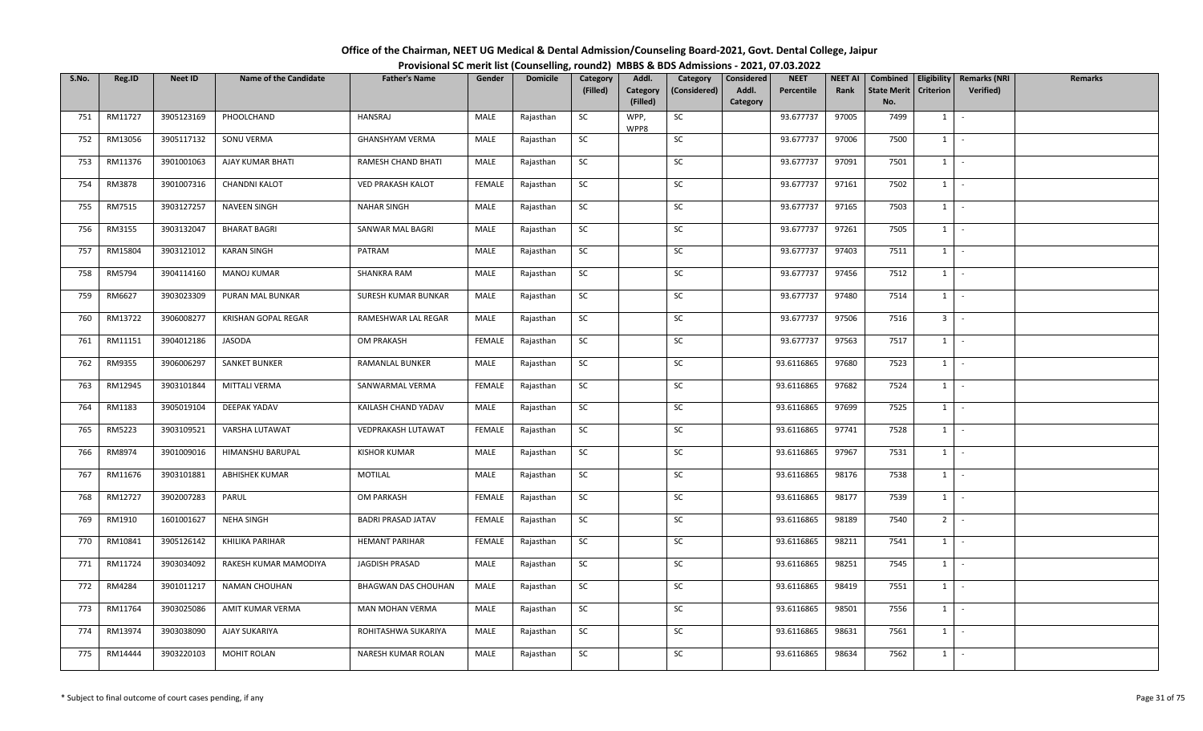# Office of the Chairman, NEET UG Medical & Dental Admission/Counseling Board-2021, Govt. Dental College, Jaipur

## Provisional SC merit list (Counselling, round2) MBBS & BDS Admissions - 2021, 07.03.2022

| S.No. | Reg.ID | Neet ID | Name of the Candidate | Father's Name | Gender | Domicile | Category (Filled) | Addl. Category (Filled) | Category (Considered) | Considered Addl. Category | NEET Percentile | NEET AI Rank | Combined State Merit No. | Eligibility Criterion | Remarks (NRI Verified) | Remarks |
|---|---|---|---|---|---|---|---|---|---|---|---|---|---|---|---|---|
| 751 | RM11727 | 3905123169 | PHOOLCHAND | HANSRAJ | MALE | Rajasthan | SC | WPP, WPP8 | SC | | 93.677737 | 97005 | 7499 | 1 | - | |
| 752 | RM13056 | 3905117132 | SONU VERMA | GHANSHYAM VERMA | MALE | Rajasthan | SC | | SC | | 93.677737 | 97006 | 7500 | 1 | - | |
| 753 | RM11376 | 3901001063 | AJAY KUMAR BHATI | RAMESH CHAND BHATI | MALE | Rajasthan | SC | | SC | | 93.677737 | 97091 | 7501 | 1 | - | |
| 754 | RM3878 | 3901007316 | CHANDNI KALOT | VED PRAKASH KALOT | FEMALE | Rajasthan | SC | | SC | | 93.677737 | 97161 | 7502 | 1 | - | |
| 755 | RM7515 | 3903127257 | NAVEEN SINGH | NAHAR SINGH | MALE | Rajasthan | SC | | SC | | 93.677737 | 97165 | 7503 | 1 | - | |
| 756 | RM3155 | 3903132047 | BHARAT BAGRI | SANWAR MAL BAGRI | MALE | Rajasthan | SC | | SC | | 93.677737 | 97261 | 7505 | 1 | - | |
| 757 | RM15804 | 3903121012 | KARAN SINGH | PATRAM | MALE | Rajasthan | SC | | SC | | 93.677737 | 97403 | 7511 | 1 | - | |
| 758 | RM5794 | 3904114160 | MANOJ KUMAR | SHANKRA RAM | MALE | Rajasthan | SC | | SC | | 93.677737 | 97456 | 7512 | 1 | - | |
| 759 | RM6627 | 3903023309 | PURAN MAL BUNKAR | SURESH KUMAR BUNKAR | MALE | Rajasthan | SC | | SC | | 93.677737 | 97480 | 7514 | 1 | - | |
| 760 | RM13722 | 3906008277 | KRISHAN GOPAL REGAR | RAMESHWAR LAL REGAR | MALE | Rajasthan | SC | | SC | | 93.677737 | 97506 | 7516 | 3 | - | |
| 761 | RM11151 | 3904012186 | JASODA | OM PRAKASH | FEMALE | Rajasthan | SC | | SC | | 93.677737 | 97563 | 7517 | 1 | - | |
| 762 | RM9355 | 3906006297 | SANKET BUNKER | RAMANLAL BUNKER | MALE | Rajasthan | SC | | SC | | 93.6116865 | 97680 | 7523 | 1 | - | |
| 763 | RM12945 | 3903101844 | MITTALI VERMA | SANWARMAL VERMA | FEMALE | Rajasthan | SC | | SC | | 93.6116865 | 97682 | 7524 | 1 | - | |
| 764 | RM1183 | 3905019104 | DEEPAK YADAV | KAILASH CHAND YADAV | MALE | Rajasthan | SC | | SC | | 93.6116865 | 97699 | 7525 | 1 | - | |
| 765 | RM5223 | 3903109521 | VARSHA LUTAWAT | VEDPRAKASH LUTAWAT | FEMALE | Rajasthan | SC | | SC | | 93.6116865 | 97741 | 7528 | 1 | - | |
| 766 | RM8974 | 3901009016 | HIMANSHU BARUPAL | KISHOR KUMAR | MALE | Rajasthan | SC | | SC | | 93.6116865 | 97967 | 7531 | 1 | - | |
| 767 | RM11676 | 3903101881 | ABHISHEK KUMAR | MOTILAL | MALE | Rajasthan | SC | | SC | | 93.6116865 | 98176 | 7538 | 1 | - | |
| 768 | RM12727 | 3902007283 | PARUL | OM PARKASH | FEMALE | Rajasthan | SC | | SC | | 93.6116865 | 98177 | 7539 | 1 | - | |
| 769 | RM1910 | 1601001627 | NEHA SINGH | BADRI PRASAD JATAV | FEMALE | Rajasthan | SC | | SC | | 93.6116865 | 98189 | 7540 | 2 | - | |
| 770 | RM10841 | 3905126142 | KHILIKA PARIHAR | HEMANT PARIHAR | FEMALE | Rajasthan | SC | | SC | | 93.6116865 | 98211 | 7541 | 1 | - | |
| 771 | RM11724 | 3903034092 | RAKESH KUMAR MAMODIYA | JAGDISH PRASAD | MALE | Rajasthan | SC | | SC | | 93.6116865 | 98251 | 7545 | 1 | - | |
| 772 | RM4284 | 3901011217 | NAMAN CHOUHAN | BHAGWAN DAS CHOUHAN | MALE | Rajasthan | SC | | SC | | 93.6116865 | 98419 | 7551 | 1 | - | |
| 773 | RM11764 | 3903025086 | AMIT KUMAR VERMA | MAN MOHAN VERMA | MALE | Rajasthan | SC | | SC | | 93.6116865 | 98501 | 7556 | 1 | - | |
| 774 | RM13974 | 3903038090 | AJAY SUKARIYA | ROHITASHWA SUKARIYA | MALE | Rajasthan | SC | | SC | | 93.6116865 | 98631 | 7561 | 1 | - | |
| 775 | RM14444 | 3903220103 | MOHIT ROLAN | NARESH KUMAR ROLAN | MALE | Rajasthan | SC | | SC | | 93.6116865 | 98634 | 7562 | 1 | - | |

\* Subject to final outcome of court cases pending, if any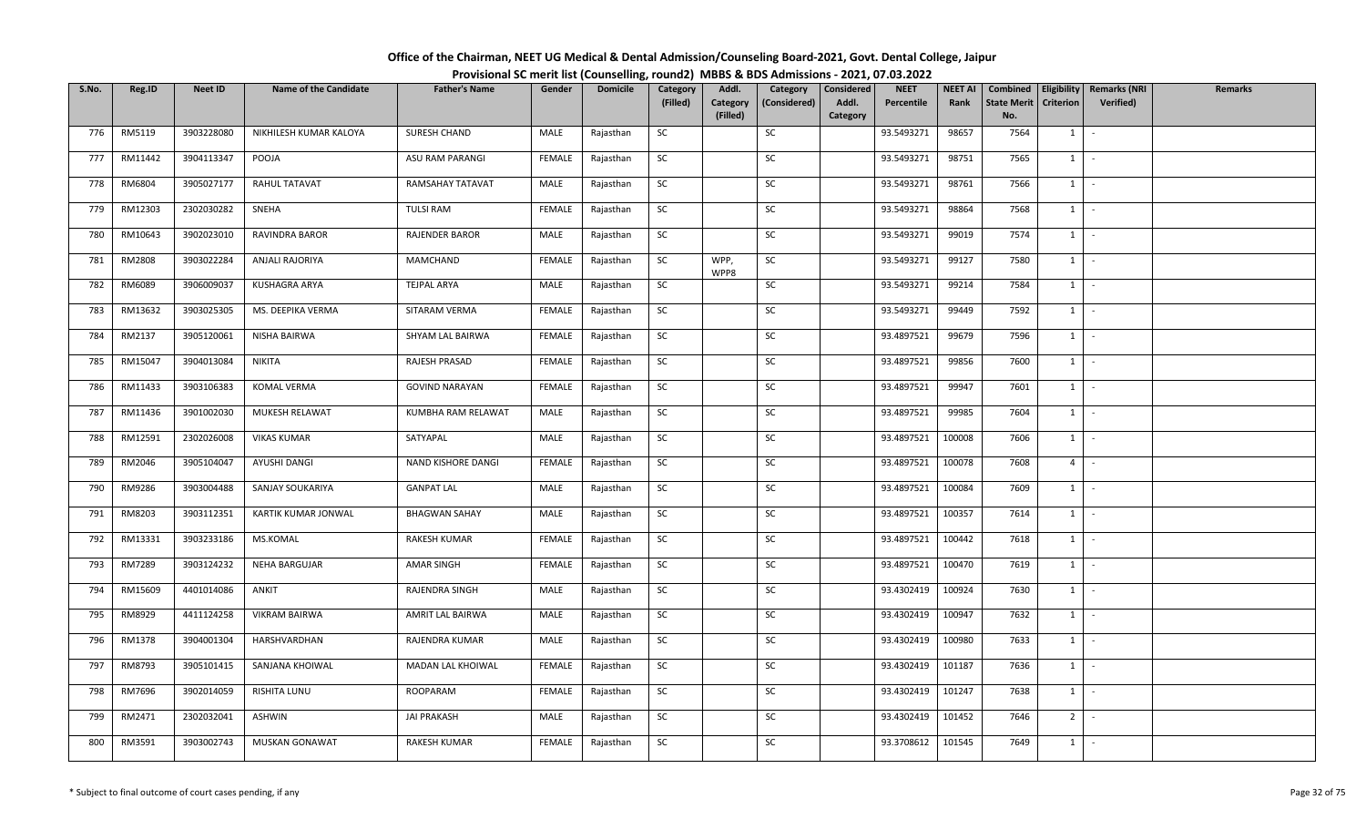# Office of the Chairman, NEET UG Medical & Dental Admission/Counseling Board-2021, Govt. Dental College, Jaipur

## Provisional SC merit list (Counselling, round2) MBBS & BDS Admissions - 2021, 07.03.2022

| S.No. | Reg.ID | Neet ID | Name of the Candidate | Father's Name | Gender | Domicile | Category (Filled) | Addl. Category (Filled) | Category (Considered) | Considered Addl. Category | NEET Percentile | NEET AI Rank | Combined State Merit No. | Eligibility Criterion | Remarks (NRI Verified) | Remarks |
|---|---|---|---|---|---|---|---|---|---|---|---|---|---|---|---|---|
| 776 | RM5119 | 3903228080 | NIKHILESH KUMAR KALOYA | SURESH CHAND | MALE | Rajasthan | SC | | SC | | 93.5493271 | 98657 | 7564 | 1 | - | |
| 777 | RM11442 | 3904113347 | POOJA | ASU RAM PARANGI | FEMALE | Rajasthan | SC | | SC | | 93.5493271 | 98751 | 7565 | 1 | - | |
| 778 | RM6804 | 3905027177 | RAHUL TATAVAT | RAMSAHAY TATAVAT | MALE | Rajasthan | SC | | SC | | 93.5493271 | 98761 | 7566 | 1 | - | |
| 779 | RM12303 | 2302030282 | SNEHA | TULSI RAM | FEMALE | Rajasthan | SC | | SC | | 93.5493271 | 98864 | 7568 | 1 | - | |
| 780 | RM10643 | 3902023010 | RAVINDRA BAROR | RAJENDER BAROR | MALE | Rajasthan | SC | | SC | | 93.5493271 | 99019 | 7574 | 1 | - | |
| 781 | RM2808 | 3903022284 | ANJALI RAJORIYA | MAMCHAND | FEMALE | Rajasthan | SC | WPP, WPP8 | SC | | 93.5493271 | 99127 | 7580 | 1 | - | |
| 782 | RM6089 | 3906009037 | KUSHAGRA ARYA | TEJPAL ARYA | MALE | Rajasthan | SC | | SC | | 93.5493271 | 99214 | 7584 | 1 | - | |
| 783 | RM13632 | 3903025305 | MS. DEEPIKA VERMA | SITARAM VERMA | FEMALE | Rajasthan | SC | | SC | | 93.5493271 | 99449 | 7592 | 1 | - | |
| 784 | RM2137 | 3905120061 | NISHA BAIRWA | SHYAM LAL BAIRWA | FEMALE | Rajasthan | SC | | SC | | 93.4897521 | 99679 | 7596 | 1 | - | |
| 785 | RM15047 | 3904013084 | NIKITA | RAJESH PRASAD | FEMALE | Rajasthan | SC | | SC | | 93.4897521 | 99856 | 7600 | 1 | - | |
| 786 | RM11433 | 3903106383 | KOMAL VERMA | GOVIND NARAYAN | FEMALE | Rajasthan | SC | | SC | | 93.4897521 | 99947 | 7601 | 1 | - | |
| 787 | RM11436 | 3901002030 | MUKESH RELAWAT | KUMBHA RAM RELAWAT | MALE | Rajasthan | SC | | SC | | 93.4897521 | 99985 | 7604 | 1 | - | |
| 788 | RM12591 | 2302026008 | VIKAS KUMAR | SATYAPAL | MALE | Rajasthan | SC | | SC | | 93.4897521 | 100008 | 7606 | 1 | - | |
| 789 | RM2046 | 3905104047 | AYUSHI DANGI | NAND KISHORE DANGI | FEMALE | Rajasthan | SC | | SC | | 93.4897521 | 100078 | 7608 | 4 | - | |
| 790 | RM9286 | 3903004488 | SANJAY SOUKARIYA | GANPAT LAL | MALE | Rajasthan | SC | | SC | | 93.4897521 | 100084 | 7609 | 1 | - | |
| 791 | RM8203 | 3903112351 | KARTIK KUMAR JONWAL | BHAGWAN SAHAY | MALE | Rajasthan | SC | | SC | | 93.4897521 | 100357 | 7614 | 1 | - | |
| 792 | RM13331 | 3903233186 | MS.KOMAL | RAKESH KUMAR | FEMALE | Rajasthan | SC | | SC | | 93.4897521 | 100442 | 7618 | 1 | - | |
| 793 | RM7289 | 3903124232 | NEHA BARGUJAR | AMAR SINGH | FEMALE | Rajasthan | SC | | SC | | 93.4897521 | 100470 | 7619 | 1 | - | |
| 794 | RM15609 | 4401014086 | ANKIT | RAJENDRA SINGH | MALE | Rajasthan | SC | | SC | | 93.4302419 | 100924 | 7630 | 1 | - | |
| 795 | RM8929 | 4411124258 | VIKRAM BAIRWA | AMRIT LAL BAIRWA | MALE | Rajasthan | SC | | SC | | 93.4302419 | 100947 | 7632 | 1 | - | |
| 796 | RM1378 | 3904001304 | HARSHVARDHAN | RAJENDRA KUMAR | MALE | Rajasthan | SC | | SC | | 93.4302419 | 100980 | 7633 | 1 | - | |
| 797 | RM8793 | 3905101415 | SANJANA KHOIWAL | MADAN LAL KHOIWAL | FEMALE | Rajasthan | SC | | SC | | 93.4302419 | 101187 | 7636 | 1 | - | |
| 798 | RM7696 | 3902014059 | RISHITA LUNU | ROOPARAM | FEMALE | Rajasthan | SC | | SC | | 93.4302419 | 101247 | 7638 | 1 | - | |
| 799 | RM2471 | 2302032041 | ASHWIN | JAI PRAKASH | MALE | Rajasthan | SC | | SC | | 93.4302419 | 101452 | 7646 | 2 | - | |
| 800 | RM3591 | 3903002743 | MUSKAN GONAWAT | RAKESH KUMAR | FEMALE | Rajasthan | SC | | SC | | 93.3708612 | 101545 | 7649 | 1 | - | |

\* Subject to final outcome of court cases pending, if any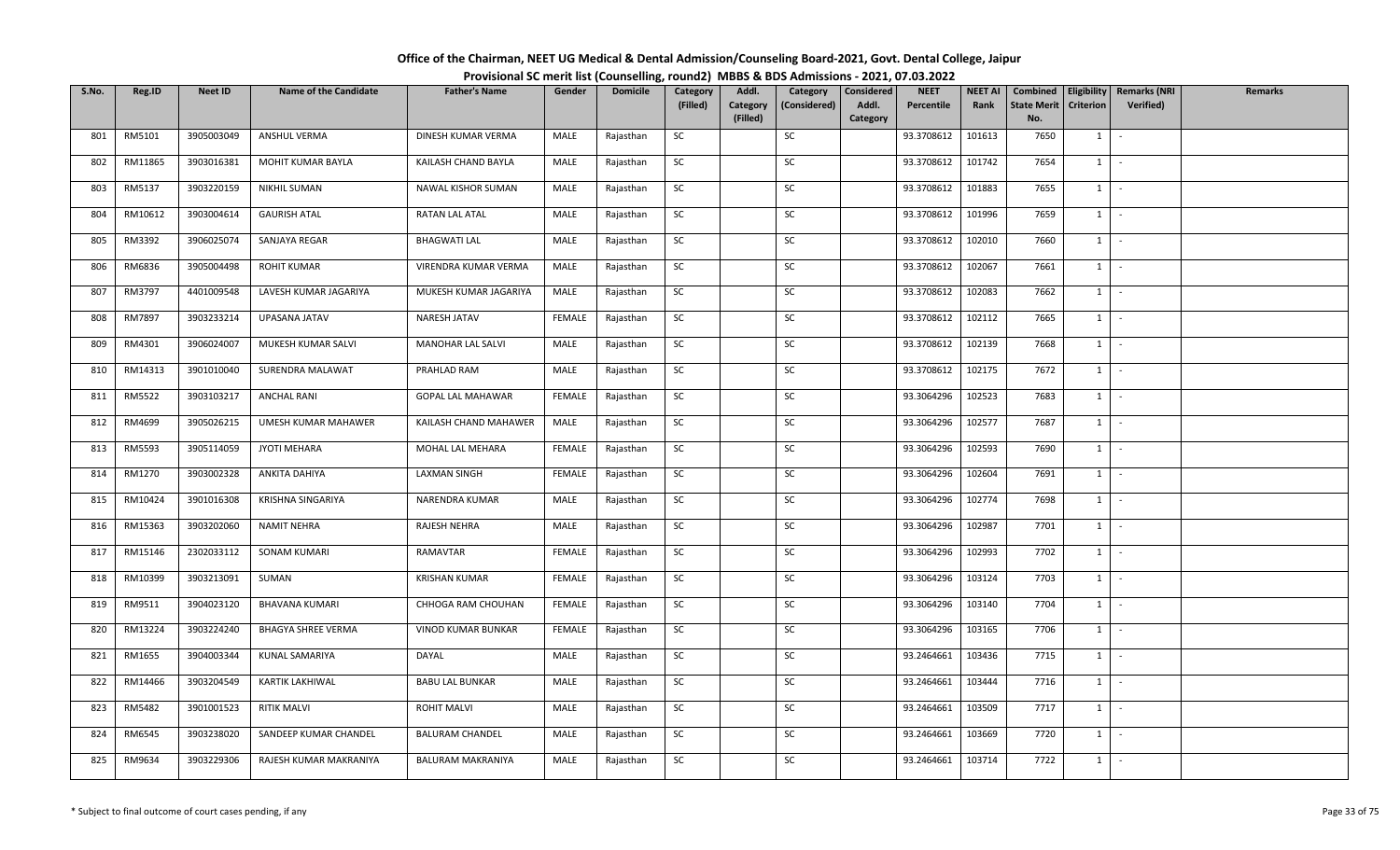# Office of the Chairman, NEET UG Medical & Dental Admission/Counseling Board-2021, Govt. Dental College, Jaipur

## Provisional SC merit list (Counselling, round2) MBBS & BDS Admissions - 2021, 07.03.2022

| S.No. | Reg.ID | Neet ID | Name of the Candidate | Father's Name | Gender | Domicile | Category (Filled) | Addl. Category (Filled) | Category (Considered) | Considered Addl. Category | NEET Percentile | NEET AI Rank | Combined State Merit No. | Eligibility Criterion | Remarks (NRI Verified) | Remarks |
|---|---|---|---|---|---|---|---|---|---|---|---|---|---|---|---|---|
| 801 | RM5101 | 3905003049 | ANSHUL VERMA | DINESH KUMAR VERMA | MALE | Rajasthan | SC | | SC | | 93.3708612 | 101613 | 7650 | 1 | - | |
| 802 | RM11865 | 3903016381 | MOHIT KUMAR BAYLA | KAILASH CHAND BAYLA | MALE | Rajasthan | SC | | SC | | 93.3708612 | 101742 | 7654 | 1 | - | |
| 803 | RM5137 | 3903220159 | NIKHIL SUMAN | NAWAL KISHOR SUMAN | MALE | Rajasthan | SC | | SC | | 93.3708612 | 101883 | 7655 | 1 | - | |
| 804 | RM10612 | 3903004614 | GAURISH ATAL | RATAN LAL ATAL | MALE | Rajasthan | SC | | SC | | 93.3708612 | 101996 | 7659 | 1 | - | |
| 805 | RM3392 | 3906025074 | SANJAYA REGAR | BHAGWATI LAL | MALE | Rajasthan | SC | | SC | | 93.3708612 | 102010 | 7660 | 1 | - | |
| 806 | RM6836 | 3905004498 | ROHIT KUMAR | VIRENDRA KUMAR VERMA | MALE | Rajasthan | SC | | SC | | 93.3708612 | 102067 | 7661 | 1 | - | |
| 807 | RM3797 | 4401009548 | LAVESH KUMAR JAGARIYA | MUKESH KUMAR JAGARIYA | MALE | Rajasthan | SC | | SC | | 93.3708612 | 102083 | 7662 | 1 | - | |
| 808 | RM7897 | 3903233214 | UPASANA JATAV | NARESH JATAV | FEMALE | Rajasthan | SC | | SC | | 93.3708612 | 102112 | 7665 | 1 | - | |
| 809 | RM4301 | 3906024007 | MUKESH KUMAR SALVI | MANOHAR LAL SALVI | MALE | Rajasthan | SC | | SC | | 93.3708612 | 102139 | 7668 | 1 | - | |
| 810 | RM14313 | 3901010040 | SURENDRA MALAWAT | PRAHLAD RAM | MALE | Rajasthan | SC | | SC | | 93.3708612 | 102175 | 7672 | 1 | - | |
| 811 | RM5522 | 3903103217 | ANCHAL RANI | GOPAL LAL MAHAWAR | FEMALE | Rajasthan | SC | | SC | | 93.3064296 | 102523 | 7683 | 1 | - | |
| 812 | RM4699 | 3905026215 | UMESH KUMAR MAHAWER | KAILASH CHAND MAHAWER | MALE | Rajasthan | SC | | SC | | 93.3064296 | 102577 | 7687 | 1 | - | |
| 813 | RM5593 | 3905114059 | JYOTI MEHARA | MOHAL LAL MEHARA | FEMALE | Rajasthan | SC | | SC | | 93.3064296 | 102593 | 7690 | 1 | - | |
| 814 | RM1270 | 3903002328 | ANKITA DAHIYA | LAXMAN SINGH | FEMALE | Rajasthan | SC | | SC | | 93.3064296 | 102604 | 7691 | 1 | - | |
| 815 | RM10424 | 3901016308 | KRISHNA SINGARIYA | NARENDRA KUMAR | MALE | Rajasthan | SC | | SC | | 93.3064296 | 102774 | 7698 | 1 | - | |
| 816 | RM15363 | 3903202060 | NAMIT NEHRA | RAJESH NEHRA | MALE | Rajasthan | SC | | SC | | 93.3064296 | 102987 | 7701 | 1 | - | |
| 817 | RM15146 | 2302033112 | SONAM KUMARI | RAMAVTAR | FEMALE | Rajasthan | SC | | SC | | 93.3064296 | 102993 | 7702 | 1 | - | |
| 818 | RM10399 | 3903213091 | SUMAN | KRISHAN KUMAR | FEMALE | Rajasthan | SC | | SC | | 93.3064296 | 103124 | 7703 | 1 | - | |
| 819 | RM9511 | 3904023120 | BHAVANA KUMARI | CHHOGA RAM CHOUHAN | FEMALE | Rajasthan | SC | | SC | | 93.3064296 | 103140 | 7704 | 1 | - | |
| 820 | RM13224 | 3903224240 | BHAGYA SHREE VERMA | VINOD KUMAR BUNKAR | FEMALE | Rajasthan | SC | | SC | | 93.3064296 | 103165 | 7706 | 1 | - | |
| 821 | RM1655 | 3904003344 | KUNAL SAMARIYA | DAYAL | MALE | Rajasthan | SC | | SC | | 93.2464661 | 103436 | 7715 | 1 | - | |
| 822 | RM14466 | 3903204549 | KARTIK LAKHIWAL | BABU LAL BUNKAR | MALE | Rajasthan | SC | | SC | | 93.2464661 | 103444 | 7716 | 1 | - | |
| 823 | RM5482 | 3901001523 | RITIK MALVI | ROHIT MALVI | MALE | Rajasthan | SC | | SC | | 93.2464661 | 103509 | 7717 | 1 | - | |
| 824 | RM6545 | 3903238020 | SANDEEP KUMAR CHANDEL | BALURAM CHANDEL | MALE | Rajasthan | SC | | SC | | 93.2464661 | 103669 | 7720 | 1 | - | |
| 825 | RM9634 | 3903229306 | RAJESH KUMAR MAKRANIYA | BALURAM MAKRANIYA | MALE | Rajasthan | SC | | SC | | 93.2464661 | 103714 | 7722 | 1 | - | |

\* Subject to final outcome of court cases pending, if any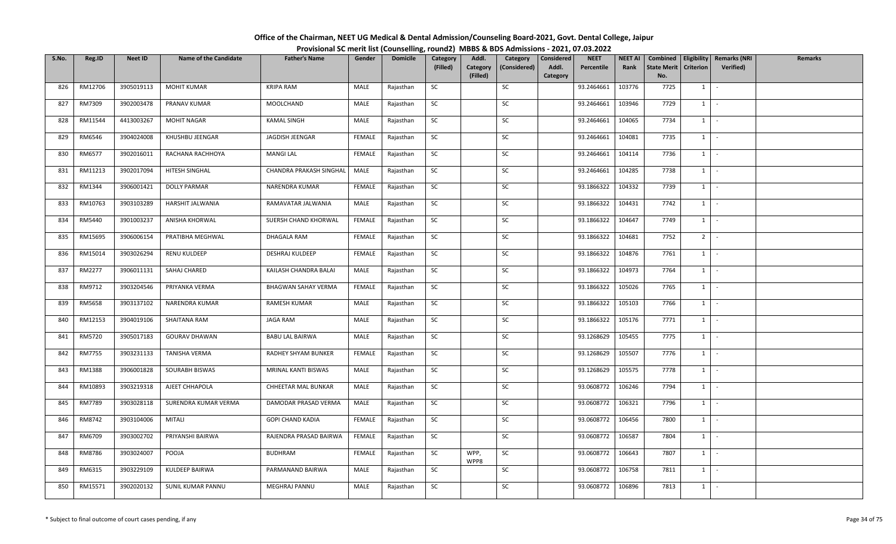# Office of the Chairman, NEET UG Medical & Dental Admission/Counseling Board-2021, Govt. Dental College, Jaipur

## Provisional SC merit list (Counselling, round2) MBBS & BDS Admissions - 2021, 07.03.2022

| S.No. | Reg.ID | Neet ID | Name of the Candidate | Father's Name | Gender | Domicile | Category (Filled) | Addl. Category (Filled) | Category (Considered) | Considered Addl. Category | NEET Percentile | NEET AI Rank | Combined State Merit No. | Eligibility Criterion | Remarks (NRI Verified) | Remarks |
|---|---|---|---|---|---|---|---|---|---|---|---|---|---|---|---|---|
| 826 | RM12706 | 3905019113 | MOHIT KUMAR | KRIPA RAM | MALE | Rajasthan | SC | | SC | | 93.2464661 | 103776 | 7725 | 1 | - | |
| 827 | RM7309 | 3902003478 | PRANAV KUMAR | MOOLCHAND | MALE | Rajasthan | SC | | SC | | 93.2464661 | 103946 | 7729 | 1 | - | |
| 828 | RM11544 | 4413003267 | MOHIT NAGAR | KAMAL SINGH | MALE | Rajasthan | SC | | SC | | 93.2464661 | 104065 | 7734 | 1 | - | |
| 829 | RM6546 | 3904024008 | KHUSHBU JEENGAR | JAGDISH JEENGAR | FEMALE | Rajasthan | SC | | SC | | 93.2464661 | 104081 | 7735 | 1 | - | |
| 830 | RM6577 | 3902016011 | RACHANA RACHHOYA | MANGI LAL | FEMALE | Rajasthan | SC | | SC | | 93.2464661 | 104114 | 7736 | 1 | - | |
| 831 | RM11213 | 3902017094 | HITESH SINGHAL | CHANDRA PRAKASH SINGHAL | MALE | Rajasthan | SC | | SC | | 93.2464661 | 104285 | 7738 | 1 | - | |
| 832 | RM1344 | 3906001421 | DOLLY PARMAR | NARENDRA KUMAR | FEMALE | Rajasthan | SC | | SC | | 93.1866322 | 104332 | 7739 | 1 | - | |
| 833 | RM10763 | 3903103289 | HARSHIT JALWANIA | RAMAVATAR JALWANIA | MALE | Rajasthan | SC | | SC | | 93.1866322 | 104431 | 7742 | 1 | - | |
| 834 | RM5440 | 3901003237 | ANISHA KHORWAL | SUERSH CHAND KHORWAL | FEMALE | Rajasthan | SC | | SC | | 93.1866322 | 104647 | 7749 | 1 | - | |
| 835 | RM15695 | 3906006154 | PRATIBHA MEGHWAL | DHAGALA RAM | FEMALE | Rajasthan | SC | | SC | | 93.1866322 | 104681 | 7752 | 2 | - | |
| 836 | RM15014 | 3903026294 | RENU KULDEEP | DESHRAJ KULDEEP | FEMALE | Rajasthan | SC | | SC | | 93.1866322 | 104876 | 7761 | 1 | - | |
| 837 | RM2277 | 3906011131 | SAHAJ CHARED | KAILASH CHANDRA BALAI | MALE | Rajasthan | SC | | SC | | 93.1866322 | 104973 | 7764 | 1 | - | |
| 838 | RM9712 | 3903204546 | PRIYANKA VERMA | BHAGWAN SAHAY VERMA | FEMALE | Rajasthan | SC | | SC | | 93.1866322 | 105026 | 7765 | 1 | - | |
| 839 | RM5658 | 3903137102 | NARENDRA KUMAR | RAMESH KUMAR | MALE | Rajasthan | SC | | SC | | 93.1866322 | 105103 | 7766 | 1 | - | |
| 840 | RM12153 | 3904019106 | SHAITANA RAM | JAGA RAM | MALE | Rajasthan | SC | | SC | | 93.1866322 | 105176 | 7771 | 1 | - | |
| 841 | RM5720 | 3905017183 | GOURAV DHAWAN | BABU LAL BAIRWA | MALE | Rajasthan | SC | | SC | | 93.1268629 | 105455 | 7775 | 1 | - | |
| 842 | RM7755 | 3903231133 | TANISHA VERMA | RADHEY SHYAM BUNKER | FEMALE | Rajasthan | SC | | SC | | 93.1268629 | 105507 | 7776 | 1 | - | |
| 843 | RM1388 | 3906001828 | SOURABH BISWAS | MRINAL KANTI BISWAS | MALE | Rajasthan | SC | | SC | | 93.1268629 | 105575 | 7778 | 1 | - | |
| 844 | RM10893 | 3903219318 | AJEET CHHAPOLA | CHHEETAR MAL BUNKAR | MALE | Rajasthan | SC | | SC | | 93.0608772 | 106246 | 7794 | 1 | - | |
| 845 | RM7789 | 3903028118 | SURENDRA KUMAR VERMA | DAMODAR PRASAD VERMA | MALE | Rajasthan | SC | | SC | | 93.0608772 | 106321 | 7796 | 1 | - | |
| 846 | RM8742 | 3903104006 | MITALI | GOPI CHAND KADIA | FEMALE | Rajasthan | SC | | SC | | 93.0608772 | 106456 | 7800 | 1 | - | |
| 847 | RM6709 | 3903002702 | PRIYANSHI BAIRWA | RAJENDRA PRASAD BAIRWA | FEMALE | Rajasthan | SC | | SC | | 93.0608772 | 106587 | 7804 | 1 | - | |
| 848 | RM8786 | 3903024007 | POOJA | BUDHRAM | FEMALE | Rajasthan | SC | WPP, WPP8 | SC | | 93.0608772 | 106643 | 7807 | 1 | - | |
| 849 | RM6315 | 3903229109 | KULDEEP BAIRWA | PARMANAND BAIRWA | MALE | Rajasthan | SC | | SC | | 93.0608772 | 106758 | 7811 | 1 | - | |
| 850 | RM15571 | 3902020132 | SUNIL KUMAR PANNU | MEGHRAJ PANNU | MALE | Rajasthan | SC | | SC | | 93.0608772 | 106896 | 7813 | 1 | - | |

\* Subject to final outcome of court cases pending, if any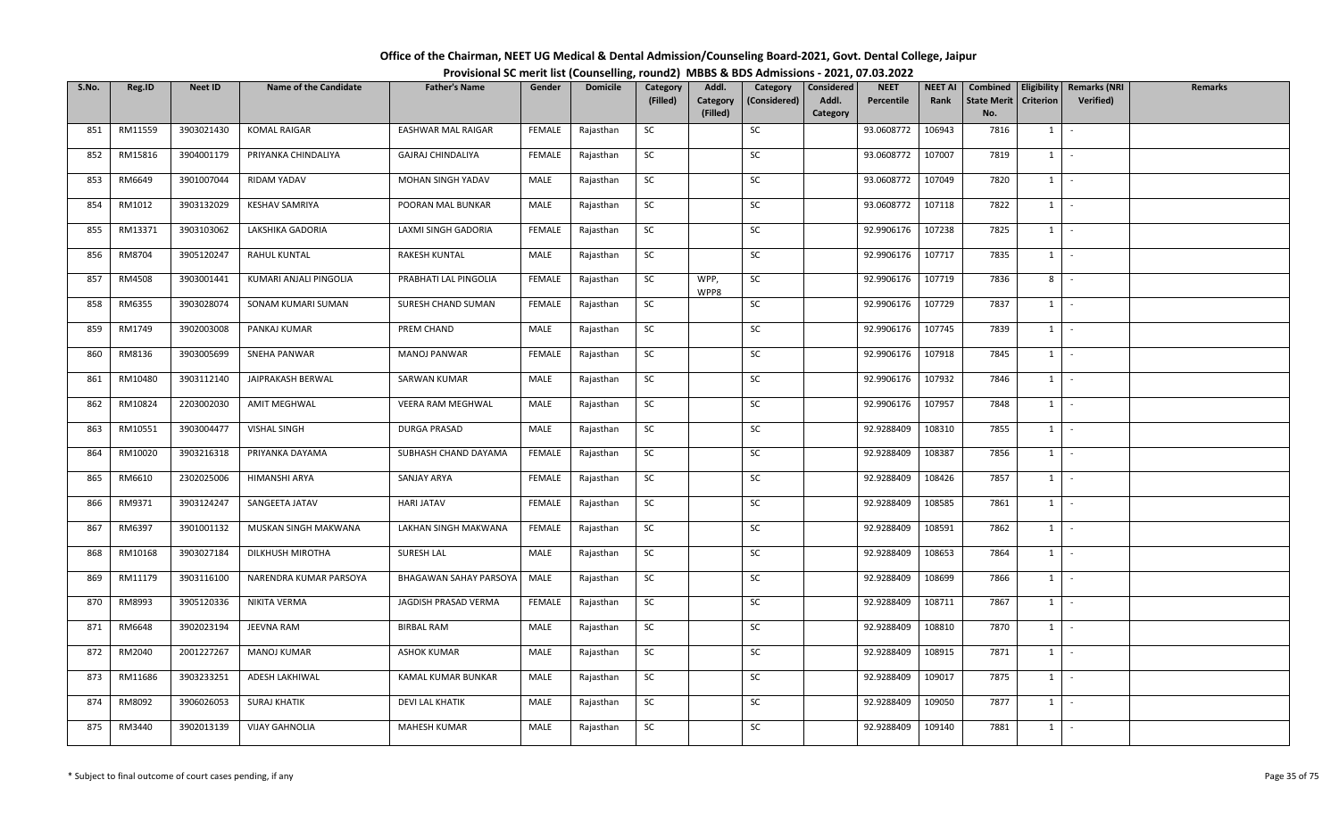# Office of the Chairman, NEET UG Medical & Dental Admission/Counseling Board-2021, Govt. Dental College, Jaipur

## Provisional SC merit list (Counselling, round2) MBBS & BDS Admissions - 2021, 07.03.2022

| S.No. | Reg.ID | Neet ID | Name of the Candidate | Father's Name | Gender | Domicile | Category (Filled) | Addl. Category (Filled) | Category (Considered) | Considered Addl. Category | NEET Percentile | NEET AI Rank | Combined State Merit No. | Eligibility Criterion | Remarks (NRI Verified) | Remarks |
|---|---|---|---|---|---|---|---|---|---|---|---|---|---|---|---|---|
| 851 | RM11559 | 3903021430 | KOMAL RAIGAR | EASHWAR MAL RAIGAR | FEMALE | Rajasthan | SC | | SC | | 93.0608772 | 106943 | 7816 | 1 | - | |
| 852 | RM15816 | 3904001179 | PRIYANKA CHINDALIYA | GAJRAJ CHINDALIYA | FEMALE | Rajasthan | SC | | SC | | 93.0608772 | 107007 | 7819 | 1 | - | |
| 853 | RM6649 | 3901007044 | RIDAM YADAV | MOHAN SINGH YADAV | MALE | Rajasthan | SC | | SC | | 93.0608772 | 107049 | 7820 | 1 | - | |
| 854 | RM1012 | 3903132029 | KESHAV SAMRIYA | POORAN MAL BUNKAR | MALE | Rajasthan | SC | | SC | | 93.0608772 | 107118 | 7822 | 1 | - | |
| 855 | RM13371 | 3903103062 | LAKSHIKA GADORIA | LAXMI SINGH GADORIA | FEMALE | Rajasthan | SC | | SC | | 92.9906176 | 107238 | 7825 | 1 | - | |
| 856 | RM8704 | 3905120247 | RAHUL KUNTAL | RAKESH KUNTAL | MALE | Rajasthan | SC | | SC | | 92.9906176 | 107717 | 7835 | 1 | - | |
| 857 | RM4508 | 3903001441 | KUMARI ANJALI PINGOLIA | PRABHATI LAL PINGOLIA | FEMALE | Rajasthan | SC | WPP, WPP8 | SC | | 92.9906176 | 107719 | 7836 | 8 | - | |
| 858 | RM6355 | 3903028074 | SONAM KUMARI SUMAN | SURESH CHAND SUMAN | FEMALE | Rajasthan | SC | | SC | | 92.9906176 | 107729 | 7837 | 1 | - | |
| 859 | RM1749 | 3902003008 | PANKAJ KUMAR | PREM CHAND | MALE | Rajasthan | SC | | SC | | 92.9906176 | 107745 | 7839 | 1 | - | |
| 860 | RM8136 | 3903005699 | SNEHA PANWAR | MANOJ PANWAR | FEMALE | Rajasthan | SC | | SC | | 92.9906176 | 107918 | 7845 | 1 | - | |
| 861 | RM10480 | 3903112140 | JAIPRAKASH BERWAL | SARWAN KUMAR | MALE | Rajasthan | SC | | SC | | 92.9906176 | 107932 | 7846 | 1 | - | |
| 862 | RM10824 | 2203002030 | AMIT MEGHWAL | VEERA RAM MEGHWAL | MALE | Rajasthan | SC | | SC | | 92.9906176 | 107957 | 7848 | 1 | - | |
| 863 | RM10551 | 3903004477 | VISHAL SINGH | DURGA PRASAD | MALE | Rajasthan | SC | | SC | | 92.9288409 | 108310 | 7855 | 1 | - | |
| 864 | RM10020 | 3903216318 | PRIYANKA DAYAMA | SUBHASH CHAND DAYAMA | FEMALE | Rajasthan | SC | | SC | | 92.9288409 | 108387 | 7856 | 1 | - | |
| 865 | RM6610 | 2302025006 | HIMANSHI ARYA | SANJAY ARYA | FEMALE | Rajasthan | SC | | SC | | 92.9288409 | 108426 | 7857 | 1 | - | |
| 866 | RM9371 | 3903124247 | SANGEETA JATAV | HARI JATAV | FEMALE | Rajasthan | SC | | SC | | 92.9288409 | 108585 | 7861 | 1 | - | |
| 867 | RM6397 | 3901001132 | MUSKAN SINGH MAKWANA | LAKHAN SINGH MAKWANA | FEMALE | Rajasthan | SC | | SC | | 92.9288409 | 108591 | 7862 | 1 | - | |
| 868 | RM10168 | 3903027184 | DILKHUSH MIROTHA | SURESH LAL | MALE | Rajasthan | SC | | SC | | 92.9288409 | 108653 | 7864 | 1 | - | |
| 869 | RM11179 | 3903116100 | NARENDRA KUMAR PARSOYA | BHAGAWAN SAHAY PARSOYA | MALE | Rajasthan | SC | | SC | | 92.9288409 | 108699 | 7866 | 1 | - | |
| 870 | RM8993 | 3905120336 | NIKITA VERMA | JAGDISH PRASAD VERMA | FEMALE | Rajasthan | SC | | SC | | 92.9288409 | 108711 | 7867 | 1 | - | |
| 871 | RM6648 | 3902023194 | JEEVNA RAM | BIRBAL RAM | MALE | Rajasthan | SC | | SC | | 92.9288409 | 108810 | 7870 | 1 | - | |
| 872 | RM2040 | 2001227267 | MANOJ KUMAR | ASHOK KUMAR | MALE | Rajasthan | SC | | SC | | 92.9288409 | 108915 | 7871 | 1 | - | |
| 873 | RM11686 | 3903233251 | ADESH LAKHIWAL | KAMAL KUMAR BUNKAR | MALE | Rajasthan | SC | | SC | | 92.9288409 | 109017 | 7875 | 1 | - | |
| 874 | RM8092 | 3906026053 | SURAJ KHATIK | DEVI LAL KHATIK | MALE | Rajasthan | SC | | SC | | 92.9288409 | 109050 | 7877 | 1 | - | |
| 875 | RM3440 | 3902013139 | VIJAY GAHNOLIA | MAHESH KUMAR | MALE | Rajasthan | SC | | SC | | 92.9288409 | 109140 | 7881 | 1 | - | |

\* Subject to final outcome of court cases pending, if any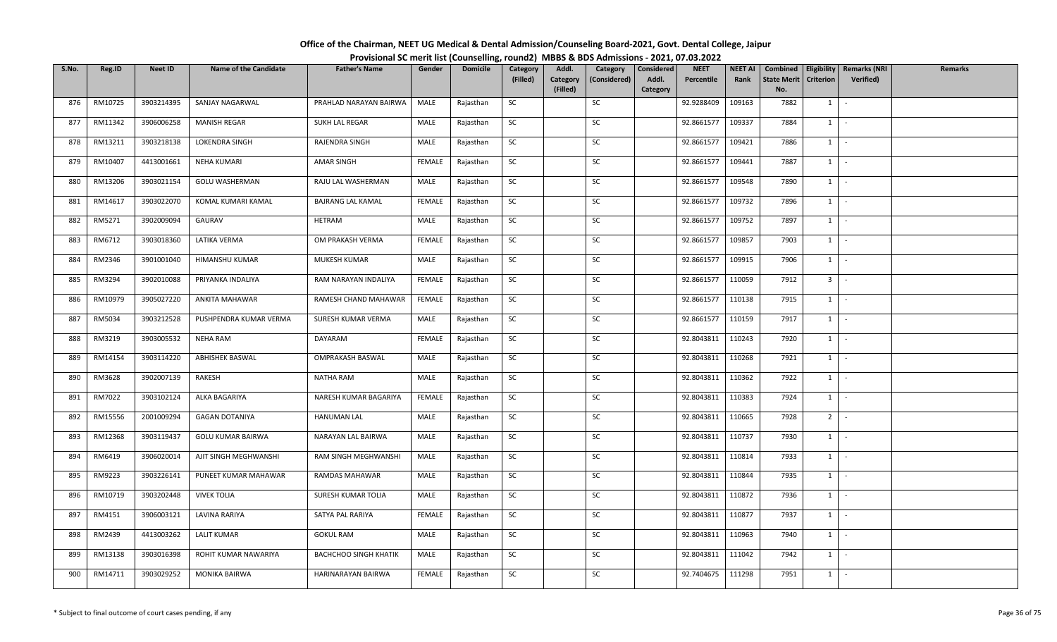# Office of the Chairman, NEET UG Medical & Dental Admission/Counseling Board-2021, Govt. Dental College, Jaipur

## Provisional SC merit list (Counselling, round2) MBBS & BDS Admissions - 2021, 07.03.2022

| S.No. | Reg.ID | Neet ID | Name of the Candidate | Father's Name | Gender | Domicile | Category (Filled) | Addl. Category (Filled) | Category (Considered) | Considered Addl. Category | NEET Percentile | NEET AI Rank | Combined State Merit No. | Eligibility Criterion | Remarks (NRI Verified) | Remarks |
|---|---|---|---|---|---|---|---|---|---|---|---|---|---|---|---|---|
| 876 | RM10725 | 3903214395 | SANJAY NAGARWAL | PRAHLAD NARAYAN BAIRWA | MALE | Rajasthan | SC | | SC | | 92.9288409 | 109163 | 7882 | 1 | - | |
| 877 | RM11342 | 3906006258 | MANISH REGAR | SUKH LAL REGAR | MALE | Rajasthan | SC | | SC | | 92.8661577 | 109337 | 7884 | 1 | - | |
| 878 | RM13211 | 3903218138 | LOKENDRA SINGH | RAJENDRA SINGH | MALE | Rajasthan | SC | | SC | | 92.8661577 | 109421 | 7886 | 1 | - | |
| 879 | RM10407 | 4413001661 | NEHA KUMARI | AMAR SINGH | FEMALE | Rajasthan | SC | | SC | | 92.8661577 | 109441 | 7887 | 1 | - | |
| 880 | RM13206 | 3903021154 | GOLU WASHERMAN | RAJU LAL WASHERMAN | MALE | Rajasthan | SC | | SC | | 92.8661577 | 109548 | 7890 | 1 | - | |
| 881 | RM14617 | 3903022070 | KOMAL KUMARI KAMAL | BAJRANG LAL KAMAL | FEMALE | Rajasthan | SC | | SC | | 92.8661577 | 109732 | 7896 | 1 | - | |
| 882 | RM5271 | 3902009094 | GAURAV | HETRAM | MALE | Rajasthan | SC | | SC | | 92.8661577 | 109752 | 7897 | 1 | - | |
| 883 | RM6712 | 3903018360 | LATIKA VERMA | OM PRAKASH VERMA | FEMALE | Rajasthan | SC | | SC | | 92.8661577 | 109857 | 7903 | 1 | - | |
| 884 | RM2346 | 3901001040 | HIMANSHU KUMAR | MUKESH KUMAR | MALE | Rajasthan | SC | | SC | | 92.8661577 | 109915 | 7906 | 1 | - | |
| 885 | RM3294 | 3902010088 | PRIYANKA INDALIYA | RAM NARAYAN INDALIYA | FEMALE | Rajasthan | SC | | SC | | 92.8661577 | 110059 | 7912 | 3 | - | |
| 886 | RM10979 | 3905027220 | ANKITA MAHAWAR | RAMESH CHAND MAHAWAR | FEMALE | Rajasthan | SC | | SC | | 92.8661577 | 110138 | 7915 | 1 | - | |
| 887 | RM5034 | 3903212528 | PUSHPENDRA KUMAR VERMA | SURESH KUMAR VERMA | MALE | Rajasthan | SC | | SC | | 92.8661577 | 110159 | 7917 | 1 | - | |
| 888 | RM3219 | 3903005532 | NEHA RAM | DAYARAM | FEMALE | Rajasthan | SC | | SC | | 92.8043811 | 110243 | 7920 | 1 | - | |
| 889 | RM14154 | 3903114220 | ABHISHEK BASWAL | OMPRAKASH BASWAL | MALE | Rajasthan | SC | | SC | | 92.8043811 | 110268 | 7921 | 1 | - | |
| 890 | RM3628 | 3902007139 | RAKESH | NATHA RAM | MALE | Rajasthan | SC | | SC | | 92.8043811 | 110362 | 7922 | 1 | - | |
| 891 | RM7022 | 3903102124 | ALKA BAGARIYA | NARESH KUMAR BAGARIYA | FEMALE | Rajasthan | SC | | SC | | 92.8043811 | 110383 | 7924 | 1 | - | |
| 892 | RM15556 | 2001009294 | GAGAN DOTANIYA | HANUMAN LAL | MALE | Rajasthan | SC | | SC | | 92.8043811 | 110665 | 7928 | 2 | - | |
| 893 | RM12368 | 3903119437 | GOLU KUMAR BAIRWA | NARAYAN LAL BAIRWA | MALE | Rajasthan | SC | | SC | | 92.8043811 | 110737 | 7930 | 1 | - | |
| 894 | RM6419 | 3906020014 | AJIT SINGH MEGHWANSHI | RAM SINGH MEGHWANSHI | MALE | Rajasthan | SC | | SC | | 92.8043811 | 110814 | 7933 | 1 | - | |
| 895 | RM9223 | 3903226141 | PUNEET KUMAR MAHAWAR | RAMDAS MAHAWAR | MALE | Rajasthan | SC | | SC | | 92.8043811 | 110844 | 7935 | 1 | - | |
| 896 | RM10719 | 3903202448 | VIVEK TOLIA | SURESH KUMAR TOLIA | MALE | Rajasthan | SC | | SC | | 92.8043811 | 110872 | 7936 | 1 | - | |
| 897 | RM4151 | 3906003121 | LAVINA RARIYA | SATYA PAL RARIYA | FEMALE | Rajasthan | SC | | SC | | 92.8043811 | 110877 | 7937 | 1 | - | |
| 898 | RM2439 | 4413003262 | LALIT KUMAR | GOKUL RAM | MALE | Rajasthan | SC | | SC | | 92.8043811 | 110963 | 7940 | 1 | - | |
| 899 | RM13138 | 3903016398 | ROHIT KUMAR NAWARIYA | BACHCHOO SINGH KHATIK | MALE | Rajasthan | SC | | SC | | 92.8043811 | 111042 | 7942 | 1 | - | |
| 900 | RM14711 | 3903029252 | MONIKA BAIRWA | HARINARAYAN BAIRWA | FEMALE | Rajasthan | SC | | SC | | 92.7404675 | 111298 | 7951 | 1 | - | |

\* Subject to final outcome of court cases pending, if any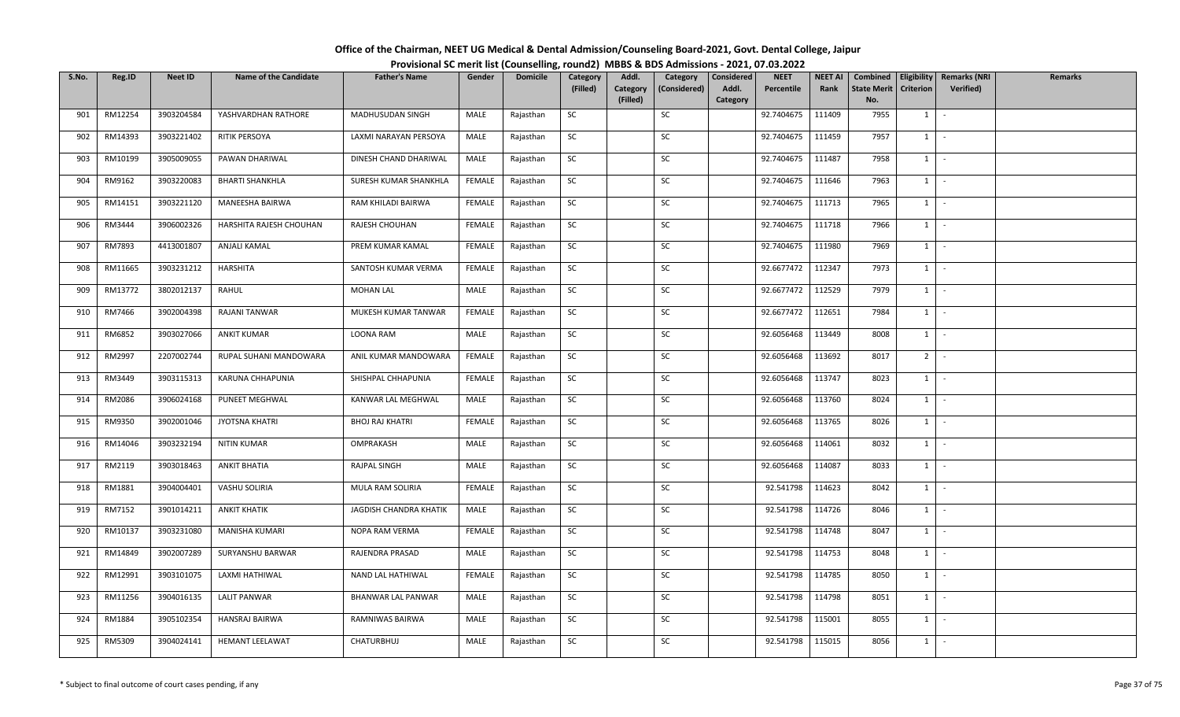# Office of the Chairman, NEET UG Medical & Dental Admission/Counseling Board-2021, Govt. Dental College, Jaipur

## Provisional SC merit list (Counselling, round2) MBBS & BDS Admissions - 2021, 07.03.2022

| S.No. | Reg.ID | Neet ID | Name of the Candidate | Father's Name | Gender | Domicile | Category (Filled) | Addl. Category (Filled) | Category (Considered) | Considered Addl. Category | NEET Percentile | NEET AI Rank | Combined State Merit No. | Eligibility Criterion | Remarks (NRI Verified) | Remarks |
|---|---|---|---|---|---|---|---|---|---|---|---|---|---|---|---|---|
| 901 | RM12254 | 3903204584 | YASHVARDHAN RATHORE | MADHUSUDAN SINGH | MALE | Rajasthan | SC | | SC | | 92.7404675 | 111409 | 7955 | 1 | - | |
| 902 | RM14393 | 3903221402 | RITIK PERSOYA | LAXMI NARAYAN PERSOYA | MALE | Rajasthan | SC | | SC | | 92.7404675 | 111459 | 7957 | 1 | - | |
| 903 | RM10199 | 3905009055 | PAWAN DHARIWAL | DINESH CHAND DHARIWAL | MALE | Rajasthan | SC | | SC | | 92.7404675 | 111487 | 7958 | 1 | - | |
| 904 | RM9162 | 3903220083 | BHARTI SHANKHLA | SURESH KUMAR SHANKHLA | FEMALE | Rajasthan | SC | | SC | | 92.7404675 | 111646 | 7963 | 1 | - | |
| 905 | RM14151 | 3903221120 | MANEESHA BAIRWA | RAM KHILADI BAIRWA | FEMALE | Rajasthan | SC | | SC | | 92.7404675 | 111713 | 7965 | 1 | - | |
| 906 | RM3444 | 3906002326 | HARSHITA RAJESH CHOUHAN | RAJESH CHOUHAN | FEMALE | Rajasthan | SC | | SC | | 92.7404675 | 111718 | 7966 | 1 | - | |
| 907 | RM7893 | 4413001807 | ANJALI KAMAL | PREM KUMAR KAMAL | FEMALE | Rajasthan | SC | | SC | | 92.7404675 | 111980 | 7969 | 1 | - | |
| 908 | RM11665 | 3903231212 | HARSHITA | SANTOSH KUMAR VERMA | FEMALE | Rajasthan | SC | | SC | | 92.6677472 | 112347 | 7973 | 1 | - | |
| 909 | RM13772 | 3802012137 | RAHUL | MOHAN LAL | MALE | Rajasthan | SC | | SC | | 92.6677472 | 112529 | 7979 | 1 | - | |
| 910 | RM7466 | 3902004398 | RAJANI TANWAR | MUKESH KUMAR TANWAR | FEMALE | Rajasthan | SC | | SC | | 92.6677472 | 112651 | 7984 | 1 | - | |
| 911 | RM6852 | 3903027066 | ANKIT KUMAR | LOONA RAM | MALE | Rajasthan | SC | | SC | | 92.6056468 | 113449 | 8008 | 1 | - | |
| 912 | RM2997 | 2207002744 | RUPAL SUHANI MANDOWARA | ANIL KUMAR MANDOWARA | FEMALE | Rajasthan | SC | | SC | | 92.6056468 | 113692 | 8017 | 2 | - | |
| 913 | RM3449 | 3903115313 | KARUNA CHHAPUNIA | SHISHPAL CHHAPUNIA | FEMALE | Rajasthan | SC | | SC | | 92.6056468 | 113747 | 8023 | 1 | - | |
| 914 | RM2086 | 3906024168 | PUNEET MEGHWAL | KANWAR LAL MEGHWAL | MALE | Rajasthan | SC | | SC | | 92.6056468 | 113760 | 8024 | 1 | - | |
| 915 | RM9350 | 3902001046 | JYOTSNA KHATRI | BHOJ RAJ KHATRI | FEMALE | Rajasthan | SC | | SC | | 92.6056468 | 113765 | 8026 | 1 | - | |
| 916 | RM14046 | 3903232194 | NITIN KUMAR | OMPRAKASH | MALE | Rajasthan | SC | | SC | | 92.6056468 | 114061 | 8032 | 1 | - | |
| 917 | RM2119 | 3903018463 | ANKIT BHATIA | RAJPAL SINGH | MALE | Rajasthan | SC | | SC | | 92.6056468 | 114087 | 8033 | 1 | - | |
| 918 | RM1881 | 3904004401 | VASHU SOLIRIA | MULA RAM SOLIRIA | FEMALE | Rajasthan | SC | | SC | | 92.541798 | 114623 | 8042 | 1 | - | |
| 919 | RM7152 | 3901014211 | ANKIT KHATIK | JAGDISH CHANDRA KHATIK | MALE | Rajasthan | SC | | SC | | 92.541798 | 114726 | 8046 | 1 | - | |
| 920 | RM10137 | 3903231080 | MANISHA KUMARI | NOPA RAM VERMA | FEMALE | Rajasthan | SC | | SC | | 92.541798 | 114748 | 8047 | 1 | - | |
| 921 | RM14849 | 3902007289 | SURYANSHU BARWAR | RAJENDRA PRASAD | MALE | Rajasthan | SC | | SC | | 92.541798 | 114753 | 8048 | 1 | - | |
| 922 | RM12991 | 3903101075 | LAXMI HATHIWAL | NAND LAL HATHIWAL | FEMALE | Rajasthan | SC | | SC | | 92.541798 | 114785 | 8050 | 1 | - | |
| 923 | RM11256 | 3904016135 | LALIT PANWAR | BHANWAR LAL PANWAR | MALE | Rajasthan | SC | | SC | | 92.541798 | 114798 | 8051 | 1 | - | |
| 924 | RM1884 | 3905102354 | HANSRAJ BAIRWA | RAMNIWAS BAIRWA | MALE | Rajasthan | SC | | SC | | 92.541798 | 115001 | 8055 | 1 | - | |
| 925 | RM5309 | 3904024141 | HEMANT LEELAWAT | CHATURBHUJ | MALE | Rajasthan | SC | | SC | | 92.541798 | 115015 | 8056 | 1 | - | |

\* Subject to final outcome of court cases pending, if any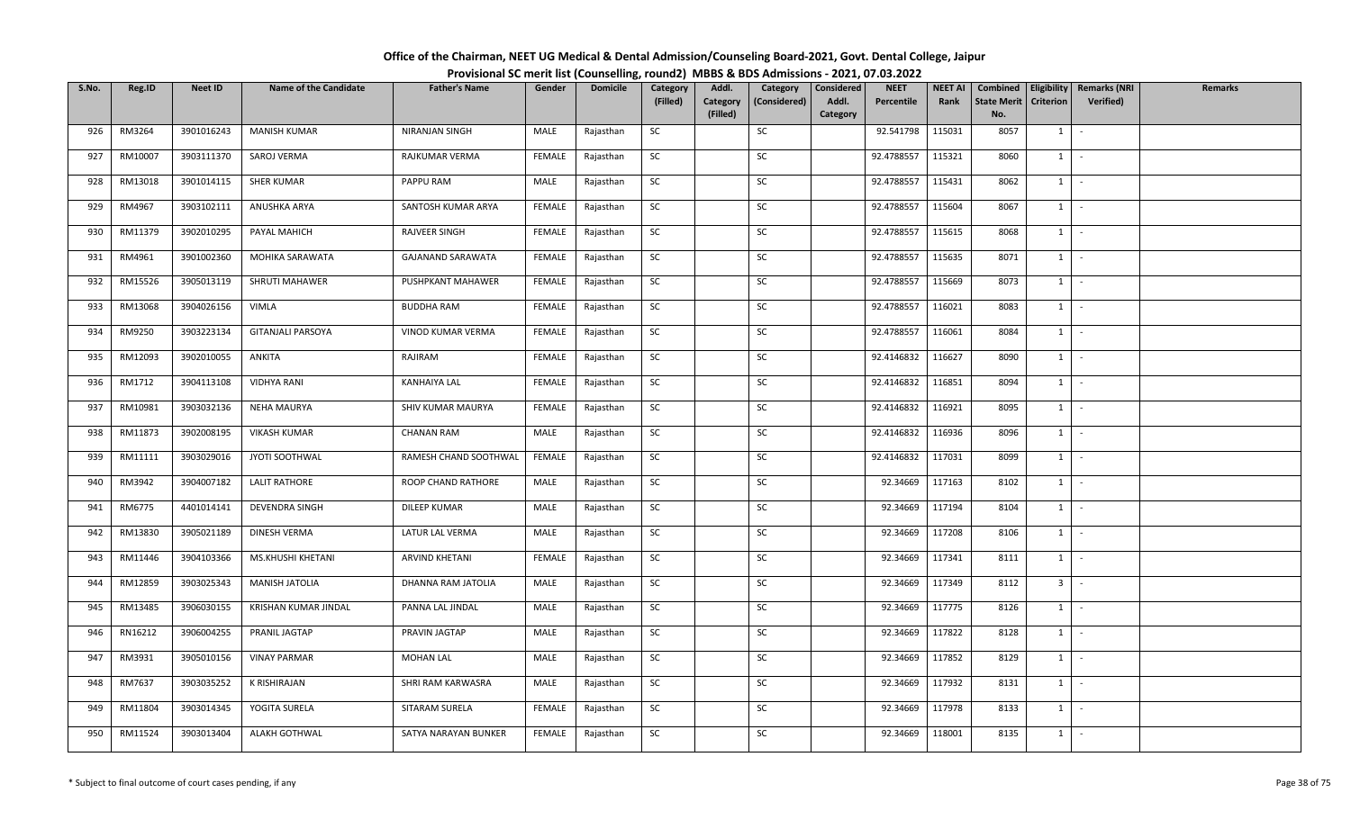# Office of the Chairman, NEET UG Medical & Dental Admission/Counseling Board-2021, Govt. Dental College, Jaipur

## Provisional SC merit list (Counselling, round2) MBBS & BDS Admissions - 2021, 07.03.2022

| S.No. | Reg.ID | Neet ID | Name of the Candidate | Father's Name | Gender | Domicile | Category (Filled) | Addl. Category (Filled) | Category (Considered) | Considered Addl. Category | NEET Percentile | NEET AI Rank | Combined State Merit No. | Eligibility Criterion | Remarks (NRI Verified) | Remarks |
|---|---|---|---|---|---|---|---|---|---|---|---|---|---|---|---|---|
| 926 | RM3264 | 3901016243 | MANISH KUMAR | NIRANJAN SINGH | MALE | Rajasthan | SC | | SC | | 92.541798 | 115031 | 8057 | 1 | - | |
| 927 | RM10007 | 3903111370 | SAROJ VERMA | RAJKUMAR VERMA | FEMALE | Rajasthan | SC | | SC | | 92.4788557 | 115321 | 8060 | 1 | - | |
| 928 | RM13018 | 3901014115 | SHER KUMAR | PAPPU RAM | MALE | Rajasthan | SC | | SC | | 92.4788557 | 115431 | 8062 | 1 | - | |
| 929 | RM4967 | 3903102111 | ANUSHKA ARYA | SANTOSH KUMAR ARYA | FEMALE | Rajasthan | SC | | SC | | 92.4788557 | 115604 | 8067 | 1 | - | |
| 930 | RM11379 | 3902010295 | PAYAL MAHICH | RAJVEER SINGH | FEMALE | Rajasthan | SC | | SC | | 92.4788557 | 115615 | 8068 | 1 | - | |
| 931 | RM4961 | 3901002360 | MOHIKA SARAWATA | GAJANAND SARAWATA | FEMALE | Rajasthan | SC | | SC | | 92.4788557 | 115635 | 8071 | 1 | - | |
| 932 | RM15526 | 3905013119 | SHRUTI MAHAWER | PUSHPKANT MAHAWER | FEMALE | Rajasthan | SC | | SC | | 92.4788557 | 115669 | 8073 | 1 | - | |
| 933 | RM13068 | 3904026156 | VIMLA | BUDDHA RAM | FEMALE | Rajasthan | SC | | SC | | 92.4788557 | 116021 | 8083 | 1 | - | |
| 934 | RM9250 | 3903223134 | GITANJALI PARSOYA | VINOD KUMAR VERMA | FEMALE | Rajasthan | SC | | SC | | 92.4788557 | 116061 | 8084 | 1 | - | |
| 935 | RM12093 | 3902010055 | ANKITA | RAJIRAM | FEMALE | Rajasthan | SC | | SC | | 92.4146832 | 116627 | 8090 | 1 | - | |
| 936 | RM1712 | 3904113108 | VIDHYA RANI | KANHAIYA LAL | FEMALE | Rajasthan | SC | | SC | | 92.4146832 | 116851 | 8094 | 1 | - | |
| 937 | RM10981 | 3903032136 | NEHA MAURYA | SHIV KUMAR MAURYA | FEMALE | Rajasthan | SC | | SC | | 92.4146832 | 116921 | 8095 | 1 | - | |
| 938 | RM11873 | 3902008195 | VIKASH KUMAR | CHANAN RAM | MALE | Rajasthan | SC | | SC | | 92.4146832 | 116936 | 8096 | 1 | - | |
| 939 | RM11111 | 3903029016 | JYOTI SOOTHWAL | RAMESH CHAND SOOTHWAL | FEMALE | Rajasthan | SC | | SC | | 92.4146832 | 117031 | 8099 | 1 | - | |
| 940 | RM3942 | 3904007182 | LALIT RATHORE | ROOP CHAND RATHORE | MALE | Rajasthan | SC | | SC | | 92.34669 | 117163 | 8102 | 1 | - | |
| 941 | RM6775 | 4401014141 | DEVENDRA SINGH | DILEEP KUMAR | MALE | Rajasthan | SC | | SC | | 92.34669 | 117194 | 8104 | 1 | - | |
| 942 | RM13830 | 3905021189 | DINESH VERMA | LATUR LAL VERMA | MALE | Rajasthan | SC | | SC | | 92.34669 | 117208 | 8106 | 1 | - | |
| 943 | RM11446 | 3904103366 | MS.KHUSHI KHETANI | ARVIND KHETANI | FEMALE | Rajasthan | SC | | SC | | 92.34669 | 117341 | 8111 | 1 | - | |
| 944 | RM12859 | 3903025343 | MANISH JATOLIA | DHANNA RAM JATOLIA | MALE | Rajasthan | SC | | SC | | 92.34669 | 117349 | 8112 | 3 | - | |
| 945 | RM13485 | 3906030155 | KRISHAN KUMAR JINDAL | PANNA LAL JINDAL | MALE | Rajasthan | SC | | SC | | 92.34669 | 117775 | 8126 | 1 | - | |
| 946 | RN16212 | 3906004255 | PRANIL JAGTAP | PRAVIN JAGTAP | MALE | Rajasthan | SC | | SC | | 92.34669 | 117822 | 8128 | 1 | - | |
| 947 | RM3931 | 3905010156 | VINAY PARMAR | MOHAN LAL | MALE | Rajasthan | SC | | SC | | 92.34669 | 117852 | 8129 | 1 | - | |
| 948 | RM7637 | 3903035252 | K RISHIRAJAN | SHRI RAM KARWASRA | MALE | Rajasthan | SC | | SC | | 92.34669 | 117932 | 8131 | 1 | - | |
| 949 | RM11804 | 3903014345 | YOGITA SURELA | SITARAM SURELA | FEMALE | Rajasthan | SC | | SC | | 92.34669 | 117978 | 8133 | 1 | - | |
| 950 | RM11524 | 3903013404 | ALAKH GOTHWAL | SATYA NARAYAN BUNKER | FEMALE | Rajasthan | SC | | SC | | 92.34669 | 118001 | 8135 | 1 | - | |

\* Subject to final outcome of court cases pending, if any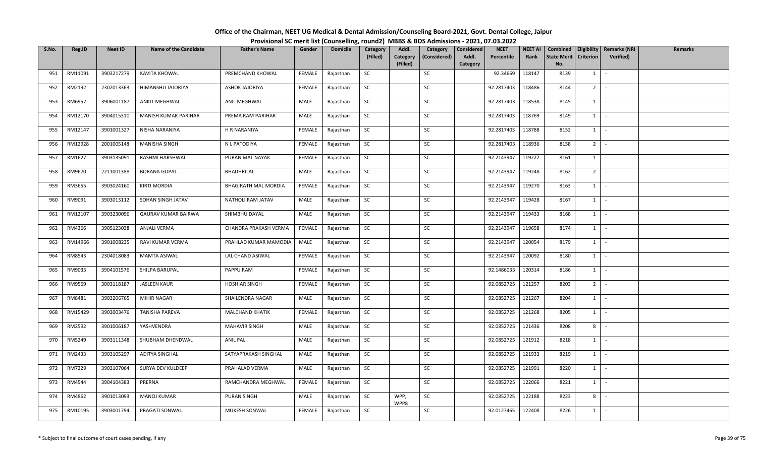# Office of the Chairman, NEET UG Medical & Dental Admission/Counseling Board-2021, Govt. Dental College, Jaipur

## Provisional SC merit list (Counselling, round2) MBBS & BDS Admissions - 2021, 07.03.2022

| S.No. | Reg.ID | Neet ID | Name of the Candidate | Father's Name | Gender | Domicile | Category (Filled) | Addl. Category (Filled) | Category (Considered) | Considered Addl. Category | NEET Percentile | NEET AI Rank | Combined State Merit No. | Eligibility Criterion | Remarks (NRI Verified) | Remarks |
|---|---|---|---|---|---|---|---|---|---|---|---|---|---|---|---|---|
| 951 | RM11091 | 3903217279 | KAVITA KHOWAL | PREMCHAND KHOWAL | FEMALE | Rajasthan | SC | | SC | | 92.34669 | 118147 | 8139 | 1 | - | |
| 952 | RM2192 | 2302013363 | HIMANSHU JAJORIYA | ASHOK JAJORIYA | FEMALE | Rajasthan | SC | | SC | | 92.2817403 | 118486 | 8144 | 2 | - | |
| 953 | RM6957 | 3906001187 | ANKIT MEGHWAL | ANIL MEGHWAL | MALE | Rajasthan | SC | | SC | | 92.2817403 | 118538 | 8145 | 1 | - | |
| 954 | RM12170 | 3904015310 | MANISH KUMAR PARIHAR | PREMA RAM PARIHAR | MALE | Rajasthan | SC | | SC | | 92.2817403 | 118769 | 8149 | 1 | - | |
| 955 | RM12147 | 3901001327 | NISHA NARANIYA | H R NARANIYA | FEMALE | Rajasthan | SC | | SC | | 92.2817403 | 118788 | 8152 | 1 | - | |
| 956 | RM12928 | 2001005148 | MANISHA SINGH | N L PATODIYA | FEMALE | Rajasthan | SC | | SC | | 92.2817403 | 118936 | 8158 | 2 | - | |
| 957 | RM1627 | 3903135091 | RASHMI HARSHWAL | PURAN MAL NAYAK | FEMALE | Rajasthan | SC | | SC | | 92.2143947 | 119222 | 8161 | 1 | - | |
| 958 | RM9670 | 2211001388 | BORANA GOPAL | BHADHRILAL | MALE | Rajasthan | SC | | SC | | 92.2143947 | 119248 | 8162 | 2 | - | |
| 959 | RM3655 | 3903024160 | KIRTI MORDIA | BHAGIRATH MAL MORDIA | FEMALE | Rajasthan | SC | | SC | | 92.2143947 | 119270 | 8163 | 1 | - | |
| 960 | RM9091 | 3903013112 | SOHAN SINGH JATAV | NATHOLI RAM JATAV | MALE | Rajasthan | SC | | SC | | 92.2143947 | 119428 | 8167 | 1 | - | |
| 961 | RM12107 | 3903230096 | GAURAV KUMAR BAIRWA | SHIMBHU DAYAL | MALE | Rajasthan | SC | | SC | | 92.2143947 | 119433 | 8168 | 1 | - | |
| 962 | RM4366 | 3905123038 | ANJALI VERMA | CHANDRA PRAKASH VERMA | FEMALE | Rajasthan | SC | | SC | | 92.2143947 | 119658 | 8174 | 1 | - | |
| 963 | RM14966 | 3901008235 | RAVI KUMAR VERMA | PRAHLAD KUMAR MAMODIA | MALE | Rajasthan | SC | | SC | | 92.2143947 | 120054 | 8179 | 1 | - | |
| 964 | RM8543 | 2304018083 | MAMTA ASIWAL | LAL CHAND ASIWAL | FEMALE | Rajasthan | SC | | SC | | 92.2143947 | 120092 | 8180 | 1 | - | |
| 965 | RM9033 | 3904101576 | SHILPA BARUPAL | PAPPU RAM | FEMALE | Rajasthan | SC | | SC | | 92.1486033 | 120314 | 8186 | 1 | - | |
| 966 | RM9569 | 3003118187 | JASLEEN KAUR | HOSHIAR SINGH | FEMALE | Rajasthan | SC | | SC | | 92.0852725 | 121257 | 8203 | 2 | - | |
| 967 | RM8481 | 3903206765 | MIHIR NAGAR | SHAILENDRA NAGAR | MALE | Rajasthan | SC | | SC | | 92.0852725 | 121267 | 8204 | 1 | - | |
| 968 | RM15429 | 3903003476 | TANISHA PAREVA | MALCHAND KHATIK | FEMALE | Rajasthan | SC | | SC | | 92.0852725 | 121268 | 8205 | 1 | - | |
| 969 | RM2592 | 3901006187 | YASHVENDRA | MAHAVIR SINGH | MALE | Rajasthan | SC | | SC | | 92.0852725 | 121436 | 8208 | 8 | - | |
| 970 | RM5249 | 3903111348 | SHUBHAM DHENDWAL | ANIL PAL | MALE | Rajasthan | SC | | SC | | 92.0852725 | 121912 | 8218 | 1 | - | |
| 971 | RM2433 | 3903105297 | ADITYA SINGHAL | SATYAPRAKASH SINGHAL | MALE | Rajasthan | SC | | SC | | 92.0852725 | 121933 | 8219 | 1 | - | |
| 972 | RM7229 | 3903107064 | SURYA DEV KULDEEP | PRAHALAD VERMA | MALE | Rajasthan | SC | | SC | | 92.0852725 | 121991 | 8220 | 1 | - | |
| 973 | RM4544 | 3904104383 | PRERNA | RAMCHANDRA MEGHWAL | FEMALE | Rajasthan | SC | | SC | | 92.0852725 | 122066 | 8221 | 1 | - | |
| 974 | RM4862 | 3901013093 | MANOJ KUMAR | PURAN SINGH | MALE | Rajasthan | SC | WPP, WPP8 | SC | | 92.0852725 | 122188 | 8223 | 8 | - | |
| 975 | RM10195 | 3903001794 | PRAGATI SONWAL | MUKESH SONWAL | FEMALE | Rajasthan | SC | | SC | | 92.0127465 | 122408 | 8226 | 1 | - | |

\* Subject to final outcome of court cases pending, if any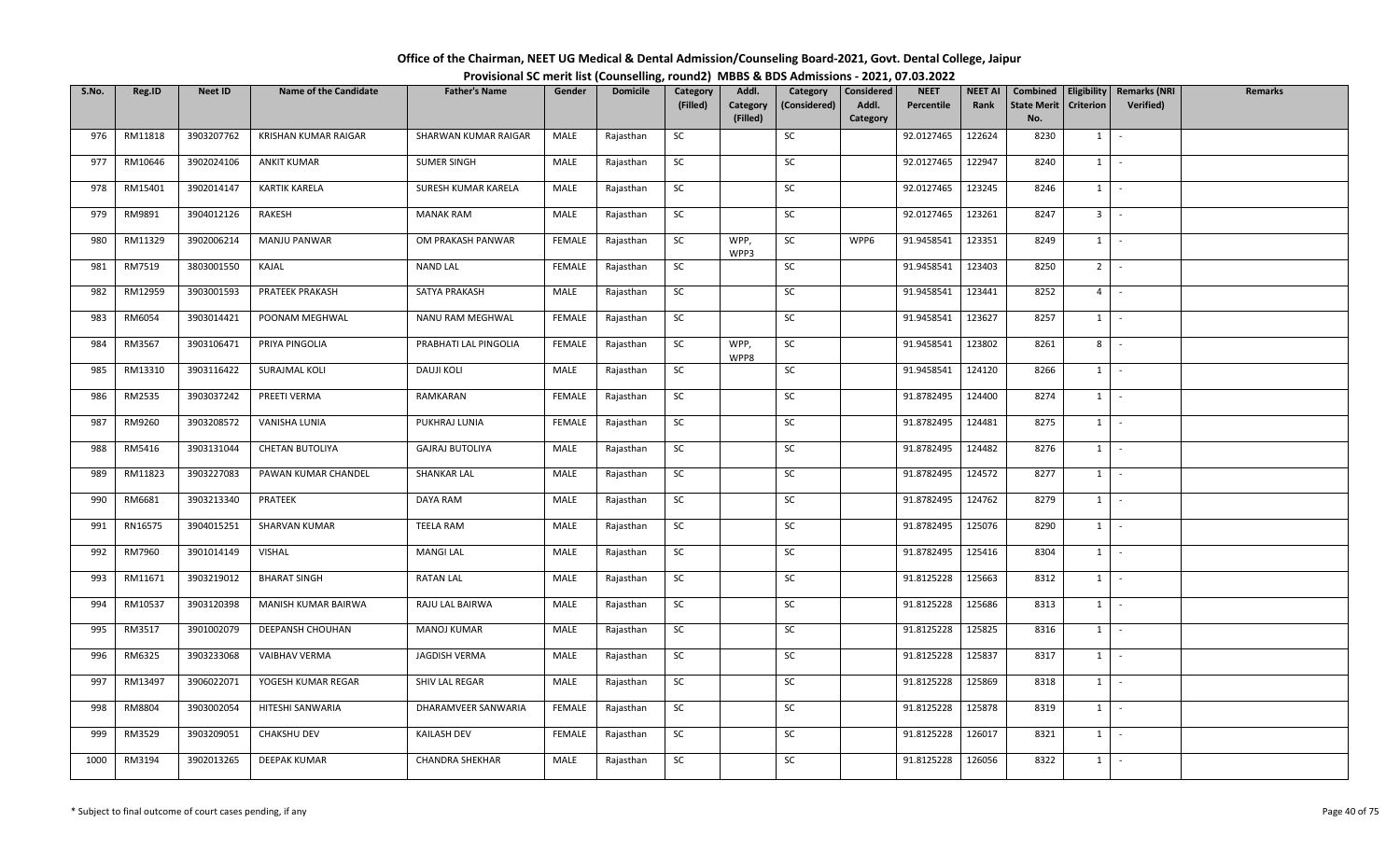# Office of the Chairman, NEET UG Medical & Dental Admission/Counseling Board-2021, Govt. Dental College, Jaipur

## Provisional SC merit list (Counselling, round2) MBBS & BDS Admissions - 2021, 07.03.2022

| S.No. | Reg.ID | Neet ID | Name of the Candidate | Father's Name | Gender | Domicile | Category (Filled) | Addl. Category (Filled) | Category (Considered) | Considered Addl. Category | NEET Percentile | NEET AI Rank | Combined State Merit No. | Eligibility Criterion | Remarks (NRI Verified) | Remarks |
|---|---|---|---|---|---|---|---|---|---|---|---|---|---|---|---|---|
| 976 | RM11818 | 3903207762 | KRISHAN KUMAR RAIGAR | SHARWAN KUMAR RAIGAR | MALE | Rajasthan | SC | | SC | | 92.0127465 | 122624 | 8230 | 1 | - | |
| 977 | RM10646 | 3902024106 | ANKIT KUMAR | SUMER SINGH | MALE | Rajasthan | SC | | SC | | 92.0127465 | 122947 | 8240 | 1 | - | |
| 978 | RM15401 | 3902014147 | KARTIK KARELA | SURESH KUMAR KARELA | MALE | Rajasthan | SC | | SC | | 92.0127465 | 123245 | 8246 | 1 | - | |
| 979 | RM9891 | 3904012126 | RAKESH | MANAK RAM | MALE | Rajasthan | SC | | SC | | 92.0127465 | 123261 | 8247 | 3 | - | |
| 980 | RM11329 | 3902006214 | MANJU PANWAR | OM PRAKASH PANWAR | FEMALE | Rajasthan | SC | WPP, WPP3 | SC | WPP6 | 91.9458541 | 123351 | 8249 | 1 | - | |
| 981 | RM7519 | 3803001550 | KAJAL | NAND LAL | FEMALE | Rajasthan | SC | | SC | | 91.9458541 | 123403 | 8250 | 2 | - | |
| 982 | RM12959 | 3903001593 | PRATEEK PRAKASH | SATYA PRAKASH | MALE | Rajasthan | SC | | SC | | 91.9458541 | 123441 | 8252 | 4 | - | |
| 983 | RM6054 | 3903014421 | POONAM MEGHWAL | NANU RAM MEGHWAL | FEMALE | Rajasthan | SC | | SC | | 91.9458541 | 123627 | 8257 | 1 | - | |
| 984 | RM3567 | 3903106471 | PRIYA PINGOLIA | PRABHATI LAL PINGOLIA | FEMALE | Rajasthan | SC | WPP, WPP8 | SC | | 91.9458541 | 123802 | 8261 | 8 | - | |
| 985 | RM13310 | 3903116422 | SURAJMAL KOLI | DAUJI KOLI | MALE | Rajasthan | SC | | SC | | 91.9458541 | 124120 | 8266 | 1 | - | |
| 986 | RM2535 | 3903037242 | PREETI VERMA | RAMKARAN | FEMALE | Rajasthan | SC | | SC | | 91.8782495 | 124400 | 8274 | 1 | - | |
| 987 | RM9260 | 3903208572 | VANISHA LUNIA | PUKHRAJ LUNIA | FEMALE | Rajasthan | SC | | SC | | 91.8782495 | 124481 | 8275 | 1 | - | |
| 988 | RM5416 | 3903131044 | CHETAN BUTOLIYA | GAJRAJ BUTOLIYA | MALE | Rajasthan | SC | | SC | | 91.8782495 | 124482 | 8276 | 1 | - | |
| 989 | RM11823 | 3903227083 | PAWAN KUMAR CHANDEL | SHANKAR LAL | MALE | Rajasthan | SC | | SC | | 91.8782495 | 124572 | 8277 | 1 | - | |
| 990 | RM6681 | 3903213340 | PRATEEK | DAYA RAM | MALE | Rajasthan | SC | | SC | | 91.8782495 | 124762 | 8279 | 1 | - | |
| 991 | RN16575 | 3904015251 | SHARVAN KUMAR | TEELA RAM | MALE | Rajasthan | SC | | SC | | 91.8782495 | 125076 | 8290 | 1 | - | |
| 992 | RM7960 | 3901014149 | VISHAL | MANGI LAL | MALE | Rajasthan | SC | | SC | | 91.8782495 | 125416 | 8304 | 1 | - | |
| 993 | RM11671 | 3903219012 | BHARAT SINGH | RATAN LAL | MALE | Rajasthan | SC | | SC | | 91.8125228 | 125663 | 8312 | 1 | - | |
| 994 | RM10537 | 3903120398 | MANISH KUMAR BAIRWA | RAJU LAL BAIRWA | MALE | Rajasthan | SC | | SC | | 91.8125228 | 125686 | 8313 | 1 | - | |
| 995 | RM3517 | 3901002079 | DEEPANSH CHOUHAN | MANOJ KUMAR | MALE | Rajasthan | SC | | SC | | 91.8125228 | 125825 | 8316 | 1 | - | |
| 996 | RM6325 | 3903233068 | VAIBHAV VERMA | JAGDISH VERMA | MALE | Rajasthan | SC | | SC | | 91.8125228 | 125837 | 8317 | 1 | - | |
| 997 | RM13497 | 3906022071 | YOGESH KUMAR REGAR | SHIV LAL REGAR | MALE | Rajasthan | SC | | SC | | 91.8125228 | 125869 | 8318 | 1 | - | |
| 998 | RM8804 | 3903002054 | HITESHI SANWARIA | DHARAMVEER SANWARIA | FEMALE | Rajasthan | SC | | SC | | 91.8125228 | 125878 | 8319 | 1 | - | |
| 999 | RM3529 | 3903209051 | CHAKSHU DEV | KAILASH DEV | FEMALE | Rajasthan | SC | | SC | | 91.8125228 | 126017 | 8321 | 1 | - | |
| 1000 | RM3194 | 3902013265 | DEEPAK KUMAR | CHANDRA SHEKHAR | MALE | Rajasthan | SC | | SC | | 91.8125228 | 126056 | 8322 | 1 | - | |

\* Subject to final outcome of court cases pending, if any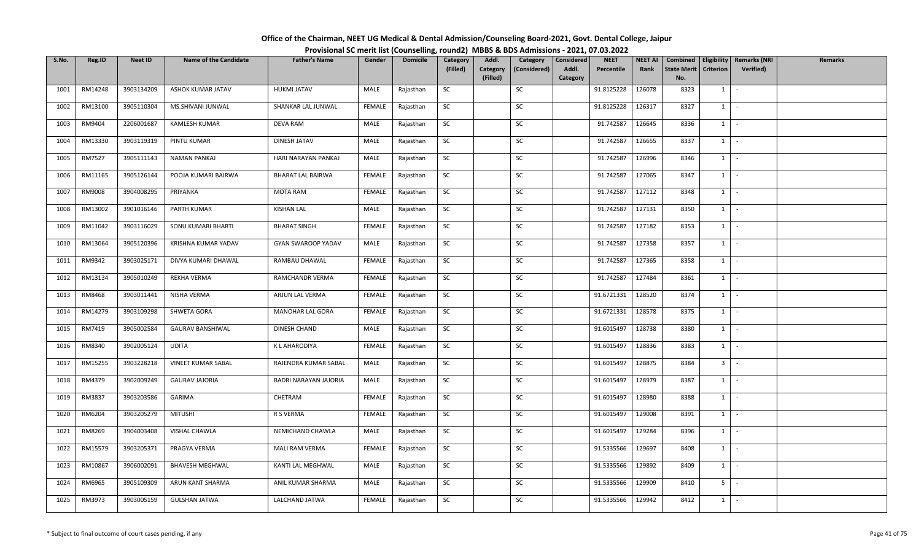# Office of the Chairman, NEET UG Medical & Dental Admission/Counseling Board-2021, Govt. Dental College, Jaipur

## Provisional SC merit list (Counselling, round2) MBBS & BDS Admissions - 2021, 07.03.2022

| S.No. | Reg.ID | Neet ID | Name of the Candidate | Father's Name | Gender | Domicile | Category (Filled) | Addl. Category (Filled) | Category (Considered) | Considered Addl. Category | NEET Percentile | NEET AI Rank | Combined State Merit No. | Eligibility Criterion | Remarks (NRI Verified) | Remarks |
|---|---|---|---|---|---|---|---|---|---|---|---|---|---|---|---|---|
| 1001 | RM14248 | 3903134209 | ASHOK KUMAR JATAV | HUKMI JATAV | MALE | Rajasthan | SC | | SC | | 91.8125228 | 126078 | 8323 | 1 | - | |
| 1002 | RM13100 | 3905110304 | MS.SHIVANI JUNWAL | SHANKAR LAL JUNWAL | FEMALE | Rajasthan | SC | | SC | | 91.8125228 | 126317 | 8327 | 1 | - | |
| 1003 | RM9404 | 2206001687 | KAMLESH KUMAR | DEVA RAM | MALE | Rajasthan | SC | | SC | | 91.742587 | 126645 | 8336 | 1 | - | |
| 1004 | RM13330 | 3903119319 | PINTU KUMAR | DINESH JATAV | MALE | Rajasthan | SC | | SC | | 91.742587 | 126655 | 8337 | 1 | - | |
| 1005 | RM7527 | 3905111143 | NAMAN PANKAJ | HARI NARAYAN PANKAJ | MALE | Rajasthan | SC | | SC | | 91.742587 | 126996 | 8346 | 1 | - | |
| 1006 | RM11165 | 3905126144 | POOJA KUMARI BAIRWA | BHARAT LAL BAIRWA | FEMALE | Rajasthan | SC | | SC | | 91.742587 | 127065 | 8347 | 1 | - | |
| 1007 | RM9008 | 3904008295 | PRIYANKA | MOTA RAM | FEMALE | Rajasthan | SC | | SC | | 91.742587 | 127112 | 8348 | 1 | - | |
| 1008 | RM13002 | 3901016146 | PARTH KUMAR | KISHAN LAL | MALE | Rajasthan | SC | | SC | | 91.742587 | 127131 | 8350 | 1 | - | |
| 1009 | RM11042 | 3903116029 | SONU KUMARI BHARTI | BHARAT SINGH | FEMALE | Rajasthan | SC | | SC | | 91.742587 | 127182 | 8353 | 1 | - | |
| 1010 | RM13064 | 3905120396 | KRISHNA KUMAR YADAV | GYAN SWAROOP YADAV | MALE | Rajasthan | SC | | SC | | 91.742587 | 127358 | 8357 | 1 | - | |
| 1011 | RM9342 | 3903025171 | DIVYA KUMARI DHAWAL | RAMBAU DHAWAL | FEMALE | Rajasthan | SC | | SC | | 91.742587 | 127365 | 8358 | 1 | - | |
| 1012 | RM13134 | 3905010249 | REKHA VERMA | RAMCHANDR VERMA | FEMALE | Rajasthan | SC | | SC | | 91.742587 | 127484 | 8361 | 1 | - | |
| 1013 | RM8468 | 3903011441 | NISHA VERMA | ARJUN LAL VERMA | FEMALE | Rajasthan | SC | | SC | | 91.6721331 | 128520 | 8374 | 1 | - | |
| 1014 | RM14279 | 3903109298 | SHWETA GORA | MANOHAR LAL GORA | FEMALE | Rajasthan | SC | | SC | | 91.6721331 | 128578 | 8375 | 1 | - | |
| 1015 | RM7419 | 3905002584 | GAURAV BANSHIWAL | DINESH CHAND | MALE | Rajasthan | SC | | SC | | 91.6015497 | 128738 | 8380 | 1 | - | |
| 1016 | RM8340 | 3902005124 | UDITA | K L AHARODIYA | FEMALE | Rajasthan | SC | | SC | | 91.6015497 | 128836 | 8383 | 1 | - | |
| 1017 | RM15255 | 3903228218 | VINEET KUMAR SABAL | RAJENDRA KUMAR SABAL | MALE | Rajasthan | SC | | SC | | 91.6015497 | 128875 | 8384 | 3 | - | |
| 1018 | RM4379 | 3902009249 | GAURAV JAJORIA | BADRI NARAYAN JAJORIA | MALE | Rajasthan | SC | | SC | | 91.6015497 | 128979 | 8387 | 1 | - | |
| 1019 | RM3837 | 3903203586 | GARIMA | CHETRAM | FEMALE | Rajasthan | SC | | SC | | 91.6015497 | 128980 | 8388 | 1 | - | |
| 1020 | RM6204 | 3903205279 | MITUSHI | R S VERMA | FEMALE | Rajasthan | SC | | SC | | 91.6015497 | 129008 | 8391 | 1 | - | |
| 1021 | RM8269 | 3904003408 | VISHAL CHAWLA | NEMICHAND CHAWLA | MALE | Rajasthan | SC | | SC | | 91.6015497 | 129284 | 8396 | 1 | - | |
| 1022 | RM15579 | 3903205371 | PRAGYA VERMA | MALI RAM VERMA | FEMALE | Rajasthan | SC | | SC | | 91.5335566 | 129697 | 8408 | 1 | - | |
| 1023 | RM10867 | 3906002091 | BHAVESH MEGHWAL | KANTI LAL MEGHWAL | MALE | Rajasthan | SC | | SC | | 91.5335566 | 129892 | 8409 | 1 | - | |
| 1024 | RM6965 | 3905109309 | ARUN KANT SHARMA | ANIL KUMAR SHARMA | MALE | Rajasthan | SC | | SC | | 91.5335566 | 129909 | 8410 | 5 | - | |
| 1025 | RM3973 | 3903005159 | GULSHAN JATWA | LALCHAND JATWA | FEMALE | Rajasthan | SC | | SC | | 91.5335566 | 129942 | 8412 | 1 | - | |

\* Subject to final outcome of court cases pending, if any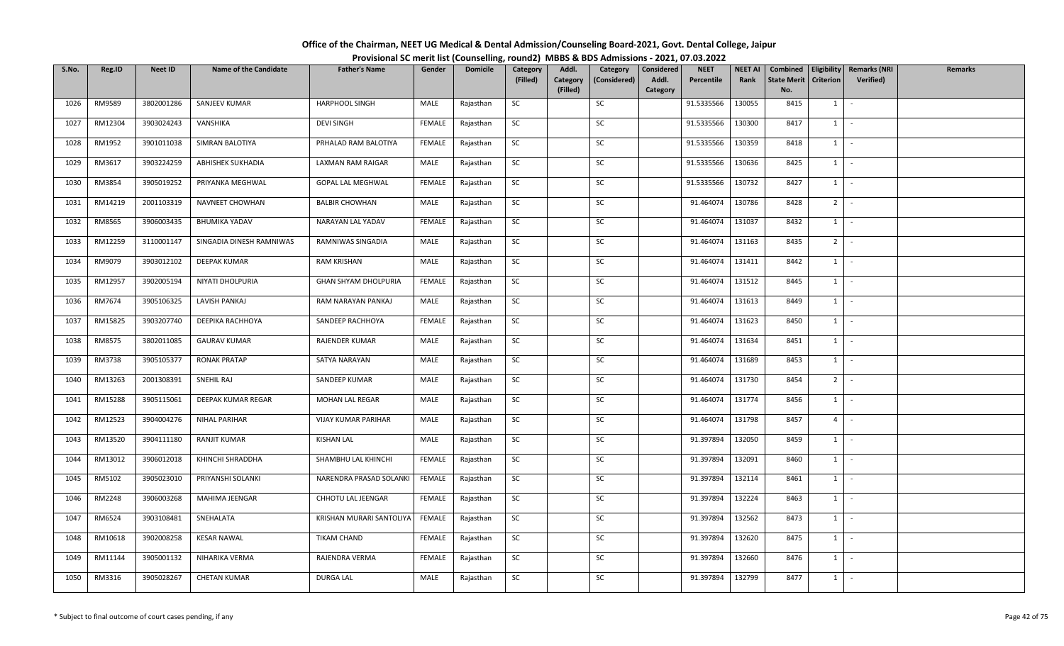# Office of the Chairman, NEET UG Medical & Dental Admission/Counseling Board-2021, Govt. Dental College, Jaipur

## Provisional SC merit list (Counselling, round2) MBBS & BDS Admissions - 2021, 07.03.2022

| S.No. | Reg.ID | Neet ID | Name of the Candidate | Father's Name | Gender | Domicile | Category (Filled) | Addl. Category (Filled) | Category (Considered) | Considered Addl. Category | NEET Percentile | NEET AI Rank | Combined State Merit No. | Eligibility Criterion | Remarks (NRI Verified) | Remarks |
|---|---|---|---|---|---|---|---|---|---|---|---|---|---|---|---|---|
| 1026 | RM9589 | 3802001286 | SANJEEV KUMAR | HARPHOOL SINGH | MALE | Rajasthan | SC | | SC | | 91.5335566 | 130055 | 8415 | 1 | - | |
| 1027 | RM12304 | 3903024243 | VANSHIKA | DEVI SINGH | FEMALE | Rajasthan | SC | | SC | | 91.5335566 | 130300 | 8417 | 1 | - | |
| 1028 | RM1952 | 3901011038 | SIMRAN BALOTIYA | PRHALAD RAM BALOTIYA | FEMALE | Rajasthan | SC | | SC | | 91.5335566 | 130359 | 8418 | 1 | - | |
| 1029 | RM3617 | 3903224259 | ABHISHEK SUKHADIA | LAXMAN RAM RAIGAR | MALE | Rajasthan | SC | | SC | | 91.5335566 | 130636 | 8425 | 1 | - | |
| 1030 | RM3854 | 3905019252 | PRIYANKA MEGHWAL | GOPAL LAL MEGHWAL | FEMALE | Rajasthan | SC | | SC | | 91.5335566 | 130732 | 8427 | 1 | - | |
| 1031 | RM14219 | 2001103319 | NAVNEET CHOWHAN | BALBIR CHOWHAN | MALE | Rajasthan | SC | | SC | | 91.464074 | 130786 | 8428 | 2 | - | |
| 1032 | RM8565 | 3906003435 | BHUMIKA YADAV | NARAYAN LAL YADAV | FEMALE | Rajasthan | SC | | SC | | 91.464074 | 131037 | 8432 | 1 | - | |
| 1033 | RM12259 | 3110001147 | SINGADIA DINESH RAMNIWAS | RAMNIWAS SINGADIA | MALE | Rajasthan | SC | | SC | | 91.464074 | 131163 | 8435 | 2 | - | |
| 1034 | RM9079 | 3903012102 | DEEPAK KUMAR | RAM KRISHAN | MALE | Rajasthan | SC | | SC | | 91.464074 | 131411 | 8442 | 1 | - | |
| 1035 | RM12957 | 3902005194 | NIYATI DHOLPURIA | GHAN SHYAM DHOLPURIA | FEMALE | Rajasthan | SC | | SC | | 91.464074 | 131512 | 8445 | 1 | - | |
| 1036 | RM7674 | 3905106325 | LAVISH PANKAJ | RAM NARAYAN PANKAJ | MALE | Rajasthan | SC | | SC | | 91.464074 | 131613 | 8449 | 1 | - | |
| 1037 | RM15825 | 3903207740 | DEEPIKA RACHHOYA | SANDEEP RACHHOYA | FEMALE | Rajasthan | SC | | SC | | 91.464074 | 131623 | 8450 | 1 | - | |
| 1038 | RM8575 | 3802011085 | GAURAV KUMAR | RAJENDER KUMAR | MALE | Rajasthan | SC | | SC | | 91.464074 | 131634 | 8451 | 1 | - | |
| 1039 | RM3738 | 3905105377 | RONAK PRATAP | SATYA NARAYAN | MALE | Rajasthan | SC | | SC | | 91.464074 | 131689 | 8453 | 1 | - | |
| 1040 | RM13263 | 2001308391 | SNEHIL RAJ | SANDEEP KUMAR | MALE | Rajasthan | SC | | SC | | 91.464074 | 131730 | 8454 | 2 | - | |
| 1041 | RM15288 | 3905115061 | DEEPAK KUMAR REGAR | MOHAN LAL REGAR | MALE | Rajasthan | SC | | SC | | 91.464074 | 131774 | 8456 | 1 | - | |
| 1042 | RM12523 | 3904004276 | NIHAL PARIHAR | VIJAY KUMAR PARIHAR | MALE | Rajasthan | SC | | SC | | 91.464074 | 131798 | 8457 | 4 | - | |
| 1043 | RM13520 | 3904111180 | RANJIT KUMAR | KISHAN LAL | MALE | Rajasthan | SC | | SC | | 91.397894 | 132050 | 8459 | 1 | - | |
| 1044 | RM13012 | 3906012018 | KHINCHI SHRADDHA | SHAMBHU LAL KHINCHI | FEMALE | Rajasthan | SC | | SC | | 91.397894 | 132091 | 8460 | 1 | - | |
| 1045 | RM5102 | 3905023010 | PRIYANSHI SOLANKI | NARENDRA PRASAD SOLANKI | FEMALE | Rajasthan | SC | | SC | | 91.397894 | 132114 | 8461 | 1 | - | |
| 1046 | RM2248 | 3906003268 | MAHIMA JEENGAR | CHHOTU LAL JEENGAR | FEMALE | Rajasthan | SC | | SC | | 91.397894 | 132224 | 8463 | 1 | - | |
| 1047 | RM6524 | 3903108481 | SNEHALATA | KRISHAN MURARI SANTOLIYA | FEMALE | Rajasthan | SC | | SC | | 91.397894 | 132562 | 8473 | 1 | - | |
| 1048 | RM10618 | 3902008258 | KESAR NAWAL | TIKAM CHAND | FEMALE | Rajasthan | SC | | SC | | 91.397894 | 132620 | 8475 | 1 | - | |
| 1049 | RM11144 | 3905001132 | NIHARIKA VERMA | RAJENDRA VERMA | FEMALE | Rajasthan | SC | | SC | | 91.397894 | 132660 | 8476 | 1 | - | |
| 1050 | RM3316 | 3905028267 | CHETAN KUMAR | DURGA LAL | MALE | Rajasthan | SC | | SC | | 91.397894 | 132799 | 8477 | 1 | - | |

\* Subject to final outcome of court cases pending, if any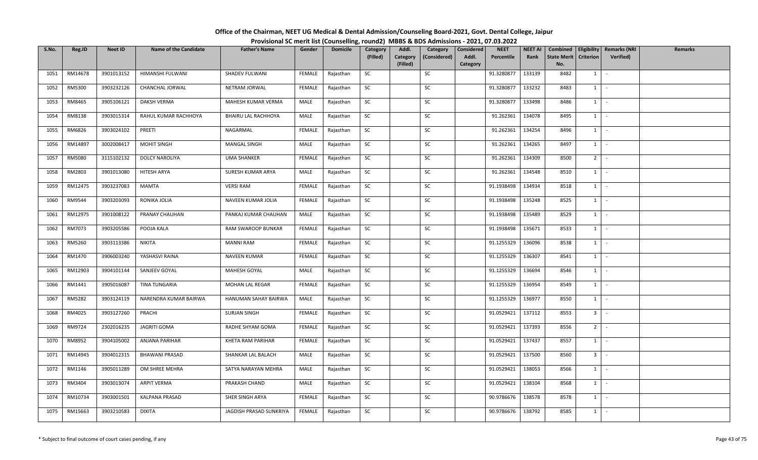**Office of the Chairman, NEET UG Medical & Dental Admission/Counseling Board-2021, Govt. Dental College, Jaipur**

**Provisional SC merit list (Counselling, round2) MBBS & BDS Admissions - 2021, 07.03.2022**

| S.No. | Reg.ID | Neet ID | Name of the Candidate | Father's Name | Gender | Domicile | Category (Filled) | Addl. Category (Filled) | Category (Considered) | Considered Addl. Category | NEET Percentile | NEET AI Rank | Combined State Merit No. | Eligibility Criterion | Remarks (NRI Verified) | Remarks |
|---|---|---|---|---|---|---|---|---|---|---|---|---|---|---|---|---|
| 1051 | RM14678 | 3901013152 | HIMANSHI FULWANI | SHADEV FULWANI | FEMALE | Rajasthan | SC | | SC | | 91.3280877 | 133139 | 8482 | 1 | - | |
| 1052 | RM5300 | 3903232126 | CHANCHAL JORWAL | NETRAM JORWAL | FEMALE | Rajasthan | SC | | SC | | 91.3280877 | 133232 | 8483 | 1 | - | |
| 1053 | RM8465 | 3905106121 | DAKSH VERMA | MAHESH KUMAR VERMA | MALE | Rajasthan | SC | | SC | | 91.3280877 | 133498 | 8486 | 1 | - | |
| 1054 | RM8138 | 3903015314 | RAHUL KUMAR RACHHOYA | BHAIRU LAL RACHHOYA | MALE | Rajasthan | SC | | SC | | 91.262361 | 134078 | 8495 | 1 | - | |
| 1055 | RM6826 | 3903024102 | PREETI | NAGARMAL | FEMALE | Rajasthan | SC | | SC | | 91.262361 | 134254 | 8496 | 1 | - | |
| 1056 | RM14897 | 3002008417 | MOHIT SINGH | MANGAL SINGH | MALE | Rajasthan | SC | | SC | | 91.262361 | 134265 | 8497 | 1 | - | |
| 1057 | RM5080 | 3115102132 | DOLCY NAROLIYA | UMA SHANKER | FEMALE | Rajasthan | SC | | SC | | 91.262361 | 134309 | 8500 | 2 | - | |
| 1058 | RM2803 | 3901013080 | HITESH ARYA | SURESH KUMAR ARYA | MALE | Rajasthan | SC | | SC | | 91.262361 | 134548 | 8510 | 1 | - | |
| 1059 | RM12475 | 3903237083 | MAMTA | VERSI RAM | FEMALE | Rajasthan | SC | | SC | | 91.1938498 | 134934 | 8518 | 1 | - | |
| 1060 | RM9544 | 3903203093 | RONIKA JOLIA | NAVEEN KUMAR JOLIA | FEMALE | Rajasthan | SC | | SC | | 91.1938498 | 135248 | 8525 | 1 | - | |
| 1061 | RM12975 | 3901008122 | PRANAY CHAUHAN | PANKAJ KUMAR CHAUHAN | MALE | Rajasthan | SC | | SC | | 91.1938498 | 135489 | 8529 | 1 | - | |
| 1062 | RM7073 | 3903205586 | POOJA KALA | RAM SWAROOP BUNKAR | FEMALE | Rajasthan | SC | | SC | | 91.1938498 | 135671 | 8533 | 1 | - | |
| 1063 | RM5260 | 3903113386 | NIKITA | MANNI RAM | FEMALE | Rajasthan | SC | | SC | | 91.1255329 | 136096 | 8538 | 1 | - | |
| 1064 | RM1470 | 3906003240 | YASHASVI RAINA | NAVEEN KUMAR | FEMALE | Rajasthan | SC | | SC | | 91.1255329 | 136307 | 8541 | 1 | - | |
| 1065 | RM12903 | 3904101144 | SANJEEV GOYAL | MAHESH GOYAL | MALE | Rajasthan | SC | | SC | | 91.1255329 | 136694 | 8546 | 1 | - | |
| 1066 | RM1441 | 3905016087 | TINA TUNGARIA | MOHAN LAL REGAR | FEMALE | Rajasthan | SC | | SC | | 91.1255329 | 136954 | 8549 | 1 | - | |
| 1067 | RM5282 | 3903124119 | NARENDRA KUMAR BAIRWA | HANUMAN SAHAY BAIRWA | MALE | Rajasthan | SC | | SC | | 91.1255329 | 136977 | 8550 | 1 | - | |
| 1068 | RM4025 | 3903127260 | PRACHI | SURJAN SINGH | FEMALE | Rajasthan | SC | | SC | | 91.0529421 | 137112 | 8553 | 3 | - | |
| 1069 | RM9724 | 2302016235 | JAGRITI GOMA | RADHE SHYAM GOMA | FEMALE | Rajasthan | SC | | SC | | 91.0529421 | 137393 | 8556 | 2 | - | |
| 1070 | RM8952 | 3904105002 | ANJANA PARIHAR | KHETA RAM PARIHAR | FEMALE | Rajasthan | SC | | SC | | 91.0529421 | 137437 | 8557 | 1 | - | |
| 1071 | RM14945 | 3904012315 | BHAWANI PRASAD | SHANKAR LAL BALACH | MALE | Rajasthan | SC | | SC | | 91.0529421 | 137500 | 8560 | 3 | - | |
| 1072 | RM1146 | 3905011289 | OM SHREE MEHRA | SATYA NARAYAN MEHRA | MALE | Rajasthan | SC | | SC | | 91.0529421 | 138053 | 8566 | 1 | - | |
| 1073 | RM3404 | 3903013074 | ARPIT VERMA | PRAKASH CHAND | MALE | Rajasthan | SC | | SC | | 91.0529421 | 138104 | 8568 | 1 | - | |
| 1074 | RM10734 | 3903001501 | KALPANA PRASAD | SHER SINGH ARYA | FEMALE | Rajasthan | SC | | SC | | 90.9786676 | 138578 | 8578 | 1 | - | |
| 1075 | RM15663 | 3903210583 | DIXITA | JAGDISH PRASAD SUNKRIYA | FEMALE | Rajasthan | SC | | SC | | 90.9786676 | 138792 | 8585 | 1 | - | |

\* Subject to final outcome of court cases pending, if any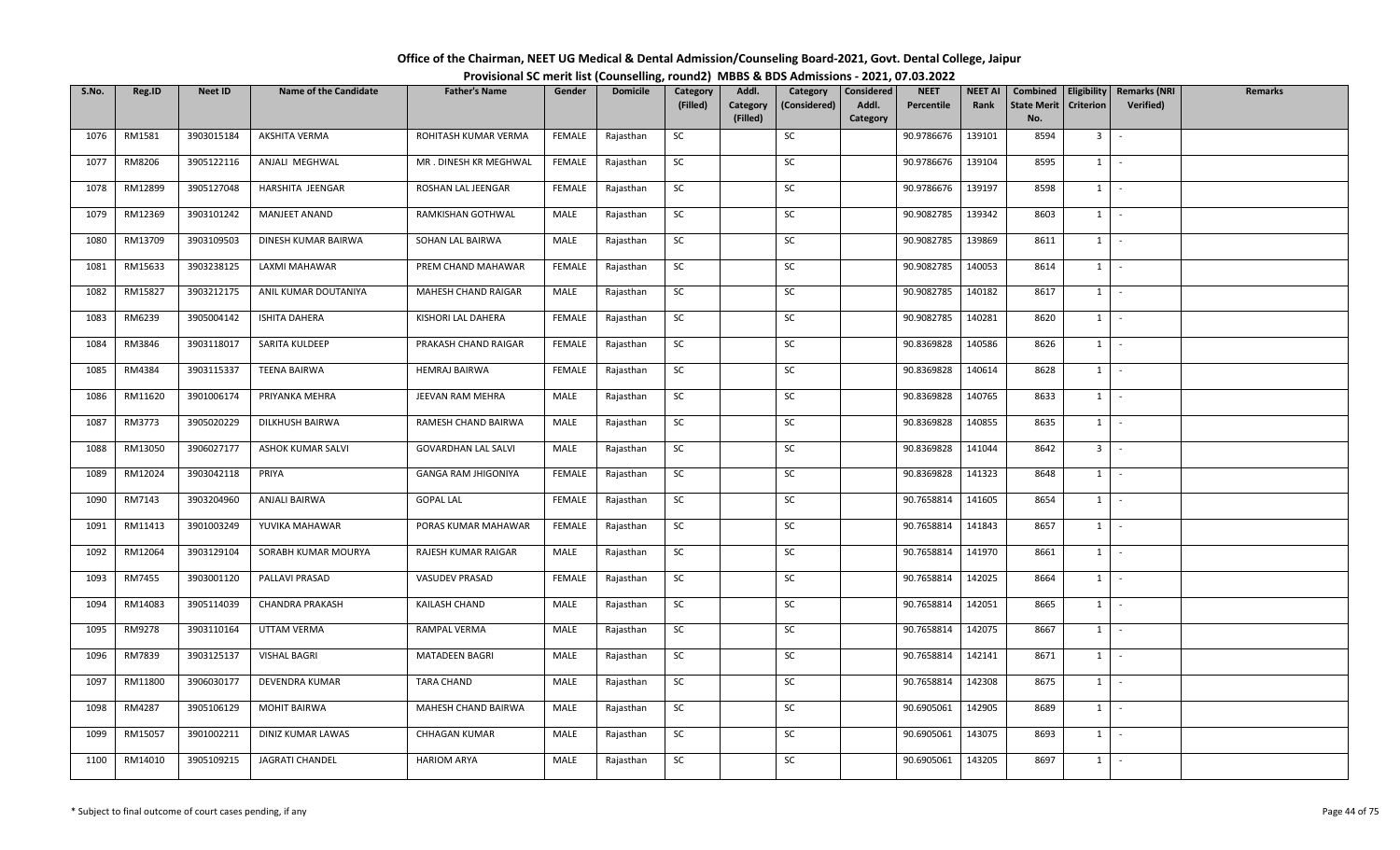# Office of the Chairman, NEET UG Medical & Dental Admission/Counseling Board-2021, Govt. Dental College, Jaipur

## Provisional SC merit list (Counselling, round2) MBBS & BDS Admissions - 2021, 07.03.2022

| S.No. | Reg.ID | Neet ID | Name of the Candidate | Father's Name | Gender | Domicile | Category (Filled) | Addl. Category (Filled) | Category (Considered) | Considered Addl. Category | NEET Percentile | NEET AI Rank | Combined State Merit No. | Eligibility Criterion | Remarks (NRI Verified) | Remarks |
|---|---|---|---|---|---|---|---|---|---|---|---|---|---|---|---|---|
| 1076 | RM1581 | 3903015184 | AKSHITA VERMA | ROHITASH KUMAR VERMA | FEMALE | Rajasthan | SC | | SC | | 90.9786676 | 139101 | 8594 | 3 | - | |
| 1077 | RM8206 | 3905122116 | ANJALI MEGHWAL | MR . DINESH KR MEGHWAL | FEMALE | Rajasthan | SC | | SC | | 90.9786676 | 139104 | 8595 | 1 | - | |
| 1078 | RM12899 | 3905127048 | HARSHITA JEENGAR | ROSHAN LAL JEENGAR | FEMALE | Rajasthan | SC | | SC | | 90.9786676 | 139197 | 8598 | 1 | - | |
| 1079 | RM12369 | 3903101242 | MANJEET ANAND | RAMKISHAN GOTHWAL | MALE | Rajasthan | SC | | SC | | 90.9082785 | 139342 | 8603 | 1 | - | |
| 1080 | RM13709 | 3903109503 | DINESH KUMAR BAIRWA | SOHAN LAL BAIRWA | MALE | Rajasthan | SC | | SC | | 90.9082785 | 139869 | 8611 | 1 | - | |
| 1081 | RM15633 | 3903238125 | LAXMI MAHAWAR | PREM CHAND MAHAWAR | FEMALE | Rajasthan | SC | | SC | | 90.9082785 | 140053 | 8614 | 1 | - | |
| 1082 | RM15827 | 3903212175 | ANIL KUMAR DOUTANIYA | MAHESH CHAND RAIGAR | MALE | Rajasthan | SC | | SC | | 90.9082785 | 140182 | 8617 | 1 | - | |
| 1083 | RM6239 | 3905004142 | ISHITA DAHERA | KISHORI LAL DAHERA | FEMALE | Rajasthan | SC | | SC | | 90.9082785 | 140281 | 8620 | 1 | - | |
| 1084 | RM3846 | 3903118017 | SARITA KULDEEP | PRAKASH CHAND RAIGAR | FEMALE | Rajasthan | SC | | SC | | 90.8369828 | 140586 | 8626 | 1 | - | |
| 1085 | RM4384 | 3903115337 | TEENA BAIRWA | HEMRAJ BAIRWA | FEMALE | Rajasthan | SC | | SC | | 90.8369828 | 140614 | 8628 | 1 | - | |
| 1086 | RM11620 | 3901006174 | PRIYANKA MEHRA | JEEVAN RAM MEHRA | MALE | Rajasthan | SC | | SC | | 90.8369828 | 140765 | 8633 | 1 | - | |
| 1087 | RM3773 | 3905020229 | DILKHUSH BAIRWA | RAMESH CHAND BAIRWA | MALE | Rajasthan | SC | | SC | | 90.8369828 | 140855 | 8635 | 1 | - | |
| 1088 | RM13050 | 3906027177 | ASHOK KUMAR SALVI | GOVARDHAN LAL SALVI | MALE | Rajasthan | SC | | SC | | 90.8369828 | 141044 | 8642 | 3 | - | |
| 1089 | RM12024 | 3903042118 | PRIYA | GANGA RAM JHIGONIYA | FEMALE | Rajasthan | SC | | SC | | 90.8369828 | 141323 | 8648 | 1 | - | |
| 1090 | RM7143 | 3903204960 | ANJALI BAIRWA | GOPAL LAL | FEMALE | Rajasthan | SC | | SC | | 90.7658814 | 141605 | 8654 | 1 | - | |
| 1091 | RM11413 | 3901003249 | YUVIKA MAHAWAR | PORAS KUMAR MAHAWAR | FEMALE | Rajasthan | SC | | SC | | 90.7658814 | 141843 | 8657 | 1 | - | |
| 1092 | RM12064 | 3903129104 | SORABH KUMAR MOURYA | RAJESH KUMAR RAIGAR | MALE | Rajasthan | SC | | SC | | 90.7658814 | 141970 | 8661 | 1 | - | |
| 1093 | RM7455 | 3903001120 | PALLAVI PRASAD | VASUDEV PRASAD | FEMALE | Rajasthan | SC | | SC | | 90.7658814 | 142025 | 8664 | 1 | - | |
| 1094 | RM14083 | 3905114039 | CHANDRA PRAKASH | KAILASH CHAND | MALE | Rajasthan | SC | | SC | | 90.7658814 | 142051 | 8665 | 1 | - | |
| 1095 | RM9278 | 3903110164 | UTTAM VERMA | RAMPAL VERMA | MALE | Rajasthan | SC | | SC | | 90.7658814 | 142075 | 8667 | 1 | - | |
| 1096 | RM7839 | 3903125137 | VISHAL BAGRI | MATADEEN BAGRI | MALE | Rajasthan | SC | | SC | | 90.7658814 | 142141 | 8671 | 1 | - | |
| 1097 | RM11800 | 3906030177 | DEVENDRA KUMAR | TARA CHAND | MALE | Rajasthan | SC | | SC | | 90.7658814 | 142308 | 8675 | 1 | - | |
| 1098 | RM4287 | 3905106129 | MOHIT BAIRWA | MAHESH CHAND BAIRWA | MALE | Rajasthan | SC | | SC | | 90.6905061 | 142905 | 8689 | 1 | - | |
| 1099 | RM15057 | 3901002211 | DINIZ KUMAR LAWAS | CHHAGAN KUMAR | MALE | Rajasthan | SC | | SC | | 90.6905061 | 143075 | 8693 | 1 | - | |
| 1100 | RM14010 | 3905109215 | JAGRATI CHANDEL | HARIOM ARYA | MALE | Rajasthan | SC | | SC | | 90.6905061 | 143205 | 8697 | 1 | - | |

\* Subject to final outcome of court cases pending, if any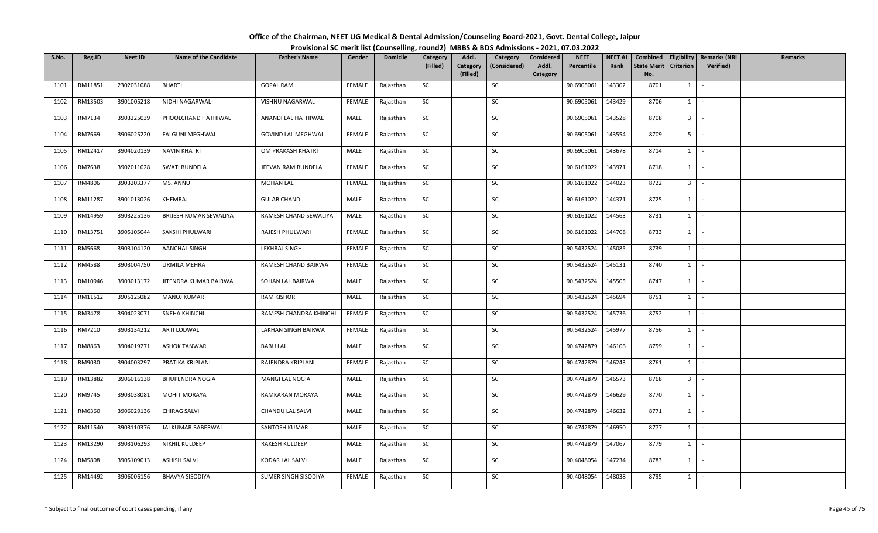# Office of the Chairman, NEET UG Medical & Dental Admission/Counseling Board-2021, Govt. Dental College, Jaipur

## Provisional SC merit list (Counselling, round2) MBBS & BDS Admissions - 2021, 07.03.2022

| S.No. | Reg.ID | Neet ID | Name of the Candidate | Father's Name | Gender | Domicile | Category (Filled) | Addl. Category (Filled) | Category (Considered) | Considered Addl. Category | NEET Percentile | NEET AI Rank | Combined State Merit No. | Eligibility Criterion | Remarks (NRI Verified) | Remarks |
|---|---|---|---|---|---|---|---|---|---|---|---|---|---|---|---|---|
| 1101 | RM11851 | 2302031088 | BHARTI | GOPAL RAM | FEMALE | Rajasthan | SC | | SC | | 90.6905061 | 143302 | 8701 | 1 | - | |
| 1102 | RM13503 | 3901005218 | NIDHI NAGARWAL | VISHNU NAGARWAL | FEMALE | Rajasthan | SC | | SC | | 90.6905061 | 143429 | 8706 | 1 | - | |
| 1103 | RM7134 | 3903225039 | PHOOLCHAND HATHIWAL | ANANDI LAL HATHIWAL | MALE | Rajasthan | SC | | SC | | 90.6905061 | 143528 | 8708 | 3 | - | |
| 1104 | RM7669 | 3906025220 | FALGUNI MEGHWAL | GOVIND LAL MEGHWAL | FEMALE | Rajasthan | SC | | SC | | 90.6905061 | 143554 | 8709 | 5 | - | |
| 1105 | RM12417 | 3904020139 | NAVIN KHATRI | OM PRAKASH KHATRI | MALE | Rajasthan | SC | | SC | | 90.6905061 | 143678 | 8714 | 1 | - | |
| 1106 | RM7638 | 3902011028 | SWATI BUNDELA | JEEVAN RAM BUNDELA | FEMALE | Rajasthan | SC | | SC | | 90.6161022 | 143971 | 8718 | 1 | - | |
| 1107 | RM4806 | 3903203377 | MS. ANNU | MOHAN LAL | FEMALE | Rajasthan | SC | | SC | | 90.6161022 | 144023 | 8722 | 3 | - | |
| 1108 | RM11287 | 3901013026 | KHEMRAJ | GULAB CHAND | MALE | Rajasthan | SC | | SC | | 90.6161022 | 144371 | 8725 | 1 | - | |
| 1109 | RM14959 | 3903225136 | BRIJESH KUMAR SEWALIYA | RAMESH CHAND SEWALIYA | MALE | Rajasthan | SC | | SC | | 90.6161022 | 144563 | 8731 | 1 | - | |
| 1110 | RM13751 | 3905105044 | SAKSHI PHULWARI | RAJESH PHULWARI | FEMALE | Rajasthan | SC | | SC | | 90.6161022 | 144708 | 8733 | 1 | - | |
| 1111 | RM5668 | 3903104120 | AANCHAL SINGH | LEKHRAJ SINGH | FEMALE | Rajasthan | SC | | SC | | 90.5432524 | 145085 | 8739 | 1 | - | |
| 1112 | RM4588 | 3903004750 | URMILA MEHRA | RAMESH CHAND BAIRWA | FEMALE | Rajasthan | SC | | SC | | 90.5432524 | 145131 | 8740 | 1 | - | |
| 1113 | RM10946 | 3903013172 | JITENDRA KUMAR BAIRWA | SOHAN LAL BAIRWA | MALE | Rajasthan | SC | | SC | | 90.5432524 | 145505 | 8747 | 1 | - | |
| 1114 | RM11512 | 3905125082 | MANOJ KUMAR | RAM KISHOR | MALE | Rajasthan | SC | | SC | | 90.5432524 | 145694 | 8751 | 1 | - | |
| 1115 | RM3478 | 3904023071 | SNEHA KHINCHI | RAMESH CHANDRA KHINCHI | FEMALE | Rajasthan | SC | | SC | | 90.5432524 | 145736 | 8752 | 1 | - | |
| 1116 | RM7210 | 3903134212 | ARTI LODWAL | LAKHAN SINGH BAIRWA | FEMALE | Rajasthan | SC | | SC | | 90.5432524 | 145977 | 8756 | 1 | - | |
| 1117 | RM8863 | 3904019271 | ASHOK TANWAR | BABU LAL | MALE | Rajasthan | SC | | SC | | 90.4742879 | 146106 | 8759 | 1 | - | |
| 1118 | RM9030 | 3904003297 | PRATIKA KRIPLANI | RAJENDRA KRIPLANI | FEMALE | Rajasthan | SC | | SC | | 90.4742879 | 146243 | 8761 | 1 | - | |
| 1119 | RM13882 | 3906016138 | BHUPENDRA NOGIA | MANGI LAL NOGIA | MALE | Rajasthan | SC | | SC | | 90.4742879 | 146573 | 8768 | 3 | - | |
| 1120 | RM9745 | 3903038081 | MOHIT MORAYA | RAMKARAN MORAYA | MALE | Rajasthan | SC | | SC | | 90.4742879 | 146629 | 8770 | 1 | - | |
| 1121 | RM6360 | 3906029136 | CHIRAG SALVI | CHANDU LAL SALVI | MALE | Rajasthan | SC | | SC | | 90.4742879 | 146632 | 8771 | 1 | - | |
| 1122 | RM11540 | 3903110376 | JAI KUMAR BABERWAL | SANTOSH KUMAR | MALE | Rajasthan | SC | | SC | | 90.4742879 | 146950 | 8777 | 1 | - | |
| 1123 | RM13290 | 3903106293 | NIKHIL KULDEEP | RAKESH KULDEEP | MALE | Rajasthan | SC | | SC | | 90.4742879 | 147067 | 8779 | 1 | - | |
| 1124 | RM5808 | 3905109013 | ASHISH SALVI | KODAR LAL SALVI | MALE | Rajasthan | SC | | SC | | 90.4048054 | 147234 | 8783 | 1 | - | |
| 1125 | RM14492 | 3906006156 | BHAVYA SISODIYA | SUMER SINGH SISODIYA | FEMALE | Rajasthan | SC | | SC | | 90.4048054 | 148038 | 8795 | 1 | - | |

\* Subject to final outcome of court cases pending, if any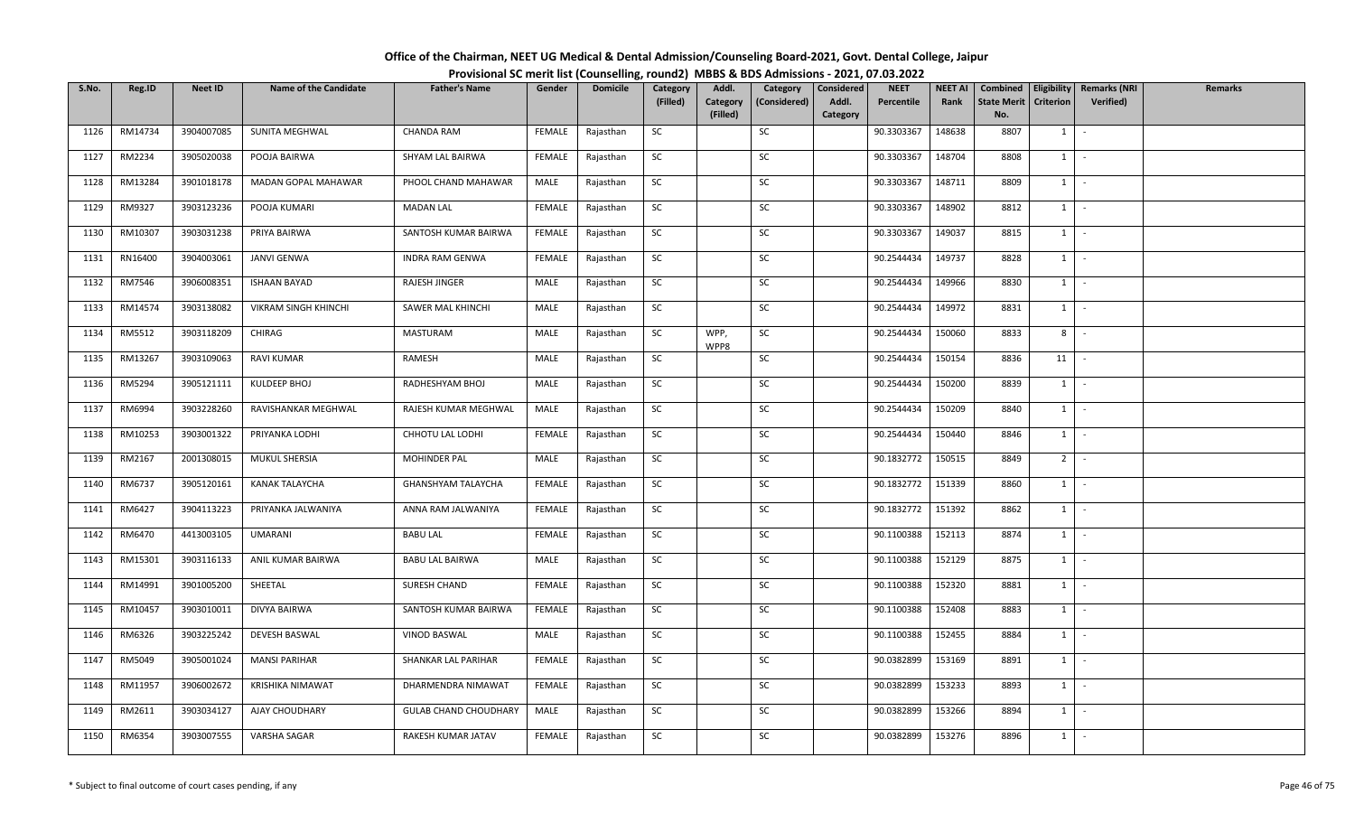**Office of the Chairman, NEET UG Medical & Dental Admission/Counseling Board-2021, Govt. Dental College, Jaipur**

**Provisional SC merit list (Counselling, round2) MBBS & BDS Admissions - 2021, 07.03.2022**

| S.No. | Reg.ID | Neet ID | Name of the Candidate | Father's Name | Gender | Domicile | Category (Filled) | Addl. Category (Filled) | Category (Considered) | Considered Addl. Category | NEET Percentile | NEET AI Rank | Combined State Merit No. | Eligibility Criterion | Remarks (NRI Verified) | Remarks |
|---|---|---|---|---|---|---|---|---|---|---|---|---|---|---|---|---|
| 1126 | RM14734 | 3904007085 | SUNITA MEGHWAL | CHANDA RAM | FEMALE | Rajasthan | SC | | SC | | 90.3303367 | 148638 | 8807 | 1 | - | |
| 1127 | RM2234 | 3905020038 | POOJA BAIRWA | SHYAM LAL BAIRWA | FEMALE | Rajasthan | SC | | SC | | 90.3303367 | 148704 | 8808 | 1 | - | |
| 1128 | RM13284 | 3901018178 | MADAN GOPAL MAHAWAR | PHOOL CHAND MAHAWAR | MALE | Rajasthan | SC | | SC | | 90.3303367 | 148711 | 8809 | 1 | - | |
| 1129 | RM9327 | 3903123236 | POOJA KUMARI | MADAN LAL | FEMALE | Rajasthan | SC | | SC | | 90.3303367 | 148902 | 8812 | 1 | - | |
| 1130 | RM10307 | 3903031238 | PRIYA BAIRWA | SANTOSH KUMAR BAIRWA | FEMALE | Rajasthan | SC | | SC | | 90.3303367 | 149037 | 8815 | 1 | - | |
| 1131 | RN16400 | 3904003061 | JANVI GENWA | INDRA RAM GENWA | FEMALE | Rajasthan | SC | | SC | | 90.2544434 | 149737 | 8828 | 1 | - | |
| 1132 | RM7546 | 3906008351 | ISHAAN BAYAD | RAJESH JINGER | MALE | Rajasthan | SC | | SC | | 90.2544434 | 149966 | 8830 | 1 | - | |
| 1133 | RM14574 | 3903138082 | VIKRAM SINGH KHINCHI | SAWER MAL KHINCHI | MALE | Rajasthan | SC | | SC | | 90.2544434 | 149972 | 8831 | 1 | - | |
| 1134 | RM5512 | 3903118209 | CHIRAG | MASTURAM | MALE | Rajasthan | SC | WPP, WPP8 | SC | | 90.2544434 | 150060 | 8833 | 8 | - | |
| 1135 | RM13267 | 3903109063 | RAVI KUMAR | RAMESH | MALE | Rajasthan | SC | | SC | | 90.2544434 | 150154 | 8836 | 11 | - | |
| 1136 | RM5294 | 3905121111 | KULDEEP BHOJ | RADHESHYAM BHOJ | MALE | Rajasthan | SC | | SC | | 90.2544434 | 150200 | 8839 | 1 | - | |
| 1137 | RM6994 | 3903228260 | RAVISHANKAR MEGHWAL | RAJESH KUMAR MEGHWAL | MALE | Rajasthan | SC | | SC | | 90.2544434 | 150209 | 8840 | 1 | - | |
| 1138 | RM10253 | 3903001322 | PRIYANKA LODHI | CHHOTU LAL LODHI | FEMALE | Rajasthan | SC | | SC | | 90.2544434 | 150440 | 8846 | 1 | - | |
| 1139 | RM2167 | 2001308015 | MUKUL SHERSIA | MOHINDER PAL | MALE | Rajasthan | SC | | SC | | 90.1832772 | 150515 | 8849 | 2 | - | |
| 1140 | RM6737 | 3905120161 | KANAK TALAYCHA | GHANSHYAM TALAYCHA | FEMALE | Rajasthan | SC | | SC | | 90.1832772 | 151339 | 8860 | 1 | - | |
| 1141 | RM6427 | 3904113223 | PRIYANKA JALWANIYA | ANNA RAM JALWANIYA | FEMALE | Rajasthan | SC | | SC | | 90.1832772 | 151392 | 8862 | 1 | - | |
| 1142 | RM6470 | 4413003105 | UMARANI | BABU LAL | FEMALE | Rajasthan | SC | | SC | | 90.1100388 | 152113 | 8874 | 1 | - | |
| 1143 | RM15301 | 3903116133 | ANIL KUMAR BAIRWA | BABU LAL BAIRWA | MALE | Rajasthan | SC | | SC | | 90.1100388 | 152129 | 8875 | 1 | - | |
| 1144 | RM14991 | 3901005200 | SHEETAL | SURESH CHAND | FEMALE | Rajasthan | SC | | SC | | 90.1100388 | 152320 | 8881 | 1 | - | |
| 1145 | RM10457 | 3903010011 | DIVYA BAIRWA | SANTOSH KUMAR BAIRWA | FEMALE | Rajasthan | SC | | SC | | 90.1100388 | 152408 | 8883 | 1 | - | |
| 1146 | RM6326 | 3903225242 | DEVESH BASWAL | VINOD BASWAL | MALE | Rajasthan | SC | | SC | | 90.1100388 | 152455 | 8884 | 1 | - | |
| 1147 | RM5049 | 3905001024 | MANSI PARIHAR | SHANKAR LAL PARIHAR | FEMALE | Rajasthan | SC | | SC | | 90.0382899 | 153169 | 8891 | 1 | - | |
| 1148 | RM11957 | 3906002672 | KRISHIKA NIMAWAT | DHARMENDRA NIMAWAT | FEMALE | Rajasthan | SC | | SC | | 90.0382899 | 153233 | 8893 | 1 | - | |
| 1149 | RM2611 | 3903034127 | AJAY CHOUDHARY | GULAB CHAND CHOUDHARY | MALE | Rajasthan | SC | | SC | | 90.0382899 | 153266 | 8894 | 1 | - | |
| 1150 | RM6354 | 3903007555 | VARSHA SAGAR | RAKESH KUMAR JATAV | FEMALE | Rajasthan | SC | | SC | | 90.0382899 | 153276 | 8896 | 1 | - | |

\* Subject to final outcome of court cases pending, if any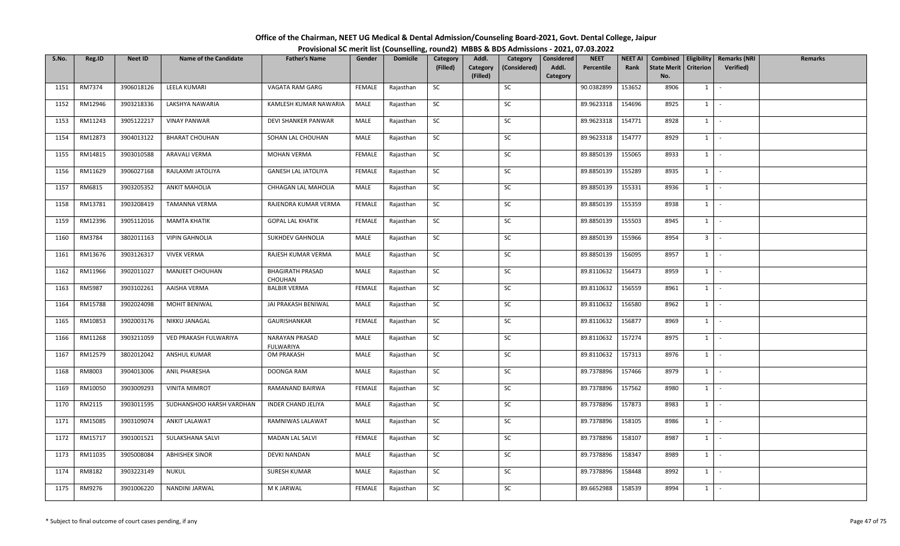# Office of the Chairman, NEET UG Medical & Dental Admission/Counseling Board-2021, Govt. Dental College, Jaipur

## Provisional SC merit list (Counselling, round2) MBBS & BDS Admissions - 2021, 07.03.2022

| S.No. | Reg.ID | Neet ID | Name of the Candidate | Father's Name | Gender | Domicile | Category (Filled) | Addl. Category (Filled) | Category (Considered) | Considered Addl. Category | NEET Percentile | NEET AI Rank | Combined State Merit No. | Eligibility Criterion | Remarks (NRI Verified) | Remarks |
|---|---|---|---|---|---|---|---|---|---|---|---|---|---|---|---|---|
| 1151 | RM7374 | 3906018126 | LEELA KUMARI | VAGATA RAM GARG | FEMALE | Rajasthan | SC | | SC | | 90.0382899 | 153652 | 8906 | 1 | - | |
| 1152 | RM12946 | 3903218336 | LAKSHYA NAWARIA | KAMLESH KUMAR NAWARIA | MALE | Rajasthan | SC | | SC | | 89.9623318 | 154696 | 8925 | 1 | - | |
| 1153 | RM11243 | 3905122217 | VINAY PANWAR | DEVI SHANKER PANWAR | MALE | Rajasthan | SC | | SC | | 89.9623318 | 154771 | 8928 | 1 | - | |
| 1154 | RM12873 | 3904013122 | BHARAT CHOUHAN | SOHAN LAL CHOUHAN | MALE | Rajasthan | SC | | SC | | 89.9623318 | 154777 | 8929 | 1 | - | |
| 1155 | RM14815 | 3903010588 | ARAVALI VERMA | MOHAN VERMA | FEMALE | Rajasthan | SC | | SC | | 89.8850139 | 155065 | 8933 | 1 | - | |
| 1156 | RM11629 | 3906027168 | RAJLAXMI JATOLIYA | GANESH LAL JATOLIYA | FEMALE | Rajasthan | SC | | SC | | 89.8850139 | 155289 | 8935 | 1 | - | |
| 1157 | RM6815 | 3903205352 | ANKIT MAHOLIA | CHHAGAN LAL MAHOLIA | MALE | Rajasthan | SC | | SC | | 89.8850139 | 155331 | 8936 | 1 | - | |
| 1158 | RM13781 | 3903208419 | TAMANNA VERMA | RAJENDRA KUMAR VERMA | FEMALE | Rajasthan | SC | | SC | | 89.8850139 | 155359 | 8938 | 1 | - | |
| 1159 | RM12396 | 3905112016 | MAMTA KHATIK | GOPAL LAL KHATIK | FEMALE | Rajasthan | SC | | SC | | 89.8850139 | 155503 | 8945 | 1 | - | |
| 1160 | RM3784 | 3802011163 | VIPIN GAHNOLIA | SUKHDEV GAHNOLIA | MALE | Rajasthan | SC | | SC | | 89.8850139 | 155966 | 8954 | 3 | - | |
| 1161 | RM13676 | 3903126317 | VIVEK VERMA | RAJESH KUMAR VERMA | MALE | Rajasthan | SC | | SC | | 89.8850139 | 156095 | 8957 | 1 | - | |
| 1162 | RM11966 | 3902011027 | MANJEET CHOUHAN | BHAGIRATH PRASAD CHOUHAN | MALE | Rajasthan | SC | | SC | | 89.8110632 | 156473 | 8959 | 1 | - | |
| 1163 | RM5987 | 3903102261 | AAISHA VERMA | BALBIR VERMA | FEMALE | Rajasthan | SC | | SC | | 89.8110632 | 156559 | 8961 | 1 | - | |
| 1164 | RM15788 | 3902024098 | MOHIT BENIWAL | JAI PRAKASH BENIWAL | MALE | Rajasthan | SC | | SC | | 89.8110632 | 156580 | 8962 | 1 | - | |
| 1165 | RM10853 | 3902003176 | NIKKU JANAGAL | GAURISHANKAR | FEMALE | Rajasthan | SC | | SC | | 89.8110632 | 156877 | 8969 | 1 | - | |
| 1166 | RM11268 | 3903211059 | VED PRAKASH FULWARIYA | NARAYAN PRASAD FULWARIYA | MALE | Rajasthan | SC | | SC | | 89.8110632 | 157274 | 8975 | 1 | - | |
| 1167 | RM12579 | 3802012042 | ANSHUL KUMAR | OM PRAKASH | MALE | Rajasthan | SC | | SC | | 89.8110632 | 157313 | 8976 | 1 | - | |
| 1168 | RM8003 | 3904013006 | ANIL PHARESHA | DOONGA RAM | MALE | Rajasthan | SC | | SC | | 89.7378896 | 157466 | 8979 | 1 | - | |
| 1169 | RM10050 | 3903009293 | VINITA MIMROT | RAMANAND BAIRWA | FEMALE | Rajasthan | SC | | SC | | 89.7378896 | 157562 | 8980 | 1 | - | |
| 1170 | RM2115 | 3903011595 | SUDHANSHOO HARSH VARDHAN | INDER CHAND JELIYA | MALE | Rajasthan | SC | | SC | | 89.7378896 | 157873 | 8983 | 1 | - | |
| 1171 | RM15085 | 3903109074 | ANKIT LALAWAT | RAMNIWAS LALAWAT | MALE | Rajasthan | SC | | SC | | 89.7378896 | 158105 | 8986 | 1 | - | |
| 1172 | RM15717 | 3901001521 | SULAKSHANA SALVI | MADAN LAL SALVI | FEMALE | Rajasthan | SC | | SC | | 89.7378896 | 158107 | 8987 | 1 | - | |
| 1173 | RM11035 | 3905008084 | ABHISHEK SINOR | DEVKI NANDAN | MALE | Rajasthan | SC | | SC | | 89.7378896 | 158347 | 8989 | 1 | - | |
| 1174 | RM8182 | 3903223149 | NUKUL | SURESH KUMAR | MALE | Rajasthan | SC | | SC | | 89.7378896 | 158448 | 8992 | 1 | - | |
| 1175 | RM9276 | 3901006220 | NANDINI JARWAL | M K JARWAL | FEMALE | Rajasthan | SC | | SC | | 89.6652988 | 158539 | 8994 | 1 | - | |

\* Subject to final outcome of court cases pending, if any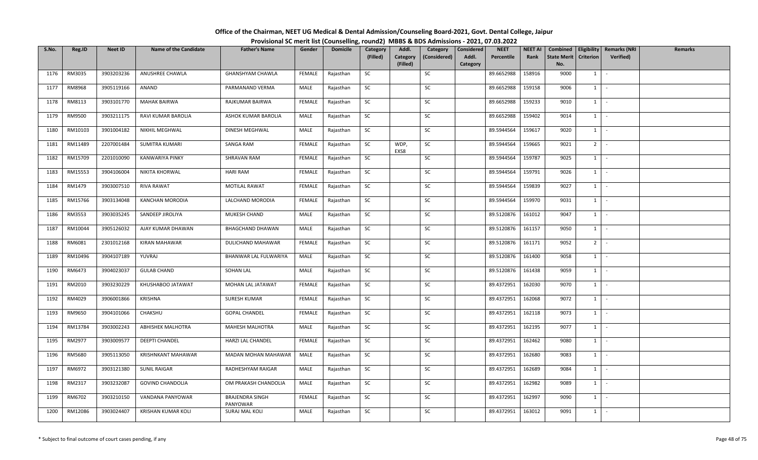# Office of the Chairman, NEET UG Medical & Dental Admission/Counseling Board-2021, Govt. Dental College, Jaipur

## Provisional SC merit list (Counselling, round2) MBBS & BDS Admissions - 2021, 07.03.2022

| S.No. | Reg.ID | Neet ID | Name of the Candidate | Father's Name | Gender | Domicile | Category (Filled) | Addl. Category (Filled) | Category (Considered) | Considered Addl. Category | NEET Percentile | NEET AI Rank | Combined State Merit No. | Eligibility Criterion | Remarks (NRI Verified) | Remarks |
|---|---|---|---|---|---|---|---|---|---|---|---|---|---|---|---|---|
| 1176 | RM3035 | 3903203236 | ANUSHREE CHAWLA | GHANSHYAM CHAWLA | FEMALE | Rajasthan | SC | | SC | | 89.6652988 | 158916 | 9000 | 1 | - | |
| 1177 | RM8968 | 3905119166 | ANAND | PARMANAND VERMA | MALE | Rajasthan | SC | | SC | | 89.6652988 | 159158 | 9006 | 1 | - | |
| 1178 | RM8113 | 3903101770 | MAHAK BAIRWA | RAJKUMAR BAIRWA | FEMALE | Rajasthan | SC | | SC | | 89.6652988 | 159233 | 9010 | 1 | - | |
| 1179 | RM9500 | 3903211175 | RAVI KUMAR BAROLIA | ASHOK KUMAR BAROLIA | MALE | Rajasthan | SC | | SC | | 89.6652988 | 159402 | 9014 | 1 | - | |
| 1180 | RM10103 | 3901004182 | NIKHIL MEGHWAL | DINESH MEGHWAL | MALE | Rajasthan | SC | | SC | | 89.5944564 | 159617 | 9020 | 1 | - | |
| 1181 | RM11489 | 2207001484 | SUMITRA KUMARI | SANGA RAM | FEMALE | Rajasthan | SC | WDP, EXS8 | SC | | 89.5944564 | 159665 | 9021 | 2 | - | |
| 1182 | RM15709 | 2201010090 | KANWARIYA PINKY | SHRAVAN RAM | FEMALE | Rajasthan | SC | | SC | | 89.5944564 | 159787 | 9025 | 1 | - | |
| 1183 | RM15553 | 3904106004 | NIKITA KHORWAL | HARI RAM | FEMALE | Rajasthan | SC | | SC | | 89.5944564 | 159791 | 9026 | 1 | - | |
| 1184 | RM1479 | 3903007510 | RIVA RAWAT | MOTILAL RAWAT | FEMALE | Rajasthan | SC | | SC | | 89.5944564 | 159839 | 9027 | 1 | - | |
| 1185 | RM15766 | 3903134048 | KANCHAN MORODIA | LALCHAND MORODIA | FEMALE | Rajasthan | SC | | SC | | 89.5944564 | 159970 | 9031 | 1 | - | |
| 1186 | RM3553 | 3903035245 | SANDEEP JIROLIYA | MUKESH CHAND | MALE | Rajasthan | SC | | SC | | 89.5120876 | 161012 | 9047 | 1 | - | |
| 1187 | RM10044 | 3905126032 | AJAY KUMAR DHAWAN | BHAGCHAND DHAWAN | MALE | Rajasthan | SC | | SC | | 89.5120876 | 161157 | 9050 | 1 | - | |
| 1188 | RM6081 | 2301012168 | KIRAN MAHAWAR | DULICHAND MAHAWAR | FEMALE | Rajasthan | SC | | SC | | 89.5120876 | 161171 | 9052 | 2 | - | |
| 1189 | RM10496 | 3904107189 | YUVRAJ | BHANWAR LAL FULWARIYA | MALE | Rajasthan | SC | | SC | | 89.5120876 | 161400 | 9058 | 1 | - | |
| 1190 | RM6473 | 3904023037 | GULAB CHAND | SOHAN LAL | MALE | Rajasthan | SC | | SC | | 89.5120876 | 161438 | 9059 | 1 | - | |
| 1191 | RM2010 | 3903230229 | KHUSHABOO JATAWAT | MOHAN LAL JATAWAT | FEMALE | Rajasthan | SC | | SC | | 89.4372951 | 162030 | 9070 | 1 | - | |
| 1192 | RM4029 | 3906001866 | KRISHNA | SURESH KUMAR | FEMALE | Rajasthan | SC | | SC | | 89.4372951 | 162068 | 9072 | 1 | - | |
| 1193 | RM9650 | 3904101066 | CHAKSHU | GOPAL CHANDEL | FEMALE | Rajasthan | SC | | SC | | 89.4372951 | 162118 | 9073 | 1 | - | |
| 1194 | RM13784 | 3903002243 | ABHISHEK MALHOTRA | MAHESH MALHOTRA | MALE | Rajasthan | SC | | SC | | 89.4372951 | 162195 | 9077 | 1 | - | |
| 1195 | RM2977 | 3903009577 | DEEPTI CHANDEL | HARZI LAL CHANDEL | FEMALE | Rajasthan | SC | | SC | | 89.4372951 | 162462 | 9080 | 1 | - | |
| 1196 | RM5680 | 3905113050 | KRISHNKANT MAHAWAR | MADAN MOHAN MAHAWAR | MALE | Rajasthan | SC | | SC | | 89.4372951 | 162680 | 9083 | 1 | - | |
| 1197 | RM6972 | 3903121380 | SUNIL RAIGAR | RADHESHYAM RAIGAR | MALE | Rajasthan | SC | | SC | | 89.4372951 | 162689 | 9084 | 1 | - | |
| 1198 | RM2317 | 3903232087 | GOVIND CHANDOLIA | OM PRAKASH CHANDOLIA | MALE | Rajasthan | SC | | SC | | 89.4372951 | 162982 | 9089 | 1 | - | |
| 1199 | RM6702 | 3903210150 | VANDANA PANYOWAR | BRAJENDRA SINGH PANYOWAR | FEMALE | Rajasthan | SC | | SC | | 89.4372951 | 162997 | 9090 | 1 | - | |
| 1200 | RM12086 | 3903024407 | KRISHAN KUMAR KOLI | SURAJ MAL KOLI | MALE | Rajasthan | SC | | SC | | 89.4372951 | 163012 | 9091 | 1 | - | |

\* Subject to final outcome of court cases pending, if any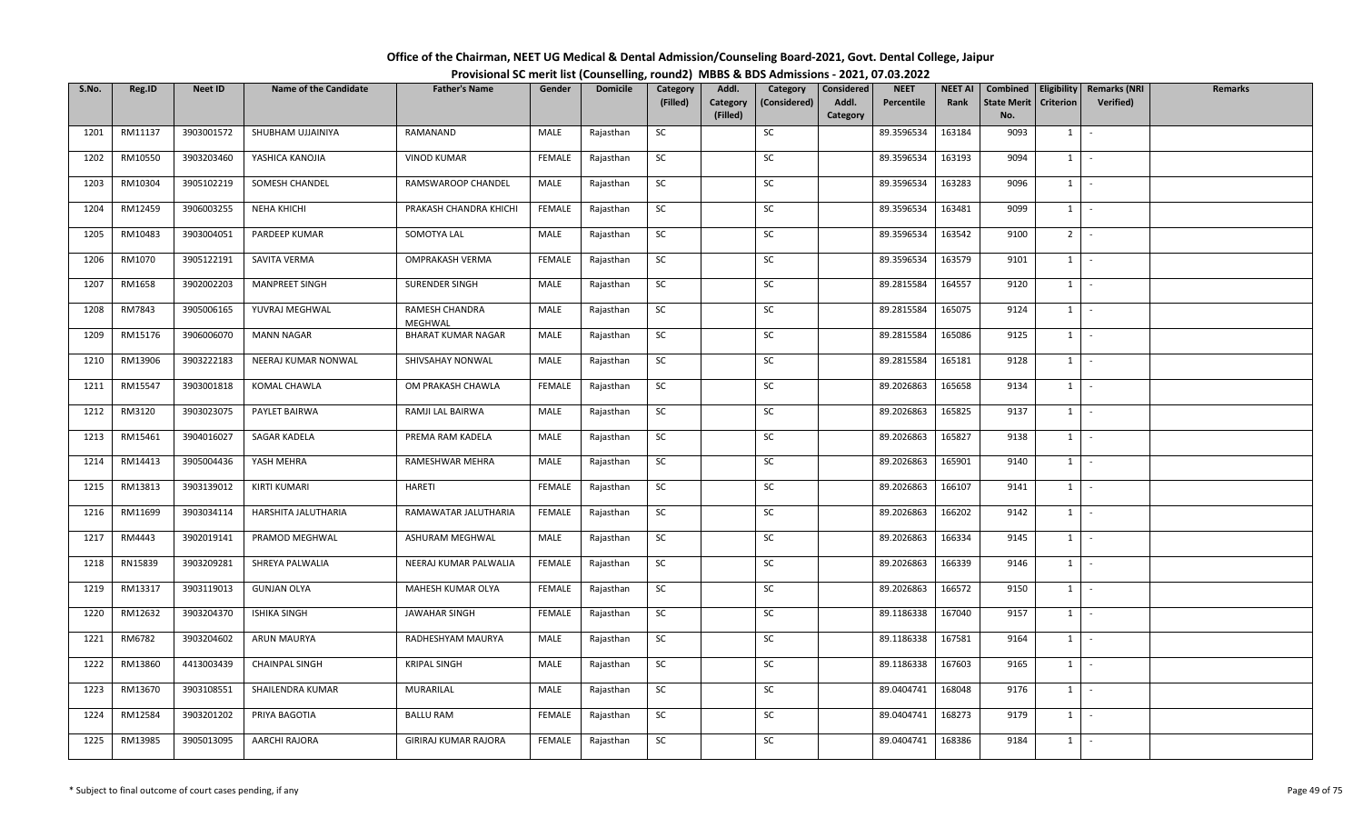# Office of the Chairman, NEET UG Medical & Dental Admission/Counseling Board-2021, Govt. Dental College, Jaipur

## Provisional SC merit list (Counselling, round2) MBBS & BDS Admissions - 2021, 07.03.2022

| S.No. | Reg.ID | Neet ID | Name of the Candidate | Father's Name | Gender | Domicile | Category (Filled) | Addl. Category (Filled) | Category (Considered) | Considered Addl. Category | NEET Percentile | NEET AI Rank | Combined State Merit No. | Eligibility Criterion | Remarks (NRI Verified) | Remarks |
|---|---|---|---|---|---|---|---|---|---|---|---|---|---|---|---|---|
| 1201 | RM11137 | 3903001572 | SHUBHAM UJJAINIYA | RAMANAND | MALE | Rajasthan | SC | | SC | | 89.3596534 | 163184 | 9093 | 1 | - | |
| 1202 | RM10550 | 3903203460 | YASHICA KANOJIA | VINOD KUMAR | FEMALE | Rajasthan | SC | | SC | | 89.3596534 | 163193 | 9094 | 1 | - | |
| 1203 | RM10304 | 3905102219 | SOMESH CHANDEL | RAMSWAROOP CHANDEL | MALE | Rajasthan | SC | | SC | | 89.3596534 | 163283 | 9096 | 1 | - | |
| 1204 | RM12459 | 3906003255 | NEHA KHICHI | PRAKASH CHANDRA KHICHI | FEMALE | Rajasthan | SC | | SC | | 89.3596534 | 163481 | 9099 | 1 | - | |
| 1205 | RM10483 | 3903004051 | PARDEEP KUMAR | SOMOTYA LAL | MALE | Rajasthan | SC | | SC | | 89.3596534 | 163542 | 9100 | 2 | - | |
| 1206 | RM1070 | 3905122191 | SAVITA VERMA | OMPRAKASH VERMA | FEMALE | Rajasthan | SC | | SC | | 89.3596534 | 163579 | 9101 | 1 | - | |
| 1207 | RM1658 | 3902002203 | MANPREET SINGH | SURENDER SINGH | MALE | Rajasthan | SC | | SC | | 89.2815584 | 164557 | 9120 | 1 | - | |
| 1208 | RM7843 | 3905006165 | YUVRAJ MEGHWAL | RAMESH CHANDRA MEGHWAL | MALE | Rajasthan | SC | | SC | | 89.2815584 | 165075 | 9124 | 1 | - | |
| 1209 | RM15176 | 3906006070 | MANN NAGAR | BHARAT KUMAR NAGAR | MALE | Rajasthan | SC | | SC | | 89.2815584 | 165086 | 9125 | 1 | - | |
| 1210 | RM13906 | 3903222183 | NEERAJ KUMAR NONWAL | SHIVSAHAY NONWAL | MALE | Rajasthan | SC | | SC | | 89.2815584 | 165181 | 9128 | 1 | - | |
| 1211 | RM15547 | 3903001818 | KOMAL CHAWLA | OM PRAKASH CHAWLA | FEMALE | Rajasthan | SC | | SC | | 89.2026863 | 165658 | 9134 | 1 | - | |
| 1212 | RM3120 | 3903023075 | PAYLET BAIRWA | RAMJI LAL BAIRWA | MALE | Rajasthan | SC | | SC | | 89.2026863 | 165825 | 9137 | 1 | - | |
| 1213 | RM15461 | 3904016027 | SAGAR KADELA | PREMA RAM KADELA | MALE | Rajasthan | SC | | SC | | 89.2026863 | 165827 | 9138 | 1 | - | |
| 1214 | RM14413 | 3905004436 | YASH MEHRA | RAMESHWAR MEHRA | MALE | Rajasthan | SC | | SC | | 89.2026863 | 165901 | 9140 | 1 | - | |
| 1215 | RM13813 | 3903139012 | KIRTI KUMARI | HARETI | FEMALE | Rajasthan | SC | | SC | | 89.2026863 | 166107 | 9141 | 1 | - | |
| 1216 | RM11699 | 3903034114 | HARSHITA JALUTHARIA | RAMAWATAR JALUTHARIA | FEMALE | Rajasthan | SC | | SC | | 89.2026863 | 166202 | 9142 | 1 | - | |
| 1217 | RM4443 | 3902019141 | PRAMOD MEGHWAL | ASHURAM MEGHWAL | MALE | Rajasthan | SC | | SC | | 89.2026863 | 166334 | 9145 | 1 | - | |
| 1218 | RN15839 | 3903209281 | SHREYA PALWALIA | NEERAJ KUMAR PALWALIA | FEMALE | Rajasthan | SC | | SC | | 89.2026863 | 166339 | 9146 | 1 | - | |
| 1219 | RM13317 | 3903119013 | GUNJAN OLYA | MAHESH KUMAR OLYA | FEMALE | Rajasthan | SC | | SC | | 89.2026863 | 166572 | 9150 | 1 | - | |
| 1220 | RM12632 | 3903204370 | ISHIKA SINGH | JAWAHAR SINGH | FEMALE | Rajasthan | SC | | SC | | 89.1186338 | 167040 | 9157 | 1 | - | |
| 1221 | RM6782 | 3903204602 | ARUN MAURYA | RADHESHYAM MAURYA | MALE | Rajasthan | SC | | SC | | 89.1186338 | 167581 | 9164 | 1 | - | |
| 1222 | RM13860 | 4413003439 | CHAINPAL SINGH | KRIPAL SINGH | MALE | Rajasthan | SC | | SC | | 89.1186338 | 167603 | 9165 | 1 | - | |
| 1223 | RM13670 | 3903108551 | SHAILENDRA KUMAR | MURARILAL | MALE | Rajasthan | SC | | SC | | 89.0404741 | 168048 | 9176 | 1 | - | |
| 1224 | RM12584 | 3903201202 | PRIYA BAGOTIA | BALLU RAM | FEMALE | Rajasthan | SC | | SC | | 89.0404741 | 168273 | 9179 | 1 | - | |
| 1225 | RM13985 | 3905013095 | AARCHI RAJORA | GIRIRAJ KUMAR RAJORA | FEMALE | Rajasthan | SC | | SC | | 89.0404741 | 168386 | 9184 | 1 | - | |

\* Subject to final outcome of court cases pending, if any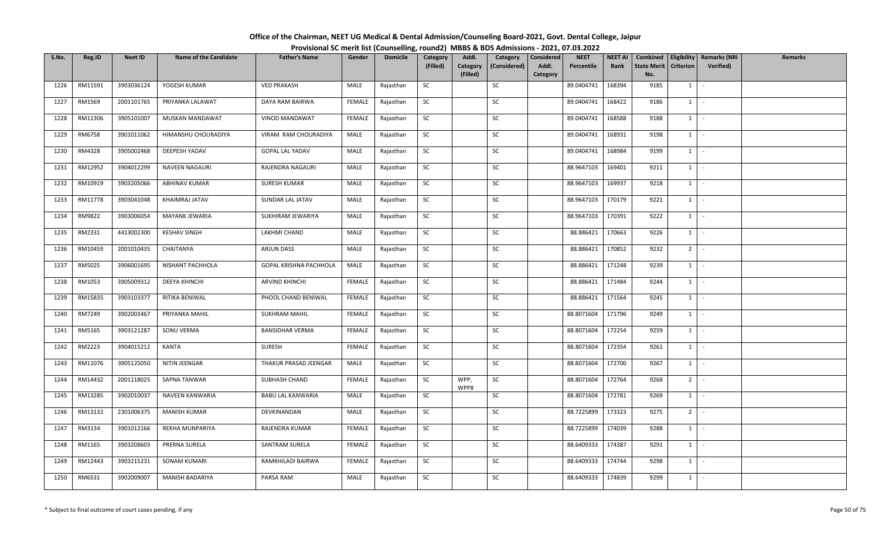**Office of the Chairman, NEET UG Medical & Dental Admission/Counseling Board-2021, Govt. Dental College, Jaipur**

**Provisional SC merit list (Counselling, round2) MBBS & BDS Admissions - 2021, 07.03.2022**

| S.No. | Reg.ID | Neet ID | Name of the Candidate | Father's Name | Gender | Domicile | Category (Filled) | Addl. Category (Filled) | Category (Considered) | Considered Addl. Category | NEET Percentile | NEET AI Rank | Combined State Merit No. | Eligibility Criterion | Remarks (NRI Verified) | Remarks |
|---|---|---|---|---|---|---|---|---|---|---|---|---|---|---|---|---|
| 1226 | RM11591 | 3903036124 | YOGESH KUMAR | VED PRAKASH | MALE | Rajasthan | SC | | SC | | 89.0404741 | 168394 | 9185 | 1 | - | |
| 1227 | RM1569 | 2001101765 | PRIYANKA LALAWAT | DAYA RAM BAIRWA | FEMALE | Rajasthan | SC | | SC | | 89.0404741 | 168422 | 9186 | 1 | - | |
| 1228 | RM11306 | 3905101007 | MUSKAN MANDAWAT | VINOD MANDAWAT | FEMALE | Rajasthan | SC | | SC | | 89.0404741 | 168588 | 9188 | 1 | - | |
| 1229 | RM6758 | 3901011062 | HIMANSHU CHOURADIYA | VIRAM RAM CHOURADIYA | MALE | Rajasthan | SC | | SC | | 89.0404741 | 168931 | 9198 | 1 | - | |
| 1230 | RM4328 | 3905002468 | DEEPESH YADAV | GOPAL LAL YADAV | MALE | Rajasthan | SC | | SC | | 89.0404741 | 168984 | 9199 | 1 | - | |
| 1231 | RM12952 | 3904012299 | NAVEEN NAGAURI | RAJENDRA NAGAURI | MALE | Rajasthan | SC | | SC | | 88.9647103 | 169401 | 9211 | 1 | - | |
| 1232 | RM10919 | 3903205066 | ABHINAV KUMAR | SURESH KUMAR | MALE | Rajasthan | SC | | SC | | 88.9647103 | 169937 | 9218 | 1 | - | |
| 1233 | RM11778 | 3903041048 | KHAIMRAJ JATAV | SUNDAR LAL JATAV | MALE | Rajasthan | SC | | SC | | 88.9647103 | 170179 | 9221 | 1 | - | |
| 1234 | RM9822 | 3903006054 | MAYANK JEWARIA | SUKHIRAM JEWARIYA | MALE | Rajasthan | SC | | SC | | 88.9647103 | 170391 | 9222 | 1 | - | |
| 1235 | RM2331 | 4413002300 | KESHAV SINGH | LAKHMI CHAND | MALE | Rajasthan | SC | | SC | | 88.886421 | 170663 | 9226 | 1 | - | |
| 1236 | RM10459 | 2001010435 | CHAITANYA | ARJUN DASS | MALE | Rajasthan | SC | | SC | | 88.886421 | 170852 | 9232 | 2 | - | |
| 1237 | RM5025 | 3906001695 | NISHANT PACHHOLA | GOPAL KRISHNA PACHHOLA | MALE | Rajasthan | SC | | SC | | 88.886421 | 171248 | 9239 | 1 | - | |
| 1238 | RM1053 | 3905009312 | DEEYA KHINCHI | ARVIND KHINCHI | FEMALE | Rajasthan | SC | | SC | | 88.886421 | 171484 | 9244 | 1 | - | |
| 1239 | RM15835 | 3903103377 | RITIKA BENIWAL | PHOOL CHAND BENIWAL | FEMALE | Rajasthan | SC | | SC | | 88.886421 | 171564 | 9245 | 1 | - | |
| 1240 | RM7249 | 3902003467 | PRIYANKA MAHIL | SUKHRAM MAHIL | FEMALE | Rajasthan | SC | | SC | | 88.8071604 | 171796 | 9249 | 1 | - | |
| 1241 | RM5165 | 3903121287 | SONU VERMA | BANSIDHAR VERMA | FEMALE | Rajasthan | SC | | SC | | 88.8071604 | 172254 | 9259 | 1 | - | |
| 1242 | RM2223 | 3904015212 | KANTA | SURESH | FEMALE | Rajasthan | SC | | SC | | 88.8071604 | 172354 | 9261 | 1 | - | |
| 1243 | RM11076 | 3905125050 | NITIN JEENGAR | THAKUR PRASAD JEENGAR | MALE | Rajasthan | SC | | SC | | 88.8071604 | 172700 | 9267 | 1 | - | |
| 1244 | RM14432 | 2001118025 | SAPNA TANWAR | SUBHASH CHAND | FEMALE | Rajasthan | SC | WPP, WPP8 | SC | | 88.8071604 | 172764 | 9268 | 2 | - | |
| 1245 | RM13285 | 3902010037 | NAVEEN KANWARIA | BABU LAL KANWARIA | MALE | Rajasthan | SC | | SC | | 88.8071604 | 172781 | 9269 | 1 | - | |
| 1246 | RM13132 | 2301006375 | MANISH KUMAR | DEVKINANDAN | MALE | Rajasthan | SC | | SC | | 88.7225899 | 173323 | 9275 | 2 | - | |
| 1247 | RM3134 | 3901012166 | REKHA MUNPARIYA | RAJENDRA KUMAR | FEMALE | Rajasthan | SC | | SC | | 88.7225899 | 174039 | 9288 | 1 | - | |
| 1248 | RM1165 | 3903208603 | PRERNA SURELA | SANTRAM SURELA | FEMALE | Rajasthan | SC | | SC | | 88.6409333 | 174387 | 9291 | 1 | - | |
| 1249 | RM12443 | 3903215231 | SONAM KUMARI | RAMKHILADI BAIRWA | FEMALE | Rajasthan | SC | | SC | | 88.6409333 | 174744 | 9298 | 1 | - | |
| 1250 | RM6531 | 3902009007 | MANISH BADARIYA | PARSA RAM | MALE | Rajasthan | SC | | SC | | 88.6409333 | 174839 | 9299 | 1 | - | |

\* Subject to final outcome of court cases pending, if any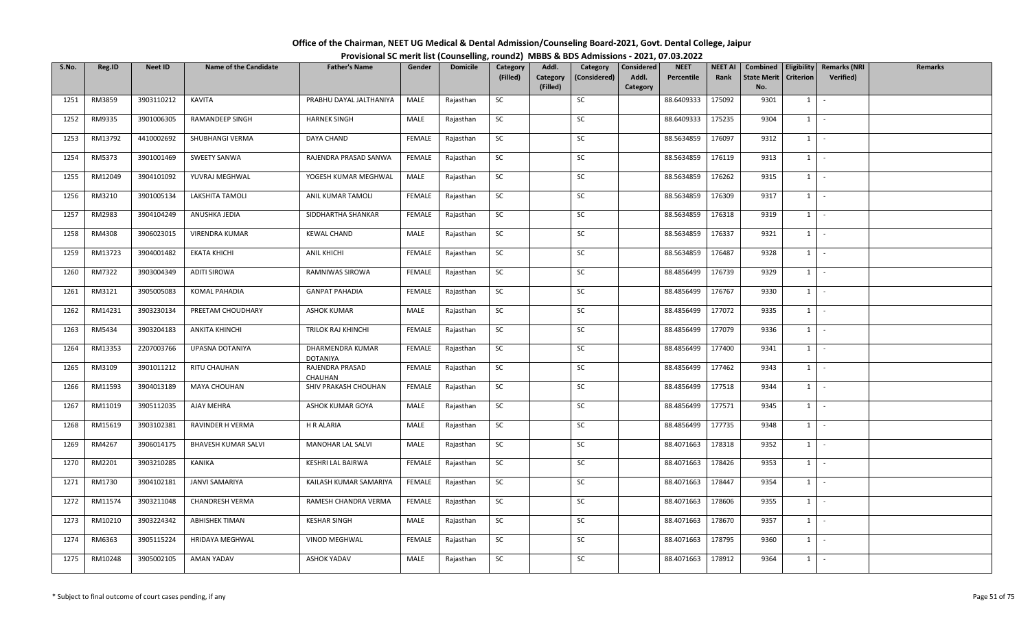# Office of the Chairman, NEET UG Medical & Dental Admission/Counseling Board-2021, Govt. Dental College, Jaipur

## Provisional SC merit list (Counselling, round2) MBBS & BDS Admissions - 2021, 07.03.2022

| S.No. | Reg.ID | Neet ID | Name of the Candidate | Father's Name | Gender | Domicile | Category (Filled) | Addl. Category (Filled) | Category (Considered) | Considered Addl. Category | NEET Percentile | NEET AI Rank | Combined State Merit No. | Eligibility Criterion | Remarks (NRI Verified) | Remarks |
|---|---|---|---|---|---|---|---|---|---|---|---|---|---|---|---|---|
| 1251 | RM3859 | 3903110212 | KAVITA | PRABHU DAYAL JALTHANIYA | MALE | Rajasthan | SC | | SC | | 88.6409333 | 175092 | 9301 | 1 | - | |
| 1252 | RM9335 | 3901006305 | RAMANDEEP SINGH | HARNEK SINGH | MALE | Rajasthan | SC | | SC | | 88.6409333 | 175235 | 9304 | 1 | - | |
| 1253 | RM13792 | 4410002692 | SHUBHANGI VERMA | DAYA CHAND | FEMALE | Rajasthan | SC | | SC | | 88.5634859 | 176097 | 9312 | 1 | - | |
| 1254 | RM5373 | 3901001469 | SWEETY SANWA | RAJENDRA PRASAD SANWA | FEMALE | Rajasthan | SC | | SC | | 88.5634859 | 176119 | 9313 | 1 | - | |
| 1255 | RM12049 | 3904101092 | YUVRAJ MEGHWAL | YOGESH KUMAR MEGHWAL | MALE | Rajasthan | SC | | SC | | 88.5634859 | 176262 | 9315 | 1 | - | |
| 1256 | RM3210 | 3901005134 | LAKSHITA TAMOLI | ANIL KUMAR TAMOLI | FEMALE | Rajasthan | SC | | SC | | 88.5634859 | 176309 | 9317 | 1 | - | |
| 1257 | RM2983 | 3904104249 | ANUSHKA JEDIA | SIDDHARTHA SHANKAR | FEMALE | Rajasthan | SC | | SC | | 88.5634859 | 176318 | 9319 | 1 | - | |
| 1258 | RM4308 | 3906023015 | VIRENDRA KUMAR | KEWAL CHAND | MALE | Rajasthan | SC | | SC | | 88.5634859 | 176337 | 9321 | 1 | - | |
| 1259 | RM13723 | 3904001482 | EKATA KHICHI | ANIL KHICHI | FEMALE | Rajasthan | SC | | SC | | 88.5634859 | 176487 | 9328 | 1 | - | |
| 1260 | RM7322 | 3903004349 | ADITI SIROWA | RAMNIWAS SIROWA | FEMALE | Rajasthan | SC | | SC | | 88.4856499 | 176739 | 9329 | 1 | - | |
| 1261 | RM3121 | 3905005083 | KOMAL PAHADIA | GANPAT PAHADIA | FEMALE | Rajasthan | SC | | SC | | 88.4856499 | 176767 | 9330 | 1 | - | |
| 1262 | RM14231 | 3903230134 | PREETAM CHOUDHARY | ASHOK KUMAR | MALE | Rajasthan | SC | | SC | | 88.4856499 | 177072 | 9335 | 1 | - | |
| 1263 | RM5434 | 3903204183 | ANKITA KHINCHI | TRILOK RAJ KHINCHI | FEMALE | Rajasthan | SC | | SC | | 88.4856499 | 177079 | 9336 | 1 | - | |
| 1264 | RM13353 | 2207003766 | UPASNA DOTANIYA | DHARMENDRA KUMAR DOTANIYA | FEMALE | Rajasthan | SC | | SC | | 88.4856499 | 177400 | 9341 | 1 | - | |
| 1265 | RM3109 | 3901011212 | RITU CHAUHAN | RAJENDRA PRASAD CHAUHAN | FEMALE | Rajasthan | SC | | SC | | 88.4856499 | 177462 | 9343 | 1 | - | |
| 1266 | RM11593 | 3904013189 | MAYA CHOUHAN | SHIV PRAKASH CHOUHAN | FEMALE | Rajasthan | SC | | SC | | 88.4856499 | 177518 | 9344 | 1 | - | |
| 1267 | RM11019 | 3905112035 | AJAY MEHRA | ASHOK KUMAR GOYA | MALE | Rajasthan | SC | | SC | | 88.4856499 | 177571 | 9345 | 1 | - | |
| 1268 | RM15619 | 3903102381 | RAVINDER H VERMA | H R ALARIA | MALE | Rajasthan | SC | | SC | | 88.4856499 | 177735 | 9348 | 1 | - | |
| 1269 | RM4267 | 3906014175 | BHAVESH KUMAR SALVI | MANOHAR LAL SALVI | MALE | Rajasthan | SC | | SC | | 88.4071663 | 178318 | 9352 | 1 | - | |
| 1270 | RM2201 | 3903210285 | KANIKA | KESHRI LAL BAIRWA | FEMALE | Rajasthan | SC | | SC | | 88.4071663 | 178426 | 9353 | 1 | - | |
| 1271 | RM1730 | 3904102181 | JANVI SAMARIYA | KAILASH KUMAR SAMARIYA | FEMALE | Rajasthan | SC | | SC | | 88.4071663 | 178447 | 9354 | 1 | - | |
| 1272 | RM11574 | 3903211048 | CHANDRESH VERMA | RAMESH CHANDRA VERMA | FEMALE | Rajasthan | SC | | SC | | 88.4071663 | 178606 | 9355 | 1 | - | |
| 1273 | RM10210 | 3903224342 | ABHISHEK TIMAN | KESHAR SINGH | MALE | Rajasthan | SC | | SC | | 88.4071663 | 178670 | 9357 | 1 | - | |
| 1274 | RM6363 | 3905115224 | HRIDAYA MEGHWAL | VINOD MEGHWAL | FEMALE | Rajasthan | SC | | SC | | 88.4071663 | 178795 | 9360 | 1 | - | |
| 1275 | RM10248 | 3905002105 | AMAN YADAV | ASHOK YADAV | MALE | Rajasthan | SC | | SC | | 88.4071663 | 178912 | 9364 | 1 | - | |

\* Subject to final outcome of court cases pending, if any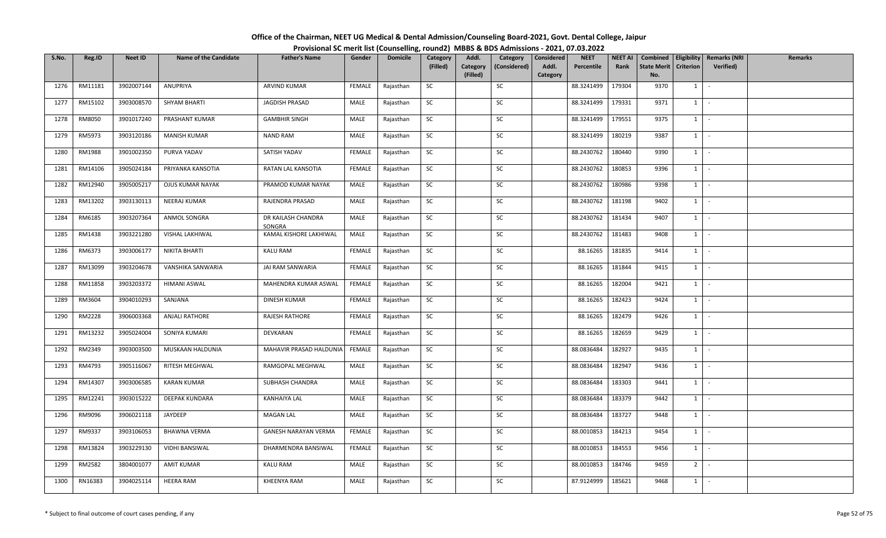# Office of the Chairman, NEET UG Medical & Dental Admission/Counseling Board-2021, Govt. Dental College, Jaipur

## Provisional SC merit list (Counselling, round2) MBBS & BDS Admissions - 2021, 07.03.2022

| S.No. | Reg.ID | Neet ID | Name of the Candidate | Father's Name | Gender | Domicile | Category (Filled) | Addl. Category (Filled) | Category (Considered) | Considered Addl. Category | NEET Percentile | NEET AI Rank | Combined State Merit No. | Eligibility Criterion | Remarks (NRI Verified) | Remarks |
|---|---|---|---|---|---|---|---|---|---|---|---|---|---|---|---|---|
| 1276 | RM11181 | 3902007144 | ANUPRIYA | ARVIND KUMAR | FEMALE | Rajasthan | SC | | SC | | 88.3241499 | 179304 | 9370 | 1 | - | |
| 1277 | RM15102 | 3903008570 | SHYAM BHARTI | JAGDISH PRASAD | MALE | Rajasthan | SC | | SC | | 88.3241499 | 179331 | 9371 | 1 | - | |
| 1278 | RM8050 | 3901017240 | PRASHANT KUMAR | GAMBHIR SINGH | MALE | Rajasthan | SC | | SC | | 88.3241499 | 179551 | 9375 | 1 | - | |
| 1279 | RM5973 | 3903120186 | MANISH KUMAR | NAND RAM | MALE | Rajasthan | SC | | SC | | 88.3241499 | 180219 | 9387 | 1 | - | |
| 1280 | RM1988 | 3901002350 | PURVA YADAV | SATISH YADAV | FEMALE | Rajasthan | SC | | SC | | 88.2430762 | 180440 | 9390 | 1 | - | |
| 1281 | RM14106 | 3905024184 | PRIYANKA KANSOTIA | RATAN LAL KANSOTIA | FEMALE | Rajasthan | SC | | SC | | 88.2430762 | 180853 | 9396 | 1 | - | |
| 1282 | RM12940 | 3905005217 | OJUS KUMAR NAYAK | PRAMOD KUMAR NAYAK | MALE | Rajasthan | SC | | SC | | 88.2430762 | 180986 | 9398 | 1 | - | |
| 1283 | RM13202 | 3903130113 | NEERAJ KUMAR | RAJENDRA PRASAD | MALE | Rajasthan | SC | | SC | | 88.2430762 | 181198 | 9402 | 1 | - | |
| 1284 | RM6185 | 3903207364 | ANMOL SONGRA | DR KAILASH CHANDRA SONGRA | MALE | Rajasthan | SC | | SC | | 88.2430762 | 181434 | 9407 | 1 | - | |
| 1285 | RM1438 | 3903221280 | VISHAL LAKHIWAL | KAMAL KISHORE LAKHIWAL | MALE | Rajasthan | SC | | SC | | 88.2430762 | 181483 | 9408 | 1 | - | |
| 1286 | RM6373 | 3903006177 | NIKITA BHARTI | KALU RAM | FEMALE | Rajasthan | SC | | SC | | 88.16265 | 181835 | 9414 | 1 | - | |
| 1287 | RM13099 | 3903204678 | VANSHIKA SANWARIA | JAI RAM SANWARIA | FEMALE | Rajasthan | SC | | SC | | 88.16265 | 181844 | 9415 | 1 | - | |
| 1288 | RM11858 | 3903203372 | HIMANI ASWAL | MAHENDRA KUMAR ASWAL | FEMALE | Rajasthan | SC | | SC | | 88.16265 | 182004 | 9421 | 1 | - | |
| 1289 | RM3604 | 3904010293 | SANJANA | DINESH KUMAR | FEMALE | Rajasthan | SC | | SC | | 88.16265 | 182423 | 9424 | 1 | - | |
| 1290 | RM2228 | 3906003368 | ANJALI RATHORE | RAJESH RATHORE | FEMALE | Rajasthan | SC | | SC | | 88.16265 | 182479 | 9426 | 1 | - | |
| 1291 | RM13232 | 3905024004 | SONIYA KUMARI | DEVKARAN | FEMALE | Rajasthan | SC | | SC | | 88.16265 | 182659 | 9429 | 1 | - | |
| 1292 | RM2349 | 3903003500 | MUSKAAN HALDUNIA | MAHAVIR PRASAD HALDUNIA | FEMALE | Rajasthan | SC | | SC | | 88.0836484 | 182927 | 9435 | 1 | - | |
| 1293 | RM4793 | 3905116067 | RITESH MEGHWAL | RAMGOPAL MEGHWAL | MALE | Rajasthan | SC | | SC | | 88.0836484 | 182947 | 9436 | 1 | - | |
| 1294 | RM14307 | 3903006585 | KARAN KUMAR | SUBHASH CHANDRA | MALE | Rajasthan | SC | | SC | | 88.0836484 | 183303 | 9441 | 1 | - | |
| 1295 | RM12241 | 3903015222 | DEEPAK KUNDARA | KANHAIYA LAL | MALE | Rajasthan | SC | | SC | | 88.0836484 | 183379 | 9442 | 1 | - | |
| 1296 | RM9096 | 3906021118 | JAYDEEP | MAGAN LAL | MALE | Rajasthan | SC | | SC | | 88.0836484 | 183727 | 9448 | 1 | - | |
| 1297 | RM9337 | 3903106053 | BHAWNA VERMA | GANESH NARAYAN VERMA | FEMALE | Rajasthan | SC | | SC | | 88.0010853 | 184213 | 9454 | 1 | - | |
| 1298 | RM13824 | 3903229130 | VIDHI BANSIWAL | DHARMENDRA BANSIWAL | FEMALE | Rajasthan | SC | | SC | | 88.0010853 | 184553 | 9456 | 1 | - | |
| 1299 | RM2582 | 3804001077 | AMIT KUMAR | KALU RAM | MALE | Rajasthan | SC | | SC | | 88.0010853 | 184746 | 9459 | 2 | - | |
| 1300 | RN16383 | 3904025114 | HEERA RAM | KHEENYA RAM | MALE | Rajasthan | SC | | SC | | 87.9124999 | 185621 | 9468 | 1 | - | |

\* Subject to final outcome of court cases pending, if any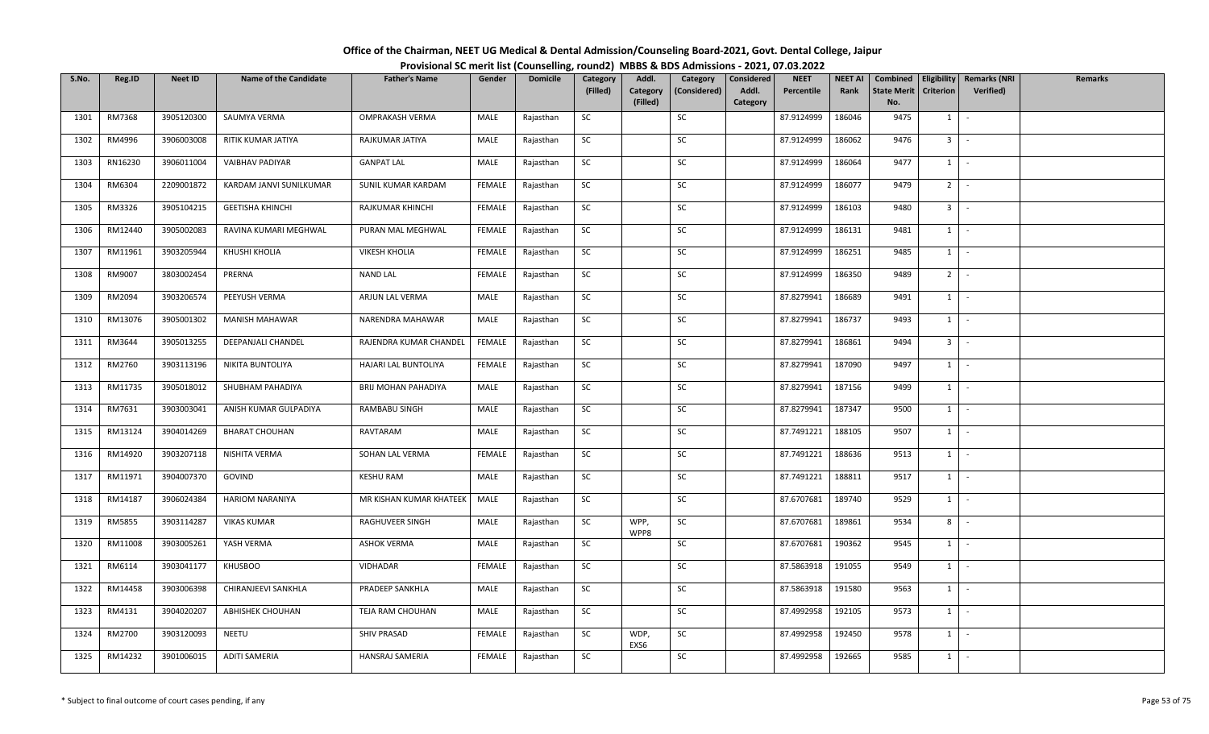# Office of the Chairman, NEET UG Medical & Dental Admission/Counseling Board-2021, Govt. Dental College, Jaipur

## Provisional SC merit list (Counselling, round2) MBBS & BDS Admissions - 2021, 07.03.2022

| S.No. | Reg.ID | Neet ID | Name of the Candidate | Father's Name | Gender | Domicile | Category (Filled) | Addl. Category (Filled) | Category (Considered) | Considered Addl. Category | NEET Percentile | NEET AI Rank | Combined State Merit No. | Eligibility Criterion | Remarks (NRI Verified) | Remarks |
|---|---|---|---|---|---|---|---|---|---|---|---|---|---|---|---|---|
| 1301 | RM7368 | 3905120300 | SAUMYA VERMA | OMPRAKASH VERMA | MALE | Rajasthan | SC | | SC | | 87.9124999 | 186046 | 9475 | 1 | - | |
| 1302 | RM4996 | 3906003008 | RITIK KUMAR JATIYA | RAJKUMAR JATIYA | MALE | Rajasthan | SC | | SC | | 87.9124999 | 186062 | 9476 | 3 | - | |
| 1303 | RN16230 | 3906011004 | VAIBHAV PADIYAR | GANPAT LAL | MALE | Rajasthan | SC | | SC | | 87.9124999 | 186064 | 9477 | 1 | - | |
| 1304 | RM6304 | 2209001872 | KARDAM JANVI SUNILKUMAR | SUNIL KUMAR KARDAM | FEMALE | Rajasthan | SC | | SC | | 87.9124999 | 186077 | 9479 | 2 | - | |
| 1305 | RM3326 | 3905104215 | GEETISHA KHINCHI | RAJKUMAR KHINCHI | FEMALE | Rajasthan | SC | | SC | | 87.9124999 | 186103 | 9480 | 3 | - | |
| 1306 | RM12440 | 3905002083 | RAVINA KUMARI MEGHWAL | PURAN MAL MEGHWAL | FEMALE | Rajasthan | SC | | SC | | 87.9124999 | 186131 | 9481 | 1 | - | |
| 1307 | RM11961 | 3903205944 | KHUSHI KHOLIA | VIKESH KHOLIA | FEMALE | Rajasthan | SC | | SC | | 87.9124999 | 186251 | 9485 | 1 | - | |
| 1308 | RM9007 | 3803002454 | PRERNA | NAND LAL | FEMALE | Rajasthan | SC | | SC | | 87.9124999 | 186350 | 9489 | 2 | - | |
| 1309 | RM2094 | 3903206574 | PEEYUSH VERMA | ARJUN LAL VERMA | MALE | Rajasthan | SC | | SC | | 87.8279941 | 186689 | 9491 | 1 | - | |
| 1310 | RM13076 | 3905001302 | MANISH MAHAWAR | NARENDRA MAHAWAR | MALE | Rajasthan | SC | | SC | | 87.8279941 | 186737 | 9493 | 1 | - | |
| 1311 | RM3644 | 3905013255 | DEEPANJALI CHANDEL | RAJENDRA KUMAR CHANDEL | FEMALE | Rajasthan | SC | | SC | | 87.8279941 | 186861 | 9494 | 3 | - | |
| 1312 | RM2760 | 3903113196 | NIKITA BUNTOLIYA | HAJARI LAL BUNTOLIYA | FEMALE | Rajasthan | SC | | SC | | 87.8279941 | 187090 | 9497 | 1 | - | |
| 1313 | RM11735 | 3905018012 | SHUBHAM PAHADIYA | BRIJ MOHAN PAHADIYA | MALE | Rajasthan | SC | | SC | | 87.8279941 | 187156 | 9499 | 1 | - | |
| 1314 | RM7631 | 3903003041 | ANISH KUMAR GULPADIYA | RAMBABU SINGH | MALE | Rajasthan | SC | | SC | | 87.8279941 | 187347 | 9500 | 1 | - | |
| 1315 | RM13124 | 3904014269 | BHARAT CHOUHAN | RAVTARAM | MALE | Rajasthan | SC | | SC | | 87.7491221 | 188105 | 9507 | 1 | - | |
| 1316 | RM14920 | 3903207118 | NISHITA VERMA | SOHAN LAL VERMA | FEMALE | Rajasthan | SC | | SC | | 87.7491221 | 188636 | 9513 | 1 | - | |
| 1317 | RM11971 | 3904007370 | GOVIND | KESHU RAM | MALE | Rajasthan | SC | | SC | | 87.7491221 | 188811 | 9517 | 1 | - | |
| 1318 | RM14187 | 3906024384 | HARIOM NARANIYA | MR KISHAN KUMAR KHATEEK | MALE | Rajasthan | SC | | SC | | 87.6707681 | 189740 | 9529 | 1 | - | |
| 1319 | RM5855 | 3903114287 | VIKAS KUMAR | RAGHUVEER SINGH | MALE | Rajasthan | SC | WPP, WPP8 | SC | | 87.6707681 | 189861 | 9534 | 8 | - | |
| 1320 | RM11008 | 3903005261 | YASH VERMA | ASHOK VERMA | MALE | Rajasthan | SC | | SC | | 87.6707681 | 190362 | 9545 | 1 | - | |
| 1321 | RM6114 | 3903041177 | KHUSBOO | VIDHADAR | FEMALE | Rajasthan | SC | | SC | | 87.5863918 | 191055 | 9549 | 1 | - | |
| 1322 | RM14458 | 3903006398 | CHIRANJEEVI SANKHLA | PRADEEP SANKHLA | MALE | Rajasthan | SC | | SC | | 87.5863918 | 191580 | 9563 | 1 | - | |
| 1323 | RM4131 | 3904020207 | ABHISHEK CHOUHAN | TEJA RAM CHOUHAN | MALE | Rajasthan | SC | | SC | | 87.4992958 | 192105 | 9573 | 1 | - | |
| 1324 | RM2700 | 3903120093 | NEETU | SHIV PRASAD | FEMALE | Rajasthan | SC | WDP, EXS6 | SC | | 87.4992958 | 192450 | 9578 | 1 | - | |
| 1325 | RM14232 | 3901006015 | ADITI SAMERIA | HANSRAJ SAMERIA | FEMALE | Rajasthan | SC | | SC | | 87.4992958 | 192665 | 9585 | 1 | - | |

\* Subject to final outcome of court cases pending, if any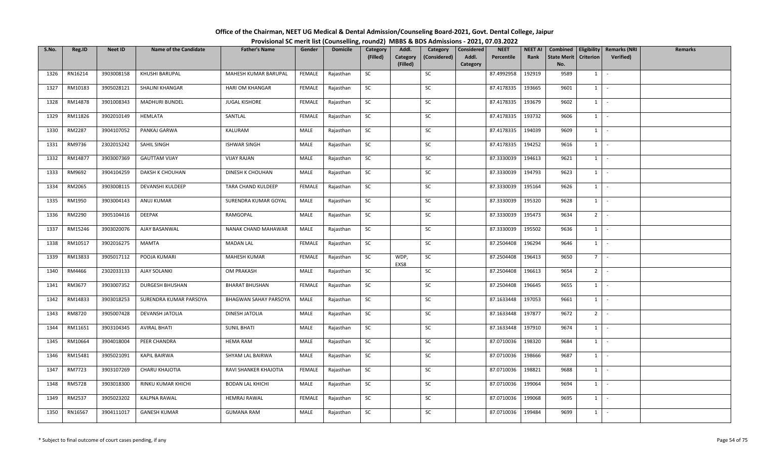# Office of the Chairman, NEET UG Medical & Dental Admission/Counseling Board-2021, Govt. Dental College, Jaipur

## Provisional SC merit list (Counselling, round2) MBBS & BDS Admissions - 2021, 07.03.2022

| S.No. | Reg.ID | Neet ID | Name of the Candidate | Father's Name | Gender | Domicile | Category (Filled) | Addl. Category (Filled) | Category (Considered) | Considered Addl. Category | NEET Percentile | NEET AI Rank | Combined State Merit No. | Eligibility Criterion | Remarks (NRI Verified) | Remarks |
|---|---|---|---|---|---|---|---|---|---|---|---|---|---|---|---|---|
| 1326 | RN16214 | 3903008158 | KHUSHI BARUPAL | MAHESH KUMAR BARUPAL | FEMALE | Rajasthan | SC | | SC | | 87.4992958 | 192919 | 9589 | 1 | - | |
| 1327 | RM10183 | 3905028121 | SHALINI KHANGAR | HARI OM KHANGAR | FEMALE | Rajasthan | SC | | SC | | 87.4178335 | 193665 | 9601 | 1 | - | |
| 1328 | RM14878 | 3901008343 | MADHURI BUNDEL | JUGAL KISHORE | FEMALE | Rajasthan | SC | | SC | | 87.4178335 | 193679 | 9602 | 1 | - | |
| 1329 | RM11826 | 3902010149 | HEMLATA | SANTLAL | FEMALE | Rajasthan | SC | | SC | | 87.4178335 | 193732 | 9606 | 1 | - | |
| 1330 | RM2287 | 3904107052 | PANKAJ GARWA | KALURAM | MALE | Rajasthan | SC | | SC | | 87.4178335 | 194039 | 9609 | 1 | - | |
| 1331 | RM9736 | 2302015242 | SAHIL SINGH | ISHWAR SINGH | MALE | Rajasthan | SC | | SC | | 87.4178335 | 194252 | 9616 | 1 | - | |
| 1332 | RM14877 | 3903007369 | GAUTTAM VIJAY | VIJAY RAJAN | MALE | Rajasthan | SC | | SC | | 87.3330039 | 194613 | 9621 | 1 | - | |
| 1333 | RM9692 | 3904104259 | DAKSH K CHOUHAN | DINESH K CHOUHAN | MALE | Rajasthan | SC | | SC | | 87.3330039 | 194793 | 9623 | 1 | - | |
| 1334 | RM2065 | 3903008115 | DEVANSHI KULDEEP | TARA CHAND KULDEEP | FEMALE | Rajasthan | SC | | SC | | 87.3330039 | 195164 | 9626 | 1 | - | |
| 1335 | RM1950 | 3903004143 | ANUJ KUMAR | SURENDRA KUMAR GOYAL | MALE | Rajasthan | SC | | SC | | 87.3330039 | 195320 | 9628 | 1 | - | |
| 1336 | RM2290 | 3905104416 | DEEPAK | RAMGOPAL | MALE | Rajasthan | SC | | SC | | 87.3330039 | 195473 | 9634 | 2 | - | |
| 1337 | RM15246 | 3903020076 | AJAY BASANWAL | NANAK CHAND MAHAWAR | MALE | Rajasthan | SC | | SC | | 87.3330039 | 195502 | 9636 | 1 | - | |
| 1338 | RM10517 | 3902016275 | MAMTA | MADAN LAL | FEMALE | Rajasthan | SC | | SC | | 87.2504408 | 196294 | 9646 | 1 | - | |
| 1339 | RM13833 | 3905017112 | POOJA KUMARI | MAHESH KUMAR | FEMALE | Rajasthan | SC | WDP, EXS8 | SC | | 87.2504408 | 196413 | 9650 | 7 | - | |
| 1340 | RM4466 | 2302033133 | AJAY SOLANKI | OM PRAKASH | MALE | Rajasthan | SC | | SC | | 87.2504408 | 196613 | 9654 | 2 | - | |
| 1341 | RM3677 | 3903007352 | DURGESH BHUSHAN | BHARAT BHUSHAN | FEMALE | Rajasthan | SC | | SC | | 87.2504408 | 196645 | 9655 | 1 | - | |
| 1342 | RM14833 | 3903018253 | SURENDRA KUMAR PARSOYA | BHAGWAN SAHAY PARSOYA | MALE | Rajasthan | SC | | SC | | 87.1633448 | 197053 | 9661 | 1 | - | |
| 1343 | RM8720 | 3905007428 | DEVANSH JATOLIA | DINESH JATOLIA | MALE | Rajasthan | SC | | SC | | 87.1633448 | 197877 | 9672 | 2 | - | |
| 1344 | RM11651 | 3903104345 | AVIRAL BHATI | SUNIL BHATI | MALE | Rajasthan | SC | | SC | | 87.1633448 | 197910 | 9674 | 1 | - | |
| 1345 | RM10664 | 3904018004 | PEER CHANDRA | HEMA RAM | MALE | Rajasthan | SC | | SC | | 87.0710036 | 198320 | 9684 | 1 | - | |
| 1346 | RM15481 | 3905021091 | KAPIL BAIRWA | SHYAM LAL BAIRWA | MALE | Rajasthan | SC | | SC | | 87.0710036 | 198666 | 9687 | 1 | - | |
| 1347 | RM7723 | 3903107269 | CHARU KHAJOTIA | RAVI SHANKER KHAJOTIA | FEMALE | Rajasthan | SC | | SC | | 87.0710036 | 198821 | 9688 | 1 | - | |
| 1348 | RM5728 | 3903018300 | RINKU KUMAR KHICHI | BODAN LAL KHICHI | MALE | Rajasthan | SC | | SC | | 87.0710036 | 199064 | 9694 | 1 | - | |
| 1349 | RM2537 | 3905023202 | KALPNA RAWAL | HEMRAJ RAWAL | FEMALE | Rajasthan | SC | | SC | | 87.0710036 | 199068 | 9695 | 1 | - | |
| 1350 | RN16567 | 3904111017 | GANESH KUMAR | GUMANA RAM | MALE | Rajasthan | SC | | SC | | 87.0710036 | 199484 | 9699 | 1 | - | |

\* Subject to final outcome of court cases pending, if any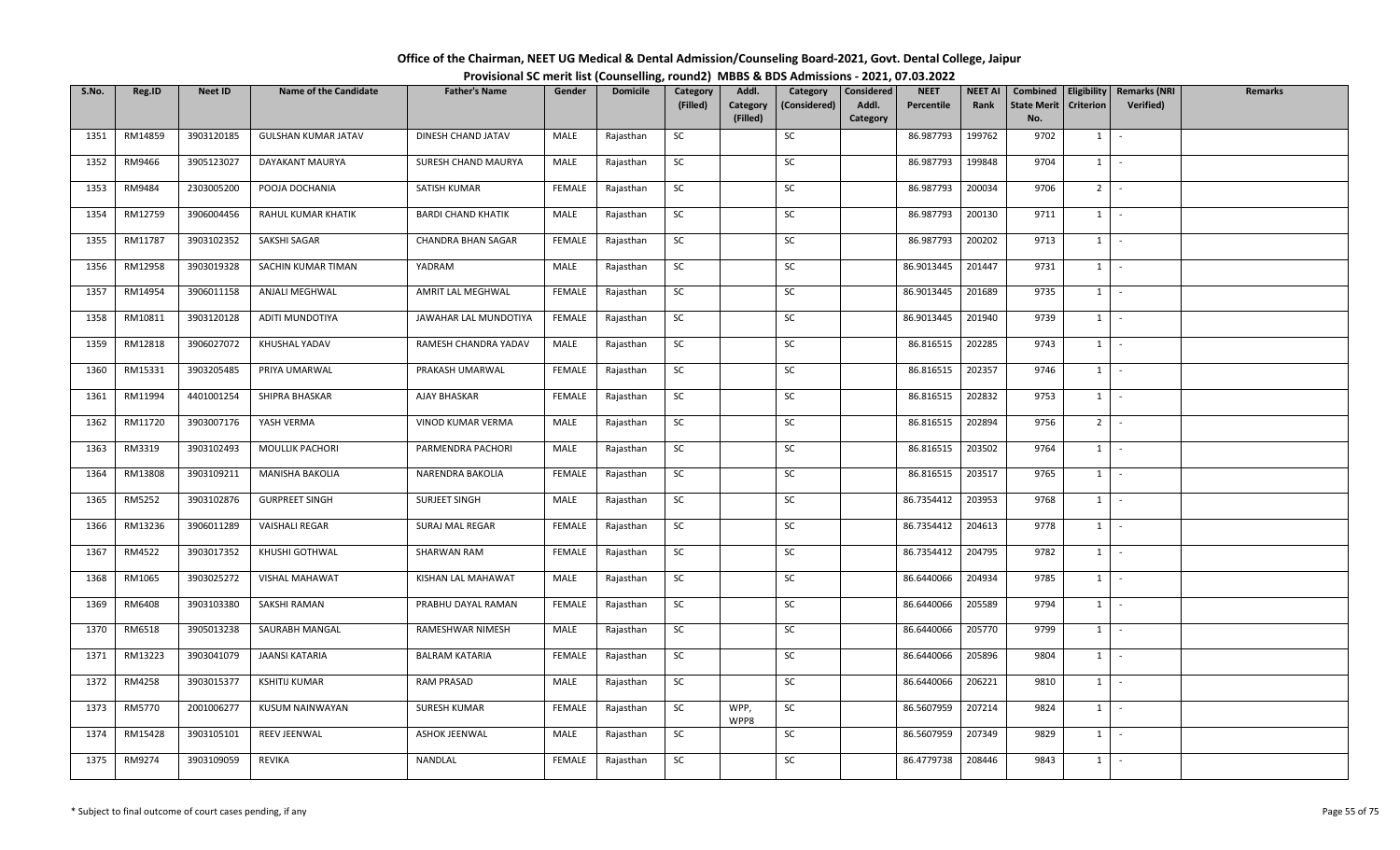**Office of the Chairman, NEET UG Medical & Dental Admission/Counseling Board-2021, Govt. Dental College, Jaipur**

**Provisional SC merit list (Counselling, round2) MBBS & BDS Admissions - 2021, 07.03.2022**

| S.No. | Reg.ID | Neet ID | Name of the Candidate | Father's Name | Gender | Domicile | Category (Filled) | Addl. Category (Filled) | Category (Considered) | Considered Addl. Category | NEET Percentile | NEET AI Rank | Combined State Merit No. | Eligibility Criterion | Remarks (NRI Verified) | Remarks |
|---|---|---|---|---|---|---|---|---|---|---|---|---|---|---|---|---|
| 1351 | RM14859 | 3903120185 | GULSHAN KUMAR JATAV | DINESH CHAND JATAV | MALE | Rajasthan | SC | | SC | | 86.987793 | 199762 | 9702 | 1 | - | |
| 1352 | RM9466 | 3905123027 | DAYAKANT MAURYA | SURESH CHAND MAURYA | MALE | Rajasthan | SC | | SC | | 86.987793 | 199848 | 9704 | 1 | - | |
| 1353 | RM9484 | 2303005200 | POOJA DOCHANIA | SATISH KUMAR | FEMALE | Rajasthan | SC | | SC | | 86.987793 | 200034 | 9706 | 2 | - | |
| 1354 | RM12759 | 3906004456 | RAHUL KUMAR KHATIK | BARDI CHAND KHATIK | MALE | Rajasthan | SC | | SC | | 86.987793 | 200130 | 9711 | 1 | - | |
| 1355 | RM11787 | 3903102352 | SAKSHI SAGAR | CHANDRA BHAN SAGAR | FEMALE | Rajasthan | SC | | SC | | 86.987793 | 200202 | 9713 | 1 | - | |
| 1356 | RM12958 | 3903019328 | SACHIN KUMAR TIMAN | YADRAM | MALE | Rajasthan | SC | | SC | | 86.9013445 | 201447 | 9731 | 1 | - | |
| 1357 | RM14954 | 3906011158 | ANJALI MEGHWAL | AMRIT LAL MEGHWAL | FEMALE | Rajasthan | SC | | SC | | 86.9013445 | 201689 | 9735 | 1 | - | |
| 1358 | RM10811 | 3903120128 | ADITI MUNDOTIYA | JAWAHAR LAL MUNDOTIYA | FEMALE | Rajasthan | SC | | SC | | 86.9013445 | 201940 | 9739 | 1 | - | |
| 1359 | RM12818 | 3906027072 | KHUSHAL YADAV | RAMESH CHANDRA YADAV | MALE | Rajasthan | SC | | SC | | 86.816515 | 202285 | 9743 | 1 | - | |
| 1360 | RM15331 | 3903205485 | PRIYA UMARWAL | PRAKASH UMARWAL | FEMALE | Rajasthan | SC | | SC | | 86.816515 | 202357 | 9746 | 1 | - | |
| 1361 | RM11994 | 4401001254 | SHIPRA BHASKAR | AJAY BHASKAR | FEMALE | Rajasthan | SC | | SC | | 86.816515 | 202832 | 9753 | 1 | - | |
| 1362 | RM11720 | 3903007176 | YASH VERMA | VINOD KUMAR VERMA | MALE | Rajasthan | SC | | SC | | 86.816515 | 202894 | 9756 | 2 | - | |
| 1363 | RM3319 | 3903102493 | MOULLIK PACHORI | PARMENDRA PACHORI | MALE | Rajasthan | SC | | SC | | 86.816515 | 203502 | 9764 | 1 | - | |
| 1364 | RM13808 | 3903109211 | MANISHA BAKOLIA | NARENDRA BAKOLIA | FEMALE | Rajasthan | SC | | SC | | 86.816515 | 203517 | 9765 | 1 | - | |
| 1365 | RM5252 | 3903102876 | GURPREET SINGH | SURJEET SINGH | MALE | Rajasthan | SC | | SC | | 86.7354412 | 203953 | 9768 | 1 | - | |
| 1366 | RM13236 | 3906011289 | VAISHALI REGAR | SURAJ MAL REGAR | FEMALE | Rajasthan | SC | | SC | | 86.7354412 | 204613 | 9778 | 1 | - | |
| 1367 | RM4522 | 3903017352 | KHUSHI GOTHWAL | SHARWAN RAM | FEMALE | Rajasthan | SC | | SC | | 86.7354412 | 204795 | 9782 | 1 | - | |
| 1368 | RM1065 | 3903025272 | VISHAL MAHAWAT | KISHAN LAL MAHAWAT | MALE | Rajasthan | SC | | SC | | 86.6440066 | 204934 | 9785 | 1 | - | |
| 1369 | RM6408 | 3903103380 | SAKSHI RAMAN | PRABHU DAYAL RAMAN | FEMALE | Rajasthan | SC | | SC | | 86.6440066 | 205589 | 9794 | 1 | - | |
| 1370 | RM6518 | 3905013238 | SAURABH MANGAL | RAMESHWAR NIMESH | MALE | Rajasthan | SC | | SC | | 86.6440066 | 205770 | 9799 | 1 | - | |
| 1371 | RM13223 | 3903041079 | JAANSI KATARIA | BALRAM KATARIA | FEMALE | Rajasthan | SC | | SC | | 86.6440066 | 205896 | 9804 | 1 | - | |
| 1372 | RM4258 | 3903015377 | KSHITIJ KUMAR | RAM PRASAD | MALE | Rajasthan | SC | | SC | | 86.6440066 | 206221 | 9810 | 1 | - | |
| 1373 | RM5770 | 2001006277 | KUSUM NAINWAYAN | SURESH KUMAR | FEMALE | Rajasthan | SC | WPP, WPP8 | SC | | 86.5607959 | 207214 | 9824 | 1 | - | |
| 1374 | RM15428 | 3903105101 | REEV JEENWAL | ASHOK JEENWAL | MALE | Rajasthan | SC | | SC | | 86.5607959 | 207349 | 9829 | 1 | - | |
| 1375 | RM9274 | 3903109059 | REVIKA | NANDLAL | FEMALE | Rajasthan | SC | | SC | | 86.4779738 | 208446 | 9843 | 1 | - | |

\* Subject to final outcome of court cases pending, if any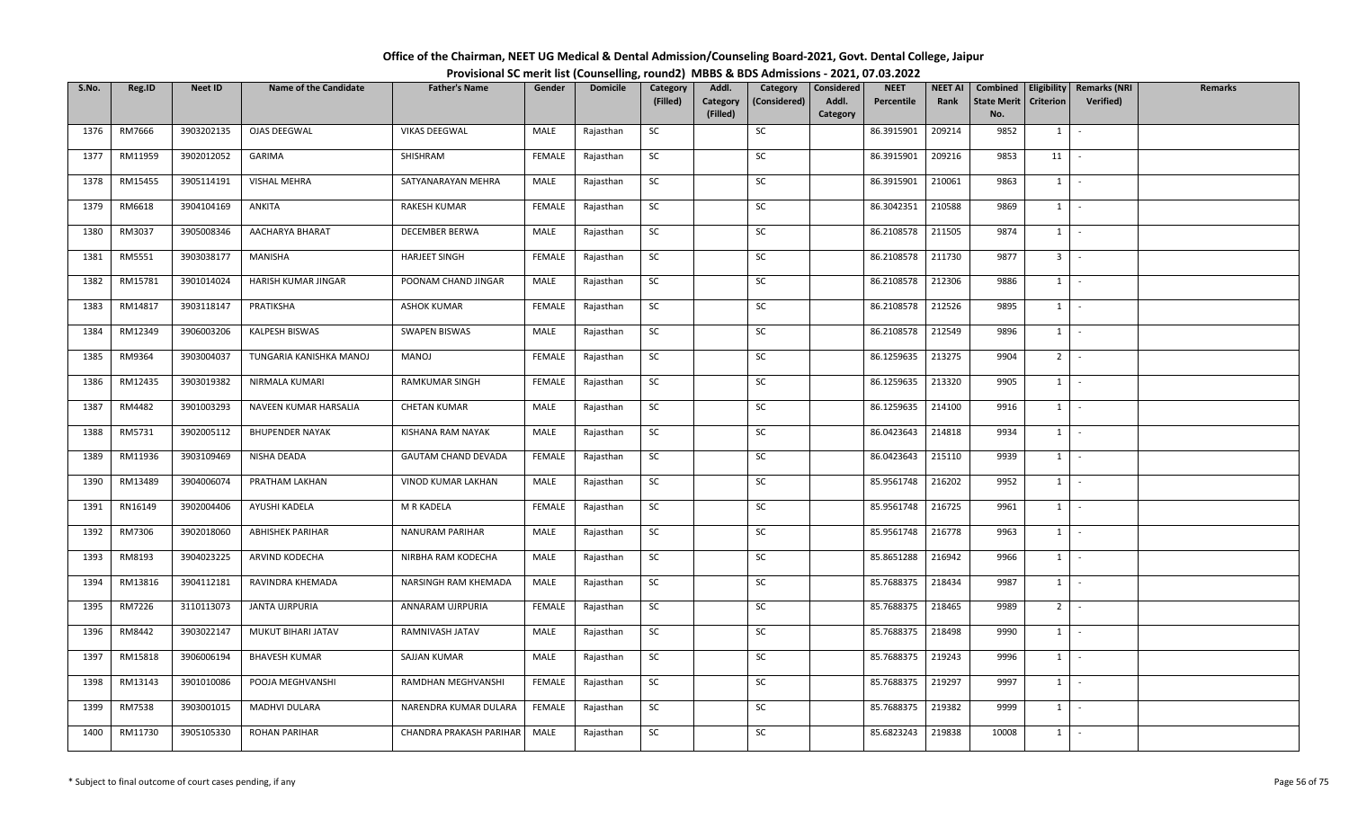# Office of the Chairman, NEET UG Medical & Dental Admission/Counseling Board-2021, Govt. Dental College, Jaipur

## Provisional SC merit list (Counselling, round2) MBBS & BDS Admissions - 2021, 07.03.2022

| S.No. | Reg.ID | Neet ID | Name of the Candidate | Father's Name | Gender | Domicile | Category (Filled) | Addl. Category (Filled) | Category (Considered) | Considered Addl. Category | NEET Percentile | NEET AI Rank | Combined State Merit No. | Eligibility Criterion | Remarks (NRI Verified) | Remarks |
|---|---|---|---|---|---|---|---|---|---|---|---|---|---|---|---|---|
| 1376 | RM7666 | 3903202135 | OJAS DEEGWAL | VIKAS DEEGWAL | MALE | Rajasthan | SC | | SC | | 86.3915901 | 209214 | 9852 | 1 | - | |
| 1377 | RM11959 | 3902012052 | GARIMA | SHISHRAM | FEMALE | Rajasthan | SC | | SC | | 86.3915901 | 209216 | 9853 | 11 | - | |
| 1378 | RM15455 | 3905114191 | VISHAL MEHRA | SATYANARAYAN MEHRA | MALE | Rajasthan | SC | | SC | | 86.3915901 | 210061 | 9863 | 1 | - | |
| 1379 | RM6618 | 3904104169 | ANKITA | RAKESH KUMAR | FEMALE | Rajasthan | SC | | SC | | 86.3042351 | 210588 | 9869 | 1 | - | |
| 1380 | RM3037 | 3905008346 | AACHARYA BHARAT | DECEMBER BERWA | MALE | Rajasthan | SC | | SC | | 86.2108578 | 211505 | 9874 | 1 | - | |
| 1381 | RM5551 | 3903038177 | MANISHA | HARJEET SINGH | FEMALE | Rajasthan | SC | | SC | | 86.2108578 | 211730 | 9877 | 3 | - | |
| 1382 | RM15781 | 3901014024 | HARISH KUMAR JINGAR | POONAM CHAND JINGAR | MALE | Rajasthan | SC | | SC | | 86.2108578 | 212306 | 9886 | 1 | - | |
| 1383 | RM14817 | 3903118147 | PRATIKSHA | ASHOK KUMAR | FEMALE | Rajasthan | SC | | SC | | 86.2108578 | 212526 | 9895 | 1 | - | |
| 1384 | RM12349 | 3906003206 | KALPESH BISWAS | SWAPEN BISWAS | MALE | Rajasthan | SC | | SC | | 86.2108578 | 212549 | 9896 | 1 | - | |
| 1385 | RM9364 | 3903004037 | TUNGARIA KANISHKA MANOJ | MANOJ | FEMALE | Rajasthan | SC | | SC | | 86.1259635 | 213275 | 9904 | 2 | - | |
| 1386 | RM12435 | 3903019382 | NIRMALA KUMARI | RAMKUMAR SINGH | FEMALE | Rajasthan | SC | | SC | | 86.1259635 | 213320 | 9905 | 1 | - | |
| 1387 | RM4482 | 3901003293 | NAVEEN KUMAR HARSALIA | CHETAN KUMAR | MALE | Rajasthan | SC | | SC | | 86.1259635 | 214100 | 9916 | 1 | - | |
| 1388 | RM5731 | 3902005112 | BHUPENDER NAYAK | KISHANA RAM NAYAK | MALE | Rajasthan | SC | | SC | | 86.0423643 | 214818 | 9934 | 1 | - | |
| 1389 | RM11936 | 3903109469 | NISHA DEADA | GAUTAM CHAND DEVADA | FEMALE | Rajasthan | SC | | SC | | 86.0423643 | 215110 | 9939 | 1 | - | |
| 1390 | RM13489 | 3904006074 | PRATHAM LAKHAN | VINOD KUMAR LAKHAN | MALE | Rajasthan | SC | | SC | | 85.9561748 | 216202 | 9952 | 1 | - | |
| 1391 | RN16149 | 3902004406 | AYUSHI KADELA | M R KADELA | FEMALE | Rajasthan | SC | | SC | | 85.9561748 | 216725 | 9961 | 1 | - | |
| 1392 | RM7306 | 3902018060 | ABHISHEK PARIHAR | NANURAM PARIHAR | MALE | Rajasthan | SC | | SC | | 85.9561748 | 216778 | 9963 | 1 | - | |
| 1393 | RM8193 | 3904023225 | ARVIND KODECHA | NIRBHA RAM KODECHA | MALE | Rajasthan | SC | | SC | | 85.8651288 | 216942 | 9966 | 1 | - | |
| 1394 | RM13816 | 3904112181 | RAVINDRA KHEMADA | NARSINGH RAM KHEMADA | MALE | Rajasthan | SC | | SC | | 85.7688375 | 218434 | 9987 | 1 | - | |
| 1395 | RM7226 | 3110113073 | JANTA UJRPURIA | ANNARAM UJRPURIA | FEMALE | Rajasthan | SC | | SC | | 85.7688375 | 218465 | 9989 | 2 | - | |
| 1396 | RM8442 | 3903022147 | MUKUT BIHARI JATAV | RAMNIVASH JATAV | MALE | Rajasthan | SC | | SC | | 85.7688375 | 218498 | 9990 | 1 | - | |
| 1397 | RM15818 | 3906006194 | BHAVESH KUMAR | SAJJAN KUMAR | MALE | Rajasthan | SC | | SC | | 85.7688375 | 219243 | 9996 | 1 | - | |
| 1398 | RM13143 | 3901010086 | POOJA MEGHVANSHI | RAMDHAN MEGHVANSHI | FEMALE | Rajasthan | SC | | SC | | 85.7688375 | 219297 | 9997 | 1 | - | |
| 1399 | RM7538 | 3903001015 | MADHVI DULARA | NARENDRA KUMAR DULARA | FEMALE | Rajasthan | SC | | SC | | 85.7688375 | 219382 | 9999 | 1 | - | |
| 1400 | RM11730 | 3905105330 | ROHAN PARIHAR | CHANDRA PRAKASH PARIHAR | MALE | Rajasthan | SC | | SC | | 85.6823243 | 219838 | 10008 | 1 | - | |

\* Subject to final outcome of court cases pending, if any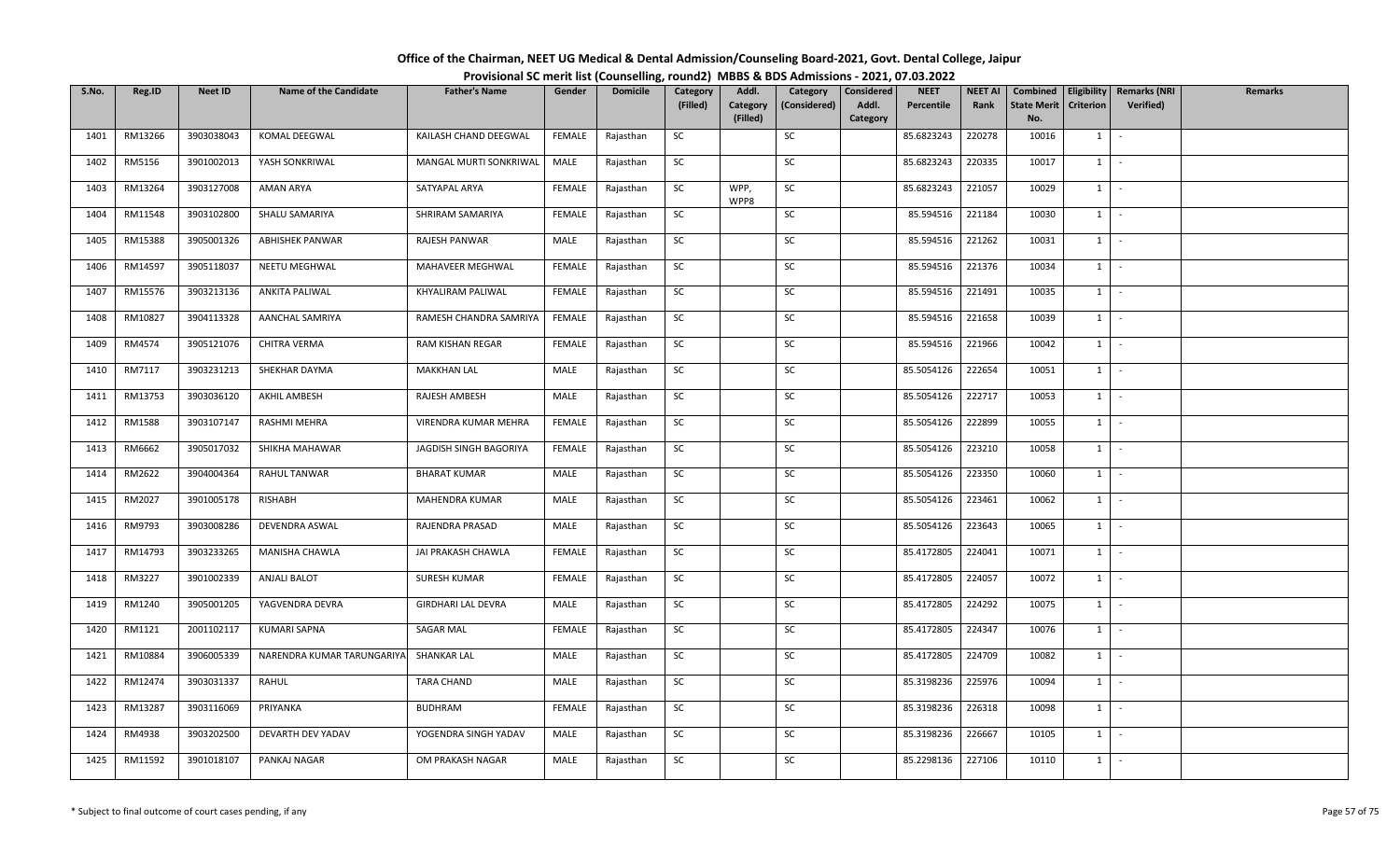# Office of the Chairman, NEET UG Medical & Dental Admission/Counseling Board-2021, Govt. Dental College, Jaipur

## Provisional SC merit list (Counselling, round2) MBBS & BDS Admissions - 2021, 07.03.2022

| S.No. | Reg.ID | Neet ID | Name of the Candidate | Father's Name | Gender | Domicile | Category (Filled) | Addl. Category (Filled) | Category (Considered) | Considered Addl. Category | NEET Percentile | NEET AI Rank | Combined State Merit No. | Eligibility Criterion | Remarks (NRI Verified) | Remarks |
|---|---|---|---|---|---|---|---|---|---|---|---|---|---|---|---|---|
| 1401 | RM13266 | 3903038043 | KOMAL DEEGWAL | KAILASH CHAND DEEGWAL | FEMALE | Rajasthan | SC | | SC | | 85.6823243 | 220278 | 10016 | 1 | - | |
| 1402 | RM5156 | 3901002013 | YASH SONKRIWAL | MANGAL MURTI SONKRIWAL | MALE | Rajasthan | SC | | SC | | 85.6823243 | 220335 | 10017 | 1 | - | |
| 1403 | RM13264 | 3903127008 | AMAN ARYA | SATYAPAL ARYA | FEMALE | Rajasthan | SC | WPP, WPP8 | SC | | 85.6823243 | 221057 | 10029 | 1 | - | |
| 1404 | RM11548 | 3903102800 | SHALU SAMARIYA | SHRIRAM SAMARIYA | FEMALE | Rajasthan | SC | | SC | | 85.594516 | 221184 | 10030 | 1 | - | |
| 1405 | RM15388 | 3905001326 | ABHISHEK PANWAR | RAJESH PANWAR | MALE | Rajasthan | SC | | SC | | 85.594516 | 221262 | 10031 | 1 | - | |
| 1406 | RM14597 | 3905118037 | NEETU MEGHWAL | MAHAVEER MEGHWAL | FEMALE | Rajasthan | SC | | SC | | 85.594516 | 221376 | 10034 | 1 | - | |
| 1407 | RM15576 | 3903213136 | ANKITA PALIWAL | KHYALIRAM PALIWAL | FEMALE | Rajasthan | SC | | SC | | 85.594516 | 221491 | 10035 | 1 | - | |
| 1408 | RM10827 | 3904113328 | AANCHAL SAMRIYA | RAMESH CHANDRA SAMRIYA | FEMALE | Rajasthan | SC | | SC | | 85.594516 | 221658 | 10039 | 1 | - | |
| 1409 | RM4574 | 3905121076 | CHITRA VERMA | RAM KISHAN REGAR | FEMALE | Rajasthan | SC | | SC | | 85.594516 | 221966 | 10042 | 1 | - | |
| 1410 | RM7117 | 3903231213 | SHEKHAR DAYMA | MAKKHAN LAL | MALE | Rajasthan | SC | | SC | | 85.5054126 | 222654 | 10051 | 1 | - | |
| 1411 | RM13753 | 3903036120 | AKHIL AMBESH | RAJESH AMBESH | MALE | Rajasthan | SC | | SC | | 85.5054126 | 222717 | 10053 | 1 | - | |
| 1412 | RM1588 | 3903107147 | RASHMI MEHRA | VIRENDRA KUMAR MEHRA | FEMALE | Rajasthan | SC | | SC | | 85.5054126 | 222899 | 10055 | 1 | - | |
| 1413 | RM6662 | 3905017032 | SHIKHA MAHAWAR | JAGDISH SINGH BAGORIYA | FEMALE | Rajasthan | SC | | SC | | 85.5054126 | 223210 | 10058 | 1 | - | |
| 1414 | RM2622 | 3904004364 | RAHUL TANWAR | BHARAT KUMAR | MALE | Rajasthan | SC | | SC | | 85.5054126 | 223350 | 10060 | 1 | - | |
| 1415 | RM2027 | 3901005178 | RISHABH | MAHENDRA KUMAR | MALE | Rajasthan | SC | | SC | | 85.5054126 | 223461 | 10062 | 1 | - | |
| 1416 | RM9793 | 3903008286 | DEVENDRA ASWAL | RAJENDRA PRASAD | MALE | Rajasthan | SC | | SC | | 85.5054126 | 223643 | 10065 | 1 | - | |
| 1417 | RM14793 | 3903233265 | MANISHA CHAWLA | JAI PRAKASH CHAWLA | FEMALE | Rajasthan | SC | | SC | | 85.4172805 | 224041 | 10071 | 1 | - | |
| 1418 | RM3227 | 3901002339 | ANJALI BALOT | SURESH KUMAR | FEMALE | Rajasthan | SC | | SC | | 85.4172805 | 224057 | 10072 | 1 | - | |
| 1419 | RM1240 | 3905001205 | YAGVENDRA DEVRA | GIRDHARI LAL DEVRA | MALE | Rajasthan | SC | | SC | | 85.4172805 | 224292 | 10075 | 1 | - | |
| 1420 | RM1121 | 2001102117 | KUMARI SAPNA | SAGAR MAL | FEMALE | Rajasthan | SC | | SC | | 85.4172805 | 224347 | 10076 | 1 | - | |
| 1421 | RM10884 | 3906005339 | NARENDRA KUMAR TARUNGARIYA | SHANKAR LAL | MALE | Rajasthan | SC | | SC | | 85.4172805 | 224709 | 10082 | 1 | - | |
| 1422 | RM12474 | 3903031337 | RAHUL | TARA CHAND | MALE | Rajasthan | SC | | SC | | 85.3198236 | 225976 | 10094 | 1 | - | |
| 1423 | RM13287 | 3903116069 | PRIYANKA | BUDHRAM | FEMALE | Rajasthan | SC | | SC | | 85.3198236 | 226318 | 10098 | 1 | - | |
| 1424 | RM4938 | 3903202500 | DEVARTH DEV YADAV | YOGENDRA SINGH YADAV | MALE | Rajasthan | SC | | SC | | 85.3198236 | 226667 | 10105 | 1 | - | |
| 1425 | RM11592 | 3901018107 | PANKAJ NAGAR | OM PRAKASH NAGAR | MALE | Rajasthan | SC | | SC | | 85.2298136 | 227106 | 10110 | 1 | - | |

\* Subject to final outcome of court cases pending, if any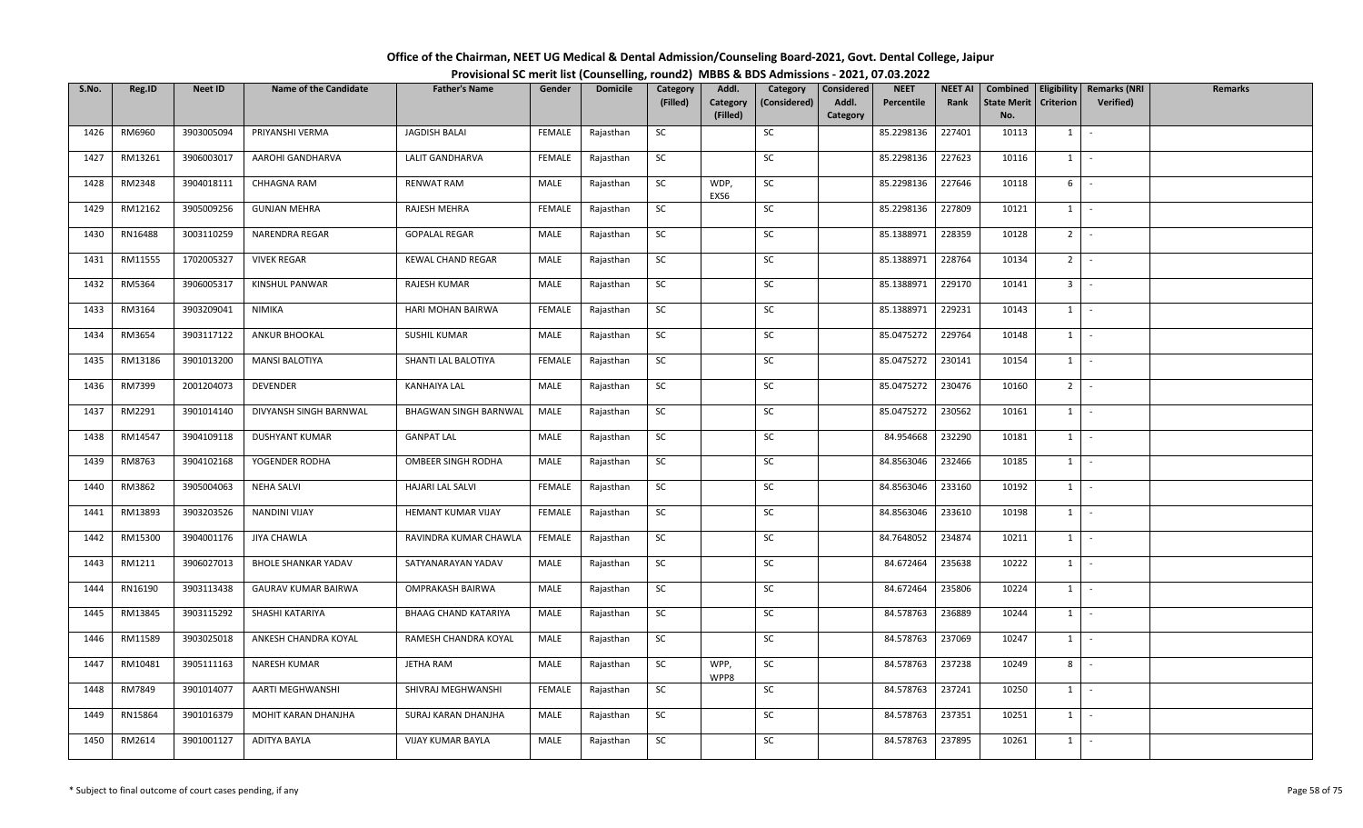# Office of the Chairman, NEET UG Medical & Dental Admission/Counseling Board-2021, Govt. Dental College, Jaipur

## Provisional SC merit list (Counselling, round2) MBBS & BDS Admissions - 2021, 07.03.2022

| S.No. | Reg.ID | Neet ID | Name of the Candidate | Father's Name | Gender | Domicile | Category (Filled) | Addl. Category (Filled) | Category (Considered) | Considered Addl. Category | NEET Percentile | NEET AI Rank | Combined State Merit No. | Eligibility Criterion | Remarks (NRI Verified) | Remarks |
|---|---|---|---|---|---|---|---|---|---|---|---|---|---|---|---|---|
| 1426 | RM6960 | 3903005094 | PRIYANSHI VERMA | JAGDISH BALAI | FEMALE | Rajasthan | SC | | SC | | 85.2298136 | 227401 | 10113 | 1 | - | |
| 1427 | RM13261 | 3906003017 | AAROHI GANDHARVA | LALIT GANDHARVA | FEMALE | Rajasthan | SC | | SC | | 85.2298136 | 227623 | 10116 | 1 | - | |
| 1428 | RM2348 | 3904018111 | CHHAGNA RAM | RENWAT RAM | MALE | Rajasthan | SC | WDP, EXS6 | SC | | 85.2298136 | 227646 | 10118 | 6 | - | |
| 1429 | RM12162 | 3905009256 | GUNJAN MEHRA | RAJESH MEHRA | FEMALE | Rajasthan | SC | | SC | | 85.2298136 | 227809 | 10121 | 1 | - | |
| 1430 | RN16488 | 3003110259 | NARENDRA REGAR | GOPALAL REGAR | MALE | Rajasthan | SC | | SC | | 85.1388971 | 228359 | 10128 | 2 | - | |
| 1431 | RM11555 | 1702005327 | VIVEK REGAR | KEWAL CHAND REGAR | MALE | Rajasthan | SC | | SC | | 85.1388971 | 228764 | 10134 | 2 | - | |
| 1432 | RM5364 | 3906005317 | KINSHUL PANWAR | RAJESH KUMAR | MALE | Rajasthan | SC | | SC | | 85.1388971 | 229170 | 10141 | 3 | - | |
| 1433 | RM3164 | 3903209041 | NIMIKA | HARI MOHAN BAIRWA | FEMALE | Rajasthan | SC | | SC | | 85.1388971 | 229231 | 10143 | 1 | - | |
| 1434 | RM3654 | 3903117122 | ANKUR BHOOKAL | SUSHIL KUMAR | MALE | Rajasthan | SC | | SC | | 85.0475272 | 229764 | 10148 | 1 | - | |
| 1435 | RM13186 | 3901013200 | MANSI BALOTIYA | SHANTI LAL BALOTIYA | FEMALE | Rajasthan | SC | | SC | | 85.0475272 | 230141 | 10154 | 1 | - | |
| 1436 | RM7399 | 2001204073 | DEVENDER | KANHAIYA LAL | MALE | Rajasthan | SC | | SC | | 85.0475272 | 230476 | 10160 | 2 | - | |
| 1437 | RM2291 | 3901014140 | DIVYANSH SINGH BARNWAL | BHAGWAN SINGH BARNWAL | MALE | Rajasthan | SC | | SC | | 85.0475272 | 230562 | 10161 | 1 | - | |
| 1438 | RM14547 | 3904109118 | DUSHYANT KUMAR | GANPAT LAL | MALE | Rajasthan | SC | | SC | | 84.954668 | 232290 | 10181 | 1 | - | |
| 1439 | RM8763 | 3904102168 | YOGENDER RODHA | OMBEER SINGH RODHA | MALE | Rajasthan | SC | | SC | | 84.8563046 | 232466 | 10185 | 1 | - | |
| 1440 | RM3862 | 3905004063 | NEHA SALVI | HAJARI LAL SALVI | FEMALE | Rajasthan | SC | | SC | | 84.8563046 | 233160 | 10192 | 1 | - | |
| 1441 | RM13893 | 3903203526 | NANDINI VIJAY | HEMANT KUMAR VIJAY | FEMALE | Rajasthan | SC | | SC | | 84.8563046 | 233610 | 10198 | 1 | - | |
| 1442 | RM15300 | 3904001176 | JIYA CHAWLA | RAVINDRA KUMAR CHAWLA | FEMALE | Rajasthan | SC | | SC | | 84.7648052 | 234874 | 10211 | 1 | - | |
| 1443 | RM1211 | 3906027013 | BHOLE SHANKAR YADAV | SATYANARAYAN YADAV | MALE | Rajasthan | SC | | SC | | 84.672464 | 235638 | 10222 | 1 | - | |
| 1444 | RN16190 | 3903113438 | GAURAV KUMAR BAIRWA | OMPRAKASH BAIRWA | MALE | Rajasthan | SC | | SC | | 84.672464 | 235806 | 10224 | 1 | - | |
| 1445 | RM13845 | 3903115292 | SHASHI KATARIYA | BHAAG CHAND KATARIYA | MALE | Rajasthan | SC | | SC | | 84.578763 | 236889 | 10244 | 1 | - | |
| 1446 | RM11589 | 3903025018 | ANKESH CHANDRA KOYAL | RAMESH CHANDRA KOYAL | MALE | Rajasthan | SC | | SC | | 84.578763 | 237069 | 10247 | 1 | - | |
| 1447 | RM10481 | 3905111163 | NARESH KUMAR | JETHA RAM | MALE | Rajasthan | SC | WPP, WPP8 | SC | | 84.578763 | 237238 | 10249 | 8 | - | |
| 1448 | RM7849 | 3901014077 | AARTI MEGHWANSHI | SHIVRAJ MEGHWANSHI | FEMALE | Rajasthan | SC | | SC | | 84.578763 | 237241 | 10250 | 1 | - | |
| 1449 | RN15864 | 3901016379 | MOHIT KARAN DHANJHA | SURAJ KARAN DHANJHA | MALE | Rajasthan | SC | | SC | | 84.578763 | 237351 | 10251 | 1 | - | |
| 1450 | RM2614 | 3901001127 | ADITYA BAYLA | VIJAY KUMAR BAYLA | MALE | Rajasthan | SC | | SC | | 84.578763 | 237895 | 10261 | 1 | - | |

\* Subject to final outcome of court cases pending, if any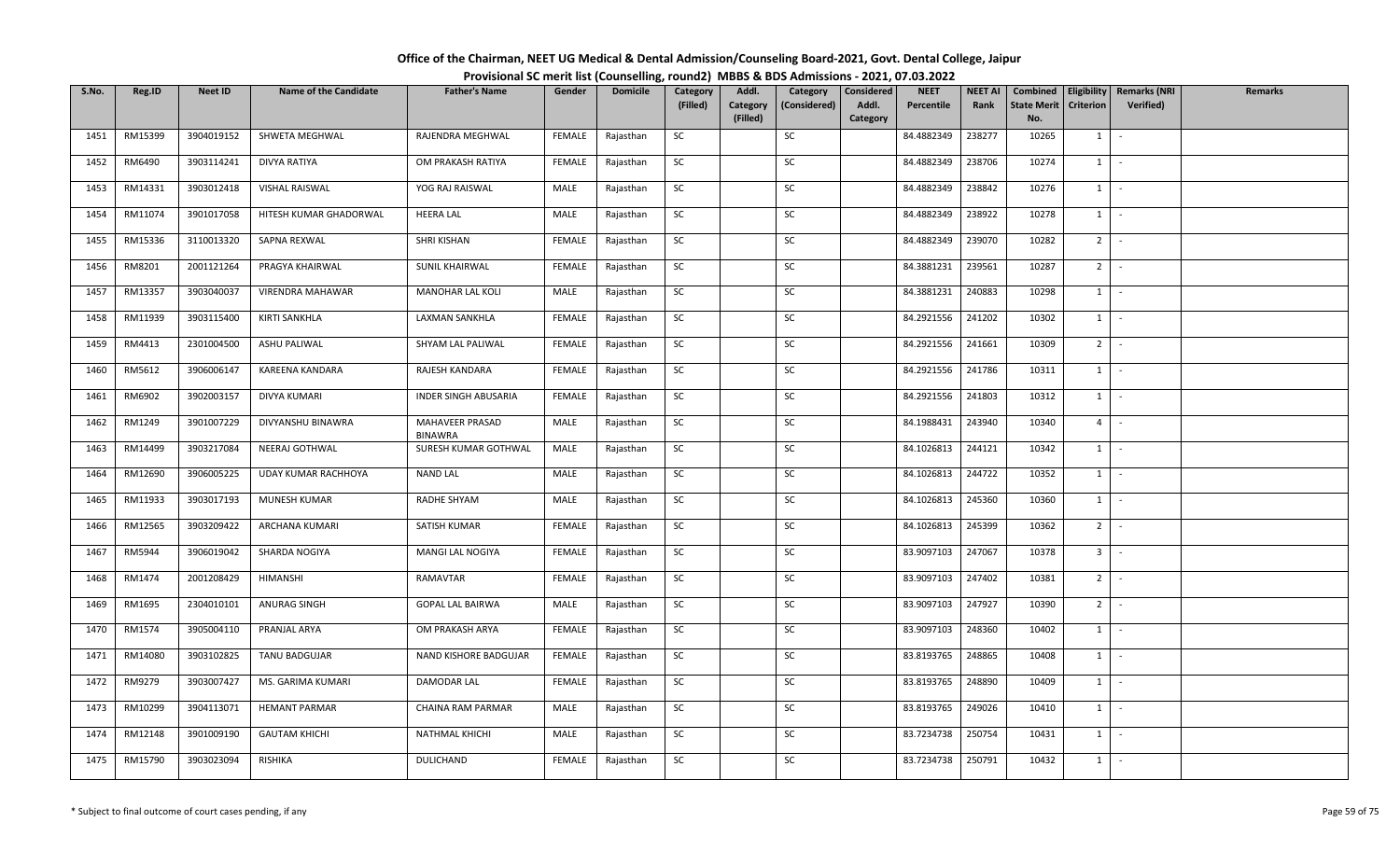# Office of the Chairman, NEET UG Medical & Dental Admission/Counseling Board-2021, Govt. Dental College, Jaipur

## Provisional SC merit list (Counselling, round2) MBBS & BDS Admissions - 2021, 07.03.2022

| S.No. | Reg.ID | Neet ID | Name of the Candidate | Father's Name | Gender | Domicile | Category (Filled) | Addl. Category (Filled) | Category (Considered) | Considered Addl. Category | NEET Percentile | NEET AI Rank | Combined State Merit No. | Eligibility Criterion | Remarks (NRI Verified) | Remarks |
|---|---|---|---|---|---|---|---|---|---|---|---|---|---|---|---|---|
| 1451 | RM15399 | 3904019152 | SHWETA MEGHWAL | RAJENDRA MEGHWAL | FEMALE | Rajasthan | SC | | SC | | 84.4882349 | 238277 | 10265 | 1 | - | |
| 1452 | RM6490 | 3903114241 | DIVYA RATIYA | OM PRAKASH RATIYA | FEMALE | Rajasthan | SC | | SC | | 84.4882349 | 238706 | 10274 | 1 | - | |
| 1453 | RM14331 | 3903012418 | VISHAL RAISWAL | YOG RAJ RAISWAL | MALE | Rajasthan | SC | | SC | | 84.4882349 | 238842 | 10276 | 1 | - | |
| 1454 | RM11074 | 3901017058 | HITESH KUMAR GHADORWAL | HEERA LAL | MALE | Rajasthan | SC | | SC | | 84.4882349 | 238922 | 10278 | 1 | - | |
| 1455 | RM15336 | 3110013320 | SAPNA REXWAL | SHRI KISHAN | FEMALE | Rajasthan | SC | | SC | | 84.4882349 | 239070 | 10282 | 2 | - | |
| 1456 | RM8201 | 2001121264 | PRAGYA KHAIRWAL | SUNIL KHAIRWAL | FEMALE | Rajasthan | SC | | SC | | 84.3881231 | 239561 | 10287 | 2 | - | |
| 1457 | RM13357 | 3903040037 | VIRENDRA MAHAWAR | MANOHAR LAL KOLI | MALE | Rajasthan | SC | | SC | | 84.3881231 | 240883 | 10298 | 1 | - | |
| 1458 | RM11939 | 3903115400 | KIRTI SANKHLA | LAXMAN SANKHLA | FEMALE | Rajasthan | SC | | SC | | 84.2921556 | 241202 | 10302 | 1 | - | |
| 1459 | RM4413 | 2301004500 | ASHU PALIWAL | SHYAM LAL PALIWAL | FEMALE | Rajasthan | SC | | SC | | 84.2921556 | 241661 | 10309 | 2 | - | |
| 1460 | RM5612 | 3906006147 | KAREENA KANDARA | RAJESH KANDARA | FEMALE | Rajasthan | SC | | SC | | 84.2921556 | 241786 | 10311 | 1 | - | |
| 1461 | RM6902 | 3902003157 | DIVYA KUMARI | INDER SINGH ABUSARIA | FEMALE | Rajasthan | SC | | SC | | 84.2921556 | 241803 | 10312 | 1 | - | |
| 1462 | RM1249 | 3901007229 | DIVYANSHU BINAWRA | MAHAVEER PRASAD BINAWRA | MALE | Rajasthan | SC | | SC | | 84.1988431 | 243940 | 10340 | 4 | - | |
| 1463 | RM14499 | 3903217084 | NEERAJ GOTHWAL | SURESH KUMAR GOTHWAL | MALE | Rajasthan | SC | | SC | | 84.1026813 | 244121 | 10342 | 1 | - | |
| 1464 | RM12690 | 3906005225 | UDAY KUMAR RACHHOYA | NAND LAL | MALE | Rajasthan | SC | | SC | | 84.1026813 | 244722 | 10352 | 1 | - | |
| 1465 | RM11933 | 3903017193 | MUNESH KUMAR | RADHE SHYAM | MALE | Rajasthan | SC | | SC | | 84.1026813 | 245360 | 10360 | 1 | - | |
| 1466 | RM12565 | 3903209422 | ARCHANA KUMARI | SATISH KUMAR | FEMALE | Rajasthan | SC | | SC | | 84.1026813 | 245399 | 10362 | 2 | - | |
| 1467 | RM5944 | 3906019042 | SHARDA NOGIYA | MANGI LAL NOGIYA | FEMALE | Rajasthan | SC | | SC | | 83.9097103 | 247067 | 10378 | 3 | - | |
| 1468 | RM1474 | 2001208429 | HIMANSHI | RAMAVTAR | FEMALE | Rajasthan | SC | | SC | | 83.9097103 | 247402 | 10381 | 2 | - | |
| 1469 | RM1695 | 2304010101 | ANURAG SINGH | GOPAL LAL BAIRWA | MALE | Rajasthan | SC | | SC | | 83.9097103 | 247927 | 10390 | 2 | - | |
| 1470 | RM1574 | 3905004110 | PRANJAL ARYA | OM PRAKASH ARYA | FEMALE | Rajasthan | SC | | SC | | 83.9097103 | 248360 | 10402 | 1 | - | |
| 1471 | RM14080 | 3903102825 | TANU BADGUJAR | NAND KISHORE BADGUJAR | FEMALE | Rajasthan | SC | | SC | | 83.8193765 | 248865 | 10408 | 1 | - | |
| 1472 | RM9279 | 3903007427 | MS. GARIMA KUMARI | DAMODAR LAL | FEMALE | Rajasthan | SC | | SC | | 83.8193765 | 248890 | 10409 | 1 | - | |
| 1473 | RM10299 | 3904113071 | HEMANT PARMAR | CHAINA RAM PARMAR | MALE | Rajasthan | SC | | SC | | 83.8193765 | 249026 | 10410 | 1 | - | |
| 1474 | RM12148 | 3901009190 | GAUTAM KHICHI | NATHMAL KHICHI | MALE | Rajasthan | SC | | SC | | 83.7234738 | 250754 | 10431 | 1 | - | |
| 1475 | RM15790 | 3903023094 | RISHIKA | DULICHAND | FEMALE | Rajasthan | SC | | SC | | 83.7234738 | 250791 | 10432 | 1 | - | |

\* Subject to final outcome of court cases pending, if any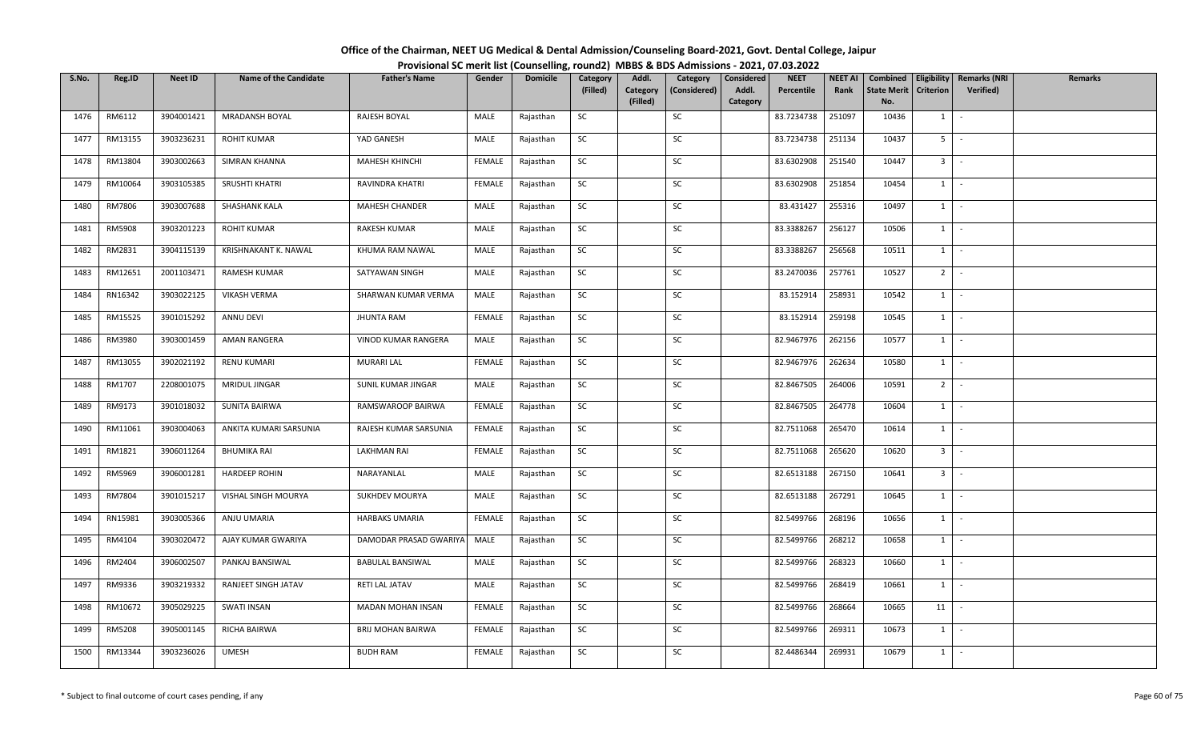# Office of the Chairman, NEET UG Medical & Dental Admission/Counseling Board-2021, Govt. Dental College, Jaipur

## Provisional SC merit list (Counselling, round2) MBBS & BDS Admissions - 2021, 07.03.2022

| S.No. | Reg.ID | Neet ID | Name of the Candidate | Father's Name | Gender | Domicile | Category (Filled) | Addl. Category (Filled) | Category (Considered) | Considered Addl. Category | NEET Percentile | NEET AI Rank | Combined State Merit No. | Eligibility Criterion | Remarks (NRI Verified) | Remarks |
|---|---|---|---|---|---|---|---|---|---|---|---|---|---|---|---|---|
| 1476 | RM6112 | 3904001421 | MRADANSH BOYAL | RAJESH BOYAL | MALE | Rajasthan | SC | | SC | | 83.7234738 | 251097 | 10436 | 1 | - | |
| 1477 | RM13155 | 3903236231 | ROHIT KUMAR | YAD GANESH | MALE | Rajasthan | SC | | SC | | 83.7234738 | 251134 | 10437 | 5 | - | |
| 1478 | RM13804 | 3903002663 | SIMRAN KHANNA | MAHESH KHINCHI | FEMALE | Rajasthan | SC | | SC | | 83.6302908 | 251540 | 10447 | 3 | - | |
| 1479 | RM10064 | 3903105385 | SRUSHTI KHATRI | RAVINDRA KHATRI | FEMALE | Rajasthan | SC | | SC | | 83.6302908 | 251854 | 10454 | 1 | - | |
| 1480 | RM7806 | 3903007688 | SHASHANK KALA | MAHESH CHANDER | MALE | Rajasthan | SC | | SC | | 83.431427 | 255316 | 10497 | 1 | - | |
| 1481 | RM5908 | 3903201223 | ROHIT KUMAR | RAKESH KUMAR | MALE | Rajasthan | SC | | SC | | 83.3388267 | 256127 | 10506 | 1 | - | |
| 1482 | RM2831 | 3904115139 | KRISHNAKANT K. NAWAL | KHUMA RAM NAWAL | MALE | Rajasthan | SC | | SC | | 83.3388267 | 256568 | 10511 | 1 | - | |
| 1483 | RM12651 | 2001103471 | RAMESH KUMAR | SATYAWAN SINGH | MALE | Rajasthan | SC | | SC | | 83.2470036 | 257761 | 10527 | 2 | - | |
| 1484 | RN16342 | 3903022125 | VIKASH VERMA | SHARWAN KUMAR VERMA | MALE | Rajasthan | SC | | SC | | 83.152914 | 258931 | 10542 | 1 | - | |
| 1485 | RM15525 | 3901015292 | ANNU DEVI | JHUNTA RAM | FEMALE | Rajasthan | SC | | SC | | 83.152914 | 259198 | 10545 | 1 | - | |
| 1486 | RM3980 | 3903001459 | AMAN RANGERA | VINOD KUMAR RANGERA | MALE | Rajasthan | SC | | SC | | 82.9467976 | 262156 | 10577 | 1 | - | |
| 1487 | RM13055 | 3902021192 | RENU KUMARI | MURARI LAL | FEMALE | Rajasthan | SC | | SC | | 82.9467976 | 262634 | 10580 | 1 | - | |
| 1488 | RM1707 | 2208001075 | MRIDUL JINGAR | SUNIL KUMAR JINGAR | MALE | Rajasthan | SC | | SC | | 82.8467505 | 264006 | 10591 | 2 | - | |
| 1489 | RM9173 | 3901018032 | SUNITA BAIRWA | RAMSWAROOP BAIRWA | FEMALE | Rajasthan | SC | | SC | | 82.8467505 | 264778 | 10604 | 1 | - | |
| 1490 | RM11061 | 3903004063 | ANKITA KUMARI SARSUNIA | RAJESH KUMAR SARSUNIA | FEMALE | Rajasthan | SC | | SC | | 82.7511068 | 265470 | 10614 | 1 | - | |
| 1491 | RM1821 | 3906011264 | BHUMIKA RAI | LAKHMAN RAI | FEMALE | Rajasthan | SC | | SC | | 82.7511068 | 265620 | 10620 | 3 | - | |
| 1492 | RM5969 | 3906001281 | HARDEEP ROHIN | NARAYANLAL | MALE | Rajasthan | SC | | SC | | 82.6513188 | 267150 | 10641 | 3 | - | |
| 1493 | RM7804 | 3901015217 | VISHAL SINGH MOURYA | SUKHDEV MOURYA | MALE | Rajasthan | SC | | SC | | 82.6513188 | 267291 | 10645 | 1 | - | |
| 1494 | RN15981 | 3903005366 | ANJU UMARIA | HARBAKS UMARIA | FEMALE | Rajasthan | SC | | SC | | 82.5499766 | 268196 | 10656 | 1 | - | |
| 1495 | RM4104 | 3903020472 | AJAY KUMAR GWARIYA | DAMODAR PRASAD GWARIYA | MALE | Rajasthan | SC | | SC | | 82.5499766 | 268212 | 10658 | 1 | - | |
| 1496 | RM2404 | 3906002507 | PANKAJ BANSIWAL | BABULAL BANSIWAL | MALE | Rajasthan | SC | | SC | | 82.5499766 | 268323 | 10660 | 1 | - | |
| 1497 | RM9336 | 3903219332 | RANJEET SINGH JATAV | RETI LAL JATAV | MALE | Rajasthan | SC | | SC | | 82.5499766 | 268419 | 10661 | 1 | - | |
| 1498 | RM10672 | 3905029225 | SWATI INSAN | MADAN MOHAN INSAN | FEMALE | Rajasthan | SC | | SC | | 82.5499766 | 268664 | 10665 | 11 | - | |
| 1499 | RM5208 | 3905001145 | RICHA BAIRWA | BRIJ MOHAN BAIRWA | FEMALE | Rajasthan | SC | | SC | | 82.5499766 | 269311 | 10673 | 1 | - | |
| 1500 | RM13344 | 3903236026 | UMESH | BUDH RAM | FEMALE | Rajasthan | SC | | SC | | 82.4486344 | 269931 | 10679 | 1 | - | |

\* Subject to final outcome of court cases pending, if any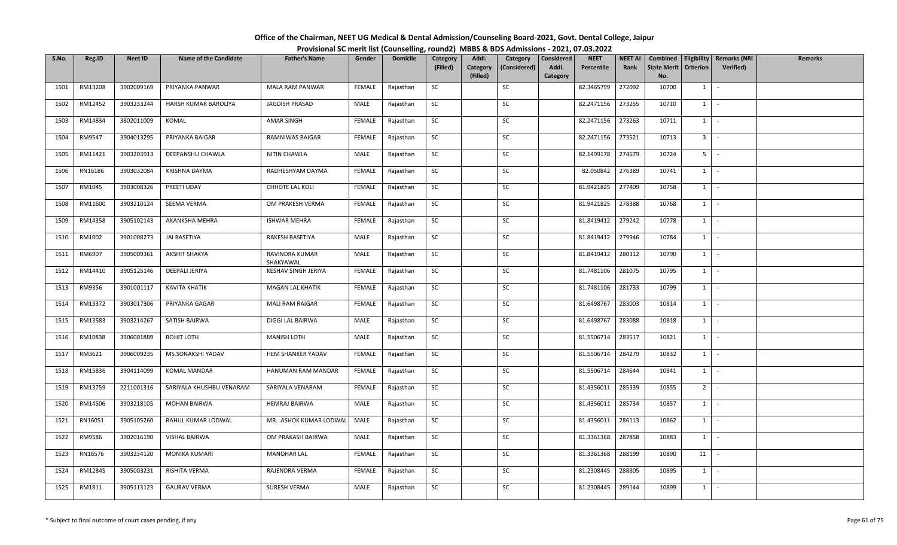# Office of the Chairman, NEET UG Medical & Dental Admission/Counseling Board-2021, Govt. Dental College, Jaipur

## Provisional SC merit list (Counselling, round2) MBBS & BDS Admissions - 2021, 07.03.2022

| S.No. | Reg.ID | Neet ID | Name of the Candidate | Father's Name | Gender | Domicile | Category (Filled) | Addl. Category (Filled) | Category (Considered) | Considered Addl. Category | NEET Percentile | NEET AI Rank | Combined State Merit No. | Eligibility Criterion | Remarks (NRI Verified) | Remarks |
|---|---|---|---|---|---|---|---|---|---|---|---|---|---|---|---|---|
| 1501 | RM13208 | 3902009169 | PRIYANKA PANWAR | MALA RAM PANWAR | FEMALE | Rajasthan | SC | | SC | | 82.3465799 | 272092 | 10700 | 1 | - | |
| 1502 | RM12452 | 3903233244 | HARSH KUMAR BAROLIYA | JAGDISH PRASAD | MALE | Rajasthan | SC | | SC | | 82.2471156 | 273255 | 10710 | 1 | - | |
| 1503 | RM14834 | 3802011009 | KOMAL | AMAR SINGH | FEMALE | Rajasthan | SC | | SC | | 82.2471156 | 273263 | 10711 | 1 | - | |
| 1504 | RM9547 | 3904013295 | PRIYANKA BAIGAR | RAMNIWAS BAIGAR | FEMALE | Rajasthan | SC | | SC | | 82.2471156 | 273521 | 10713 | 3 | - | |
| 1505 | RM11421 | 3903203913 | DEEPANSHU CHAWLA | NITIN CHAWLA | MALE | Rajasthan | SC | | SC | | 82.1499178 | 274679 | 10724 | 5 | - | |
| 1506 | RN16186 | 3903032084 | KRISHNA DAYMA | RADHESHYAM DAYMA | FEMALE | Rajasthan | SC | | SC | | 82.050842 | 276389 | 10741 | 1 | - | |
| 1507 | RM1045 | 3903008326 | PREETI UDAY | CHHOTE LAL KOLI | FEMALE | Rajasthan | SC | | SC | | 81.9421825 | 277409 | 10758 | 1 | - | |
| 1508 | RM11600 | 3903210124 | SEEMA VERMA | OM PRAKESH VERMA | FEMALE | Rajasthan | SC | | SC | | 81.9421825 | 278388 | 10768 | 1 | - | |
| 1509 | RM14358 | 3905102143 | AKANKSHA MEHRA | ISHWAR MEHRA | FEMALE | Rajasthan | SC | | SC | | 81.8419412 | 279242 | 10778 | 1 | - | |
| 1510 | RM1002 | 3901008273 | JAI BASETIYA | RAKESH BASETIYA | MALE | Rajasthan | SC | | SC | | 81.8419412 | 279946 | 10784 | 1 | - | |
| 1511 | RM6907 | 3905009361 | AKSHIT SHAKYA | RAVINDRA KUMAR SHAKYAWAL | MALE | Rajasthan | SC | | SC | | 81.8419412 | 280312 | 10790 | 1 | - | |
| 1512 | RM14410 | 3905125146 | DEEPALI JERIYA | KESHAV SINGH JERIYA | FEMALE | Rajasthan | SC | | SC | | 81.7481106 | 281075 | 10795 | 1 | - | |
| 1513 | RM9356 | 3901001117 | KAVITA KHATIK | MAGAN LAL KHATIK | FEMALE | Rajasthan | SC | | SC | | 81.7481106 | 281733 | 10799 | 1 | - | |
| 1514 | RM13372 | 3903017306 | PRIYANKA GAGAR | MALI RAM RAIGAR | FEMALE | Rajasthan | SC | | SC | | 81.6498767 | 283003 | 10814 | 1 | - | |
| 1515 | RM13583 | 3903214267 | SATISH BAIRWA | DIGGI LAL BAIRWA | MALE | Rajasthan | SC | | SC | | 81.6498767 | 283088 | 10818 | 1 | - | |
| 1516 | RM10838 | 3906001889 | ROHIT LOTH | MANISH LOTH | MALE | Rajasthan | SC | | SC | | 81.5506714 | 283517 | 10821 | 1 | - | |
| 1517 | RM3621 | 3906009235 | MS.SONAKSHI YADAV | HEM SHANKER YADAV | FEMALE | Rajasthan | SC | | SC | | 81.5506714 | 284279 | 10832 | 1 | - | |
| 1518 | RM15836 | 3904114099 | KOMAL MANDAR | HANUMAN RAM MANDAR | FEMALE | Rajasthan | SC | | SC | | 81.5506714 | 284644 | 10841 | 1 | - | |
| 1519 | RM13759 | 2211001316 | SARIYALA KHUSHBU VENARAM | SARIYALA VENARAM | FEMALE | Rajasthan | SC | | SC | | 81.4356011 | 285339 | 10855 | 2 | - | |
| 1520 | RM14506 | 3903218105 | MOHAN BAIRWA | HEMRAJ BAIRWA | MALE | Rajasthan | SC | | SC | | 81.4356011 | 285734 | 10857 | 1 | - | |
| 1521 | RN16051 | 3905105260 | RAHUL KUMAR LODWAL | MR. ASHOK KUMAR LODWAL | MALE | Rajasthan | SC | | SC | | 81.4356011 | 286113 | 10862 | 1 | - | |
| 1522 | RM9586 | 3902016190 | VISHAL BAIRWA | OM PRAKASH BAIRWA | MALE | Rajasthan | SC | | SC | | 81.3361368 | 287858 | 10883 | 1 | - | |
| 1523 | RN16576 | 3903234120 | MONIKA KUMARI | MANOHAR LAL | FEMALE | Rajasthan | SC | | SC | | 81.3361368 | 288199 | 10890 | 11 | - | |
| 1524 | RM12845 | 3905003231 | RISHITA VERMA | RAJENDRA VERMA | FEMALE | Rajasthan | SC | | SC | | 81.2308445 | 288805 | 10895 | 1 | - | |
| 1525 | RM1811 | 3905113123 | GAURAV VERMA | SURESH VERMA | MALE | Rajasthan | SC | | SC | | 81.2308445 | 289144 | 10899 | 1 | - | |

\* Subject to final outcome of court cases pending, if any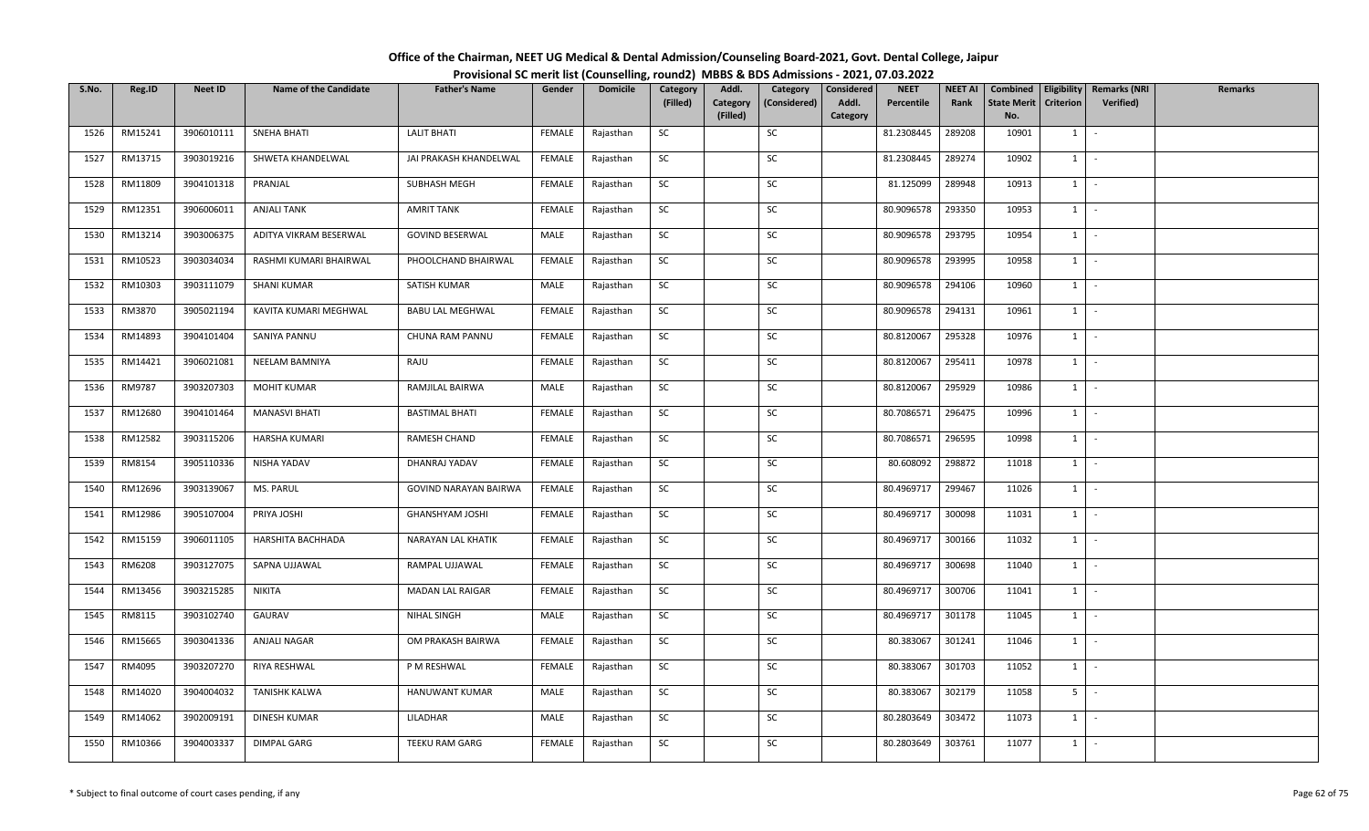# Office of the Chairman, NEET UG Medical & Dental Admission/Counseling Board-2021, Govt. Dental College, Jaipur

## Provisional SC merit list (Counselling, round2) MBBS & BDS Admissions - 2021, 07.03.2022

| S.No. | Reg.ID | Neet ID | Name of the Candidate | Father's Name | Gender | Domicile | Category (Filled) | Addl. Category (Filled) | Category (Considered) | Considered Addl. Category | NEET Percentile | NEET AI Rank | Combined State Merit No. | Eligibility Criterion | Remarks (NRI Verified) | Remarks |
|---|---|---|---|---|---|---|---|---|---|---|---|---|---|---|---|---|
| 1526 | RM15241 | 3906010111 | SNEHA BHATI | LALIT BHATI | FEMALE | Rajasthan | SC | | SC | | 81.2308445 | 289208 | 10901 | 1 | - | |
| 1527 | RM13715 | 3903019216 | SHWETA KHANDELWAL | JAI PRAKASH KHANDELWAL | FEMALE | Rajasthan | SC | | SC | | 81.2308445 | 289274 | 10902 | 1 | - | |
| 1528 | RM11809 | 3904101318 | PRANJAL | SUBHASH MEGH | FEMALE | Rajasthan | SC | | SC | | 81.125099 | 289948 | 10913 | 1 | - | |
| 1529 | RM12351 | 3906006011 | ANJALI TANK | AMRIT TANK | FEMALE | Rajasthan | SC | | SC | | 80.9096578 | 293350 | 10953 | 1 | - | |
| 1530 | RM13214 | 3903006375 | ADITYA VIKRAM BESERWAL | GOVIND BESERWAL | MALE | Rajasthan | SC | | SC | | 80.9096578 | 293795 | 10954 | 1 | - | |
| 1531 | RM10523 | 3903034034 | RASHMI KUMARI BHAIRWAL | PHOOLCHAND BHAIRWAL | FEMALE | Rajasthan | SC | | SC | | 80.9096578 | 293995 | 10958 | 1 | - | |
| 1532 | RM10303 | 3903111079 | SHANI KUMAR | SATISH KUMAR | MALE | Rajasthan | SC | | SC | | 80.9096578 | 294106 | 10960 | 1 | - | |
| 1533 | RM3870 | 3905021194 | KAVITA KUMARI MEGHWAL | BABU LAL MEGHWAL | FEMALE | Rajasthan | SC | | SC | | 80.9096578 | 294131 | 10961 | 1 | - | |
| 1534 | RM14893 | 3904101404 | SANIYA PANNU | CHUNA RAM PANNU | FEMALE | Rajasthan | SC | | SC | | 80.8120067 | 295328 | 10976 | 1 | - | |
| 1535 | RM14421 | 3906021081 | NEELAM BAMNIYA | RAJU | FEMALE | Rajasthan | SC | | SC | | 80.8120067 | 295411 | 10978 | 1 | - | |
| 1536 | RM9787 | 3903207303 | MOHIT KUMAR | RAMJILAL BAIRWA | MALE | Rajasthan | SC | | SC | | 80.8120067 | 295929 | 10986 | 1 | - | |
| 1537 | RM12680 | 3904101464 | MANASVI BHATI | BASTIMAL BHATI | FEMALE | Rajasthan | SC | | SC | | 80.7086571 | 296475 | 10996 | 1 | - | |
| 1538 | RM12582 | 3903115206 | HARSHA KUMARI | RAMESH CHAND | FEMALE | Rajasthan | SC | | SC | | 80.7086571 | 296595 | 10998 | 1 | - | |
| 1539 | RM8154 | 3905110336 | NISHA YADAV | DHANRAJ YADAV | FEMALE | Rajasthan | SC | | SC | | 80.608092 | 298872 | 11018 | 1 | - | |
| 1540 | RM12696 | 3903139067 | MS. PARUL | GOVIND NARAYAN BAIRWA | FEMALE | Rajasthan | SC | | SC | | 80.4969717 | 299467 | 11026 | 1 | - | |
| 1541 | RM12986 | 3905107004 | PRIYA JOSHI | GHANSHYAM JOSHI | FEMALE | Rajasthan | SC | | SC | | 80.4969717 | 300098 | 11031 | 1 | - | |
| 1542 | RM15159 | 3906011105 | HARSHITA BACHHADA | NARAYAN LAL KHATIK | FEMALE | Rajasthan | SC | | SC | | 80.4969717 | 300166 | 11032 | 1 | - | |
| 1543 | RM6208 | 3903127075 | SAPNA UJJAWAL | RAMPAL UJJAWAL | FEMALE | Rajasthan | SC | | SC | | 80.4969717 | 300698 | 11040 | 1 | - | |
| 1544 | RM13456 | 3903215285 | NIKITA | MADAN LAL RAIGAR | FEMALE | Rajasthan | SC | | SC | | 80.4969717 | 300706 | 11041 | 1 | - | |
| 1545 | RM8115 | 3903102740 | GAURAV | NIHAL SINGH | MALE | Rajasthan | SC | | SC | | 80.4969717 | 301178 | 11045 | 1 | - | |
| 1546 | RM15665 | 3903041336 | ANJALI NAGAR | OM PRAKASH BAIRWA | FEMALE | Rajasthan | SC | | SC | | 80.383067 | 301241 | 11046 | 1 | - | |
| 1547 | RM4095 | 3903207270 | RIYA RESHWAL | P M RESHWAL | FEMALE | Rajasthan | SC | | SC | | 80.383067 | 301703 | 11052 | 1 | - | |
| 1548 | RM14020 | 3904004032 | TANISHK KALWA | HANUWANT KUMAR | MALE | Rajasthan | SC | | SC | | 80.383067 | 302179 | 11058 | 5 | - | |
| 1549 | RM14062 | 3902009191 | DINESH KUMAR | LILADHAR | MALE | Rajasthan | SC | | SC | | 80.2803649 | 303472 | 11073 | 1 | - | |
| 1550 | RM10366 | 3904003337 | DIMPAL GARG | TEEKU RAM GARG | FEMALE | Rajasthan | SC | | SC | | 80.2803649 | 303761 | 11077 | 1 | - | |

\* Subject to final outcome of court cases pending, if any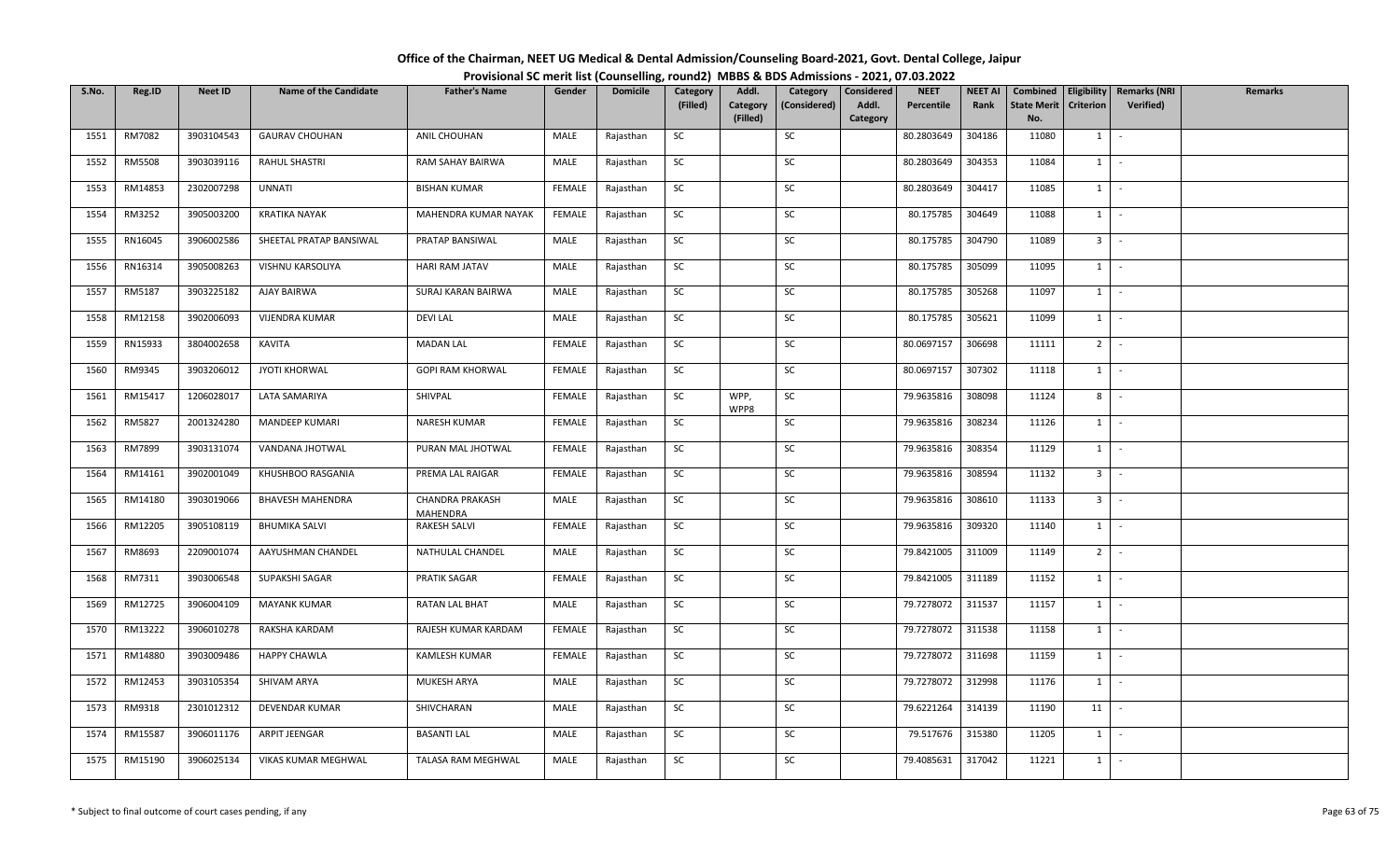# Office of the Chairman, NEET UG Medical & Dental Admission/Counseling Board-2021, Govt. Dental College, Jaipur

## Provisional SC merit list (Counselling, round2) MBBS & BDS Admissions - 2021, 07.03.2022

| S.No. | Reg.ID | Neet ID | Name of the Candidate | Father's Name | Gender | Domicile | Category (Filled) | Addl. Category (Filled) | Category (Considered) | Considered Addl. Category | NEET Percentile | NEET AI Rank | Combined State Merit No. | Eligibility Criterion | Remarks (NRI Verified) | Remarks |
|---|---|---|---|---|---|---|---|---|---|---|---|---|---|---|---|---|
| 1551 | RM7082 | 3903104543 | GAURAV CHOUHAN | ANIL CHOUHAN | MALE | Rajasthan | SC | | SC | | 80.2803649 | 304186 | 11080 | 1 | - | |
| 1552 | RM5508 | 3903039116 | RAHUL SHASTRI | RAM SAHAY BAIRWA | MALE | Rajasthan | SC | | SC | | 80.2803649 | 304353 | 11084 | 1 | - | |
| 1553 | RM14853 | 2302007298 | UNNATI | BISHAN KUMAR | FEMALE | Rajasthan | SC | | SC | | 80.2803649 | 304417 | 11085 | 1 | - | |
| 1554 | RM3252 | 3905003200 | KRATIKA NAYAK | MAHENDRA KUMAR NAYAK | FEMALE | Rajasthan | SC | | SC | | 80.175785 | 304649 | 11088 | 1 | - | |
| 1555 | RN16045 | 3906002586 | SHEETAL PRATAP BANSIWAL | PRATAP BANSIWAL | MALE | Rajasthan | SC | | SC | | 80.175785 | 304790 | 11089 | 3 | - | |
| 1556 | RN16314 | 3905008263 | VISHNU KARSOLIYA | HARI RAM JATAV | MALE | Rajasthan | SC | | SC | | 80.175785 | 305099 | 11095 | 1 | - | |
| 1557 | RM5187 | 3903225182 | AJAY BAIRWA | SURAJ KARAN BAIRWA | MALE | Rajasthan | SC | | SC | | 80.175785 | 305268 | 11097 | 1 | - | |
| 1558 | RM12158 | 3902006093 | VIJENDRA KUMAR | DEVI LAL | MALE | Rajasthan | SC | | SC | | 80.175785 | 305621 | 11099 | 1 | - | |
| 1559 | RN15933 | 3804002658 | KAVITA | MADAN LAL | FEMALE | Rajasthan | SC | | SC | | 80.0697157 | 306698 | 11111 | 2 | - | |
| 1560 | RM9345 | 3903206012 | JYOTI KHORWAL | GOPI RAM KHORWAL | FEMALE | Rajasthan | SC | | SC | | 80.0697157 | 307302 | 11118 | 1 | - | |
| 1561 | RM15417 | 1206028017 | LATA SAMARIYA | SHIVPAL | FEMALE | Rajasthan | SC | WPP, WPP8 | SC | | 79.9635816 | 308098 | 11124 | 8 | - | |
| 1562 | RM5827 | 2001324280 | MANDEEP KUMARI | NARESH KUMAR | FEMALE | Rajasthan | SC | | SC | | 79.9635816 | 308234 | 11126 | 1 | - | |
| 1563 | RM7899 | 3903131074 | VANDANA JHOTWAL | PURAN MAL JHOTWAL | FEMALE | Rajasthan | SC | | SC | | 79.9635816 | 308354 | 11129 | 1 | - | |
| 1564 | RM14161 | 3902001049 | KHUSHBOO RASGANIA | PREMA LAL RAIGAR | FEMALE | Rajasthan | SC | | SC | | 79.9635816 | 308594 | 11132 | 3 | - | |
| 1565 | RM14180 | 3903019066 | BHAVESH MAHENDRA | CHANDRA PRAKASH MAHENDRA | MALE | Rajasthan | SC | | SC | | 79.9635816 | 308610 | 11133 | 3 | - | |
| 1566 | RM12205 | 3905108119 | BHUMIKA SALVI | RAKESH SALVI | FEMALE | Rajasthan | SC | | SC | | 79.9635816 | 309320 | 11140 | 1 | - | |
| 1567 | RM8693 | 2209001074 | AAYUSHMAN CHANDEL | NATHULAL CHANDEL | MALE | Rajasthan | SC | | SC | | 79.8421005 | 311009 | 11149 | 2 | - | |
| 1568 | RM7311 | 3903006548 | SUPAKSHI SAGAR | PRATIK SAGAR | FEMALE | Rajasthan | SC | | SC | | 79.8421005 | 311189 | 11152 | 1 | - | |
| 1569 | RM12725 | 3906004109 | MAYANK KUMAR | RATAN LAL BHAT | MALE | Rajasthan | SC | | SC | | 79.7278072 | 311537 | 11157 | 1 | - | |
| 1570 | RM13222 | 3906010278 | RAKSHA KARDAM | RAJESH KUMAR KARDAM | FEMALE | Rajasthan | SC | | SC | | 79.7278072 | 311538 | 11158 | 1 | - | |
| 1571 | RM14880 | 3903009486 | HAPPY CHAWLA | KAMLESH KUMAR | FEMALE | Rajasthan | SC | | SC | | 79.7278072 | 311698 | 11159 | 1 | - | |
| 1572 | RM12453 | 3903105354 | SHIVAM ARYA | MUKESH ARYA | MALE | Rajasthan | SC | | SC | | 79.7278072 | 312998 | 11176 | 1 | - | |
| 1573 | RM9318 | 2301012312 | DEVENDAR KUMAR | SHIVCHARAN | MALE | Rajasthan | SC | | SC | | 79.6221264 | 314139 | 11190 | 11 | - | |
| 1574 | RM15587 | 3906011176 | ARPIT JEENGAR | BASANTI LAL | MALE | Rajasthan | SC | | SC | | 79.517676 | 315380 | 11205 | 1 | - | |
| 1575 | RM15190 | 3906025134 | VIKAS KUMAR MEGHWAL | TALASA RAM MEGHWAL | MALE | Rajasthan | SC | | SC | | 79.4085631 | 317042 | 11221 | 1 | - | |

\* Subject to final outcome of court cases pending, if any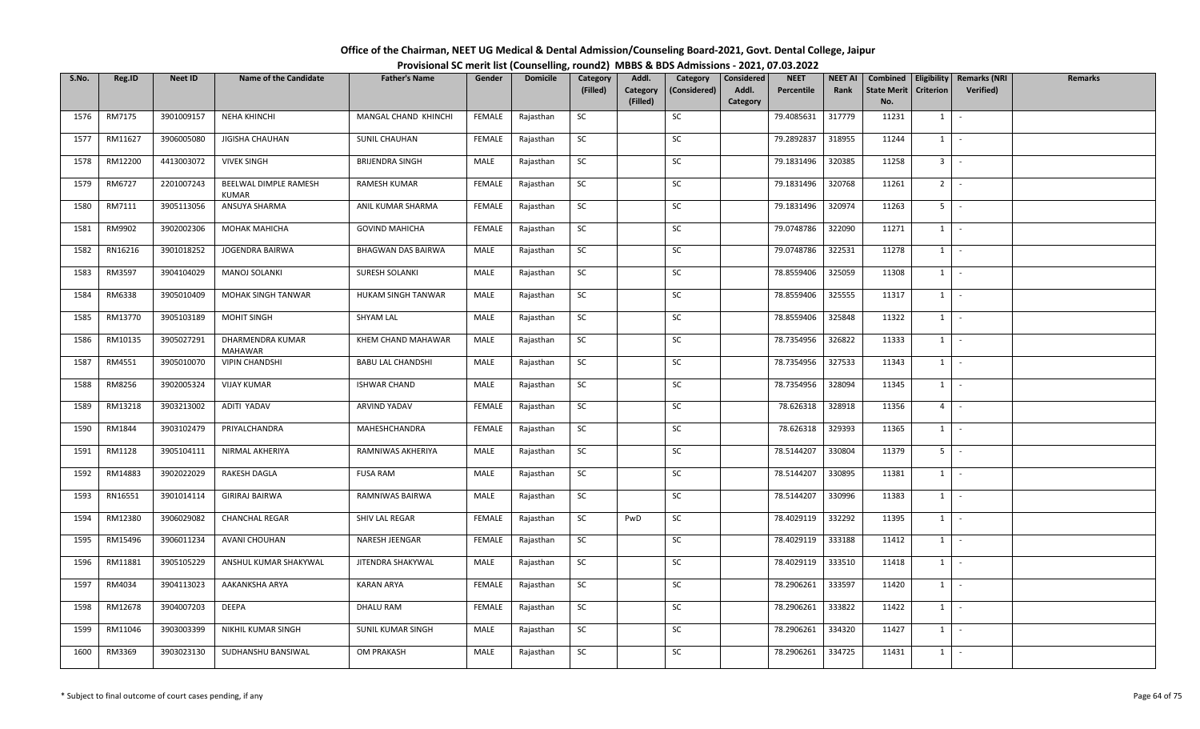# Office of the Chairman, NEET UG Medical & Dental Admission/Counseling Board-2021, Govt. Dental College, Jaipur

## Provisional SC merit list (Counselling, round2) MBBS & BDS Admissions - 2021, 07.03.2022

| S.No. | Reg.ID | Neet ID | Name of the Candidate | Father's Name | Gender | Domicile | Category (Filled) | Addl. Category (Filled) | Category (Considered) | Considered Addl. Category | NEET Percentile | NEET AI Rank | Combined State Merit No. | Eligibility Criterion | Remarks (NRI Verified) | Remarks |
|---|---|---|---|---|---|---|---|---|---|---|---|---|---|---|---|---|
| 1576 | RM7175 | 3901009157 | NEHA KHINCHI | MANGAL CHAND KHINCHI | FEMALE | Rajasthan | SC | | SC | | 79.4085631 | 317779 | 11231 | 1 | - | |
| 1577 | RM11627 | 3906005080 | JIGISHA CHAUHAN | SUNIL CHAUHAN | FEMALE | Rajasthan | SC | | SC | | 79.2892837 | 318955 | 11244 | 1 | - | |
| 1578 | RM12200 | 4413003072 | VIVEK SINGH | BRIJENDRA SINGH | MALE | Rajasthan | SC | | SC | | 79.1831496 | 320385 | 11258 | 3 | - | |
| 1579 | RM6727 | 2201007243 | BEELWAL DIMPLE RAMESH KUMAR | RAMESH KUMAR | FEMALE | Rajasthan | SC | | SC | | 79.1831496 | 320768 | 11261 | 2 | - | |
| 1580 | RM7111 | 3905113056 | ANSUYA SHARMA | ANIL KUMAR SHARMA | FEMALE | Rajasthan | SC | | SC | | 79.1831496 | 320974 | 11263 | 5 | - | |
| 1581 | RM9902 | 3902002306 | MOHAK MAHICHA | GOVIND MAHICHA | FEMALE | Rajasthan | SC | | SC | | 79.0748786 | 322090 | 11271 | 1 | - | |
| 1582 | RN16216 | 3901018252 | JOGENDRA BAIRWA | BHAGWAN DAS BAIRWA | MALE | Rajasthan | SC | | SC | | 79.0748786 | 322531 | 11278 | 1 | - | |
| 1583 | RM3597 | 3904104029 | MANOJ SOLANKI | SURESH SOLANKI | MALE | Rajasthan | SC | | SC | | 78.8559406 | 325059 | 11308 | 1 | - | |
| 1584 | RM6338 | 3905010409 | MOHAK SINGH TANWAR | HUKAM SINGH TANWAR | MALE | Rajasthan | SC | | SC | | 78.8559406 | 325555 | 11317 | 1 | - | |
| 1585 | RM13770 | 3905103189 | MOHIT SINGH | SHYAM LAL | MALE | Rajasthan | SC | | SC | | 78.8559406 | 325848 | 11322 | 1 | - | |
| 1586 | RM10135 | 3905027291 | DHARMENDRA KUMAR MAHAWAR | KHEM CHAND MAHAWAR | MALE | Rajasthan | SC | | SC | | 78.7354956 | 326822 | 11333 | 1 | - | |
| 1587 | RM4551 | 3905010070 | VIPIN CHANDSHI | BABU LAL CHANDSHI | MALE | Rajasthan | SC | | SC | | 78.7354956 | 327533 | 11343 | 1 | - | |
| 1588 | RM8256 | 3902005324 | VIJAY KUMAR | ISHWAR CHAND | MALE | Rajasthan | SC | | SC | | 78.7354956 | 328094 | 11345 | 1 | - | |
| 1589 | RM13218 | 3903213002 | ADITI YADAV | ARVIND YADAV | FEMALE | Rajasthan | SC | | SC | | 78.626318 | 328918 | 11356 | 4 | - | |
| 1590 | RM1844 | 3903102479 | PRIYALCHANDRA | MAHESHCHANDRA | FEMALE | Rajasthan | SC | | SC | | 78.626318 | 329393 | 11365 | 1 | - | |
| 1591 | RM1128 | 3905104111 | NIRMAL AKHERIYA | RAMNIWAS AKHERIYA | MALE | Rajasthan | SC | | SC | | 78.5144207 | 330804 | 11379 | 5 | - | |
| 1592 | RM14883 | 3902022029 | RAKESH DAGLA | FUSA RAM | MALE | Rajasthan | SC | | SC | | 78.5144207 | 330895 | 11381 | 1 | - | |
| 1593 | RN16551 | 3901014114 | GIRIRAJ BAIRWA | RAMNIWAS BAIRWA | MALE | Rajasthan | SC | | SC | | 78.5144207 | 330996 | 11383 | 1 | - | |
| 1594 | RM12380 | 3906029082 | CHANCHAL REGAR | SHIV LAL REGAR | FEMALE | Rajasthan | SC | PwD | SC | | 78.4029119 | 332292 | 11395 | 1 | - | |
| 1595 | RM15496 | 3906011234 | AVANI CHOUHAN | NARESH JEENGAR | FEMALE | Rajasthan | SC | | SC | | 78.4029119 | 333188 | 11412 | 1 | - | |
| 1596 | RM11881 | 3905105229 | ANSHUL KUMAR SHAKYWAL | JITENDRA SHAKYWAL | MALE | Rajasthan | SC | | SC | | 78.4029119 | 333510 | 11418 | 1 | - | |
| 1597 | RM4034 | 3904113023 | AAKANKSHA ARYA | KARAN ARYA | FEMALE | Rajasthan | SC | | SC | | 78.2906261 | 333597 | 11420 | 1 | - | |
| 1598 | RM12678 | 3904007203 | DEEPA | DHALU RAM | FEMALE | Rajasthan | SC | | SC | | 78.2906261 | 333822 | 11422 | 1 | - | |
| 1599 | RM11046 | 3903003399 | NIKHIL KUMAR SINGH | SUNIL KUMAR SINGH | MALE | Rajasthan | SC | | SC | | 78.2906261 | 334320 | 11427 | 1 | - | |
| 1600 | RM3369 | 3903023130 | SUDHANSHU BANSIWAL | OM PRAKASH | MALE | Rajasthan | SC | | SC | | 78.2906261 | 334725 | 11431 | 1 | - | |

\* Subject to final outcome of court cases pending, if any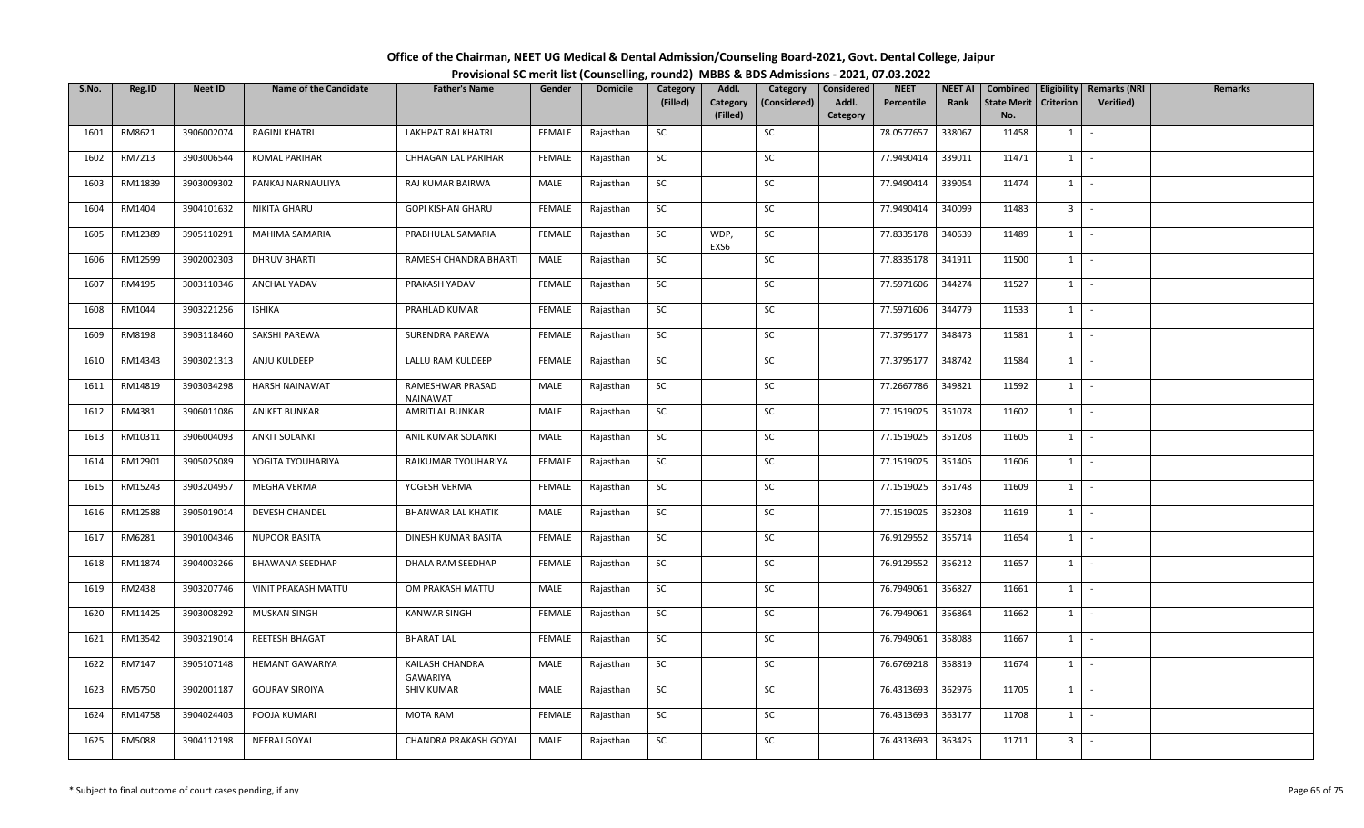# Office of the Chairman, NEET UG Medical & Dental Admission/Counseling Board-2021, Govt. Dental College, Jaipur

## Provisional SC merit list (Counselling, round2) MBBS & BDS Admissions - 2021, 07.03.2022

| S.No. | Reg.ID | Neet ID | Name of the Candidate | Father's Name | Gender | Domicile | Category (Filled) | Addl. Category (Filled) | Category (Considered) | Considered Addl. Category | NEET Percentile | NEET AI Rank | Combined State Merit No. | Eligibility Criterion | Remarks (NRI Verified) | Remarks |
|---|---|---|---|---|---|---|---|---|---|---|---|---|---|---|---|---|
| 1601 | RM8621 | 3906002074 | RAGINI KHATRI | LAKHPAT RAJ KHATRI | FEMALE | Rajasthan | SC | | SC | | 78.0577657 | 338067 | 11458 | 1 | - | |
| 1602 | RM7213 | 3903006544 | KOMAL PARIHAR | CHHAGAN LAL PARIHAR | FEMALE | Rajasthan | SC | | SC | | 77.9490414 | 339011 | 11471 | 1 | - | |
| 1603 | RM11839 | 3903009302 | PANKAJ NARNAULIYA | RAJ KUMAR BAIRWA | MALE | Rajasthan | SC | | SC | | 77.9490414 | 339054 | 11474 | 1 | - | |
| 1604 | RM1404 | 3904101632 | NIKITA GHARU | GOPI KISHAN GHARU | FEMALE | Rajasthan | SC | | SC | | 77.9490414 | 340099 | 11483 | 3 | - | |
| 1605 | RM12389 | 3905110291 | MAHIMA SAMARIA | PRABHULAL SAMARIA | FEMALE | Rajasthan | SC | WDP, EXS6 | SC | | 77.8335178 | 340639 | 11489 | 1 | - | |
| 1606 | RM12599 | 3902002303 | DHRUV BHARTI | RAMESH CHANDRA BHARTI | MALE | Rajasthan | SC | | SC | | 77.8335178 | 341911 | 11500 | 1 | - | |
| 1607 | RM4195 | 3003110346 | ANCHAL YADAV | PRAKASH YADAV | FEMALE | Rajasthan | SC | | SC | | 77.5971606 | 344274 | 11527 | 1 | - | |
| 1608 | RM1044 | 3903221256 | ISHIKA | PRAHLAD KUMAR | FEMALE | Rajasthan | SC | | SC | | 77.5971606 | 344779 | 11533 | 1 | - | |
| 1609 | RM8198 | 3903118460 | SAKSHI PAREWA | SURENDRA PAREWA | FEMALE | Rajasthan | SC | | SC | | 77.3795177 | 348473 | 11581 | 1 | - | |
| 1610 | RM14343 | 3903021313 | ANJU KULDEEP | LALLU RAM KULDEEP | FEMALE | Rajasthan | SC | | SC | | 77.3795177 | 348742 | 11584 | 1 | - | |
| 1611 | RM14819 | 3903034298 | HARSH NAINAWAT | RAMESHWAR PRASAD NAINAWAT | MALE | Rajasthan | SC | | SC | | 77.2667786 | 349821 | 11592 | 1 | - | |
| 1612 | RM4381 | 3906011086 | ANIKET BUNKAR | AMRITLAL BUNKAR | MALE | Rajasthan | SC | | SC | | 77.1519025 | 351078 | 11602 | 1 | - | |
| 1613 | RM10311 | 3906004093 | ANKIT SOLANKI | ANIL KUMAR SOLANKI | MALE | Rajasthan | SC | | SC | | 77.1519025 | 351208 | 11605 | 1 | - | |
| 1614 | RM12901 | 3905025089 | YOGITA TYOUHARIYA | RAJKUMAR TYOUHARIYA | FEMALE | Rajasthan | SC | | SC | | 77.1519025 | 351405 | 11606 | 1 | - | |
| 1615 | RM15243 | 3903204957 | MEGHA VERMA | YOGESH VERMA | FEMALE | Rajasthan | SC | | SC | | 77.1519025 | 351748 | 11609 | 1 | - | |
| 1616 | RM12588 | 3905019014 | DEVESH CHANDEL | BHANWAR LAL KHATIK | MALE | Rajasthan | SC | | SC | | 77.1519025 | 352308 | 11619 | 1 | - | |
| 1617 | RM6281 | 3901004346 | NUPOOR BASITA | DINESH KUMAR BASITA | FEMALE | Rajasthan | SC | | SC | | 76.9129552 | 355714 | 11654 | 1 | - | |
| 1618 | RM11874 | 3904003266 | BHAWANA SEEDHAP | DHALA RAM SEEDHAP | FEMALE | Rajasthan | SC | | SC | | 76.9129552 | 356212 | 11657 | 1 | - | |
| 1619 | RM2438 | 3903207746 | VINIT PRAKASH MATTU | OM PRAKASH MATTU | MALE | Rajasthan | SC | | SC | | 76.7949061 | 356827 | 11661 | 1 | - | |
| 1620 | RM11425 | 3903008292 | MUSKAN SINGH | KANWAR SINGH | FEMALE | Rajasthan | SC | | SC | | 76.7949061 | 356864 | 11662 | 1 | - | |
| 1621 | RM13542 | 3903219014 | REETESH BHAGAT | BHARAT LAL | FEMALE | Rajasthan | SC | | SC | | 76.7949061 | 358088 | 11667 | 1 | - | |
| 1622 | RM7147 | 3905107148 | HEMANT GAWARIYA | KAILASH CHANDRA GAWARIYA | MALE | Rajasthan | SC | | SC | | 76.6769218 | 358819 | 11674 | 1 | - | |
| 1623 | RM5750 | 3902001187 | GOURAV SIROIYA | SHIV KUMAR | MALE | Rajasthan | SC | | SC | | 76.4313693 | 362976 | 11705 | 1 | - | |
| 1624 | RM14758 | 3904024403 | POOJA KUMARI | MOTA RAM | FEMALE | Rajasthan | SC | | SC | | 76.4313693 | 363177 | 11708 | 1 | - | |
| 1625 | RM5088 | 3904112198 | NEERAJ GOYAL | CHANDRA PRAKASH GOYAL | MALE | Rajasthan | SC | | SC | | 76.4313693 | 363425 | 11711 | 3 | - | |

\* Subject to final outcome of court cases pending, if any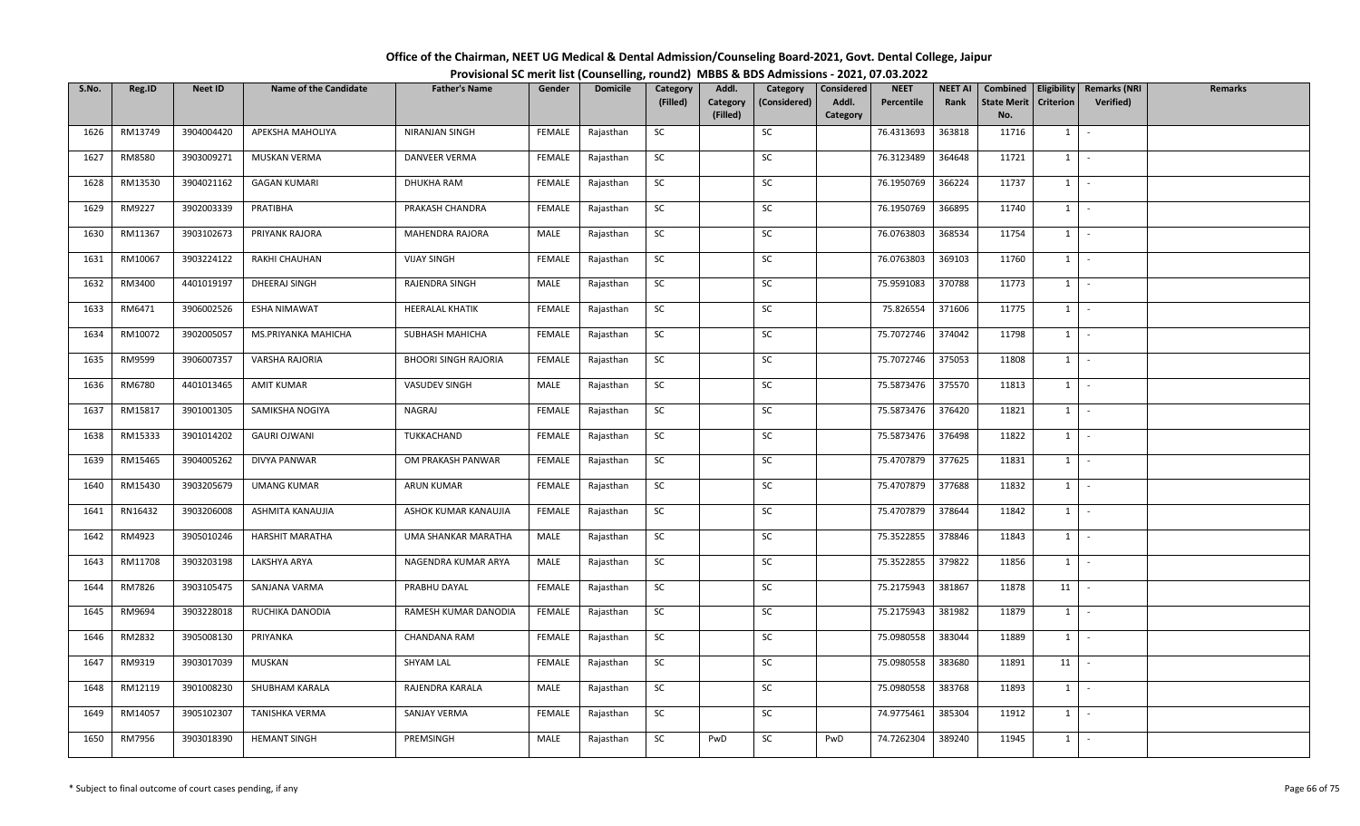# Office of the Chairman, NEET UG Medical & Dental Admission/Counseling Board-2021, Govt. Dental College, Jaipur

## Provisional SC merit list (Counselling, round2) MBBS & BDS Admissions - 2021, 07.03.2022

| S.No. | Reg.ID | Neet ID | Name of the Candidate | Father's Name | Gender | Domicile | Category (Filled) | Addl. Category (Filled) | Category (Considered) | Considered Addl. Category | NEET Percentile | NEET AI Rank | Combined State Merit No. | Eligibility Criterion | Remarks (NRI Verified) | Remarks |
|---|---|---|---|---|---|---|---|---|---|---|---|---|---|---|---|---|
| 1626 | RM13749 | 3904004420 | APEKSHA MAHOLIYA | NIRANJAN SINGH | FEMALE | Rajasthan | SC | | SC | | 76.4313693 | 363818 | 11716 | 1 | - | |
| 1627 | RM8580 | 3903009271 | MUSKAN VERMA | DANVEER VERMA | FEMALE | Rajasthan | SC | | SC | | 76.3123489 | 364648 | 11721 | 1 | - | |
| 1628 | RM13530 | 3904021162 | GAGAN KUMARI | DHUKHA RAM | FEMALE | Rajasthan | SC | | SC | | 76.1950769 | 366224 | 11737 | 1 | - | |
| 1629 | RM9227 | 3902003339 | PRATIBHA | PRAKASH CHANDRA | FEMALE | Rajasthan | SC | | SC | | 76.1950769 | 366895 | 11740 | 1 | - | |
| 1630 | RM11367 | 3903102673 | PRIYANK RAJORA | MAHENDRA RAJORA | MALE | Rajasthan | SC | | SC | | 76.0763803 | 368534 | 11754 | 1 | - | |
| 1631 | RM10067 | 3903224122 | RAKHI CHAUHAN | VIJAY SINGH | FEMALE | Rajasthan | SC | | SC | | 76.0763803 | 369103 | 11760 | 1 | - | |
| 1632 | RM3400 | 4401019197 | DHEERAJ SINGH | RAJENDRA SINGH | MALE | Rajasthan | SC | | SC | | 75.9591083 | 370788 | 11773 | 1 | - | |
| 1633 | RM6471 | 3906002526 | ESHA NIMAWAT | HEERALAL KHATIK | FEMALE | Rajasthan | SC | | SC | | 75.826554 | 371606 | 11775 | 1 | - | |
| 1634 | RM10072 | 3902005057 | MS.PRIYANKA MAHICHA | SUBHASH MAHICHA | FEMALE | Rajasthan | SC | | SC | | 75.7072746 | 374042 | 11798 | 1 | - | |
| 1635 | RM9599 | 3906007357 | VARSHA RAJORIA | BHOORI SINGH RAJORIA | FEMALE | Rajasthan | SC | | SC | | 75.7072746 | 375053 | 11808 | 1 | - | |
| 1636 | RM6780 | 4401013465 | AMIT KUMAR | VASUDEV SINGH | MALE | Rajasthan | SC | | SC | | 75.5873476 | 375570 | 11813 | 1 | - | |
| 1637 | RM15817 | 3901001305 | SAMIKSHA NOGIYA | NAGRAJ | FEMALE | Rajasthan | SC | | SC | | 75.5873476 | 376420 | 11821 | 1 | - | |
| 1638 | RM15333 | 3901014202 | GAURI OJWANI | TUKKACHAND | FEMALE | Rajasthan | SC | | SC | | 75.5873476 | 376498 | 11822 | 1 | - | |
| 1639 | RM15465 | 3904005262 | DIVYA PANWAR | OM PRAKASH PANWAR | FEMALE | Rajasthan | SC | | SC | | 75.4707879 | 377625 | 11831 | 1 | - | |
| 1640 | RM15430 | 3903205679 | UMANG KUMAR | ARUN KUMAR | FEMALE | Rajasthan | SC | | SC | | 75.4707879 | 377688 | 11832 | 1 | - | |
| 1641 | RN16432 | 3903206008 | ASHMITA KANAUJIA | ASHOK KUMAR KANAUJIA | FEMALE | Rajasthan | SC | | SC | | 75.4707879 | 378644 | 11842 | 1 | - | |
| 1642 | RM4923 | 3905010246 | HARSHIT MARATHA | UMA SHANKAR MARATHA | MALE | Rajasthan | SC | | SC | | 75.3522855 | 378846 | 11843 | 1 | - | |
| 1643 | RM11708 | 3903203198 | LAKSHYA ARYA | NAGENDRA KUMAR ARYA | MALE | Rajasthan | SC | | SC | | 75.3522855 | 379822 | 11856 | 1 | - | |
| 1644 | RM7826 | 3903105475 | SANJANA VARMA | PRABHU DAYAL | FEMALE | Rajasthan | SC | | SC | | 75.2175943 | 381867 | 11878 | 11 | - | |
| 1645 | RM9694 | 3903228018 | RUCHIKA DANODIA | RAMESH KUMAR DANODIA | FEMALE | Rajasthan | SC | | SC | | 75.2175943 | 381982 | 11879 | 1 | - | |
| 1646 | RM2832 | 3905008130 | PRIYANKA | CHANDANA RAM | FEMALE | Rajasthan | SC | | SC | | 75.0980558 | 383044 | 11889 | 1 | - | |
| 1647 | RM9319 | 3903017039 | MUSKAN | SHYAM LAL | FEMALE | Rajasthan | SC | | SC | | 75.0980558 | 383680 | 11891 | 11 | - | |
| 1648 | RM12119 | 3901008230 | SHUBHAM KARALA | RAJENDRA KARALA | MALE | Rajasthan | SC | | SC | | 75.0980558 | 383768 | 11893 | 1 | - | |
| 1649 | RM14057 | 3905102307 | TANISHKA VERMA | SANJAY VERMA | FEMALE | Rajasthan | SC | | SC | | 74.9775461 | 385304 | 11912 | 1 | - | |
| 1650 | RM7956 | 3903018390 | HEMANT SINGH | PREMSINGH | MALE | Rajasthan | SC | PwD | SC | PwD | 74.7262304 | 389240 | 11945 | 1 | - | |

\* Subject to final outcome of court cases pending, if any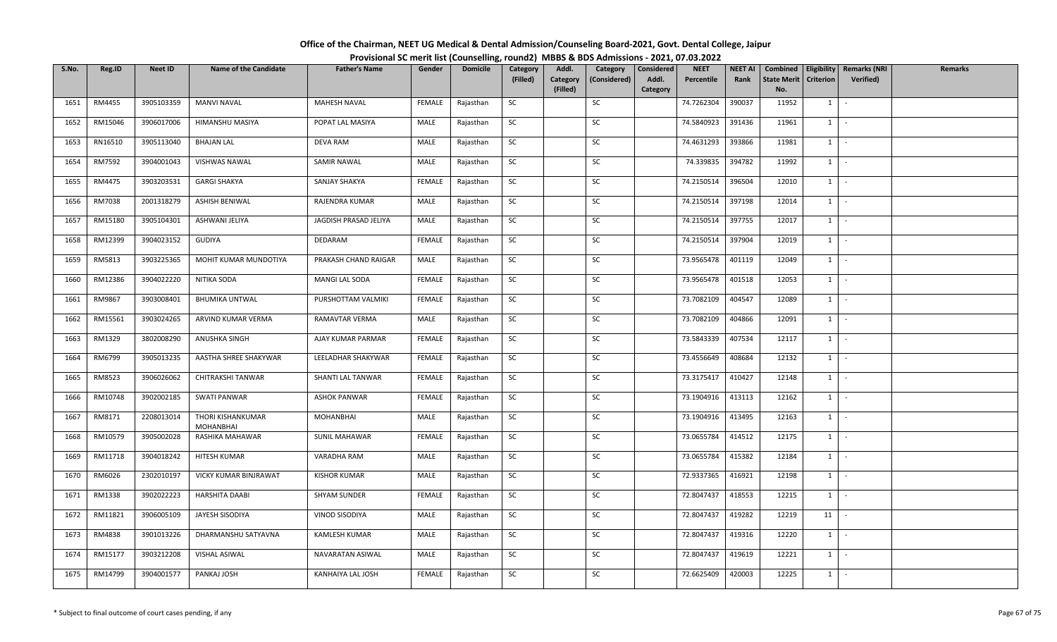# Office of the Chairman, NEET UG Medical & Dental Admission/Counseling Board-2021, Govt. Dental College, Jaipur

## Provisional SC merit list (Counselling, round2) MBBS & BDS Admissions - 2021, 07.03.2022

| S.No. | Reg.ID | Neet ID | Name of the Candidate | Father's Name | Gender | Domicile | Category (Filled) | Addl. Category (Filled) | Category (Considered) | Considered Addl. Category | NEET Percentile | NEET AI Rank | Combined State Merit No. | Eligibility Criterion | Remarks (NRI Verified) | Remarks |
|---|---|---|---|---|---|---|---|---|---|---|---|---|---|---|---|---|
| 1651 | RM4455 | 3905103359 | MANVI NAVAL | MAHESH NAVAL | FEMALE | Rajasthan | SC | | SC | | 74.7262304 | 390037 | 11952 | 1 | - | |
| 1652 | RM15046 | 3906017006 | HIMANSHU MASIYA | POPAT LAL MASIYA | MALE | Rajasthan | SC | | SC | | 74.5840923 | 391436 | 11961 | 1 | - | |
| 1653 | RN16510 | 3905113040 | BHAJAN LAL | DEVA RAM | MALE | Rajasthan | SC | | SC | | 74.4631293 | 393866 | 11981 | 1 | - | |
| 1654 | RM7592 | 3904001043 | VISHWAS NAWAL | SAMIR NAWAL | MALE | Rajasthan | SC | | SC | | 74.339835 | 394782 | 11992 | 1 | - | |
| 1655 | RM4475 | 3903203531 | GARGI SHAKYA | SANJAY SHAKYA | FEMALE | Rajasthan | SC | | SC | | 74.2150514 | 396504 | 12010 | 1 | - | |
| 1656 | RM7038 | 2001318279 | ASHISH BENIWAL | RAJENDRA KUMAR | MALE | Rajasthan | SC | | SC | | 74.2150514 | 397198 | 12014 | 1 | - | |
| 1657 | RM15180 | 3905104301 | ASHWANI JELIYA | JAGDISH PRASAD JELIYA | MALE | Rajasthan | SC | | SC | | 74.2150514 | 397755 | 12017 | 1 | - | |
| 1658 | RM12399 | 3904023152 | GUDIYA | DEDARAM | FEMALE | Rajasthan | SC | | SC | | 74.2150514 | 397904 | 12019 | 1 | - | |
| 1659 | RM5813 | 3903225365 | MOHIT KUMAR MUNDOTIYA | PRAKASH CHAND RAIGAR | MALE | Rajasthan | SC | | SC | | 73.9565478 | 401119 | 12049 | 1 | - | |
| 1660 | RM12386 | 3904022220 | NITIKA SODA | MANGI LAL SODA | FEMALE | Rajasthan | SC | | SC | | 73.9565478 | 401518 | 12053 | 1 | - | |
| 1661 | RM9867 | 3903008401 | BHUMIKA UNTWAL | PURSHOTTAM VALMIKI | FEMALE | Rajasthan | SC | | SC | | 73.7082109 | 404547 | 12089 | 1 | - | |
| 1662 | RM15561 | 3903024265 | ARVIND KUMAR VERMA | RAMAVTAR VERMA | MALE | Rajasthan | SC | | SC | | 73.7082109 | 404866 | 12091 | 1 | - | |
| 1663 | RM1329 | 3802008290 | ANUSHKA SINGH | AJAY KUMAR PARMAR | FEMALE | Rajasthan | SC | | SC | | 73.5843339 | 407534 | 12117 | 1 | - | |
| 1664 | RM6799 | 3905013235 | AASTHA SHREE SHAKYWAR | LEELADHAR SHAKYWAR | FEMALE | Rajasthan | SC | | SC | | 73.4556649 | 408684 | 12132 | 1 | - | |
| 1665 | RM8523 | 3906026062 | CHITRAKSHI TANWAR | SHANTI LAL TANWAR | FEMALE | Rajasthan | SC | | SC | | 73.3175417 | 410427 | 12148 | 1 | - | |
| 1666 | RM10748 | 3902002185 | SWATI PANWAR | ASHOK PANWAR | FEMALE | Rajasthan | SC | | SC | | 73.1904916 | 413113 | 12162 | 1 | - | |
| 1667 | RM8171 | 2208013014 | THORI KISHANKUMAR MOHANBHAI | MOHANBHAI | MALE | Rajasthan | SC | | SC | | 73.1904916 | 413495 | 12163 | 1 | - | |
| 1668 | RM10579 | 3905002028 | RASHIKA MAHAWAR | SUNIL MAHAWAR | FEMALE | Rajasthan | SC | | SC | | 73.0655784 | 414512 | 12175 | 1 | - | |
| 1669 | RM11718 | 3904018242 | HITESH KUMAR | VARADHA RAM | MALE | Rajasthan | SC | | SC | | 73.0655784 | 415382 | 12184 | 1 | - | |
| 1670 | RM6026 | 2302010197 | VICKY KUMAR BINJRAWAT | KISHOR KUMAR | MALE | Rajasthan | SC | | SC | | 72.9337365 | 416921 | 12198 | 1 | - | |
| 1671 | RM1338 | 3902022223 | HARSHITA DAABI | SHYAM SUNDER | FEMALE | Rajasthan | SC | | SC | | 72.8047437 | 418553 | 12215 | 1 | - | |
| 1672 | RM11821 | 3906005109 | JAYESH SISODIYA | VINOD SISODIYA | MALE | Rajasthan | SC | | SC | | 72.8047437 | 419282 | 12219 | 11 | - | |
| 1673 | RM4838 | 3901013226 | DHARMANSHU SATYAVNA | KAMLESH KUMAR | MALE | Rajasthan | SC | | SC | | 72.8047437 | 419316 | 12220 | 1 | - | |
| 1674 | RM15177 | 3903212208 | VISHAL ASIWAL | NAVARATAN ASIWAL | MALE | Rajasthan | SC | | SC | | 72.8047437 | 419619 | 12221 | 1 | - | |
| 1675 | RM14799 | 3904001577 | PANKAJ JOSH | KANHAIYA LAL JOSH | FEMALE | Rajasthan | SC | | SC | | 72.6625409 | 420003 | 12225 | 1 | - | |

\* Subject to final outcome of court cases pending, if any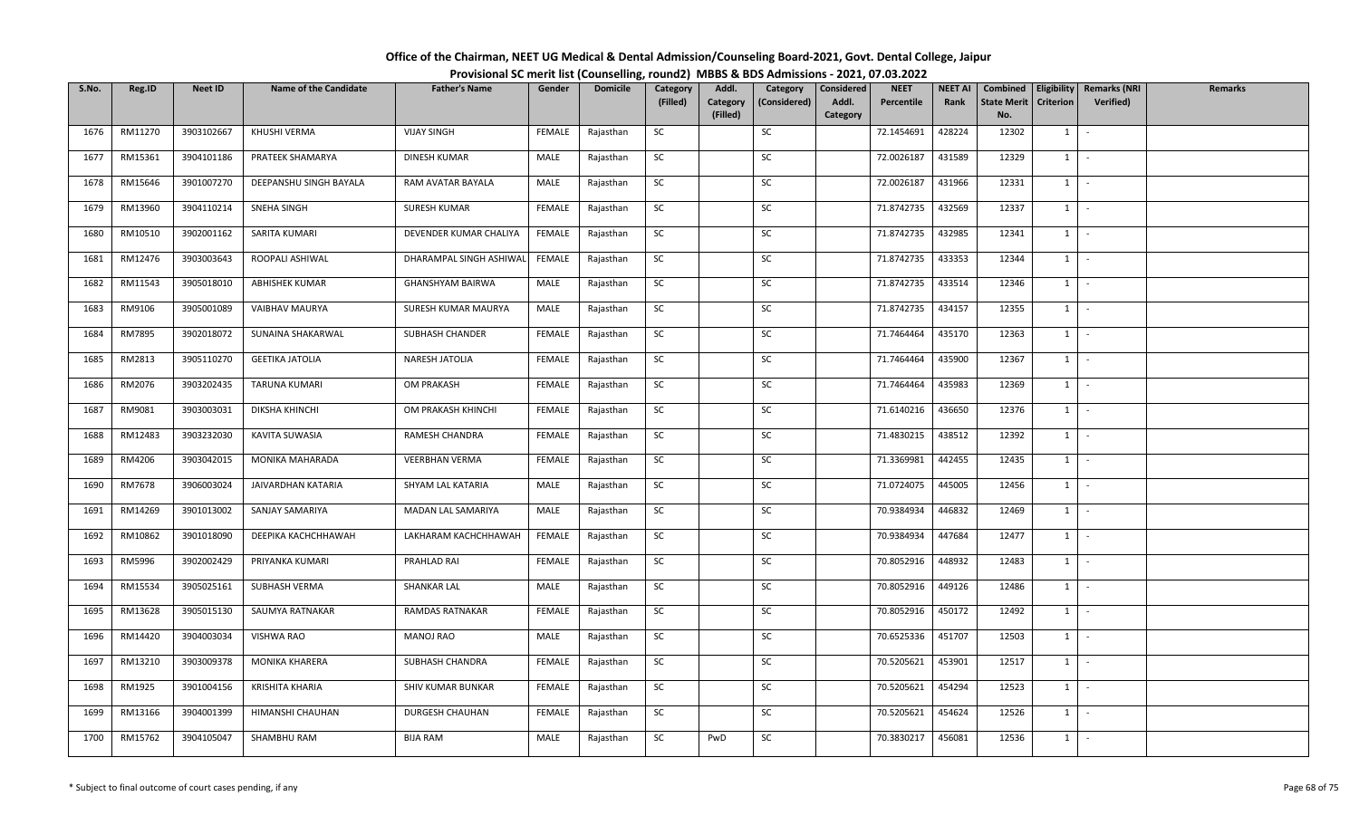# Office of the Chairman, NEET UG Medical & Dental Admission/Counseling Board-2021, Govt. Dental College, Jaipur

## Provisional SC merit list (Counselling, round2) MBBS & BDS Admissions - 2021, 07.03.2022

| S.No. | Reg.ID | Neet ID | Name of the Candidate | Father's Name | Gender | Domicile | Category (Filled) | Addl. Category (Filled) | Category (Considered) | Considered Addl. Category | NEET Percentile | NEET AI Rank | Combined State Merit No. | Eligibility Criterion | Remarks (NRI Verified) | Remarks |
|---|---|---|---|---|---|---|---|---|---|---|---|---|---|---|---|---|
| 1676 | RM11270 | 3903102667 | KHUSHI VERMA | VIJAY SINGH | FEMALE | Rajasthan | SC | | SC | | 72.1454691 | 428224 | 12302 | 1 | - | |
| 1677 | RM15361 | 3904101186 | PRATEEK SHAMARYA | DINESH KUMAR | MALE | Rajasthan | SC | | SC | | 72.0026187 | 431589 | 12329 | 1 | - | |
| 1678 | RM15646 | 3901007270 | DEEPANSHU SINGH BAYALA | RAM AVATAR BAYALA | MALE | Rajasthan | SC | | SC | | 72.0026187 | 431966 | 12331 | 1 | - | |
| 1679 | RM13960 | 3904110214 | SNEHA SINGH | SURESH KUMAR | FEMALE | Rajasthan | SC | | SC | | 71.8742735 | 432569 | 12337 | 1 | - | |
| 1680 | RM10510 | 3902001162 | SARITA KUMARI | DEVENDER KUMAR CHALIYA | FEMALE | Rajasthan | SC | | SC | | 71.8742735 | 432985 | 12341 | 1 | - | |
| 1681 | RM12476 | 3903003643 | ROOPALI ASHIWAL | DHARAMPAL SINGH ASHIWAL | FEMALE | Rajasthan | SC | | SC | | 71.8742735 | 433353 | 12344 | 1 | - | |
| 1682 | RM11543 | 3905018010 | ABHISHEK KUMAR | GHANSHYAM BAIRWA | MALE | Rajasthan | SC | | SC | | 71.8742735 | 433514 | 12346 | 1 | - | |
| 1683 | RM9106 | 3905001089 | VAIBHAV MAURYA | SURESH KUMAR MAURYA | MALE | Rajasthan | SC | | SC | | 71.8742735 | 434157 | 12355 | 1 | - | |
| 1684 | RM7895 | 3902018072 | SUNAINA SHAKARWAL | SUBHASH CHANDER | FEMALE | Rajasthan | SC | | SC | | 71.7464464 | 435170 | 12363 | 1 | - | |
| 1685 | RM2813 | 3905110270 | GEETIKA JATOLIA | NARESH JATOLIA | FEMALE | Rajasthan | SC | | SC | | 71.7464464 | 435900 | 12367 | 1 | - | |
| 1686 | RM2076 | 3903202435 | TARUNA KUMARI | OM PRAKASH | FEMALE | Rajasthan | SC | | SC | | 71.7464464 | 435983 | 12369 | 1 | - | |
| 1687 | RM9081 | 3903003031 | DIKSHA KHINCHI | OM PRAKASH KHINCHI | FEMALE | Rajasthan | SC | | SC | | 71.6140216 | 436650 | 12376 | 1 | - | |
| 1688 | RM12483 | 3903232030 | KAVITA SUWASIA | RAMESH CHANDRA | FEMALE | Rajasthan | SC | | SC | | 71.4830215 | 438512 | 12392 | 1 | - | |
| 1689 | RM4206 | 3903042015 | MONIKA MAHARADA | VEERBHAN VERMA | FEMALE | Rajasthan | SC | | SC | | 71.3369981 | 442455 | 12435 | 1 | - | |
| 1690 | RM7678 | 3906003024 | JAIVARDHAN KATARIA | SHYAM LAL KATARIA | MALE | Rajasthan | SC | | SC | | 71.0724075 | 445005 | 12456 | 1 | - | |
| 1691 | RM14269 | 3901013002 | SANJAY SAMARIYA | MADAN LAL SAMARIYA | MALE | Rajasthan | SC | | SC | | 70.9384934 | 446832 | 12469 | 1 | - | |
| 1692 | RM10862 | 3901018090 | DEEPIKA KACHCHHAWAH | LAKHARAM KACHCHHAWAH | FEMALE | Rajasthan | SC | | SC | | 70.9384934 | 447684 | 12477 | 1 | - | |
| 1693 | RM5996 | 3902002429 | PRIYANKA KUMARI | PRAHLAD RAI | FEMALE | Rajasthan | SC | | SC | | 70.8052916 | 448932 | 12483 | 1 | - | |
| 1694 | RM15534 | 3905025161 | SUBHASH VERMA | SHANKAR LAL | MALE | Rajasthan | SC | | SC | | 70.8052916 | 449126 | 12486 | 1 | - | |
| 1695 | RM13628 | 3905015130 | SAUMYA RATNAKAR | RAMDAS RATNAKAR | FEMALE | Rajasthan | SC | | SC | | 70.8052916 | 450172 | 12492 | 1 | - | |
| 1696 | RM14420 | 3904003034 | VISHWA RAO | MANOJ RAO | MALE | Rajasthan | SC | | SC | | 70.6525336 | 451707 | 12503 | 1 | - | |
| 1697 | RM13210 | 3903009378 | MONIKA KHARERA | SUBHASH CHANDRA | FEMALE | Rajasthan | SC | | SC | | 70.5205621 | 453901 | 12517 | 1 | - | |
| 1698 | RM1925 | 3901004156 | KRISHITA KHARIA | SHIV KUMAR BUNKAR | FEMALE | Rajasthan | SC | | SC | | 70.5205621 | 454294 | 12523 | 1 | - | |
| 1699 | RM13166 | 3904001399 | HIMANSHI CHAUHAN | DURGESH CHAUHAN | FEMALE | Rajasthan | SC | | SC | | 70.5205621 | 454624 | 12526 | 1 | - | |
| 1700 | RM15762 | 3904105047 | SHAMBHU RAM | BIJA RAM | MALE | Rajasthan | SC | PwD | SC | | 70.3830217 | 456081 | 12536 | 1 | - | |

\* Subject to final outcome of court cases pending, if any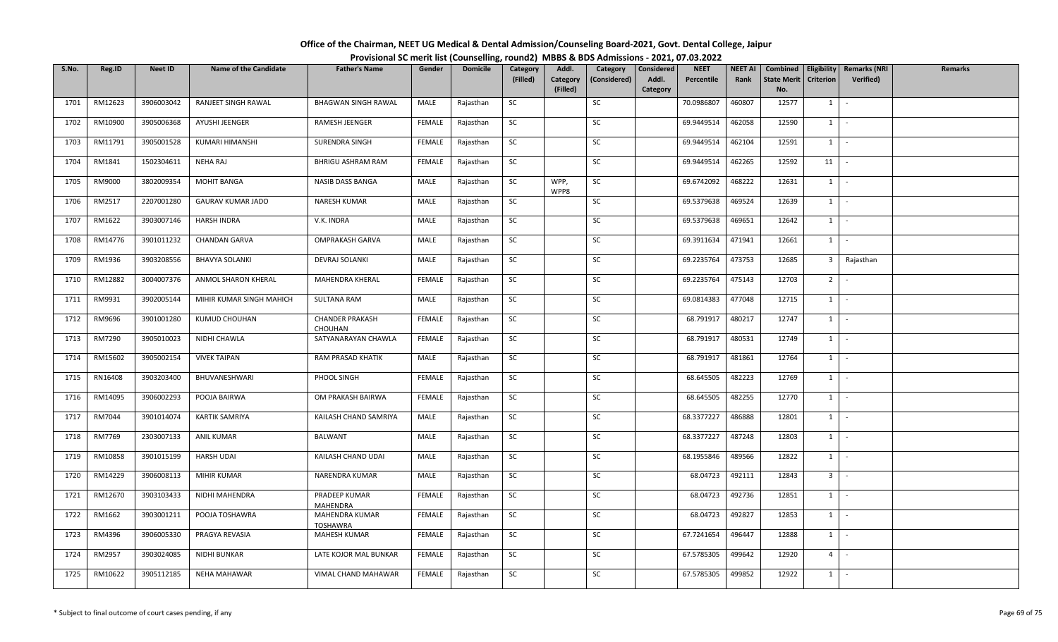# Office of the Chairman, NEET UG Medical & Dental Admission/Counseling Board-2021, Govt. Dental College, Jaipur

## Provisional SC merit list (Counselling, round2) MBBS & BDS Admissions - 2021, 07.03.2022

| S.No. | Reg.ID | Neet ID | Name of the Candidate | Father's Name | Gender | Domicile | Category (Filled) | Addl. Category (Filled) | Category (Considered) | Considered Addl. Category | NEET Percentile | NEET AI Rank | Combined State Merit No. | Eligibility Criterion | Remarks (NRI Verified) | Remarks |
|---|---|---|---|---|---|---|---|---|---|---|---|---|---|---|---|---|
| 1701 | RM12623 | 3906003042 | RANJEET SINGH RAWAL | BHAGWAN SINGH RAWAL | MALE | Rajasthan | SC | | SC | | 70.0986807 | 460807 | 12577 | 1 | - | |
| 1702 | RM10900 | 3905006368 | AYUSHI JEENGER | RAMESH JEENGER | FEMALE | Rajasthan | SC | | SC | | 69.9449514 | 462058 | 12590 | 1 | - | |
| 1703 | RM11791 | 3905001528 | KUMARI HIMANSHI | SURENDRA SINGH | FEMALE | Rajasthan | SC | | SC | | 69.9449514 | 462104 | 12591 | 1 | - | |
| 1704 | RM1841 | 1502304611 | NEHA RAJ | BHRIGU ASHRAM RAM | FEMALE | Rajasthan | SC | | SC | | 69.9449514 | 462265 | 12592 | 11 | - | |
| 1705 | RM9000 | 3802009354 | MOHIT BANGA | NASIB DASS BANGA | MALE | Rajasthan | SC | WPP, WPP8 | SC | | 69.6742092 | 468222 | 12631 | 1 | - | |
| 1706 | RM2517 | 2207001280 | GAURAV KUMAR JADO | NARESH KUMAR | MALE | Rajasthan | SC | | SC | | 69.5379638 | 469524 | 12639 | 1 | - | |
| 1707 | RM1622 | 3903007146 | HARSH INDRA | V.K. INDRA | MALE | Rajasthan | SC | | SC | | 69.5379638 | 469651 | 12642 | 1 | - | |
| 1708 | RM14776 | 3901011232 | CHANDAN GARVA | OMPRAKASH GARVA | MALE | Rajasthan | SC | | SC | | 69.3911634 | 471941 | 12661 | 1 | - | |
| 1709 | RM1936 | 3903208556 | BHAVYA SOLANKI | DEVRAJ SOLANKI | MALE | Rajasthan | SC | | SC | | 69.2235764 | 473753 | 12685 | 3 | Rajasthan | |
| 1710 | RM12882 | 3004007376 | ANMOL SHARON KHERAL | MAHENDRA KHERAL | FEMALE | Rajasthan | SC | | SC | | 69.2235764 | 475143 | 12703 | 2 | - | |
| 1711 | RM9931 | 3902005144 | MIHIR KUMAR SINGH MAHICH | SULTANA RAM | MALE | Rajasthan | SC | | SC | | 69.0814383 | 477048 | 12715 | 1 | - | |
| 1712 | RM9696 | 3901001280 | KUMUD CHOUHAN | CHANDER PRAKASH CHOUHAN | FEMALE | Rajasthan | SC | | SC | | 68.791917 | 480217 | 12747 | 1 | - | |
| 1713 | RM7290 | 3905010023 | NIDHI CHAWLA | SATYANARAYAN CHAWLA | FEMALE | Rajasthan | SC | | SC | | 68.791917 | 480531 | 12749 | 1 | - | |
| 1714 | RM15602 | 3905002154 | VIVEK TAIPAN | RAM PRASAD KHATIK | MALE | Rajasthan | SC | | SC | | 68.791917 | 481861 | 12764 | 1 | - | |
| 1715 | RN16408 | 3903203400 | BHUVANESHWARI | PHOOL SINGH | FEMALE | Rajasthan | SC | | SC | | 68.645505 | 482223 | 12769 | 1 | - | |
| 1716 | RM14095 | 3906002293 | POOJA BAIRWA | OM PRAKASH BAIRWA | FEMALE | Rajasthan | SC | | SC | | 68.645505 | 482255 | 12770 | 1 | - | |
| 1717 | RM7044 | 3901014074 | KARTIK SAMRIYA | KAILASH CHAND SAMRIYA | MALE | Rajasthan | SC | | SC | | 68.3377227 | 486888 | 12801 | 1 | - | |
| 1718 | RM7769 | 2303007133 | ANIL KUMAR | BALWANT | MALE | Rajasthan | SC | | SC | | 68.3377227 | 487248 | 12803 | 1 | - | |
| 1719 | RM10858 | 3901015199 | HARSH UDAI | KAILASH CHAND UDAI | MALE | Rajasthan | SC | | SC | | 68.1955846 | 489566 | 12822 | 1 | - | |
| 1720 | RM14229 | 3906008113 | MIHIR KUMAR | NARENDRA KUMAR | MALE | Rajasthan | SC | | SC | | 68.04723 | 492111 | 12843 | 3 | - | |
| 1721 | RM12670 | 3903103433 | NIDHI MAHENDRA | PRADEEP KUMAR MAHENDRA | FEMALE | Rajasthan | SC | | SC | | 68.04723 | 492736 | 12851 | 1 | - | |
| 1722 | RM1662 | 3903001211 | POOJA TOSHAWRA | MAHENDRA KUMAR TOSHAWRA | FEMALE | Rajasthan | SC | | SC | | 68.04723 | 492827 | 12853 | 1 | - | |
| 1723 | RM4396 | 3906005330 | PRAGYA REVASIA | MAHESH KUMAR | FEMALE | Rajasthan | SC | | SC | | 67.7241654 | 496447 | 12888 | 1 | - | |
| 1724 | RM2957 | 3903024085 | NIDHI BUNKAR | LATE KOJOR MAL BUNKAR | FEMALE | Rajasthan | SC | | SC | | 67.5785305 | 499642 | 12920 | 4 | - | |
| 1725 | RM10622 | 3905112185 | NEHA MAHAWAR | VIMAL CHAND MAHAWAR | FEMALE | Rajasthan | SC | | SC | | 67.5785305 | 499852 | 12922 | 1 | - | |

\* Subject to final outcome of court cases pending, if any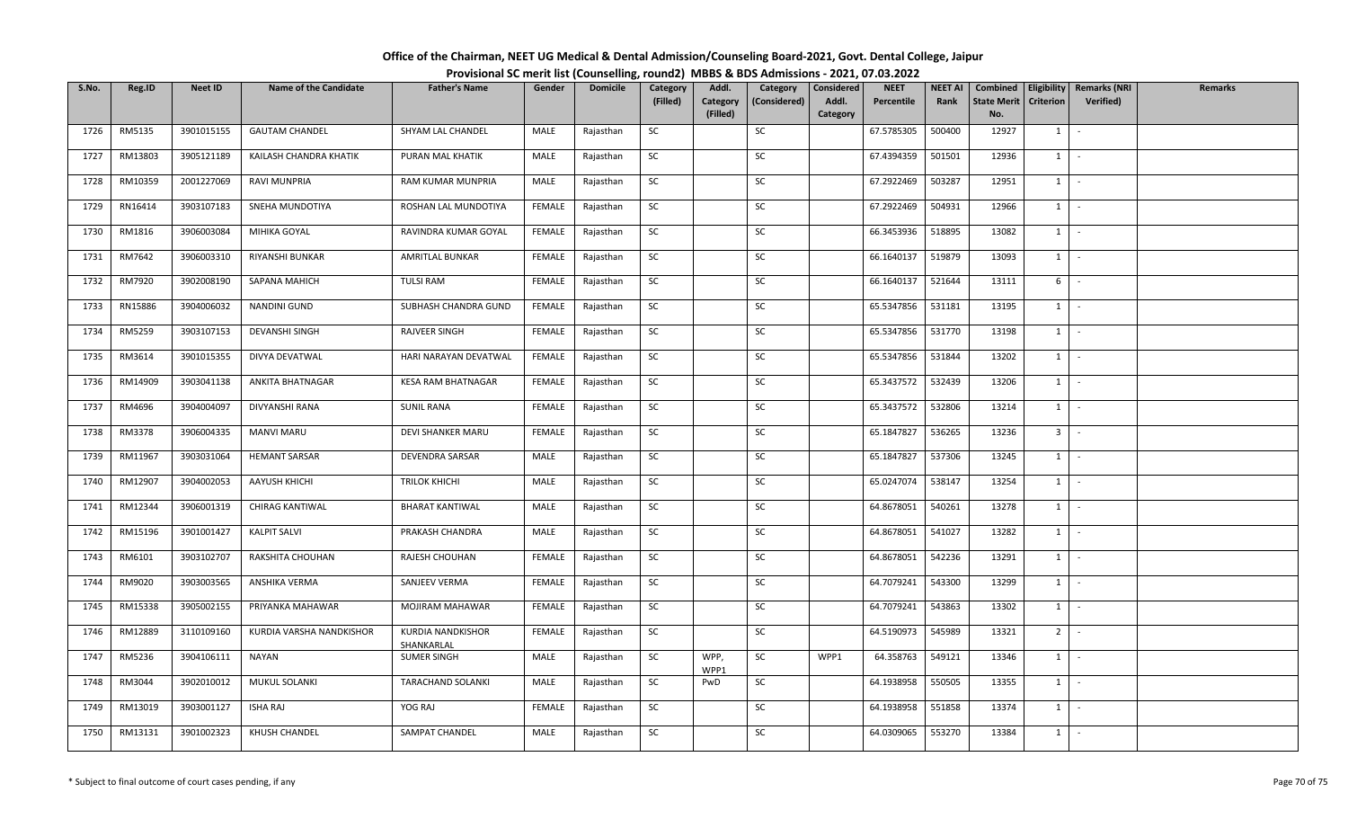# Office of the Chairman, NEET UG Medical & Dental Admission/Counseling Board-2021, Govt. Dental College, Jaipur

## Provisional SC merit list (Counselling, round2) MBBS & BDS Admissions - 2021, 07.03.2022

| S.No. | Reg.ID | Neet ID | Name of the Candidate | Father's Name | Gender | Domicile | Category (Filled) | Addl. Category (Filled) | Category (Considered) | Considered Addl. Category | NEET Percentile | NEET AI Rank | Combined State Merit No. | Eligibility Criterion | Remarks (NRI Verified) | Remarks |
|---|---|---|---|---|---|---|---|---|---|---|---|---|---|---|---|---|
| 1726 | RM5135 | 3901015155 | GAUTAM CHANDEL | SHYAM LAL CHANDEL | MALE | Rajasthan | SC | | SC | | 67.5785305 | 500400 | 12927 | 1 | - | |
| 1727 | RM13803 | 3905121189 | KAILASH CHANDRA KHATIK | PURAN MAL KHATIK | MALE | Rajasthan | SC | | SC | | 67.4394359 | 501501 | 12936 | 1 | - | |
| 1728 | RM10359 | 2001227069 | RAVI MUNPRIA | RAM KUMAR MUNPRIA | MALE | Rajasthan | SC | | SC | | 67.2922469 | 503287 | 12951 | 1 | - | |
| 1729 | RN16414 | 3903107183 | SNEHA MUNDOTIYA | ROSHAN LAL MUNDOTIYA | FEMALE | Rajasthan | SC | | SC | | 67.2922469 | 504931 | 12966 | 1 | - | |
| 1730 | RM1816 | 3906003084 | MIHIKA GOYAL | RAVINDRA KUMAR GOYAL | FEMALE | Rajasthan | SC | | SC | | 66.3453936 | 518895 | 13082 | 1 | - | |
| 1731 | RM7642 | 3906003310 | RIYANSHI BUNKAR | AMRITLAL BUNKAR | FEMALE | Rajasthan | SC | | SC | | 66.1640137 | 519879 | 13093 | 1 | - | |
| 1732 | RM7920 | 3902008190 | SAPANA MAHICH | TULSI RAM | FEMALE | Rajasthan | SC | | SC | | 66.1640137 | 521644 | 13111 | 6 | - | |
| 1733 | RN15886 | 3904006032 | NANDINI GUND | SUBHASH CHANDRA GUND | FEMALE | Rajasthan | SC | | SC | | 65.5347856 | 531181 | 13195 | 1 | - | |
| 1734 | RM5259 | 3903107153 | DEVANSHI SINGH | RAJVEER SINGH | FEMALE | Rajasthan | SC | | SC | | 65.5347856 | 531770 | 13198 | 1 | - | |
| 1735 | RM3614 | 3901015355 | DIVYA DEVATWAL | HARI NARAYAN DEVATWAL | FEMALE | Rajasthan | SC | | SC | | 65.5347856 | 531844 | 13202 | 1 | - | |
| 1736 | RM14909 | 3903041138 | ANKITA BHATNAGAR | KESA RAM BHATNAGAR | FEMALE | Rajasthan | SC | | SC | | 65.3437572 | 532439 | 13206 | 1 | - | |
| 1737 | RM4696 | 3904004097 | DIVYANSHI RANA | SUNIL RANA | FEMALE | Rajasthan | SC | | SC | | 65.3437572 | 532806 | 13214 | 1 | - | |
| 1738 | RM3378 | 3906004335 | MANVI MARU | DEVI SHANKER MARU | FEMALE | Rajasthan | SC | | SC | | 65.1847827 | 536265 | 13236 | 3 | - | |
| 1739 | RM11967 | 3903031064 | HEMANT SARSAR | DEVENDRA SARSAR | MALE | Rajasthan | SC | | SC | | 65.1847827 | 537306 | 13245 | 1 | - | |
| 1740 | RM12907 | 3904002053 | AAYUSH KHICHI | TRILOK KHICHI | MALE | Rajasthan | SC | | SC | | 65.0247074 | 538147 | 13254 | 1 | - | |
| 1741 | RM12344 | 3906001319 | CHIRAG KANTIWAL | BHARAT KANTIWAL | MALE | Rajasthan | SC | | SC | | 64.8678051 | 540261 | 13278 | 1 | - | |
| 1742 | RM15196 | 3901001427 | KALPIT SALVI | PRAKASH CHANDRA | MALE | Rajasthan | SC | | SC | | 64.8678051 | 541027 | 13282 | 1 | - | |
| 1743 | RM6101 | 3903102707 | RAKSHITA CHOUHAN | RAJESH CHOUHAN | FEMALE | Rajasthan | SC | | SC | | 64.8678051 | 542236 | 13291 | 1 | - | |
| 1744 | RM9020 | 3903003565 | ANSHIKA VERMA | SANJEEV VERMA | FEMALE | Rajasthan | SC | | SC | | 64.7079241 | 543300 | 13299 | 1 | - | |
| 1745 | RM15338 | 3905002155 | PRIYANKA MAHAWAR | MOJIRAM MAHAWAR | FEMALE | Rajasthan | SC | | SC | | 64.7079241 | 543863 | 13302 | 1 | - | |
| 1746 | RM12889 | 3110109160 | KURDIA VARSHA NANDKISHOR | KURDIA NANDKISHOR SHANKARLAL | FEMALE | Rajasthan | SC | | SC | | 64.5190973 | 545989 | 13321 | 2 | - | |
| 1747 | RM5236 | 3904106111 | NAYAN | SUMER SINGH | MALE | Rajasthan | SC | WPP, WPP1 | SC | WPP1 | 64.358763 | 549121 | 13346 | 1 | - | |
| 1748 | RM3044 | 3902010012 | MUKUL SOLANKI | TARACHAND SOLANKI | MALE | Rajasthan | SC | PwD | SC | | 64.1938958 | 550505 | 13355 | 1 | - | |
| 1749 | RM13019 | 3903001127 | ISHA RAJ | YOG RAJ | FEMALE | Rajasthan | SC | | SC | | 64.1938958 | 551858 | 13374 | 1 | - | |
| 1750 | RM13131 | 3901002323 | KHUSH CHANDEL | SAMPAT CHANDEL | MALE | Rajasthan | SC | | SC | | 64.0309065 | 553270 | 13384 | 1 | - | |

\* Subject to final outcome of court cases pending, if any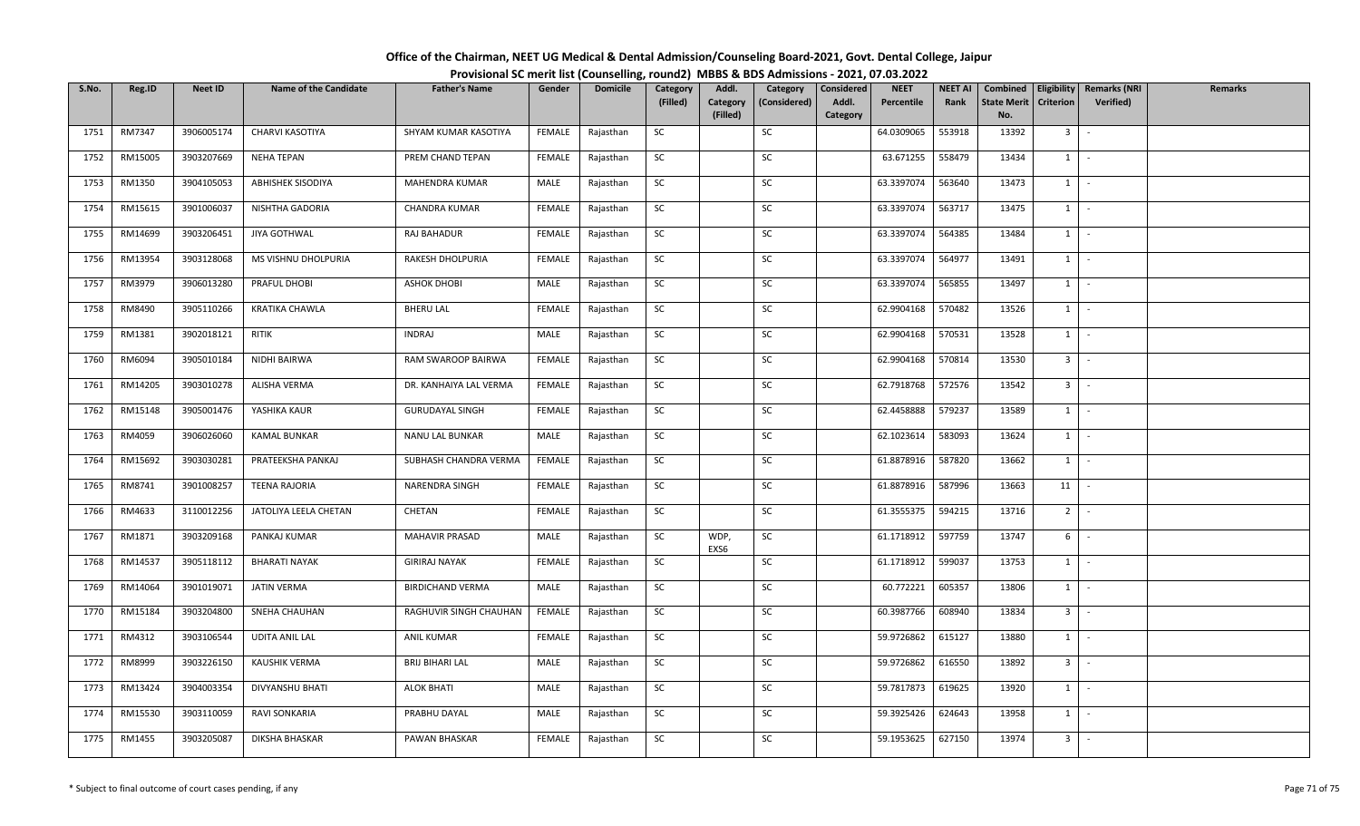# Office of the Chairman, NEET UG Medical & Dental Admission/Counseling Board-2021, Govt. Dental College, Jaipur

## Provisional SC merit list (Counselling, round2) MBBS & BDS Admissions - 2021, 07.03.2022

| S.No. | Reg.ID | Neet ID | Name of the Candidate | Father's Name | Gender | Domicile | Category (Filled) | Addl. Category (Filled) | Category (Considered) | Considered Addl. Category | NEET Percentile | NEET AI Rank | Combined State Merit No. | Eligibility Criterion | Remarks (NRI Verified) | Remarks |
|---|---|---|---|---|---|---|---|---|---|---|---|---|---|---|---|---|
| 1751 | RM7347 | 3906005174 | CHARVI KASOTIYA | SHYAM KUMAR KASOTIYA | FEMALE | Rajasthan | SC | | SC | | 64.0309065 | 553918 | 13392 | 3 | - | |
| 1752 | RM15005 | 3903207669 | NEHA TEPAN | PREM CHAND TEPAN | FEMALE | Rajasthan | SC | | SC | | 63.671255 | 558479 | 13434 | 1 | - | |
| 1753 | RM1350 | 3904105053 | ABHISHEK SISODIYA | MAHENDRA KUMAR | MALE | Rajasthan | SC | | SC | | 63.3397074 | 563640 | 13473 | 1 | - | |
| 1754 | RM15615 | 3901006037 | NISHTHA GADORIA | CHANDRA KUMAR | FEMALE | Rajasthan | SC | | SC | | 63.3397074 | 563717 | 13475 | 1 | - | |
| 1755 | RM14699 | 3903206451 | JIYA GOTHWAL | RAJ BAHADUR | FEMALE | Rajasthan | SC | | SC | | 63.3397074 | 564385 | 13484 | 1 | - | |
| 1756 | RM13954 | 3903128068 | MS VISHNU DHOLPURIA | RAKESH DHOLPURIA | FEMALE | Rajasthan | SC | | SC | | 63.3397074 | 564977 | 13491 | 1 | - | |
| 1757 | RM3979 | 3906013280 | PRAFUL DHOBI | ASHOK DHOBI | MALE | Rajasthan | SC | | SC | | 63.3397074 | 565855 | 13497 | 1 | - | |
| 1758 | RM8490 | 3905110266 | KRATIKA CHAWLA | BHERU LAL | FEMALE | Rajasthan | SC | | SC | | 62.9904168 | 570482 | 13526 | 1 | - | |
| 1759 | RM1381 | 3902018121 | RITIK | INDRAJ | MALE | Rajasthan | SC | | SC | | 62.9904168 | 570531 | 13528 | 1 | - | |
| 1760 | RM6094 | 3905010184 | NIDHI BAIRWA | RAM SWAROOP BAIRWA | FEMALE | Rajasthan | SC | | SC | | 62.9904168 | 570814 | 13530 | 3 | - | |
| 1761 | RM14205 | 3903010278 | ALISHA VERMA | DR. KANHAIYA LAL VERMA | FEMALE | Rajasthan | SC | | SC | | 62.7918768 | 572576 | 13542 | 3 | - | |
| 1762 | RM15148 | 3905001476 | YASHIKA KAUR | GURUDAYAL SINGH | FEMALE | Rajasthan | SC | | SC | | 62.4458888 | 579237 | 13589 | 1 | - | |
| 1763 | RM4059 | 3906026060 | KAMAL BUNKAR | NANU LAL BUNKAR | MALE | Rajasthan | SC | | SC | | 62.1023614 | 583093 | 13624 | 1 | - | |
| 1764 | RM15692 | 3903030281 | PRATEEKSHA PANKAJ | SUBHASH CHANDRA VERMA | FEMALE | Rajasthan | SC | | SC | | 61.8878916 | 587820 | 13662 | 1 | - | |
| 1765 | RM8741 | 3901008257 | TEENA RAJORIA | NARENDRA SINGH | FEMALE | Rajasthan | SC | | SC | | 61.8878916 | 587996 | 13663 | 11 | - | |
| 1766 | RM4633 | 3110012256 | JATOLIYA LEELA CHETAN | CHETAN | FEMALE | Rajasthan | SC | | SC | | 61.3555375 | 594215 | 13716 | 2 | - | |
| 1767 | RM1871 | 3903209168 | PANKAJ KUMAR | MAHAVIR PRASAD | MALE | Rajasthan | SC | WDP, EXS6 | SC | | 61.1718912 | 597759 | 13747 | 6 | - | |
| 1768 | RM14537 | 3905118112 | BHARATI NAYAK | GIRIRAJ NAYAK | FEMALE | Rajasthan | SC | | SC | | 61.1718912 | 599037 | 13753 | 1 | - | |
| 1769 | RM14064 | 3901019071 | JATIN VERMA | BIRDICHAND VERMA | MALE | Rajasthan | SC | | SC | | 60.772221 | 605357 | 13806 | 1 | - | |
| 1770 | RM15184 | 3903204800 | SNEHA CHAUHAN | RAGHUVIR SINGH CHAUHAN | FEMALE | Rajasthan | SC | | SC | | 60.3987766 | 608940 | 13834 | 3 | - | |
| 1771 | RM4312 | 3903106544 | UDITA ANIL LAL | ANIL KUMAR | FEMALE | Rajasthan | SC | | SC | | 59.9726862 | 615127 | 13880 | 1 | - | |
| 1772 | RM8999 | 3903226150 | KAUSHIK VERMA | BRIJ BIHARI LAL | MALE | Rajasthan | SC | | SC | | 59.9726862 | 616550 | 13892 | 3 | - | |
| 1773 | RM13424 | 3904003354 | DIVYANSHU BHATI | ALOK BHATI | MALE | Rajasthan | SC | | SC | | 59.7817873 | 619625 | 13920 | 1 | - | |
| 1774 | RM15530 | 3903110059 | RAVI SONKARIA | PRABHU DAYAL | MALE | Rajasthan | SC | | SC | | 59.3925426 | 624643 | 13958 | 1 | - | |
| 1775 | RM1455 | 3903205087 | DIKSHA BHASKAR | PAWAN BHASKAR | FEMALE | Rajasthan | SC | | SC | | 59.1953625 | 627150 | 13974 | 3 | - | |

\* Subject to final outcome of court cases pending, if any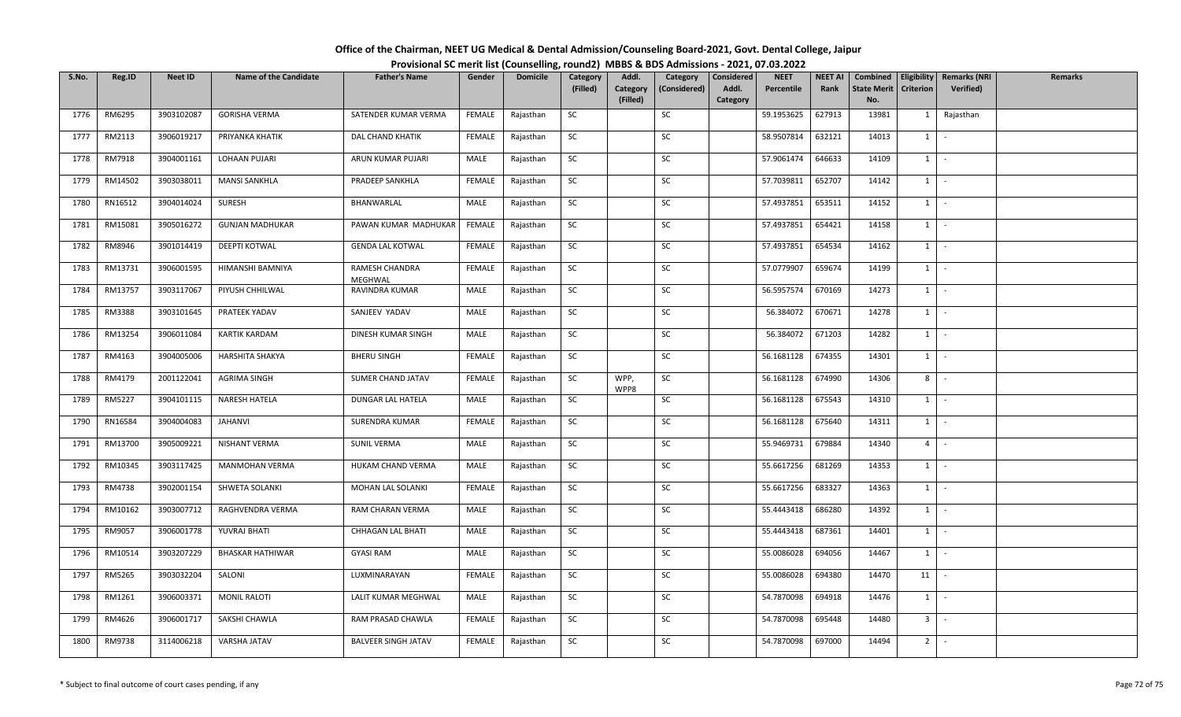# Office of the Chairman, NEET UG Medical & Dental Admission/Counseling Board-2021, Govt. Dental College, Jaipur

## Provisional SC merit list (Counselling, round2) MBBS & BDS Admissions - 2021, 07.03.2022

| S.No. | Reg.ID | Neet ID | Name of the Candidate | Father's Name | Gender | Domicile | Category (Filled) | Addl. Category (Filled) | Category (Considered) | Considered Addl. Category | NEET Percentile | NEET AI Rank | Combined State Merit No. | Eligibility Criterion | Remarks (NRI Verified) | Remarks |
|---|---|---|---|---|---|---|---|---|---|---|---|---|---|---|---|---|
| 1776 | RM6295 | 3903102087 | GORISHA VERMA | SATENDER KUMAR VERMA | FEMALE | Rajasthan | SC | | SC | | 59.1953625 | 627913 | 13981 | 1 | Rajasthan | |
| 1777 | RM2113 | 3906019217 | PRIYANKA KHATIK | DAL CHAND KHATIK | FEMALE | Rajasthan | SC | | SC | | 58.9507814 | 632121 | 14013 | 1 | - | |
| 1778 | RM7918 | 3904001161 | LOHAAN PUJARI | ARUN KUMAR PUJARI | MALE | Rajasthan | SC | | SC | | 57.9061474 | 646633 | 14109 | 1 | - | |
| 1779 | RM14502 | 3903038011 | MANSI SANKHLA | PRADEEP SANKHLA | FEMALE | Rajasthan | SC | | SC | | 57.7039811 | 652707 | 14142 | 1 | - | |
| 1780 | RN16512 | 3904014024 | SURESH | BHANWARLAL | MALE | Rajasthan | SC | | SC | | 57.4937851 | 653511 | 14152 | 1 | - | |
| 1781 | RM15081 | 3905016272 | GUNJAN MADHUKAR | PAWAN KUMAR MADHUKAR | FEMALE | Rajasthan | SC | | SC | | 57.4937851 | 654421 | 14158 | 1 | - | |
| 1782 | RM8946 | 3901014419 | DEEPTI KOTWAL | GENDA LAL KOTWAL | FEMALE | Rajasthan | SC | | SC | | 57.4937851 | 654534 | 14162 | 1 | - | |
| 1783 | RM13731 | 3906001595 | HIMANSHI BAMNIYA | RAMESH CHANDRA MEGHWAL | FEMALE | Rajasthan | SC | | SC | | 57.0779907 | 659674 | 14199 | 1 | - | |
| 1784 | RM13757 | 3903117067 | PIYUSH CHHILWAL | RAVINDRA KUMAR | MALE | Rajasthan | SC | | SC | | 56.5957574 | 670169 | 14273 | 1 | - | |
| 1785 | RM3388 | 3903101645 | PRATEEK YADAV | SANJEEV YADAV | MALE | Rajasthan | SC | | SC | | 56.384072 | 670671 | 14278 | 1 | - | |
| 1786 | RM13254 | 3906011084 | KARTIK KARDAM | DINESH KUMAR SINGH | MALE | Rajasthan | SC | | SC | | 56.384072 | 671203 | 14282 | 1 | - | |
| 1787 | RM4163 | 3904005006 | HARSHITA SHAKYA | BHERU SINGH | FEMALE | Rajasthan | SC | | SC | | 56.1681128 | 674355 | 14301 | 1 | - | |
| 1788 | RM4179 | 2001122041 | AGRIMA SINGH | SUMER CHAND JATAV | FEMALE | Rajasthan | SC | WPP, WPP8 | SC | | 56.1681128 | 674990 | 14306 | 8 | - | |
| 1789 | RM5227 | 3904101115 | NARESH HATELA | DUNGAR LAL HATELA | MALE | Rajasthan | SC | | SC | | 56.1681128 | 675543 | 14310 | 1 | - | |
| 1790 | RN16584 | 3904004083 | JAHANVI | SURENDRA KUMAR | FEMALE | Rajasthan | SC | | SC | | 56.1681128 | 675640 | 14311 | 1 | - | |
| 1791 | RM13700 | 3905009221 | NISHANT VERMA | SUNIL VERMA | MALE | Rajasthan | SC | | SC | | 55.9469731 | 679884 | 14340 | 4 | - | |
| 1792 | RM10345 | 3903117425 | MANMOHAN VERMA | HUKAM CHAND VERMA | MALE | Rajasthan | SC | | SC | | 55.6617256 | 681269 | 14353 | 1 | - | |
| 1793 | RM4738 | 3902001154 | SHWETA SOLANKI | MOHAN LAL SOLANKI | FEMALE | Rajasthan | SC | | SC | | 55.6617256 | 683327 | 14363 | 1 | - | |
| 1794 | RM10162 | 3903007712 | RAGHVENDRA VERMA | RAM CHARAN VERMA | MALE | Rajasthan | SC | | SC | | 55.4443418 | 686280 | 14392 | 1 | - | |
| 1795 | RM9057 | 3906001778 | YUVRAJ BHATI | CHHAGAN LAL BHATI | MALE | Rajasthan | SC | | SC | | 55.4443418 | 687361 | 14401 | 1 | - | |
| 1796 | RM10514 | 3903207229 | BHASKAR HATHIWAR | GYASI RAM | MALE | Rajasthan | SC | | SC | | 55.0086028 | 694056 | 14467 | 1 | - | |
| 1797 | RM5265 | 3903032204 | SALONI | LUXMINARAYAN | FEMALE | Rajasthan | SC | | SC | | 55.0086028 | 694380 | 14470 | 11 | - | |
| 1798 | RM1261 | 3906003371 | MONIL RALOTI | LALIT KUMAR MEGHWAL | MALE | Rajasthan | SC | | SC | | 54.7870098 | 694918 | 14476 | 1 | - | |
| 1799 | RM4626 | 3906001717 | SAKSHI CHAWLA | RAM PRASAD CHAWLA | FEMALE | Rajasthan | SC | | SC | | 54.7870098 | 695448 | 14480 | 3 | - | |
| 1800 | RM9738 | 3114006218 | VARSHA JATAV | BALVEER SINGH JATAV | FEMALE | Rajasthan | SC | | SC | | 54.7870098 | 697000 | 14494 | 2 | - | |

\* Subject to final outcome of court cases pending, if any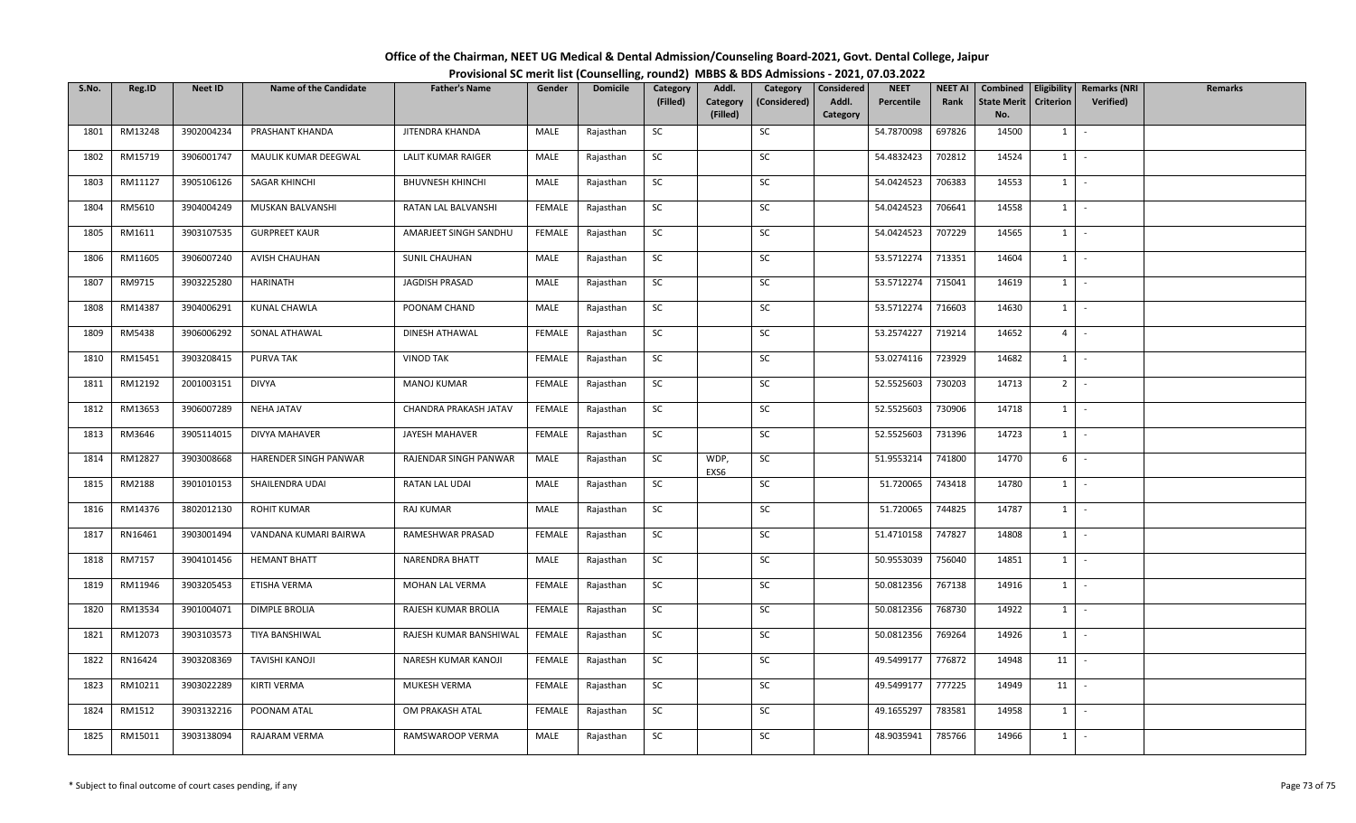# Office of the Chairman, NEET UG Medical & Dental Admission/Counseling Board-2021, Govt. Dental College, Jaipur

## Provisional SC merit list (Counselling, round2) MBBS & BDS Admissions - 2021, 07.03.2022

| S.No. | Reg.ID | Neet ID | Name of the Candidate | Father's Name | Gender | Domicile | Category (Filled) | Addl. Category (Filled) | Category (Considered) | Considered Addl. Category | NEET Percentile | NEET AI Rank | Combined State Merit No. | Eligibility Criterion | Remarks (NRI Verified) | Remarks |
|---|---|---|---|---|---|---|---|---|---|---|---|---|---|---|---|---|
| 1801 | RM13248 | 3902004234 | PRASHANT KHANDA | JITENDRA KHANDA | MALE | Rajasthan | SC | | SC | | 54.7870098 | 697826 | 14500 | 1 | - | |
| 1802 | RM15719 | 3906001747 | MAULIK KUMAR DEEGWAL | LALIT KUMAR RAIGER | MALE | Rajasthan | SC | | SC | | 54.4832423 | 702812 | 14524 | 1 | - | |
| 1803 | RM11127 | 3905106126 | SAGAR KHINCHI | BHUVNESH KHINCHI | MALE | Rajasthan | SC | | SC | | 54.0424523 | 706383 | 14553 | 1 | - | |
| 1804 | RM5610 | 3904004249 | MUSKAN BALVANSHI | RATAN LAL BALVANSHI | FEMALE | Rajasthan | SC | | SC | | 54.0424523 | 706641 | 14558 | 1 | - | |
| 1805 | RM1611 | 3903107535 | GURPREET KAUR | AMARJEET SINGH SANDHU | FEMALE | Rajasthan | SC | | SC | | 54.0424523 | 707229 | 14565 | 1 | - | |
| 1806 | RM11605 | 3906007240 | AVISH CHAUHAN | SUNIL CHAUHAN | MALE | Rajasthan | SC | | SC | | 53.5712274 | 713351 | 14604 | 1 | - | |
| 1807 | RM9715 | 3903225280 | HARINATH | JAGDISH PRASAD | MALE | Rajasthan | SC | | SC | | 53.5712274 | 715041 | 14619 | 1 | - | |
| 1808 | RM14387 | 3904006291 | KUNAL CHAWLA | POONAM CHAND | MALE | Rajasthan | SC | | SC | | 53.5712274 | 716603 | 14630 | 1 | - | |
| 1809 | RM5438 | 3906006292 | SONAL ATHAWAL | DINESH ATHAWAL | FEMALE | Rajasthan | SC | | SC | | 53.2574227 | 719214 | 14652 | 4 | - | |
| 1810 | RM15451 | 3903208415 | PURVA TAK | VINOD TAK | FEMALE | Rajasthan | SC | | SC | | 53.0274116 | 723929 | 14682 | 1 | - | |
| 1811 | RM12192 | 2001003151 | DIVYA | MANOJ KUMAR | FEMALE | Rajasthan | SC | | SC | | 52.5525603 | 730203 | 14713 | 2 | - | |
| 1812 | RM13653 | 3906007289 | NEHA JATAV | CHANDRA PRAKASH JATAV | FEMALE | Rajasthan | SC | | SC | | 52.5525603 | 730906 | 14718 | 1 | - | |
| 1813 | RM3646 | 3905114015 | DIVYA MAHAVER | JAYESH MAHAVER | FEMALE | Rajasthan | SC | | SC | | 52.5525603 | 731396 | 14723 | 1 | - | |
| 1814 | RM12827 | 3903008668 | HARENDER SINGH PANWAR | RAJENDAR SINGH PANWAR | MALE | Rajasthan | SC | WDP, EXS6 | SC | | 51.9553214 | 741800 | 14770 | 6 | - | |
| 1815 | RM2188 | 3901010153 | SHAILENDRA UDAI | RATAN LAL UDAI | MALE | Rajasthan | SC | | SC | | 51.720065 | 743418 | 14780 | 1 | - | |
| 1816 | RM14376 | 3802012130 | ROHIT KUMAR | RAJ KUMAR | MALE | Rajasthan | SC | | SC | | 51.720065 | 744825 | 14787 | 1 | - | |
| 1817 | RN16461 | 3903001494 | VANDANA KUMARI BAIRWA | RAMESHWAR PRASAD | FEMALE | Rajasthan | SC | | SC | | 51.4710158 | 747827 | 14808 | 1 | - | |
| 1818 | RM7157 | 3904101456 | HEMANT BHATT | NARENDRA BHATT | MALE | Rajasthan | SC | | SC | | 50.9553039 | 756040 | 14851 | 1 | - | |
| 1819 | RM11946 | 3903205453 | ETISHA VERMA | MOHAN LAL VERMA | FEMALE | Rajasthan | SC | | SC | | 50.0812356 | 767138 | 14916 | 1 | - | |
| 1820 | RM13534 | 3901004071 | DIMPLE BROLIA | RAJESH KUMAR BROLIA | FEMALE | Rajasthan | SC | | SC | | 50.0812356 | 768730 | 14922 | 1 | - | |
| 1821 | RM12073 | 3903103573 | TIYA BANSHIWAL | RAJESH KUMAR BANSHIWAL | FEMALE | Rajasthan | SC | | SC | | 50.0812356 | 769264 | 14926 | 1 | - | |
| 1822 | RN16424 | 3903208369 | TAVISHI KANOJI | NARESH KUMAR KANOJI | FEMALE | Rajasthan | SC | | SC | | 49.5499177 | 776872 | 14948 | 11 | - | |
| 1823 | RM10211 | 3903022289 | KIRTI VERMA | MUKESH VERMA | FEMALE | Rajasthan | SC | | SC | | 49.5499177 | 777225 | 14949 | 11 | - | |
| 1824 | RM1512 | 3903132216 | POONAM ATAL | OM PRAKASH ATAL | FEMALE | Rajasthan | SC | | SC | | 49.1655297 | 783581 | 14958 | 1 | - | |
| 1825 | RM15011 | 3903138094 | RAJARAM VERMA | RAMSWAROOP VERMA | MALE | Rajasthan | SC | | SC | | 48.9035941 | 785766 | 14966 | 1 | - | |

\* Subject to final outcome of court cases pending, if any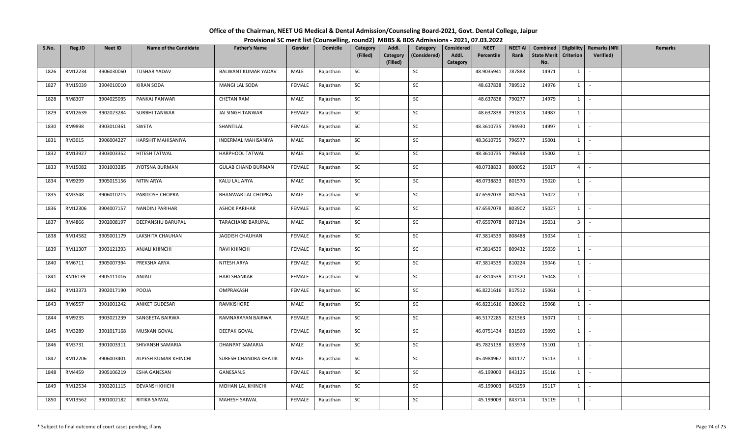**Office of the Chairman, NEET UG Medical & Dental Admission/Counseling Board-2021, Govt. Dental College, Jaipur**

**Provisional SC merit list (Counselling, round2) MBBS & BDS Admissions - 2021, 07.03.2022**

| S.No. | Reg.ID | Neet ID | Name of the Candidate | Father's Name | Gender | Domicile | Category (Filled) | Addl. Category (Filled) | Category (Considered) | Considered Addl. Category | NEET Percentile | NEET AI Rank | Combined State Merit No. | Eligibility Criterion | Remarks (NRI Verified) | Remarks |
|---|---|---|---|---|---|---|---|---|---|---|---|---|---|---|---|---|
| 1826 | RM12234 | 3906030060 | TUSHAR YADAV | BALWANT KUMAR YADAV | MALE | Rajasthan | SC | | SC | | 48.9035941 | 787888 | 14971 | 1 | - | |
| 1827 | RM15039 | 3904010010 | KIRAN SODA | MANGI LAL SODA | FEMALE | Rajasthan | SC | | SC | | 48.637838 | 789512 | 14976 | 1 | - | |
| 1828 | RM8307 | 3904025095 | PANKAJ PANWAR | CHETAN RAM | MALE | Rajasthan | SC | | SC | | 48.637838 | 790277 | 14979 | 1 | - | |
| 1829 | RM12639 | 3902023284 | SURBHI TANWAR | JAI SINGH TANWAR | FEMALE | Rajasthan | SC | | SC | | 48.637838 | 791813 | 14987 | 1 | - | |
| 1830 | RM9898 | 3903010361 | SWETA | SHANTILAL | FEMALE | Rajasthan | SC | | SC | | 48.3610735 | 794930 | 14997 | 1 | - | |
| 1831 | RM3015 | 3906004227 | HARSHIT MAHISANIYA | INDERMAL MAHISANIYA | MALE | Rajasthan | SC | | SC | | 48.3610735 | 796577 | 15001 | 1 | - | |
| 1832 | RM13927 | 3903003352 | HITESH TATWAL | HARPHOOL TATWAL | MALE | Rajasthan | SC | | SC | | 48.3610735 | 796598 | 15002 | 1 | - | |
| 1833 | RM15082 | 3901003285 | JYOTSNA BURMAN | GULAB CHAND BURMAN | FEMALE | Rajasthan | SC | | SC | | 48.0738833 | 800052 | 15017 | 4 | - | |
| 1834 | RM9299 | 3905015156 | NITIN ARYA | KALU LAL ARYA | MALE | Rajasthan | SC | | SC | | 48.0738833 | 801570 | 15020 | 1 | - | |
| 1835 | RM3548 | 3906010215 | PARITOSH CHOPRA | BHANWAR LAL CHOPRA | MALE | Rajasthan | SC | | SC | | 47.6597078 | 802554 | 15022 | 1 | - | |
| 1836 | RM12306 | 3904007157 | NANDINI PARIHAR | ASHOK PARIHAR | FEMALE | Rajasthan | SC | | SC | | 47.6597078 | 803902 | 15027 | 1 | - | |
| 1837 | RM4866 | 3902008197 | DEEPANSHU BARUPAL | TARACHAND BARUPAL | MALE | Rajasthan | SC | | SC | | 47.6597078 | 807124 | 15031 | 3 | - | |
| 1838 | RM14582 | 3905001179 | LAKSHITA CHAUHAN | JAGDISH CHAUHAN | FEMALE | Rajasthan | SC | | SC | | 47.3814539 | 808488 | 15034 | 1 | - | |
| 1839 | RM11307 | 3903121293 | ANJALI KHINCHI | RAVI KHINCHI | FEMALE | Rajasthan | SC | | SC | | 47.3814539 | 809432 | 15039 | 1 | - | |
| 1840 | RM6711 | 3905007394 | PREKSHA ARYA | NITESH ARYA | FEMALE | Rajasthan | SC | | SC | | 47.3814539 | 810224 | 15046 | 1 | - | |
| 1841 | RN16139 | 3905111016 | ANJALI | HARI SHANKAR | FEMALE | Rajasthan | SC | | SC | | 47.3814539 | 811320 | 15048 | 1 | - | |
| 1842 | RM13373 | 3902017190 | POOJA | OMPRAKASH | FEMALE | Rajasthan | SC | | SC | | 46.8221616 | 817512 | 15061 | 1 | - | |
| 1843 | RM6557 | 3901001242 | ANIKET GUDESAR | RAMKISHORE | MALE | Rajasthan | SC | | SC | | 46.8221616 | 820662 | 15068 | 1 | - | |
| 1844 | RM9235 | 3903021239 | SANGEETA BAIRWA | RAMNARAYAN BAIRWA | FEMALE | Rajasthan | SC | | SC | | 46.5172285 | 821363 | 15071 | 1 | - | |
| 1845 | RM3289 | 3901017168 | MUSKAN GOVAL | DEEPAK GOVAL | FEMALE | Rajasthan | SC | | SC | | 46.0751434 | 831560 | 15093 | 1 | - | |
| 1846 | RM3731 | 3901003311 | SHIVANSH SAMARIA | DHANPAT SAMARIA | MALE | Rajasthan | SC | | SC | | 45.7825138 | 833978 | 15101 | 1 | - | |
| 1847 | RM12206 | 3906003401 | ALPESH KUMAR KHINCHI | SURESH CHANDRA KHATIK | MALE | Rajasthan | SC | | SC | | 45.4984967 | 841177 | 15113 | 1 | - | |
| 1848 | RM4459 | 3905106219 | ESHA GANESAN | GANESAN.S | FEMALE | Rajasthan | SC | | SC | | 45.199003 | 843125 | 15116 | 1 | - | |
| 1849 | RM12534 | 3903201115 | DEVANSH KHICHI | MOHAN LAL KHINCHI | MALE | Rajasthan | SC | | SC | | 45.199003 | 843259 | 15117 | 1 | - | |
| 1850 | RM13562 | 3901002182 | RITIKA SAIWAL | MAHESH SAIWAL | FEMALE | Rajasthan | SC | | SC | | 45.199003 | 843714 | 15119 | 1 | - | |

\* Subject to final outcome of court cases pending, if any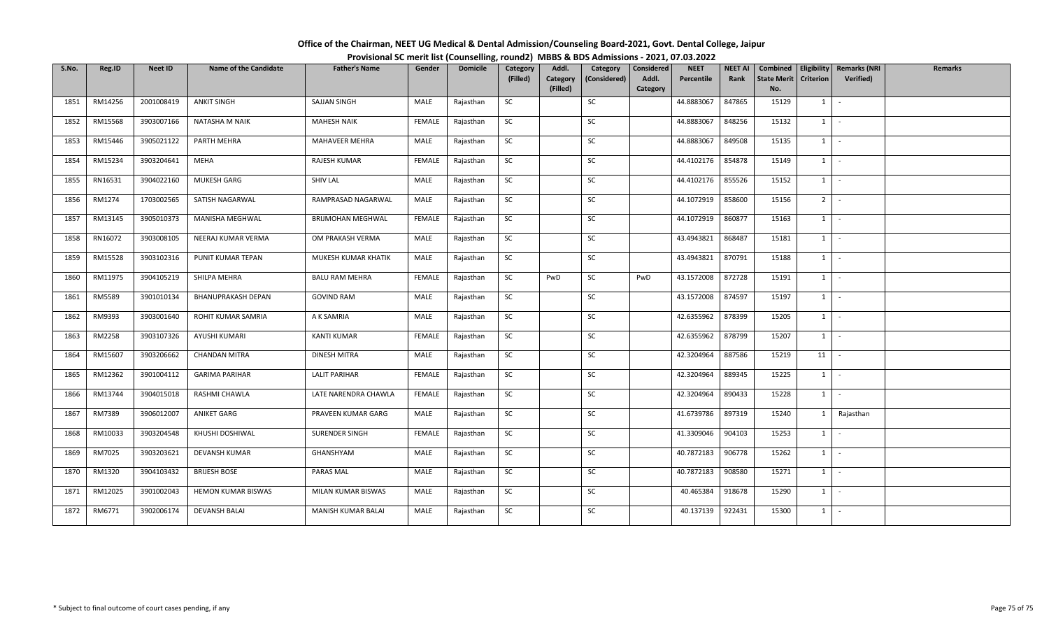# Office of the Chairman, NEET UG Medical & Dental Admission/Counseling Board-2021, Govt. Dental College, Jaipur

## Provisional SC merit list (Counselling, round2) MBBS & BDS Admissions - 2021, 07.03.2022

| S.No. | Reg.ID | Neet ID | Name of the Candidate | Father's Name | Gender | Domicile | Category (Filled) | Addl. Category (Filled) | Category (Considered) | Considered Addl. Category | NEET Percentile | NEET AI Rank | Combined State Merit No. | Eligibility Criterion | Remarks (NRI Verified) | Remarks |
|---|---|---|---|---|---|---|---|---|---|---|---|---|---|---|---|---|
| 1851 | RM14256 | 2001008419 | ANKIT SINGH | SAJJAN SINGH | MALE | Rajasthan | SC | | SC | | 44.8883067 | 847865 | 15129 | 1 | - | |
| 1852 | RM15568 | 3903007166 | NATASHA M NAIK | MAHESH NAIK | FEMALE | Rajasthan | SC | | SC | | 44.8883067 | 848256 | 15132 | 1 | - | |
| 1853 | RM15446 | 3905021122 | PARTH MEHRA | MAHAVEER MEHRA | MALE | Rajasthan | SC | | SC | | 44.8883067 | 849508 | 15135 | 1 | - | |
| 1854 | RM15234 | 3903204641 | MEHA | RAJESH KUMAR | FEMALE | Rajasthan | SC | | SC | | 44.4102176 | 854878 | 15149 | 1 | - | |
| 1855 | RN16531 | 3904022160 | MUKESH GARG | SHIV LAL | MALE | Rajasthan | SC | | SC | | 44.4102176 | 855526 | 15152 | 1 | - | |
| 1856 | RM1274 | 1703002565 | SATISH NAGARWAL | RAMPRASAD NAGARWAL | MALE | Rajasthan | SC | | SC | | 44.1072919 | 858600 | 15156 | 2 | - | |
| 1857 | RM13145 | 3905010373 | MANISHA MEGHWAL | BRIJMOHAN MEGHWAL | FEMALE | Rajasthan | SC | | SC | | 44.1072919 | 860877 | 15163 | 1 | - | |
| 1858 | RN16072 | 3903008105 | NEERAJ KUMAR VERMA | OM PRAKASH VERMA | MALE | Rajasthan | SC | | SC | | 43.4943821 | 868487 | 15181 | 1 | - | |
| 1859 | RM15528 | 3903102316 | PUNIT KUMAR TEPAN | MUKESH KUMAR KHATIK | MALE | Rajasthan | SC | | SC | | 43.4943821 | 870791 | 15188 | 1 | - | |
| 1860 | RM11975 | 3904105219 | SHILPA MEHRA | BALU RAM MEHRA | FEMALE | Rajasthan | SC | PwD | SC | PwD | 43.1572008 | 872728 | 15191 | 1 | - | |
| 1861 | RM5589 | 3901010134 | BHANUPRAKASH DEPAN | GOVIND RAM | MALE | Rajasthan | SC | | SC | | 43.1572008 | 874597 | 15197 | 1 | - | |
| 1862 | RM9393 | 3903001640 | ROHIT KUMAR SAMRIA | A K SAMRIA | MALE | Rajasthan | SC | | SC | | 42.6355962 | 878399 | 15205 | 1 | - | |
| 1863 | RM2258 | 3903107326 | AYUSHI KUMARI | KANTI KUMAR | FEMALE | Rajasthan | SC | | SC | | 42.6355962 | 878799 | 15207 | 1 | - | |
| 1864 | RM15607 | 3903206662 | CHANDAN MITRA | DINESH MITRA | MALE | Rajasthan | SC | | SC | | 42.3204964 | 887586 | 15219 | 11 | - | |
| 1865 | RM12362 | 3901004112 | GARIMA PARIHAR | LALIT PARIHAR | FEMALE | Rajasthan | SC | | SC | | 42.3204964 | 889345 | 15225 | 1 | - | |
| 1866 | RM13744 | 3904015018 | RASHMI CHAWLA | LATE NARENDRA CHAWLA | FEMALE | Rajasthan | SC | | SC | | 42.3204964 | 890433 | 15228 | 1 | - | |
| 1867 | RM7389 | 3906012007 | ANIKET GARG | PRAVEEN KUMAR GARG | MALE | Rajasthan | SC | | SC | | 41.6739786 | 897319 | 15240 | 1 | Rajasthan | |
| 1868 | RM10033 | 3903204548 | KHUSHI DOSHIWAL | SURENDER SINGH | FEMALE | Rajasthan | SC | | SC | | 41.3309046 | 904103 | 15253 | 1 | - | |
| 1869 | RM7025 | 3903203621 | DEVANSH KUMAR | GHANSHYAM | MALE | Rajasthan | SC | | SC | | 40.7872183 | 906778 | 15262 | 1 | - | |
| 1870 | RM1320 | 3904103432 | BRIJESH BOSE | PARAS MAL | MALE | Rajasthan | SC | | SC | | 40.7872183 | 908580 | 15271 | 1 | - | |
| 1871 | RM12025 | 3901002043 | HEMON KUMAR BISWAS | MILAN KUMAR BISWAS | MALE | Rajasthan | SC | | SC | | 40.465384 | 918678 | 15290 | 1 | - | |
| 1872 | RM6771 | 3902006174 | DEVANSH BALAI | MANISH KUMAR BALAI | MALE | Rajasthan | SC | | SC | | 40.137139 | 922431 | 15300 | 1 | - | |

\* Subject to final outcome of court cases pending, if any